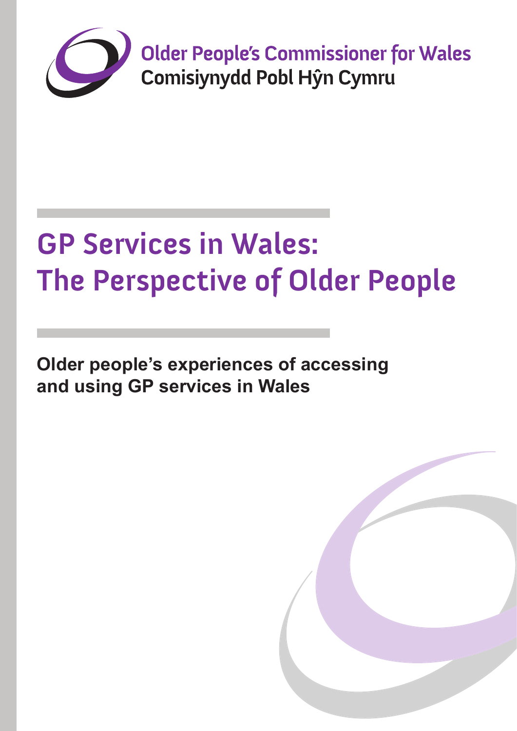Older People's Commissioner for Wales
Comisiynydd Pobl Hŷn Cymru

# GP Services in Wales: The Perspective of Older People

**Older people's experiences of accessing and using GP services in Wales**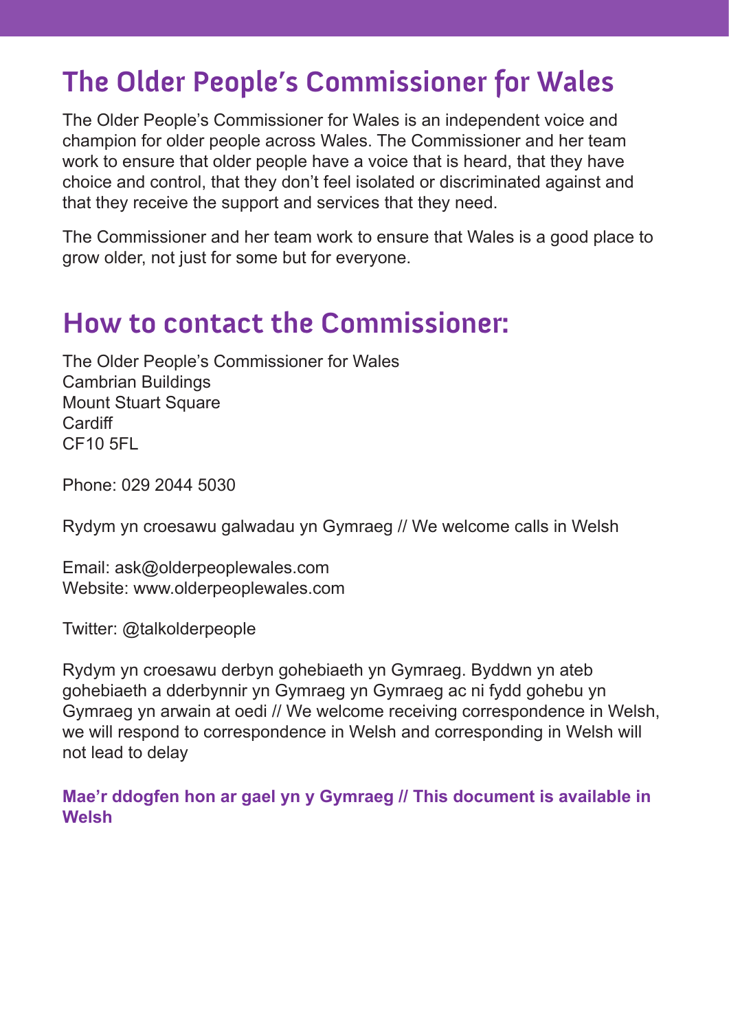## The Older People's Commissioner for Wales

The Older People's Commissioner for Wales is an independent voice and champion for older people across Wales. The Commissioner and her team work to ensure that older people have a voice that is heard, that they have choice and control, that they don't feel isolated or discriminated against and that they receive the support and services that they need.

The Commissioner and her team work to ensure that Wales is a good place to grow older, not just for some but for everyone.

## How to contact the Commissioner:

The Older People's Commissioner for Wales
Cambrian Buildings
Mount Stuart Square
Cardiff
CF10 5FL

Phone: 029 2044 5030

Rydym yn croesawu galwadau yn Gymraeg // We welcome calls in Welsh

Email: ask@olderpeoplewales.com
Website: www.olderpeoplewales.com

Twitter: @talkolderpeople

Rydym yn croesawu derbyn gohebiaeth yn Gymraeg. Byddwn yn ateb gohebiaeth a dderbynnir yn Gymraeg yn Gymraeg ac ni fydd gohebu yn Gymraeg yn arwain at oedi // We welcome receiving correspondence in Welsh, we will respond to correspondence in Welsh and corresponding in Welsh will not lead to delay

**Mae'r ddogfen hon ar gael yn y Gymraeg // This document is available in Welsh**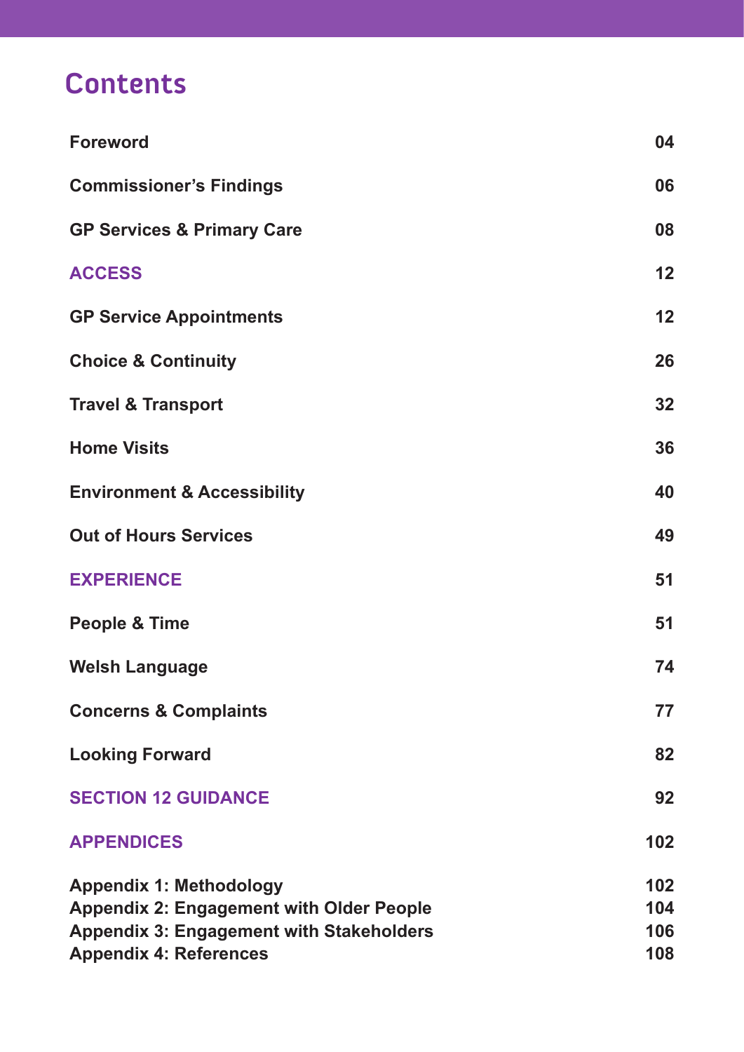# Contents

| | |
|---|---|
| **Foreword** | **04** |
| **Commissioner's Findings** | **06** |
| **GP Services & Primary Care** | **08** |
| **ACCESS** | **12** |
| **GP Service Appointments** | **12** |
| **Choice & Continuity** | **26** |
| **Travel & Transport** | **32** |
| **Home Visits** | **36** |
| **Environment & Accessibility** | **40** |
| **Out of Hours Services** | **49** |
| **EXPERIENCE** | **51** |
| **People & Time** | **51** |
| **Welsh Language** | **74** |
| **Concerns & Complaints** | **77** |
| **Looking Forward** | **82** |
| **SECTION 12 GUIDANCE** | **92** |
| **APPENDICES** | **102** |
| **Appendix 1: Methodology** | **102** |
| **Appendix 2: Engagement with Older People** | **104** |
| **Appendix 3: Engagement with Stakeholders** | **106** |
| **Appendix 4: References** | **108** |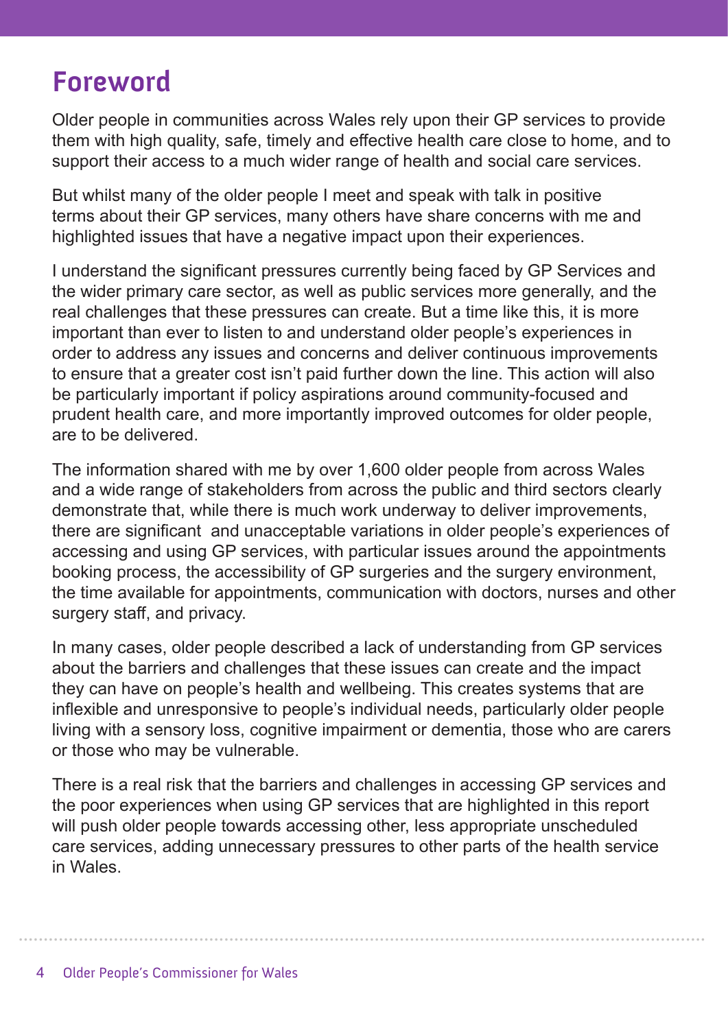# Foreword

Older people in communities across Wales rely upon their GP services to provide them with high quality, safe, timely and effective health care close to home, and to support their access to a much wider range of health and social care services.

But whilst many of the older people I meet and speak with talk in positive terms about their GP services, many others have share concerns with me and highlighted issues that have a negative impact upon their experiences.

I understand the significant pressures currently being faced by GP Services and the wider primary care sector, as well as public services more generally, and the real challenges that these pressures can create. But a time like this, it is more important than ever to listen to and understand older people's experiences in order to address any issues and concerns and deliver continuous improvements to ensure that a greater cost isn't paid further down the line. This action will also be particularly important if policy aspirations around community-focused and prudent health care, and more importantly improved outcomes for older people, are to be delivered.

The information shared with me by over 1,600 older people from across Wales and a wide range of stakeholders from across the public and third sectors clearly demonstrate that, while there is much work underway to deliver improvements, there are significant and unacceptable variations in older people's experiences of accessing and using GP services, with particular issues around the appointments booking process, the accessibility of GP surgeries and the surgery environment, the time available for appointments, communication with doctors, nurses and other surgery staff, and privacy.

In many cases, older people described a lack of understanding from GP services about the barriers and challenges that these issues can create and the impact they can have on people's health and wellbeing. This creates systems that are inflexible and unresponsive to people's individual needs, particularly older people living with a sensory loss, cognitive impairment or dementia, those who are carers or those who may be vulnerable.

There is a real risk that the barriers and challenges in accessing GP services and the poor experiences when using GP services that are highlighted in this report will push older people towards accessing other, less appropriate unscheduled care services, adding unnecessary pressures to other parts of the health service in Wales.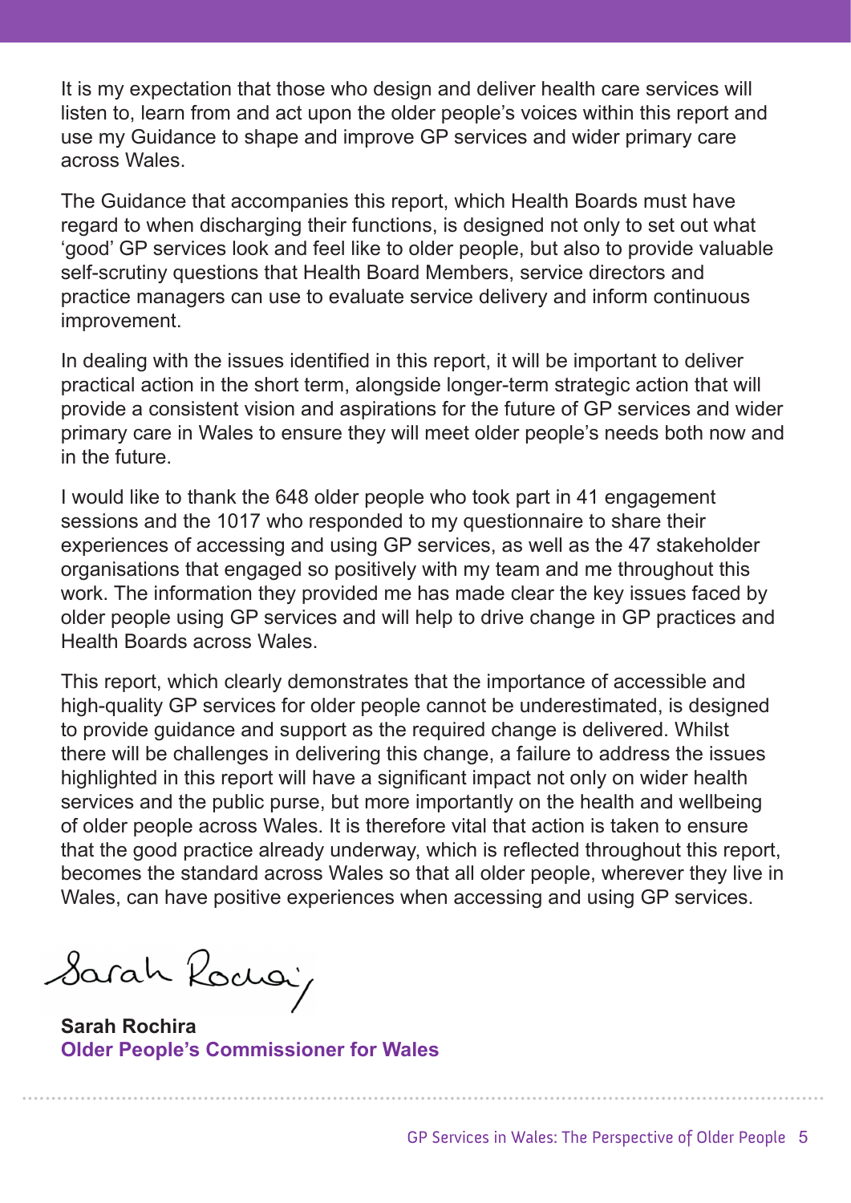It is my expectation that those who design and deliver health care services will listen to, learn from and act upon the older people's voices within this report and use my Guidance to shape and improve GP services and wider primary care across Wales.

The Guidance that accompanies this report, which Health Boards must have regard to when discharging their functions, is designed not only to set out what 'good' GP services look and feel like to older people, but also to provide valuable self-scrutiny questions that Health Board Members, service directors and practice managers can use to evaluate service delivery and inform continuous improvement.

In dealing with the issues identified in this report, it will be important to deliver practical action in the short term, alongside longer-term strategic action that will provide a consistent vision and aspirations for the future of GP services and wider primary care in Wales to ensure they will meet older people's needs both now and in the future.

I would like to thank the 648 older people who took part in 41 engagement sessions and the 1017 who responded to my questionnaire to share their experiences of accessing and using GP services, as well as the 47 stakeholder organisations that engaged so positively with my team and me throughout this work. The information they provided me has made clear the key issues faced by older people using GP services and will help to drive change in GP practices and Health Boards across Wales.

This report, which clearly demonstrates that the importance of accessible and high-quality GP services for older people cannot be underestimated, is designed to provide guidance and support as the required change is delivered. Whilst there will be challenges in delivering this change, a failure to address the issues highlighted in this report will have a significant impact not only on wider health services and the public purse, but more importantly on the health and wellbeing of older people across Wales. It is therefore vital that action is taken to ensure that the good practice already underway, which is reflected throughout this report, becomes the standard across Wales so that all older people, wherever they live in Wales, can have positive experiences when accessing and using GP services.

Sarah Rochira

**Sarah Rochira**
**Older People's Commissioner for Wales**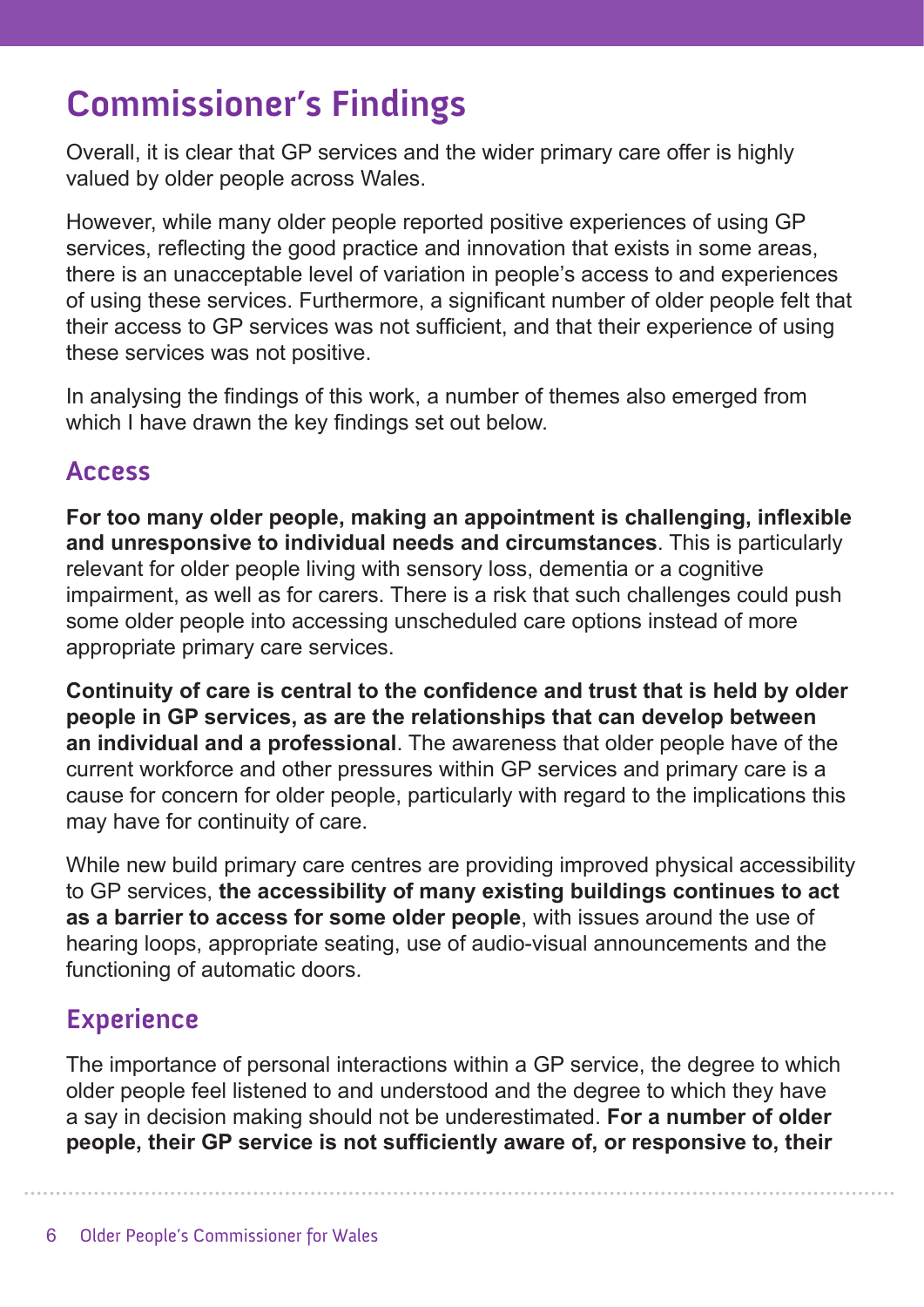# Commissioner's Findings

Overall, it is clear that GP services and the wider primary care offer is highly valued by older people across Wales.

However, while many older people reported positive experiences of using GP services, reflecting the good practice and innovation that exists in some areas, there is an unacceptable level of variation in people's access to and experiences of using these services. Furthermore, a significant number of older people felt that their access to GP services was not sufficient, and that their experience of using these services was not positive.

In analysing the findings of this work, a number of themes also emerged from which I have drawn the key findings set out below.

## Access

**For too many older people, making an appointment is challenging, inflexible and unresponsive to individual needs and circumstances**. This is particularly relevant for older people living with sensory loss, dementia or a cognitive impairment, as well as for carers. There is a risk that such challenges could push some older people into accessing unscheduled care options instead of more appropriate primary care services.

**Continuity of care is central to the confidence and trust that is held by older people in GP services, as are the relationships that can develop between an individual and a professional**. The awareness that older people have of the current workforce and other pressures within GP services and primary care is a cause for concern for older people, particularly with regard to the implications this may have for continuity of care.

While new build primary care centres are providing improved physical accessibility to GP services, **the accessibility of many existing buildings continues to act as a barrier to access for some older people**, with issues around the use of hearing loops, appropriate seating, use of audio-visual announcements and the functioning of automatic doors.

## Experience

The importance of personal interactions within a GP service, the degree to which older people feel listened to and understood and the degree to which they have a say in decision making should not be underestimated. **For a number of older people, their GP service is not sufficiently aware of, or responsive to, their**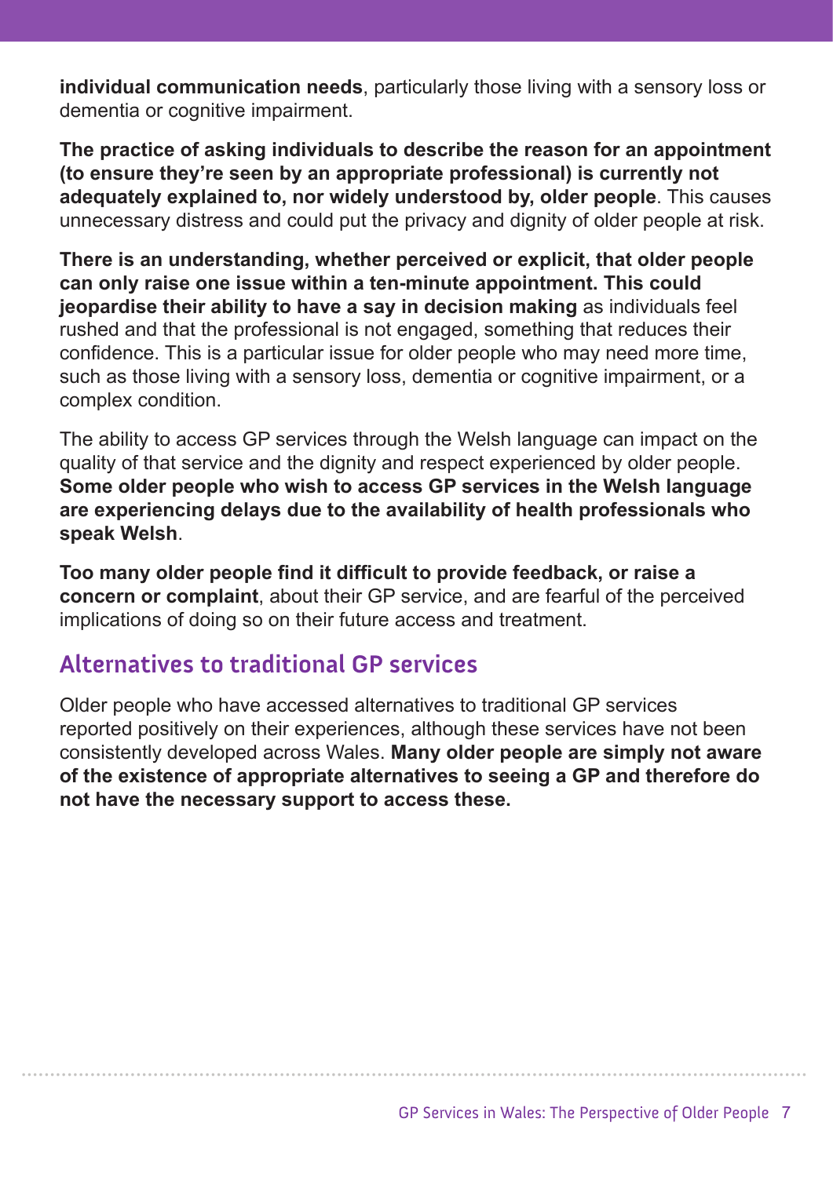**individual communication needs**, particularly those living with a sensory loss or dementia or cognitive impairment.

**The practice of asking individuals to describe the reason for an appointment (to ensure they're seen by an appropriate professional) is currently not adequately explained to, nor widely understood by, older people**. This causes unnecessary distress and could put the privacy and dignity of older people at risk.

**There is an understanding, whether perceived or explicit, that older people can only raise one issue within a ten-minute appointment. This could jeopardise their ability to have a say in decision making** as individuals feel rushed and that the professional is not engaged, something that reduces their confidence. This is a particular issue for older people who may need more time, such as those living with a sensory loss, dementia or cognitive impairment, or a complex condition.

The ability to access GP services through the Welsh language can impact on the quality of that service and the dignity and respect experienced by older people. **Some older people who wish to access GP services in the Welsh language are experiencing delays due to the availability of health professionals who speak Welsh**.

**Too many older people find it difficult to provide feedback, or raise a concern or complaint**, about their GP service, and are fearful of the perceived implications of doing so on their future access and treatment.

## Alternatives to traditional GP services

Older people who have accessed alternatives to traditional GP services reported positively on their experiences, although these services have not been consistently developed across Wales. **Many older people are simply not aware of the existence of appropriate alternatives to seeing a GP and therefore do not have the necessary support to access these.**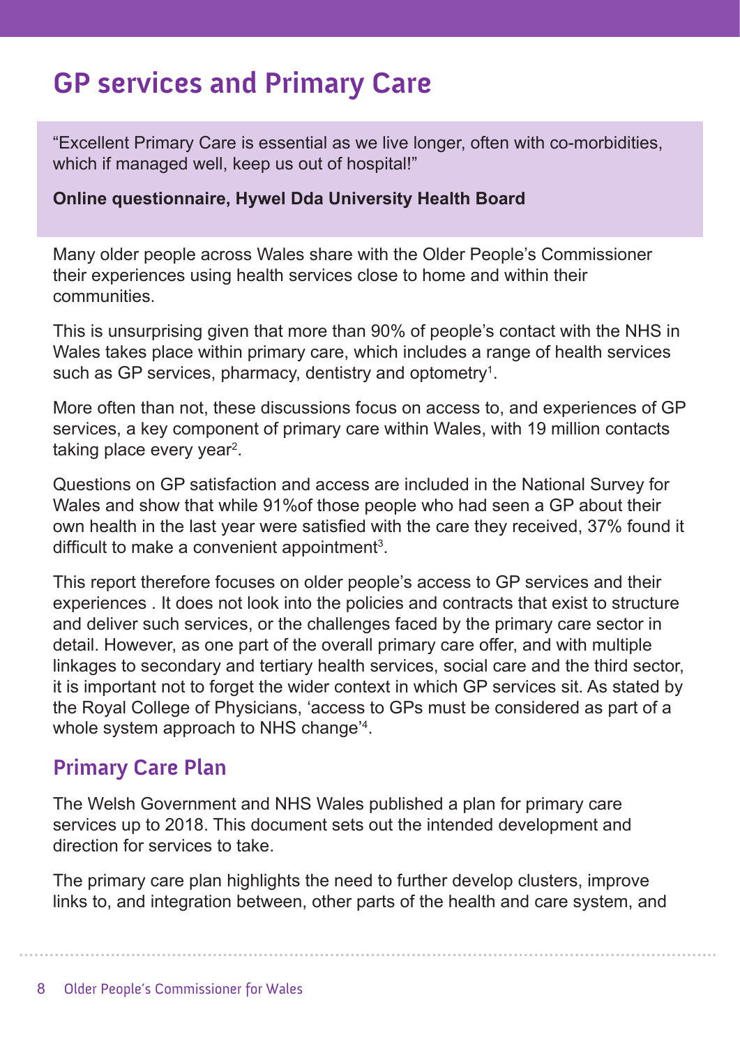# GP services and Primary Care

> "Excellent Primary Care is essential as we live longer, often with co-morbidities, which if managed well, keep us out of hospital!"
>
> **Online questionnaire, Hywel Dda University Health Board**

Many older people across Wales share with the Older People's Commissioner their experiences using health services close to home and within their communities.

This is unsurprising given that more than 90% of people's contact with the NHS in Wales takes place within primary care, which includes a range of health services such as GP services, pharmacy, dentistry and optometry[1].

More often than not, these discussions focus on access to, and experiences of GP services, a key component of primary care within Wales, with 19 million contacts taking place every year[2].

Questions on GP satisfaction and access are included in the National Survey for Wales and show that while 91%of those people who had seen a GP about their own health in the last year were satisfied with the care they received, 37% found it difficult to make a convenient appointment[3].

This report therefore focuses on older people's access to GP services and their experiences . It does not look into the policies and contracts that exist to structure and deliver such services, or the challenges faced by the primary care sector in detail. However, as one part of the overall primary care offer, and with multiple linkages to secondary and tertiary health services, social care and the third sector, it is important not to forget the wider context in which GP services sit. As stated by the Royal College of Physicians, 'access to GPs must be considered as part of a whole system approach to NHS change'[4].

## Primary Care Plan

The Welsh Government and NHS Wales published a plan for primary care services up to 2018. This document sets out the intended development and direction for services to take.

The primary care plan highlights the need to further develop clusters, improve links to, and integration between, other parts of the health and care system, and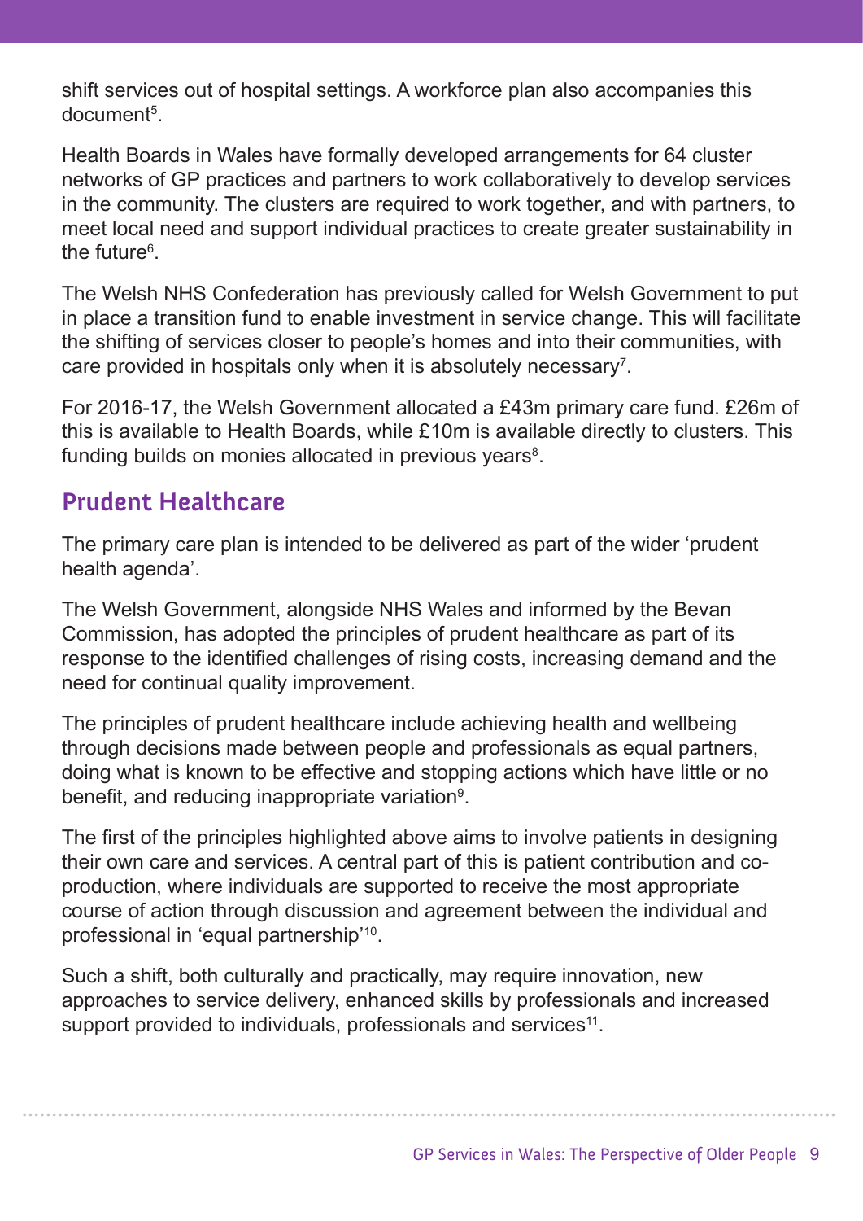shift services out of hospital settings. A workforce plan also accompanies this document[5].

Health Boards in Wales have formally developed arrangements for 64 cluster networks of GP practices and partners to work collaboratively to develop services in the community. The clusters are required to work together, and with partners, to meet local need and support individual practices to create greater sustainability in the future[6].

The Welsh NHS Confederation has previously called for Welsh Government to put in place a transition fund to enable investment in service change. This will facilitate the shifting of services closer to people's homes and into their communities, with care provided in hospitals only when it is absolutely necessary[7].

For 2016-17, the Welsh Government allocated a £43m primary care fund. £26m of this is available to Health Boards, while £10m is available directly to clusters. This funding builds on monies allocated in previous years[8].

## Prudent Healthcare

The primary care plan is intended to be delivered as part of the wider 'prudent health agenda'.

The Welsh Government, alongside NHS Wales and informed by the Bevan Commission, has adopted the principles of prudent healthcare as part of its response to the identified challenges of rising costs, increasing demand and the need for continual quality improvement.

The principles of prudent healthcare include achieving health and wellbeing through decisions made between people and professionals as equal partners, doing what is known to be effective and stopping actions which have little or no benefit, and reducing inappropriate variation[9].

The first of the principles highlighted above aims to involve patients in designing their own care and services. A central part of this is patient contribution and co-production, where individuals are supported to receive the most appropriate course of action through discussion and agreement between the individual and professional in 'equal partnership'[10].

Such a shift, both culturally and practically, may require innovation, new approaches to service delivery, enhanced skills by professionals and increased support provided to individuals, professionals and services[11].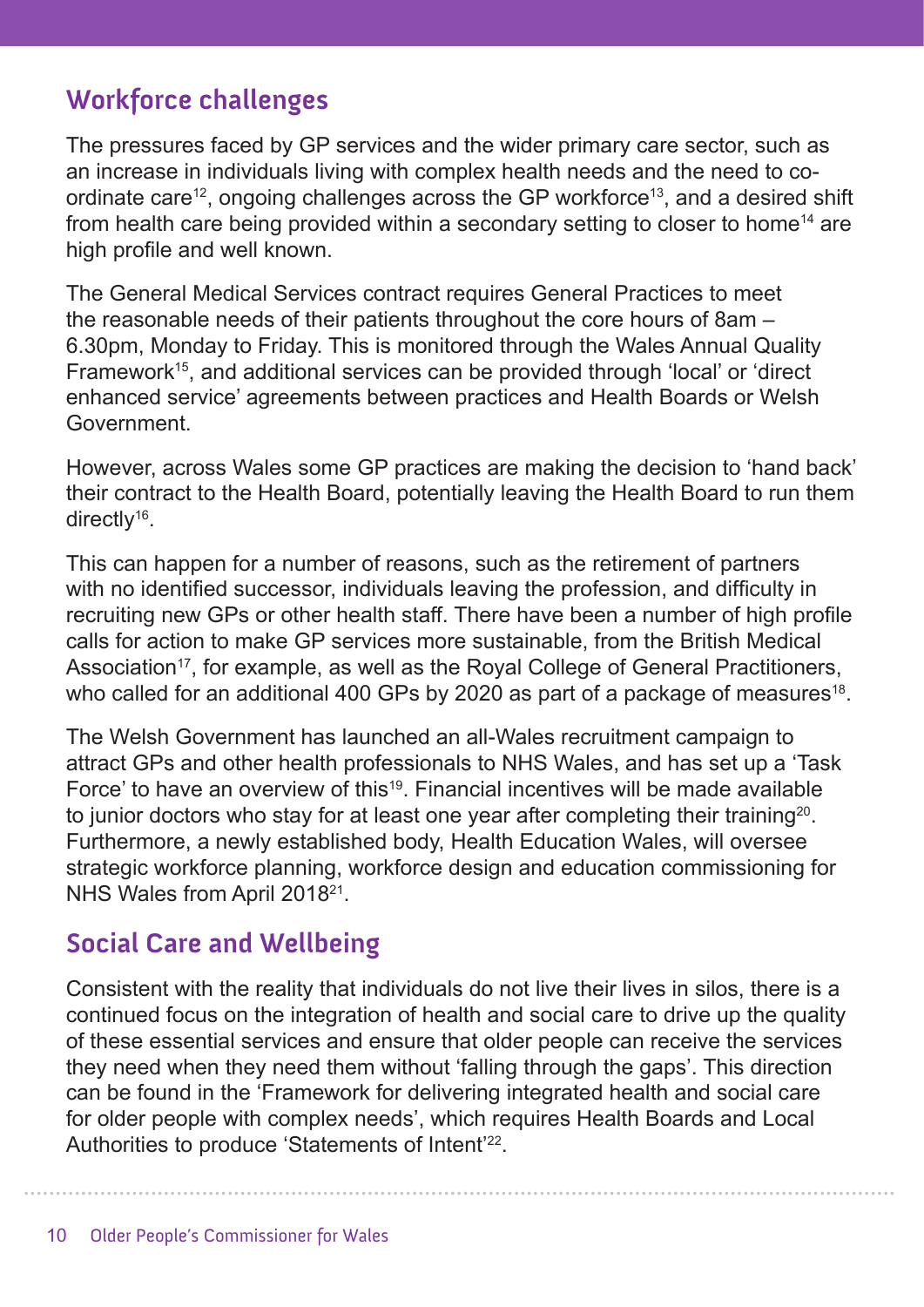## Workforce challenges

The pressures faced by GP services and the wider primary care sector, such as an increase in individuals living with complex health needs and the need to co-ordinate care[12], ongoing challenges across the GP workforce[13], and a desired shift from health care being provided within a secondary setting to closer to home[14] are high profile and well known.

The General Medical Services contract requires General Practices to meet the reasonable needs of their patients throughout the core hours of 8am – 6.30pm, Monday to Friday. This is monitored through the Wales Annual Quality Framework[15], and additional services can be provided through 'local' or 'direct enhanced service' agreements between practices and Health Boards or Welsh Government.

However, across Wales some GP practices are making the decision to 'hand back' their contract to the Health Board, potentially leaving the Health Board to run them directly[16].

This can happen for a number of reasons, such as the retirement of partners with no identified successor, individuals leaving the profession, and difficulty in recruiting new GPs or other health staff. There have been a number of high profile calls for action to make GP services more sustainable, from the British Medical Association[17], for example, as well as the Royal College of General Practitioners, who called for an additional 400 GPs by 2020 as part of a package of measures[18].

The Welsh Government has launched an all-Wales recruitment campaign to attract GPs and other health professionals to NHS Wales, and has set up a 'Task Force' to have an overview of this[19]. Financial incentives will be made available to junior doctors who stay for at least one year after completing their training[20]. Furthermore, a newly established body, Health Education Wales, will oversee strategic workforce planning, workforce design and education commissioning for NHS Wales from April 2018[21].

## Social Care and Wellbeing

Consistent with the reality that individuals do not live their lives in silos, there is a continued focus on the integration of health and social care to drive up the quality of these essential services and ensure that older people can receive the services they need when they need them without 'falling through the gaps'. This direction can be found in the 'Framework for delivering integrated health and social care for older people with complex needs', which requires Health Boards and Local Authorities to produce 'Statements of Intent'[22].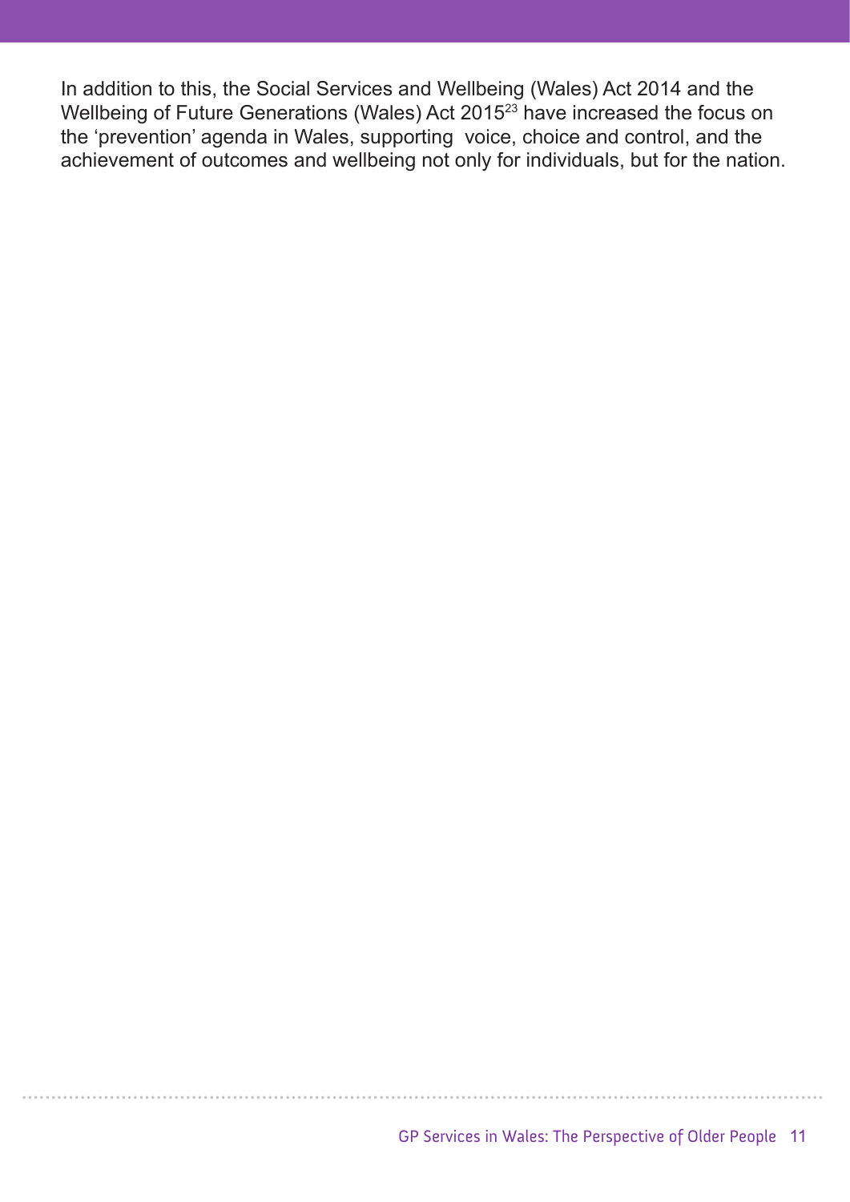In addition to this, the Social Services and Wellbeing (Wales) Act 2014 and the Wellbeing of Future Generations (Wales) Act 2015[23] have increased the focus on the 'prevention' agenda in Wales, supporting voice, choice and control, and the achievement of outcomes and wellbeing not only for individuals, but for the nation.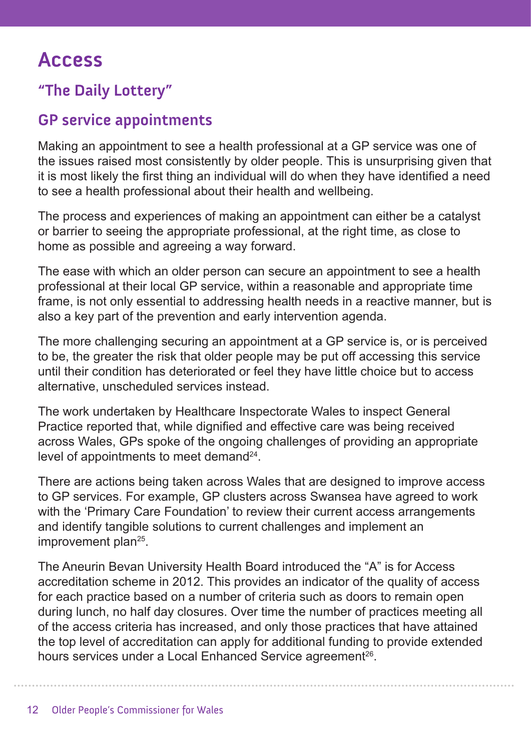# Access

## "The Daily Lottery"

## GP service appointments

Making an appointment to see a health professional at a GP service was one of the issues raised most consistently by older people. This is unsurprising given that it is most likely the first thing an individual will do when they have identified a need to see a health professional about their health and wellbeing.

The process and experiences of making an appointment can either be a catalyst or barrier to seeing the appropriate professional, at the right time, as close to home as possible and agreeing a way forward.

The ease with which an older person can secure an appointment to see a health professional at their local GP service, within a reasonable and appropriate time frame, is not only essential to addressing health needs in a reactive manner, but is also a key part of the prevention and early intervention agenda.

The more challenging securing an appointment at a GP service is, or is perceived to be, the greater the risk that older people may be put off accessing this service until their condition has deteriorated or feel they have little choice but to access alternative, unscheduled services instead.

The work undertaken by Healthcare Inspectorate Wales to inspect General Practice reported that, while dignified and effective care was being received across Wales, GPs spoke of the ongoing challenges of providing an appropriate level of appointments to meet demand[24].

There are actions being taken across Wales that are designed to improve access to GP services. For example, GP clusters across Swansea have agreed to work with the 'Primary Care Foundation' to review their current access arrangements and identify tangible solutions to current challenges and implement an improvement plan[25].

The Aneurin Bevan University Health Board introduced the "A" is for Access accreditation scheme in 2012. This provides an indicator of the quality of access for each practice based on a number of criteria such as doors to remain open during lunch, no half day closures. Over time the number of practices meeting all of the access criteria has increased, and only those practices that have attained the top level of accreditation can apply for additional funding to provide extended hours services under a Local Enhanced Service agreement[26].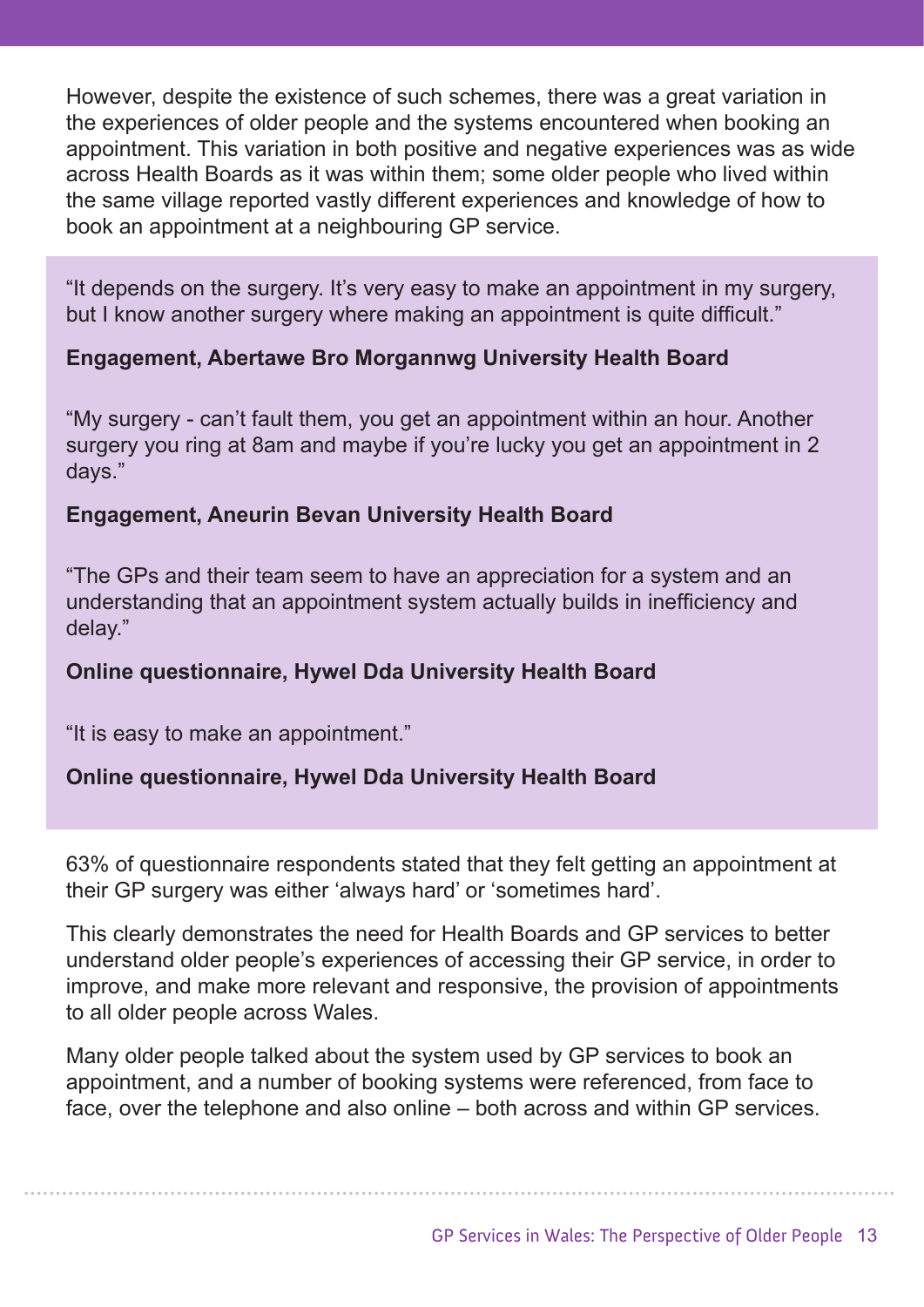However, despite the existence of such schemes, there was a great variation in the experiences of older people and the systems encountered when booking an appointment. This variation in both positive and negative experiences was as wide across Health Boards as it was within them; some older people who lived within the same village reported vastly different experiences and knowledge of how to book an appointment at a neighbouring GP service.

> "It depends on the surgery. It's very easy to make an appointment in my surgery, but I know another surgery where making an appointment is quite difficult."
>
> **Engagement, Abertawe Bro Morgannwg University Health Board**
>
> "My surgery - can't fault them, you get an appointment within an hour. Another surgery you ring at 8am and maybe if you're lucky you get an appointment in 2 days."
>
> **Engagement, Aneurin Bevan University Health Board**
>
> "The GPs and their team seem to have an appreciation for a system and an understanding that an appointment system actually builds in inefficiency and delay."
>
> **Online questionnaire, Hywel Dda University Health Board**
>
> "It is easy to make an appointment."
>
> **Online questionnaire, Hywel Dda University Health Board**

63% of questionnaire respondents stated that they felt getting an appointment at their GP surgery was either 'always hard' or 'sometimes hard'.

This clearly demonstrates the need for Health Boards and GP services to better understand older people's experiences of accessing their GP service, in order to improve, and make more relevant and responsive, the provision of appointments to all older people across Wales.

Many older people talked about the system used by GP services to book an appointment, and a number of booking systems were referenced, from face to face, over the telephone and also online – both across and within GP services.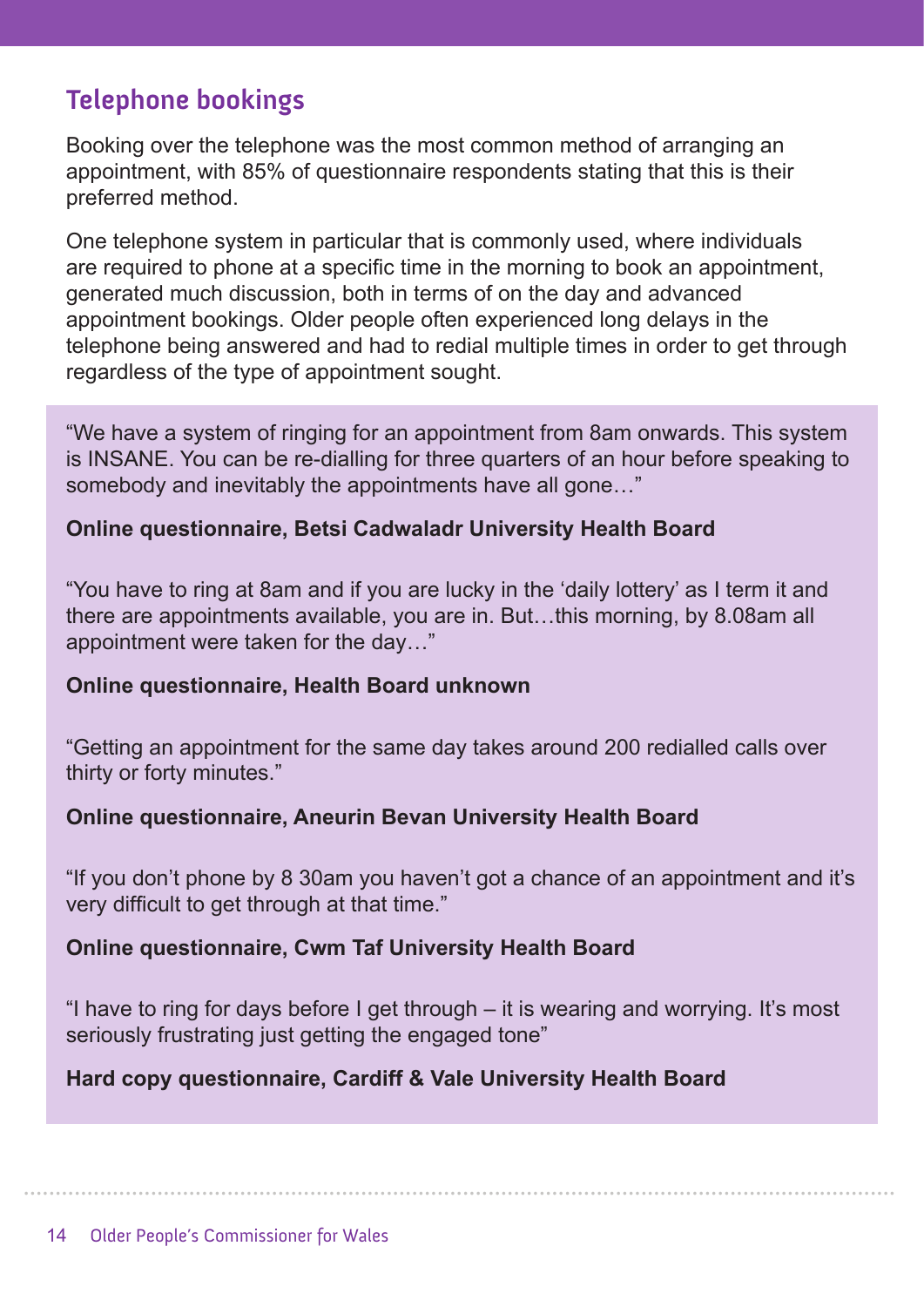## Telephone bookings

Booking over the telephone was the most common method of arranging an appointment, with 85% of questionnaire respondents stating that this is their preferred method.

One telephone system in particular that is commonly used, where individuals are required to phone at a specific time in the morning to book an appointment, generated much discussion, both in terms of on the day and advanced appointment bookings. Older people often experienced long delays in the telephone being answered and had to redial multiple times in order to get through regardless of the type of appointment sought.

"We have a system of ringing for an appointment from 8am onwards. This system is INSANE. You can be re-dialling for three quarters of an hour before speaking to somebody and inevitably the appointments have all gone…"

**Online questionnaire, Betsi Cadwaladr University Health Board**

"You have to ring at 8am and if you are lucky in the 'daily lottery' as I term it and there are appointments available, you are in. But…this morning, by 8.08am all appointment were taken for the day…"

**Online questionnaire, Health Board unknown**

"Getting an appointment for the same day takes around 200 redialled calls over thirty or forty minutes."

**Online questionnaire, Aneurin Bevan University Health Board**

"If you don't phone by 8 30am you haven't got a chance of an appointment and it's very difficult to get through at that time."

**Online questionnaire, Cwm Taf University Health Board**

"I have to ring for days before I get through – it is wearing and worrying. It's most seriously frustrating just getting the engaged tone"

**Hard copy questionnaire, Cardiff & Vale University Health Board**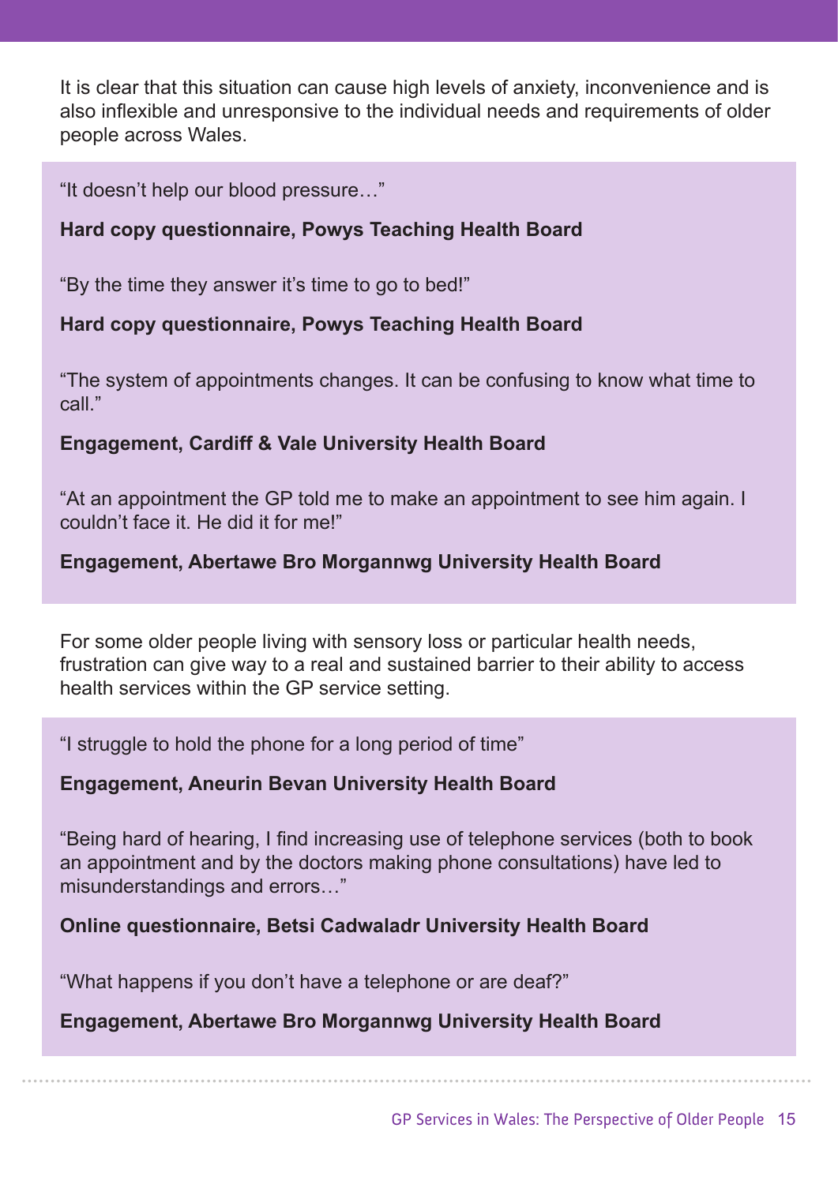It is clear that this situation can cause high levels of anxiety, inconvenience and is also inflexible and unresponsive to the individual needs and requirements of older people across Wales.

"It doesn't help our blood pressure…"

**Hard copy questionnaire, Powys Teaching Health Board**

"By the time they answer it's time to go to bed!"

**Hard copy questionnaire, Powys Teaching Health Board**

"The system of appointments changes. It can be confusing to know what time to call."

**Engagement, Cardiff & Vale University Health Board**

"At an appointment the GP told me to make an appointment to see him again. I couldn't face it. He did it for me!"

**Engagement, Abertawe Bro Morgannwg University Health Board**

For some older people living with sensory loss or particular health needs, frustration can give way to a real and sustained barrier to their ability to access health services within the GP service setting.

"I struggle to hold the phone for a long period of time"

**Engagement, Aneurin Bevan University Health Board**

"Being hard of hearing, I find increasing use of telephone services (both to book an appointment and by the doctors making phone consultations) have led to misunderstandings and errors…"

**Online questionnaire, Betsi Cadwaladr University Health Board**

"What happens if you don't have a telephone or are deaf?"

**Engagement, Abertawe Bro Morgannwg University Health Board**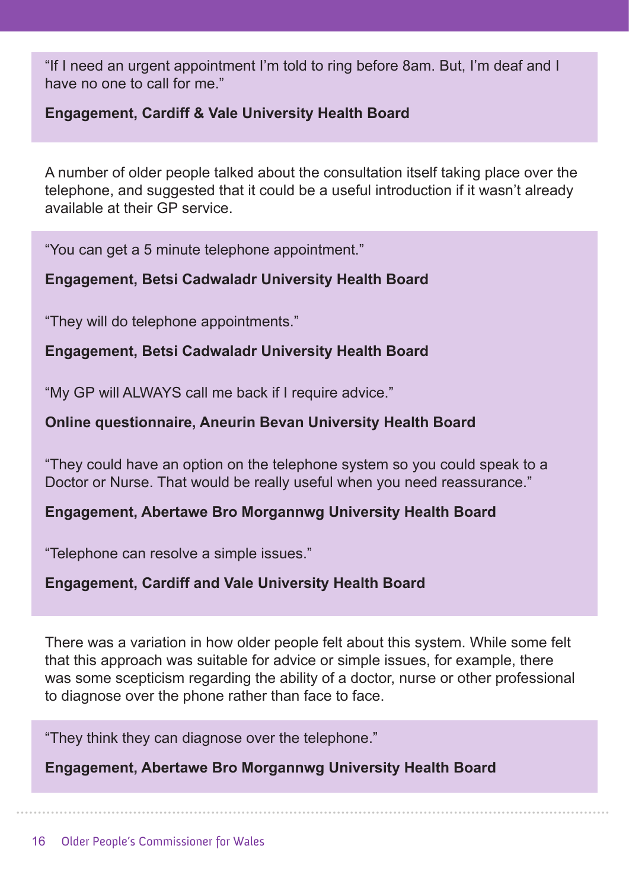"If I need an urgent appointment I'm told to ring before 8am. But, I'm deaf and I have no one to call for me."

**Engagement, Cardiff & Vale University Health Board**

A number of older people talked about the consultation itself taking place over the telephone, and suggested that it could be a useful introduction if it wasn't already available at their GP service.

"You can get a 5 minute telephone appointment."

**Engagement, Betsi Cadwaladr University Health Board**

"They will do telephone appointments."

**Engagement, Betsi Cadwaladr University Health Board**

"My GP will ALWAYS call me back if I require advice."

**Online questionnaire, Aneurin Bevan University Health Board**

"They could have an option on the telephone system so you could speak to a Doctor or Nurse. That would be really useful when you need reassurance."

**Engagement, Abertawe Bro Morgannwg University Health Board**

"Telephone can resolve a simple issues."

**Engagement, Cardiff and Vale University Health Board**

There was a variation in how older people felt about this system. While some felt that this approach was suitable for advice or simple issues, for example, there was some scepticism regarding the ability of a doctor, nurse or other professional to diagnose over the phone rather than face to face.

"They think they can diagnose over the telephone."

**Engagement, Abertawe Bro Morgannwg University Health Board**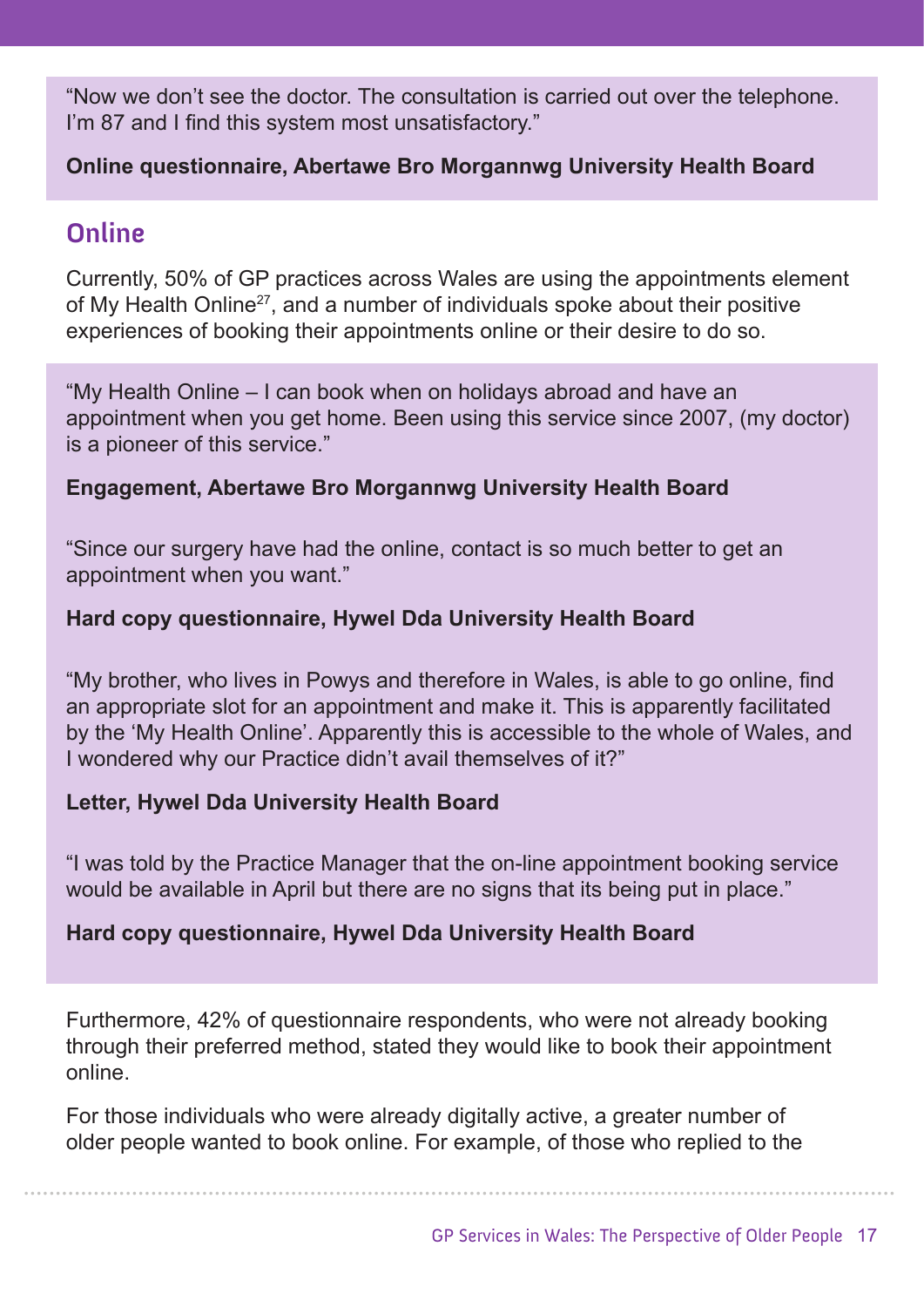"Now we don't see the doctor. The consultation is carried out over the telephone. I'm 87 and I find this system most unsatisfactory."

**Online questionnaire, Abertawe Bro Morgannwg University Health Board**

## Online

Currently, 50% of GP practices across Wales are using the appointments element of My Health Online[27], and a number of individuals spoke about their positive experiences of booking their appointments online or their desire to do so.

"My Health Online – I can book when on holidays abroad and have an appointment when you get home. Been using this service since 2007, (my doctor) is a pioneer of this service."

**Engagement, Abertawe Bro Morgannwg University Health Board**

"Since our surgery have had the online, contact is so much better to get an appointment when you want."

**Hard copy questionnaire, Hywel Dda University Health Board**

"My brother, who lives in Powys and therefore in Wales, is able to go online, find an appropriate slot for an appointment and make it. This is apparently facilitated by the 'My Health Online'. Apparently this is accessible to the whole of Wales, and I wondered why our Practice didn't avail themselves of it?"

**Letter, Hywel Dda University Health Board**

"I was told by the Practice Manager that the on-line appointment booking service would be available in April but there are no signs that its being put in place."

**Hard copy questionnaire, Hywel Dda University Health Board**

Furthermore, 42% of questionnaire respondents, who were not already booking through their preferred method, stated they would like to book their appointment online.

For those individuals who were already digitally active, a greater number of older people wanted to book online. For example, of those who replied to the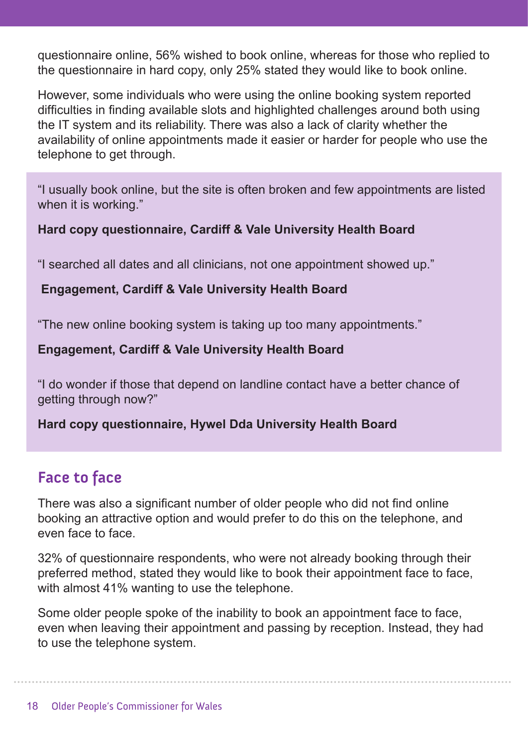questionnaire online, 56% wished to book online, whereas for those who replied to the questionnaire in hard copy, only 25% stated they would like to book online.

However, some individuals who were using the online booking system reported difficulties in finding available slots and highlighted challenges around both using the IT system and its reliability. There was also a lack of clarity whether the availability of online appointments made it easier or harder for people who use the telephone to get through.

> "I usually book online, but the site is often broken and few appointments are listed when it is working."
>
> **Hard copy questionnaire, Cardiff & Vale University Health Board**
>
> "I searched all dates and all clinicians, not one appointment showed up."
>
> **Engagement, Cardiff & Vale University Health Board**
>
> "The new online booking system is taking up too many appointments."
>
> **Engagement, Cardiff & Vale University Health Board**
>
> "I do wonder if those that depend on landline contact have a better chance of getting through now?"
>
> **Hard copy questionnaire, Hywel Dda University Health Board**

## Face to face

There was also a significant number of older people who did not find online booking an attractive option and would prefer to do this on the telephone, and even face to face.

32% of questionnaire respondents, who were not already booking through their preferred method, stated they would like to book their appointment face to face, with almost 41% wanting to use the telephone.

Some older people spoke of the inability to book an appointment face to face, even when leaving their appointment and passing by reception. Instead, they had to use the telephone system.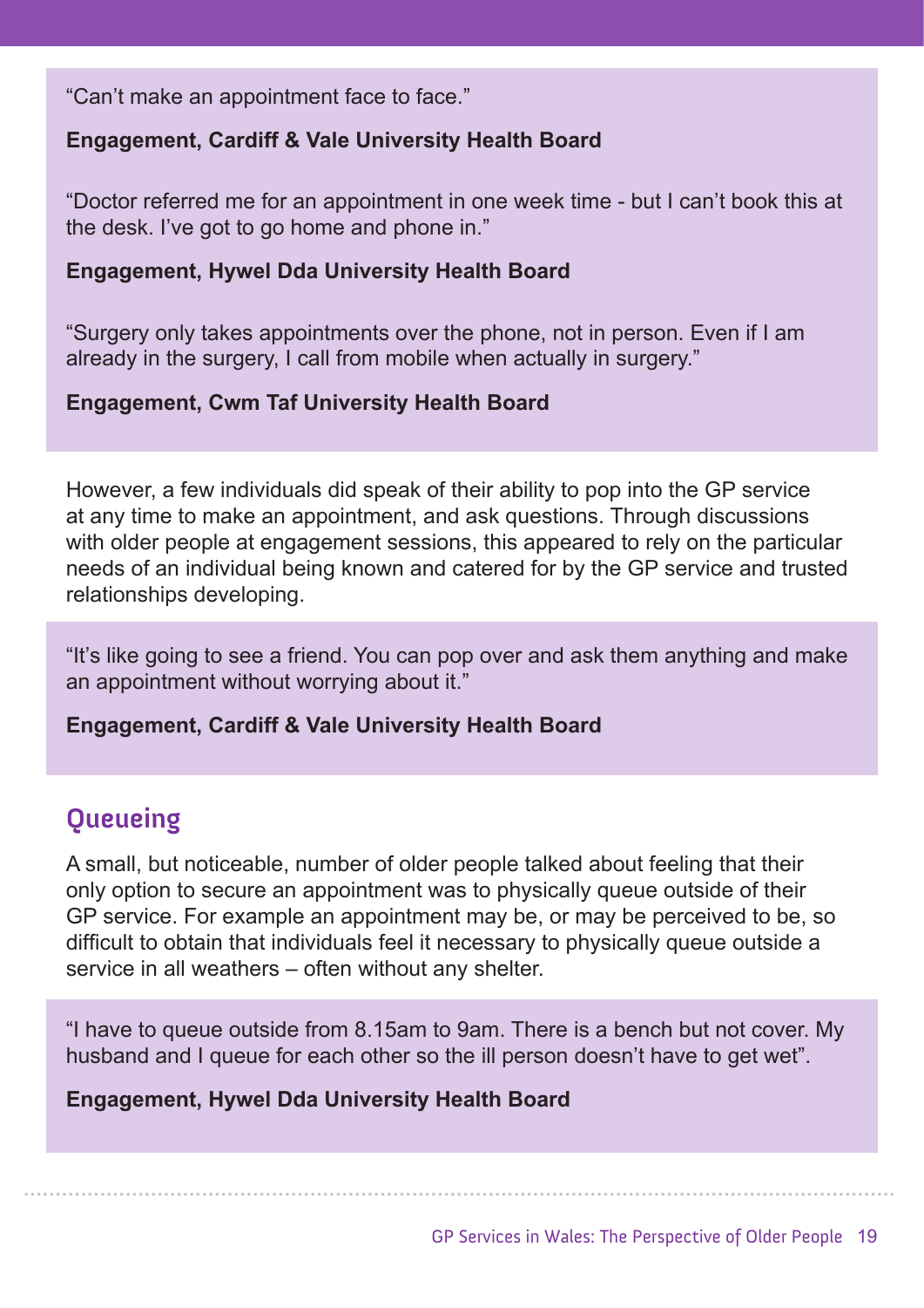"Can't make an appointment face to face."

**Engagement, Cardiff & Vale University Health Board**

"Doctor referred me for an appointment in one week time - but I can't book this at the desk. I've got to go home and phone in."

**Engagement, Hywel Dda University Health Board**

"Surgery only takes appointments over the phone, not in person. Even if I am already in the surgery, I call from mobile when actually in surgery."

**Engagement, Cwm Taf University Health Board**

However, a few individuals did speak of their ability to pop into the GP service at any time to make an appointment, and ask questions. Through discussions with older people at engagement sessions, this appeared to rely on the particular needs of an individual being known and catered for by the GP service and trusted relationships developing.

"It's like going to see a friend. You can pop over and ask them anything and make an appointment without worrying about it."

**Engagement, Cardiff & Vale University Health Board**

## Queueing

A small, but noticeable, number of older people talked about feeling that their only option to secure an appointment was to physically queue outside of their GP service. For example an appointment may be, or may be perceived to be, so difficult to obtain that individuals feel it necessary to physically queue outside a service in all weathers – often without any shelter.

"I have to queue outside from 8.15am to 9am. There is a bench but not cover. My husband and I queue for each other so the ill person doesn't have to get wet".

**Engagement, Hywel Dda University Health Board**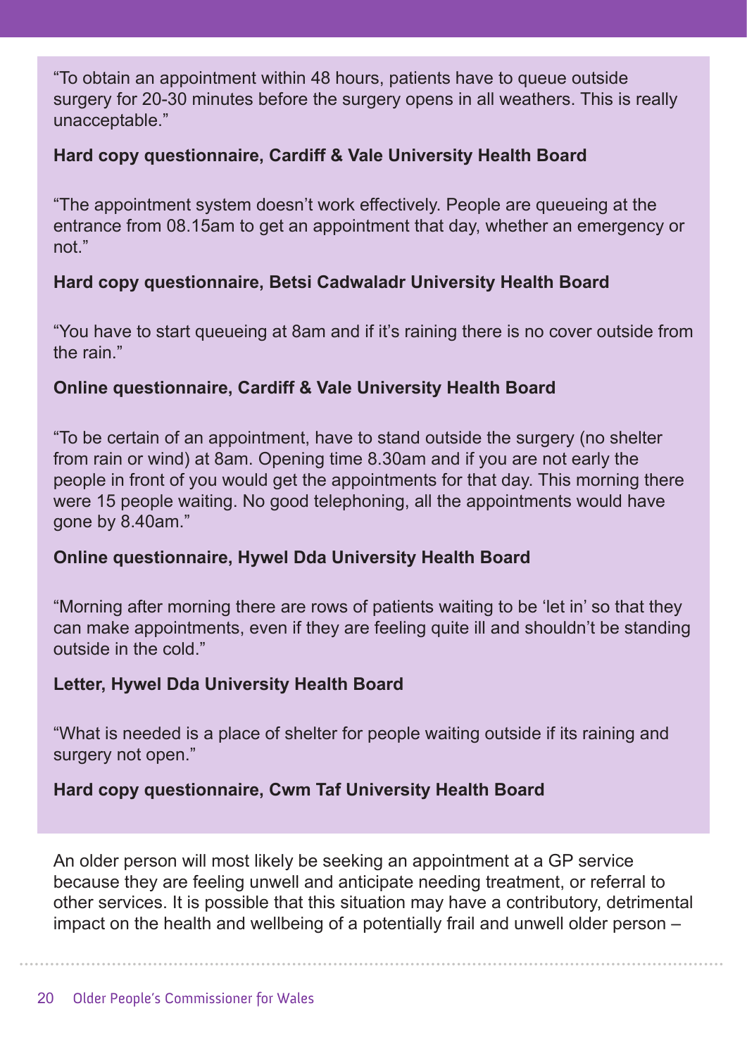"To obtain an appointment within 48 hours, patients have to queue outside surgery for 20-30 minutes before the surgery opens in all weathers. This is really unacceptable."

**Hard copy questionnaire, Cardiff & Vale University Health Board**

"The appointment system doesn't work effectively. People are queueing at the entrance from 08.15am to get an appointment that day, whether an emergency or not."

**Hard copy questionnaire, Betsi Cadwaladr University Health Board**

"You have to start queueing at 8am and if it's raining there is no cover outside from the rain."

**Online questionnaire, Cardiff & Vale University Health Board**

"To be certain of an appointment, have to stand outside the surgery (no shelter from rain or wind) at 8am. Opening time 8.30am and if you are not early the people in front of you would get the appointments for that day. This morning there were 15 people waiting. No good telephoning, all the appointments would have gone by 8.40am."

**Online questionnaire, Hywel Dda University Health Board**

"Morning after morning there are rows of patients waiting to be 'let in' so that they can make appointments, even if they are feeling quite ill and shouldn't be standing outside in the cold."

**Letter, Hywel Dda University Health Board**

"What is needed is a place of shelter for people waiting outside if its raining and surgery not open."

**Hard copy questionnaire, Cwm Taf University Health Board**

An older person will most likely be seeking an appointment at a GP service because they are feeling unwell and anticipate needing treatment, or referral to other services. It is possible that this situation may have a contributory, detrimental impact on the health and wellbeing of a potentially frail and unwell older person –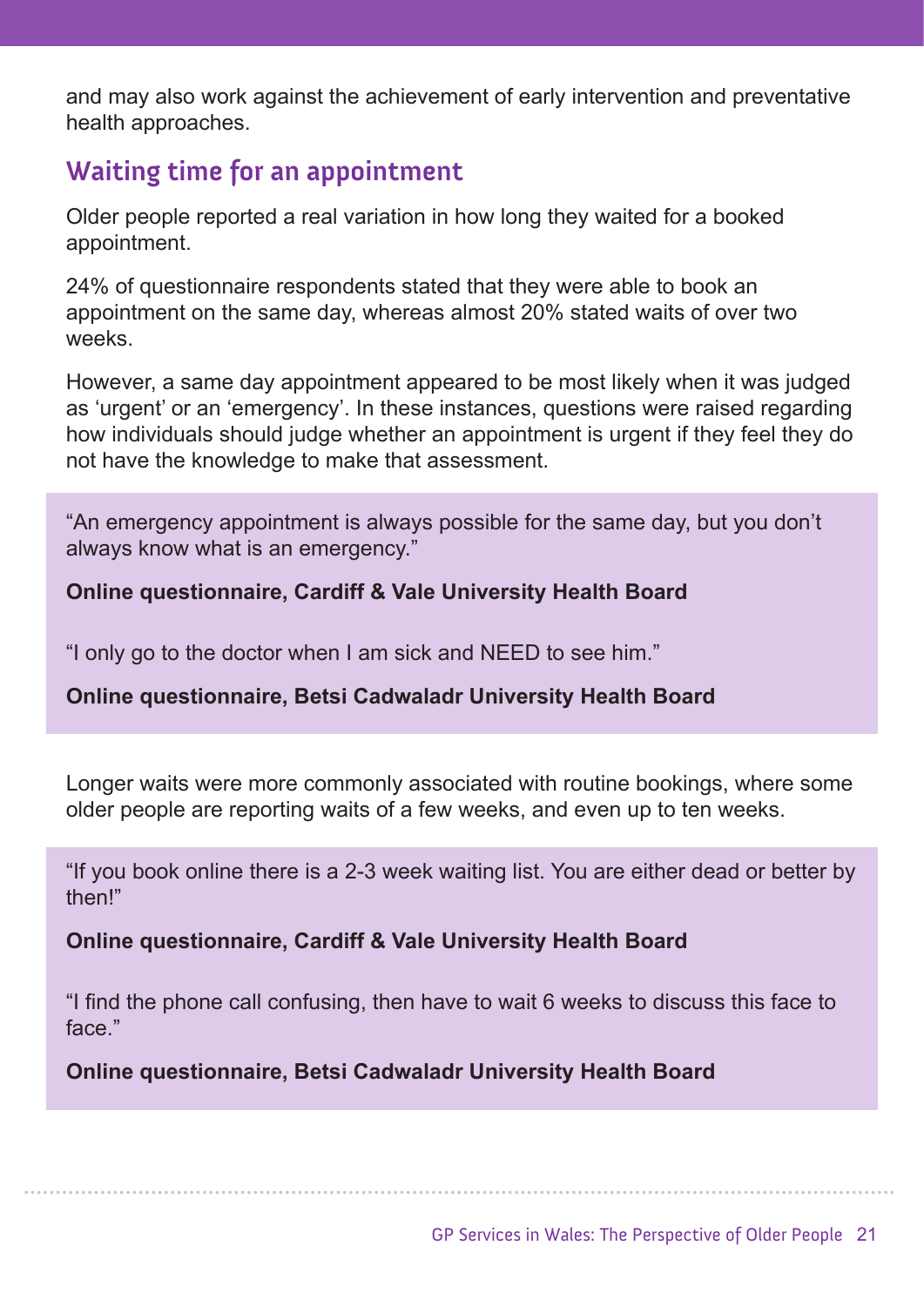and may also work against the achievement of early intervention and preventative health approaches.

## Waiting time for an appointment

Older people reported a real variation in how long they waited for a booked appointment.

24% of questionnaire respondents stated that they were able to book an appointment on the same day, whereas almost 20% stated waits of over two weeks.

However, a same day appointment appeared to be most likely when it was judged as 'urgent' or an 'emergency'. In these instances, questions were raised regarding how individuals should judge whether an appointment is urgent if they feel they do not have the knowledge to make that assessment.

> "An emergency appointment is always possible for the same day, but you don't always know what is an emergency."
>
> **Online questionnaire, Cardiff & Vale University Health Board**
>
> "I only go to the doctor when I am sick and NEED to see him."
>
> **Online questionnaire, Betsi Cadwaladr University Health Board**

Longer waits were more commonly associated with routine bookings, where some older people are reporting waits of a few weeks, and even up to ten weeks.

> "If you book online there is a 2-3 week waiting list. You are either dead or better by then!"
>
> **Online questionnaire, Cardiff & Vale University Health Board**
>
> "I find the phone call confusing, then have to wait 6 weeks to discuss this face to face."
>
> **Online questionnaire, Betsi Cadwaladr University Health Board**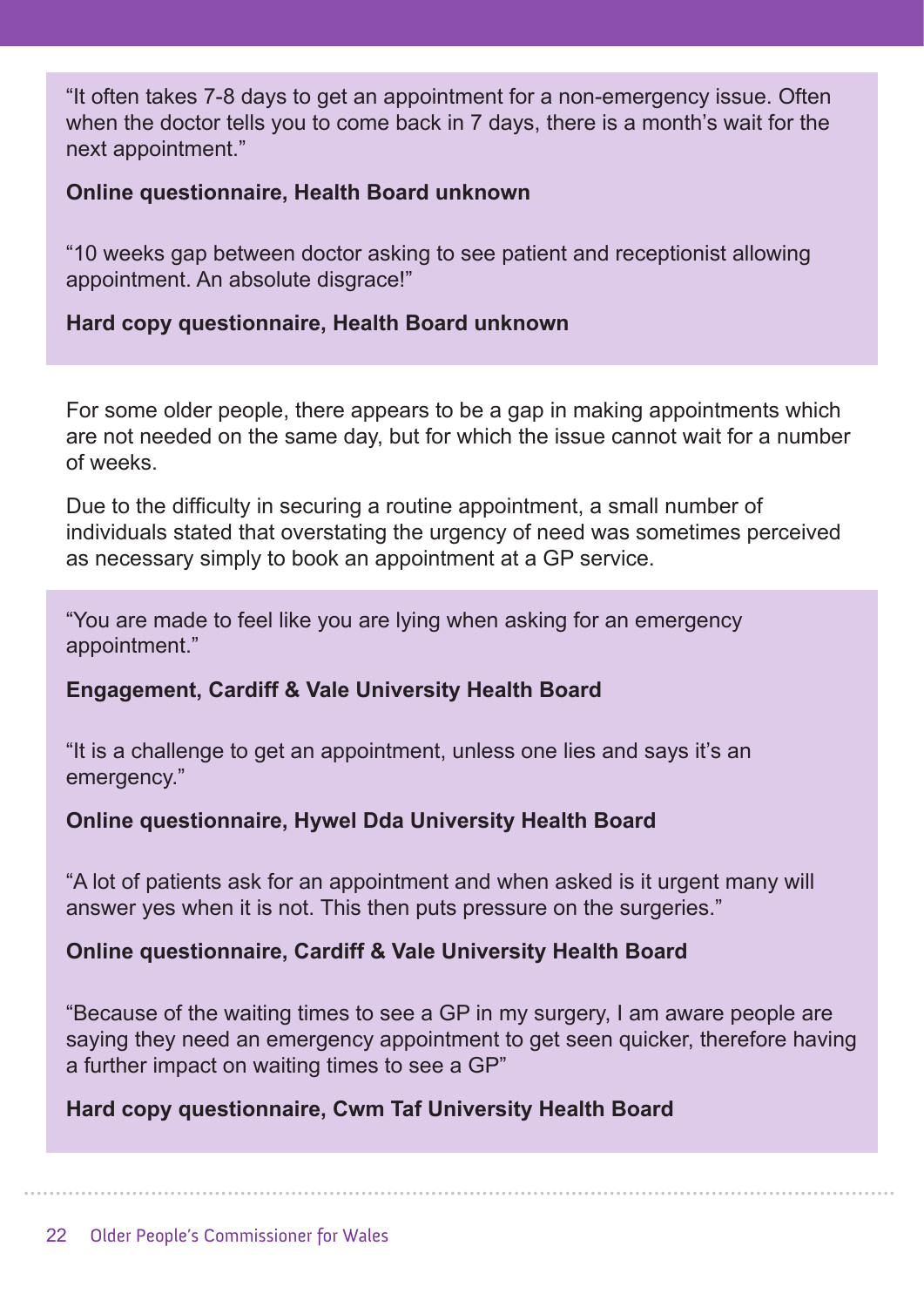"It often takes 7-8 days to get an appointment for a non-emergency issue. Often when the doctor tells you to come back in 7 days, there is a month's wait for the next appointment."

**Online questionnaire, Health Board unknown**

"10 weeks gap between doctor asking to see patient and receptionist allowing appointment. An absolute disgrace!"

**Hard copy questionnaire, Health Board unknown**

For some older people, there appears to be a gap in making appointments which are not needed on the same day, but for which the issue cannot wait for a number of weeks.

Due to the difficulty in securing a routine appointment, a small number of individuals stated that overstating the urgency of need was sometimes perceived as necessary simply to book an appointment at a GP service.

"You are made to feel like you are lying when asking for an emergency appointment."

**Engagement, Cardiff & Vale University Health Board**

"It is a challenge to get an appointment, unless one lies and says it's an emergency."

**Online questionnaire, Hywel Dda University Health Board**

"A lot of patients ask for an appointment and when asked is it urgent many will answer yes when it is not. This then puts pressure on the surgeries."

**Online questionnaire, Cardiff & Vale University Health Board**

"Because of the waiting times to see a GP in my surgery, I am aware people are saying they need an emergency appointment to get seen quicker, therefore having a further impact on waiting times to see a GP"

**Hard copy questionnaire, Cwm Taf University Health Board**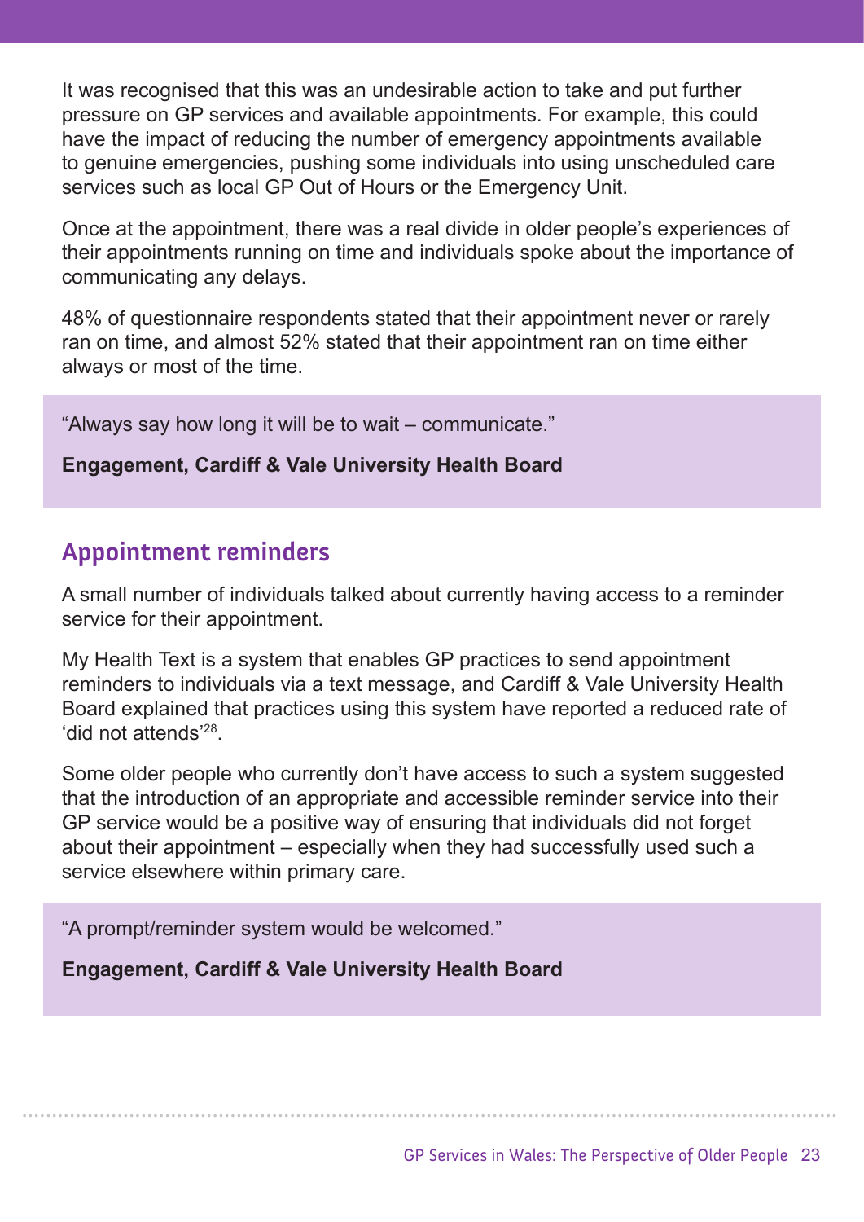It was recognised that this was an undesirable action to take and put further pressure on GP services and available appointments. For example, this could have the impact of reducing the number of emergency appointments available to genuine emergencies, pushing some individuals into using unscheduled care services such as local GP Out of Hours or the Emergency Unit.

Once at the appointment, there was a real divide in older people's experiences of their appointments running on time and individuals spoke about the importance of communicating any delays.

48% of questionnaire respondents stated that their appointment never or rarely ran on time, and almost 52% stated that their appointment ran on time either always or most of the time.

> "Always say how long it will be to wait – communicate."
>
> **Engagement, Cardiff & Vale University Health Board**

## Appointment reminders

A small number of individuals talked about currently having access to a reminder service for their appointment.

My Health Text is a system that enables GP practices to send appointment reminders to individuals via a text message, and Cardiff & Vale University Health Board explained that practices using this system have reported a reduced rate of 'did not attends'[28].

Some older people who currently don't have access to such a system suggested that the introduction of an appropriate and accessible reminder service into their GP service would be a positive way of ensuring that individuals did not forget about their appointment – especially when they had successfully used such a service elsewhere within primary care.

> "A prompt/reminder system would be welcomed."
>
> **Engagement, Cardiff & Vale University Health Board**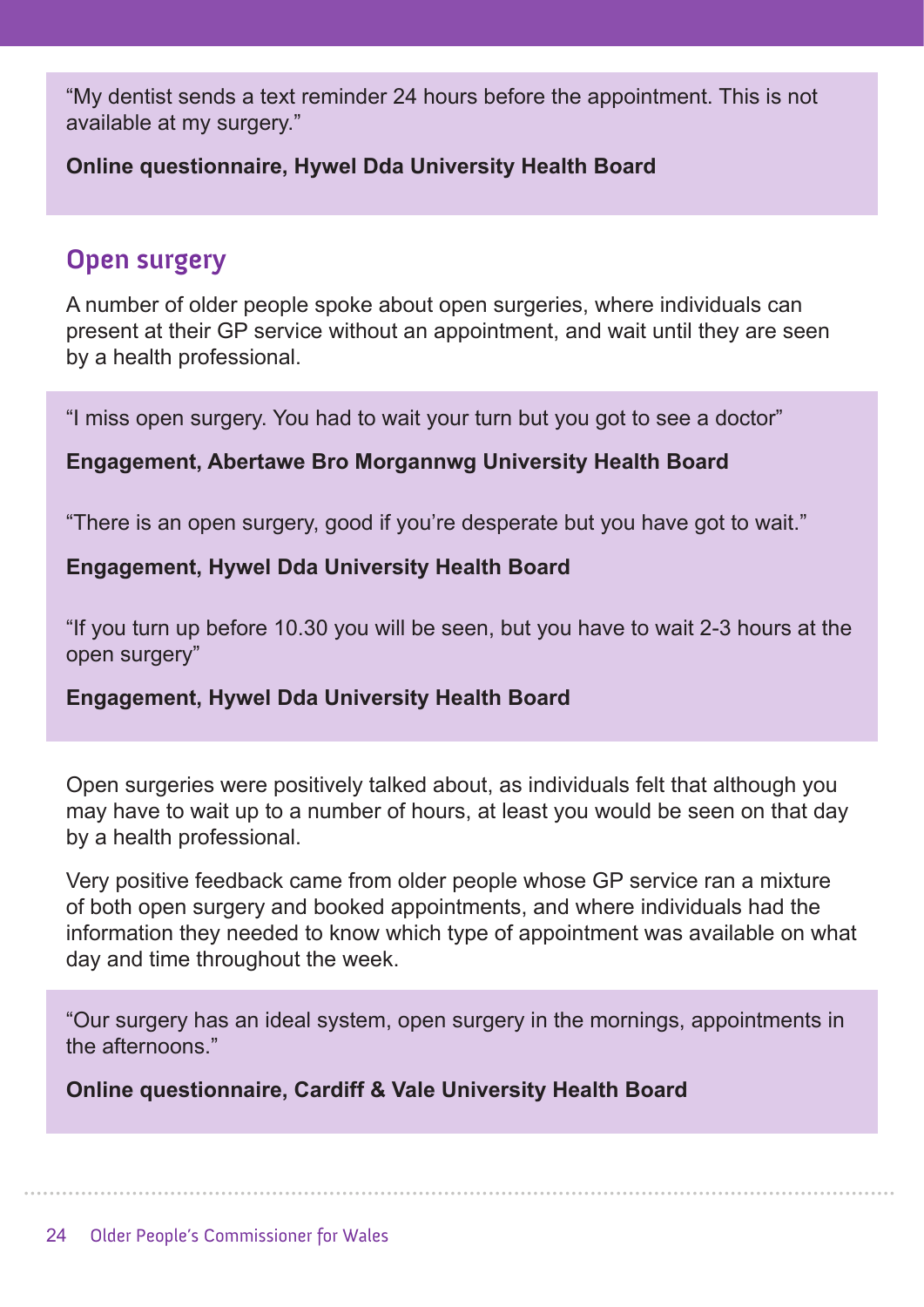"My dentist sends a text reminder 24 hours before the appointment. This is not available at my surgery."

**Online questionnaire, Hywel Dda University Health Board**

## Open surgery

A number of older people spoke about open surgeries, where individuals can present at their GP service without an appointment, and wait until they are seen by a health professional.

"I miss open surgery. You had to wait your turn but you got to see a doctor"

**Engagement, Abertawe Bro Morgannwg University Health Board**

"There is an open surgery, good if you're desperate but you have got to wait."

**Engagement, Hywel Dda University Health Board**

"If you turn up before 10.30 you will be seen, but you have to wait 2-3 hours at the open surgery"

**Engagement, Hywel Dda University Health Board**

Open surgeries were positively talked about, as individuals felt that although you may have to wait up to a number of hours, at least you would be seen on that day by a health professional.

Very positive feedback came from older people whose GP service ran a mixture of both open surgery and booked appointments, and where individuals had the information they needed to know which type of appointment was available on what day and time throughout the week.

"Our surgery has an ideal system, open surgery in the mornings, appointments in the afternoons."

**Online questionnaire, Cardiff & Vale University Health Board**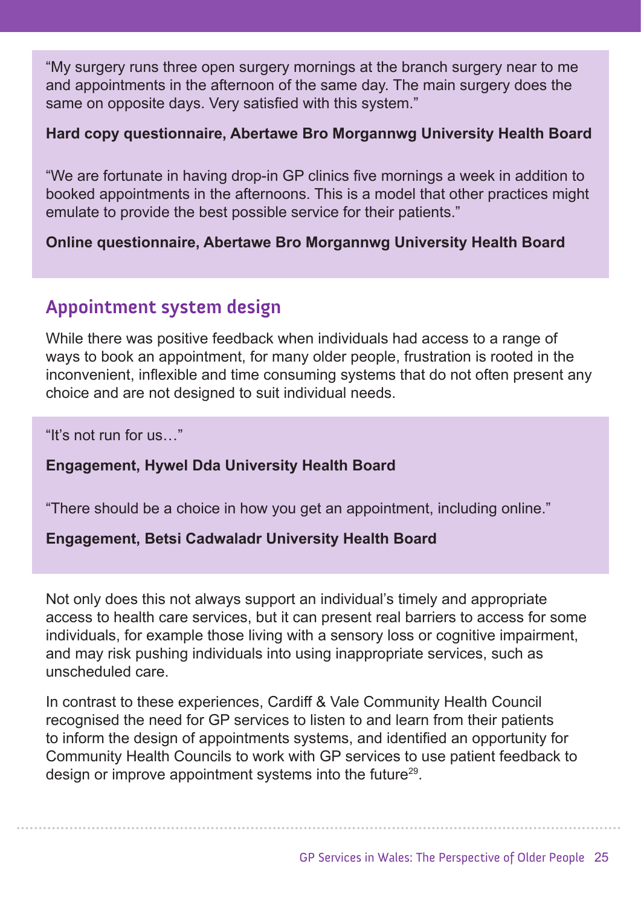"My surgery runs three open surgery mornings at the branch surgery near to me and appointments in the afternoon of the same day. The main surgery does the same on opposite days. Very satisfied with this system."

**Hard copy questionnaire, Abertawe Bro Morgannwg University Health Board**

"We are fortunate in having drop-in GP clinics five mornings a week in addition to booked appointments in the afternoons. This is a model that other practices might emulate to provide the best possible service for their patients."

**Online questionnaire, Abertawe Bro Morgannwg University Health Board**

## Appointment system design

While there was positive feedback when individuals had access to a range of ways to book an appointment, for many older people, frustration is rooted in the inconvenient, inflexible and time consuming systems that do not often present any choice and are not designed to suit individual needs.

"It's not run for us…"

**Engagement, Hywel Dda University Health Board**

"There should be a choice in how you get an appointment, including online."

**Engagement, Betsi Cadwaladr University Health Board**

Not only does this not always support an individual's timely and appropriate access to health care services, but it can present real barriers to access for some individuals, for example those living with a sensory loss or cognitive impairment, and may risk pushing individuals into using inappropriate services, such as unscheduled care.

In contrast to these experiences, Cardiff & Vale Community Health Council recognised the need for GP services to listen to and learn from their patients to inform the design of appointments systems, and identified an opportunity for Community Health Councils to work with GP services to use patient feedback to design or improve appointment systems into the future[29].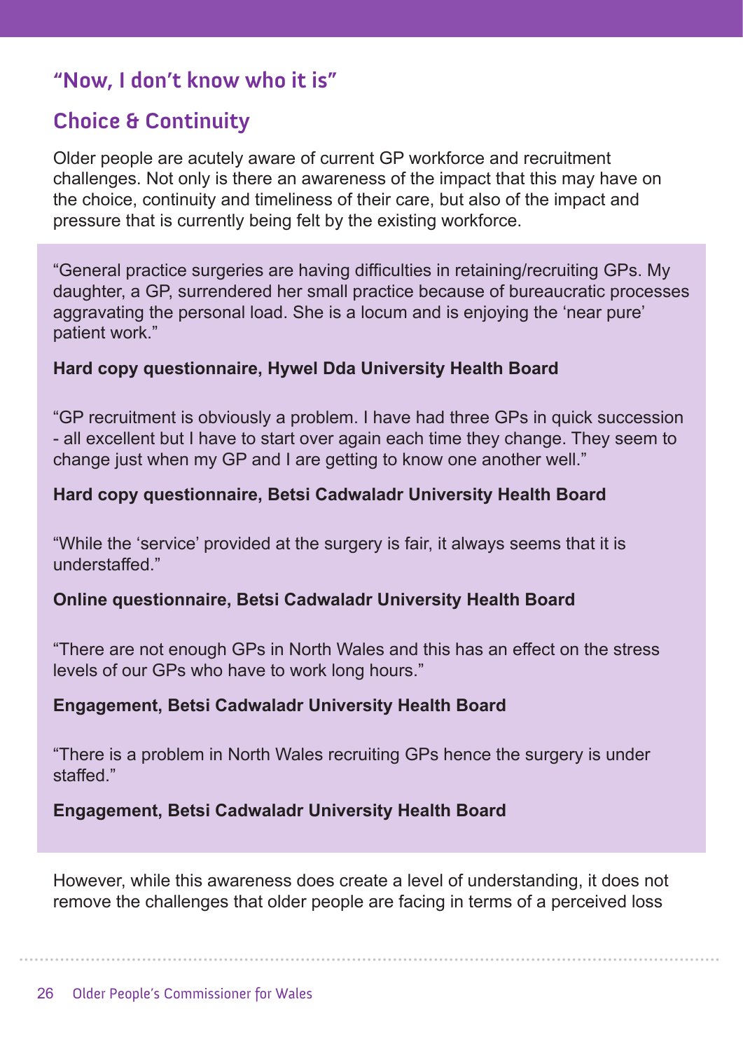## "Now, I don't know who it is"

## Choice & Continuity

Older people are acutely aware of current GP workforce and recruitment challenges. Not only is there an awareness of the impact that this may have on the choice, continuity and timeliness of their care, but also of the impact and pressure that is currently being felt by the existing workforce.

"General practice surgeries are having difficulties in retaining/recruiting GPs. My daughter, a GP, surrendered her small practice because of bureaucratic processes aggravating the personal load. She is a locum and is enjoying the 'near pure' patient work."

**Hard copy questionnaire, Hywel Dda University Health Board**

"GP recruitment is obviously a problem. I have had three GPs in quick succession - all excellent but I have to start over again each time they change. They seem to change just when my GP and I are getting to know one another well."

**Hard copy questionnaire, Betsi Cadwaladr University Health Board**

"While the 'service' provided at the surgery is fair, it always seems that it is understaffed."

**Online questionnaire, Betsi Cadwaladr University Health Board**

"There are not enough GPs in North Wales and this has an effect on the stress levels of our GPs who have to work long hours."

**Engagement, Betsi Cadwaladr University Health Board**

"There is a problem in North Wales recruiting GPs hence the surgery is under staffed."

**Engagement, Betsi Cadwaladr University Health Board**

However, while this awareness does create a level of understanding, it does not remove the challenges that older people are facing in terms of a perceived loss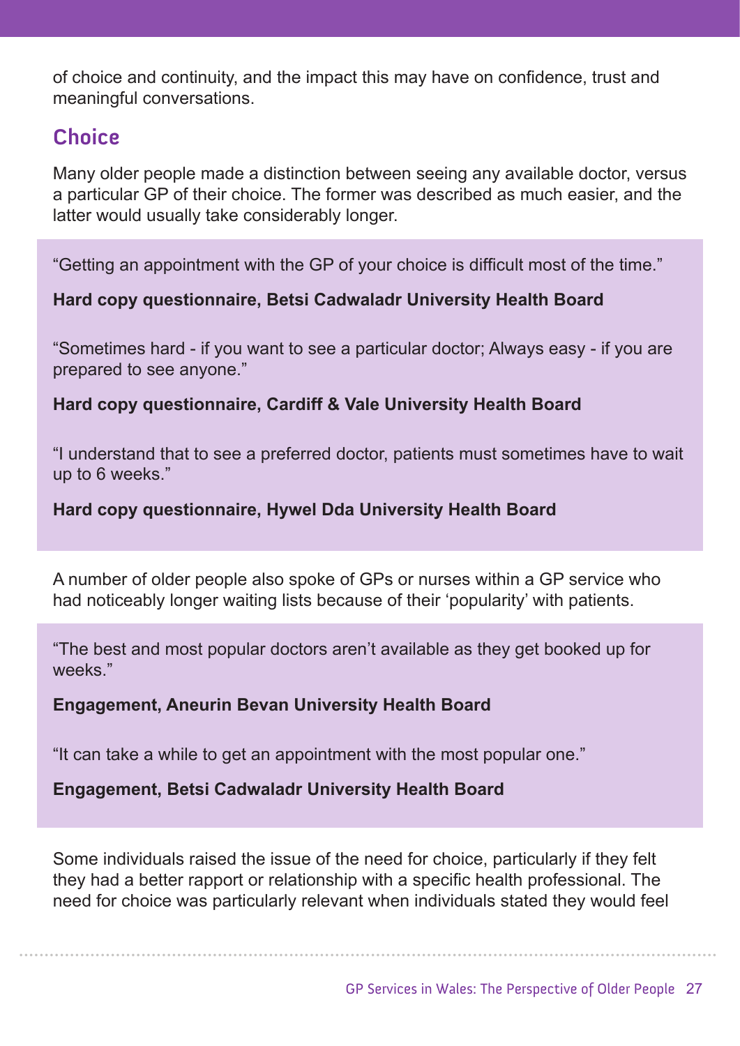of choice and continuity, and the impact this may have on confidence, trust and meaningful conversations.

## Choice

Many older people made a distinction between seeing any available doctor, versus a particular GP of their choice. The former was described as much easier, and the latter would usually take considerably longer.

> "Getting an appointment with the GP of your choice is difficult most of the time."
>
> **Hard copy questionnaire, Betsi Cadwaladr University Health Board**
>
> "Sometimes hard - if you want to see a particular doctor; Always easy - if you are prepared to see anyone."
>
> **Hard copy questionnaire, Cardiff & Vale University Health Board**
>
> "I understand that to see a preferred doctor, patients must sometimes have to wait up to 6 weeks."
>
> **Hard copy questionnaire, Hywel Dda University Health Board**

A number of older people also spoke of GPs or nurses within a GP service who had noticeably longer waiting lists because of their 'popularity' with patients.

> "The best and most popular doctors aren't available as they get booked up for weeks."
>
> **Engagement, Aneurin Bevan University Health Board**
>
> "It can take a while to get an appointment with the most popular one."
>
> **Engagement, Betsi Cadwaladr University Health Board**

Some individuals raised the issue of the need for choice, particularly if they felt they had a better rapport or relationship with a specific health professional. The need for choice was particularly relevant when individuals stated they would feel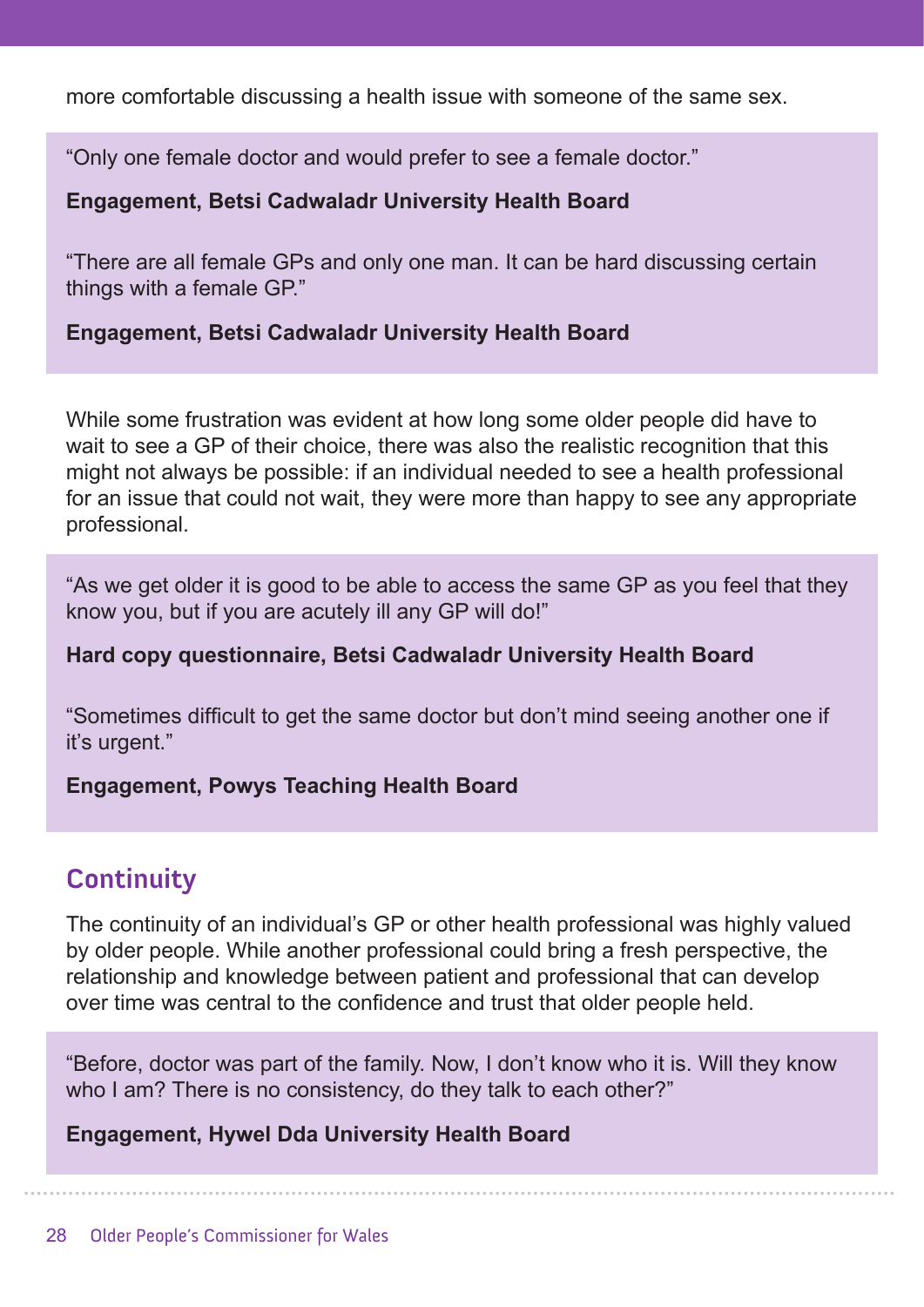more comfortable discussing a health issue with someone of the same sex.

> "Only one female doctor and would prefer to see a female doctor."
>
> **Engagement, Betsi Cadwaladr University Health Board**
>
> "There are all female GPs and only one man. It can be hard discussing certain things with a female GP."
>
> **Engagement, Betsi Cadwaladr University Health Board**

While some frustration was evident at how long some older people did have to wait to see a GP of their choice, there was also the realistic recognition that this might not always be possible: if an individual needed to see a health professional for an issue that could not wait, they were more than happy to see any appropriate professional.

> "As we get older it is good to be able to access the same GP as you feel that they know you, but if you are acutely ill any GP will do!"
>
> **Hard copy questionnaire, Betsi Cadwaladr University Health Board**
>
> "Sometimes difficult to get the same doctor but don't mind seeing another one if it's urgent."
>
> **Engagement, Powys Teaching Health Board**

## Continuity

The continuity of an individual's GP or other health professional was highly valued by older people. While another professional could bring a fresh perspective, the relationship and knowledge between patient and professional that can develop over time was central to the confidence and trust that older people held.

> "Before, doctor was part of the family. Now, I don't know who it is. Will they know who I am? There is no consistency, do they talk to each other?"
>
> **Engagement, Hywel Dda University Health Board**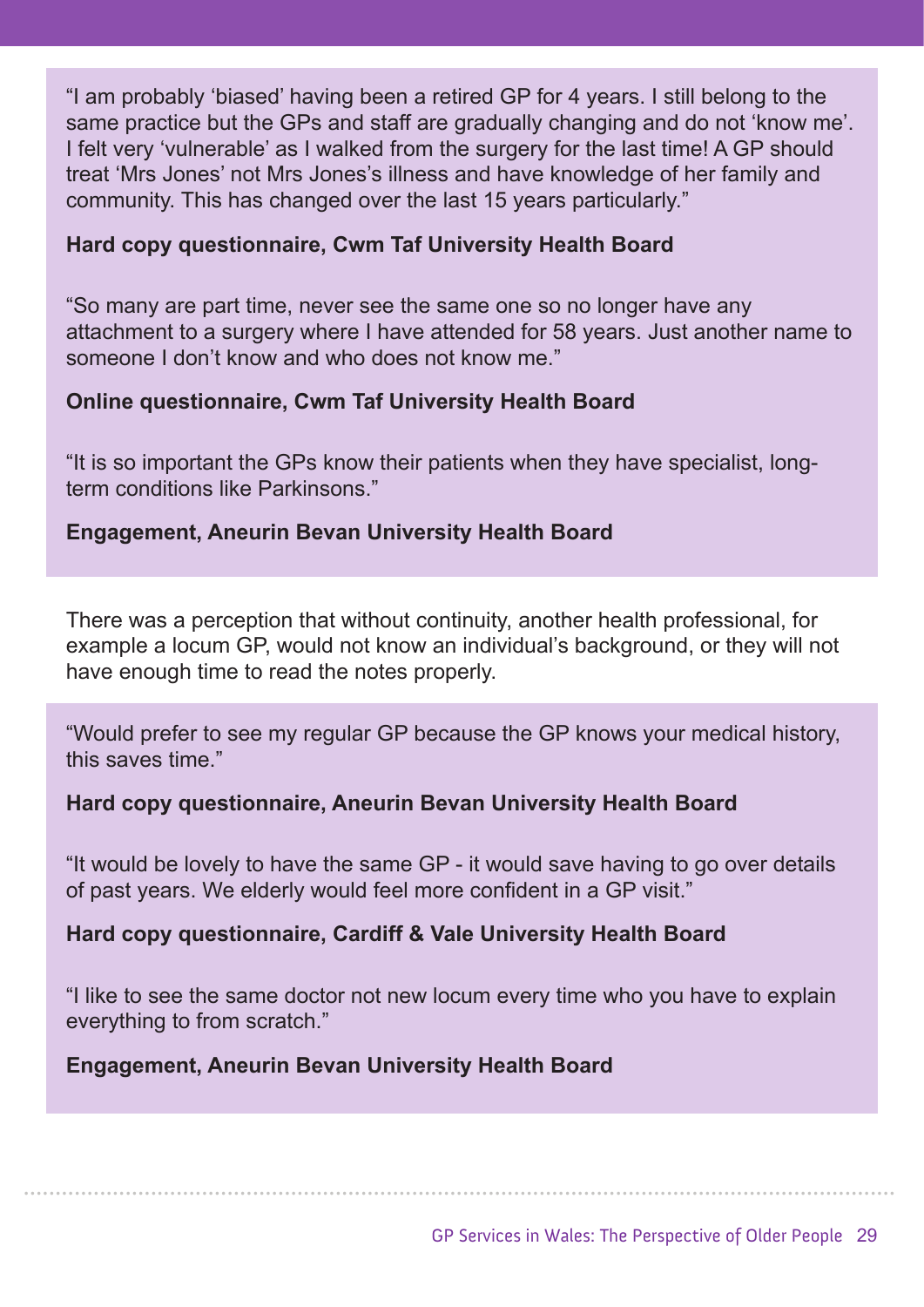"I am probably 'biased' having been a retired GP for 4 years. I still belong to the same practice but the GPs and staff are gradually changing and do not 'know me'. I felt very 'vulnerable' as I walked from the surgery for the last time! A GP should treat 'Mrs Jones' not Mrs Jones's illness and have knowledge of her family and community. This has changed over the last 15 years particularly."

**Hard copy questionnaire, Cwm Taf University Health Board**

"So many are part time, never see the same one so no longer have any attachment to a surgery where I have attended for 58 years. Just another name to someone I don't know and who does not know me."

**Online questionnaire, Cwm Taf University Health Board**

"It is so important the GPs know their patients when they have specialist, long-term conditions like Parkinsons."

**Engagement, Aneurin Bevan University Health Board**

There was a perception that without continuity, another health professional, for example a locum GP, would not know an individual's background, or they will not have enough time to read the notes properly.

"Would prefer to see my regular GP because the GP knows your medical history, this saves time."

**Hard copy questionnaire, Aneurin Bevan University Health Board**

"It would be lovely to have the same GP - it would save having to go over details of past years. We elderly would feel more confident in a GP visit."

**Hard copy questionnaire, Cardiff & Vale University Health Board**

"I like to see the same doctor not new locum every time who you have to explain everything to from scratch."

**Engagement, Aneurin Bevan University Health Board**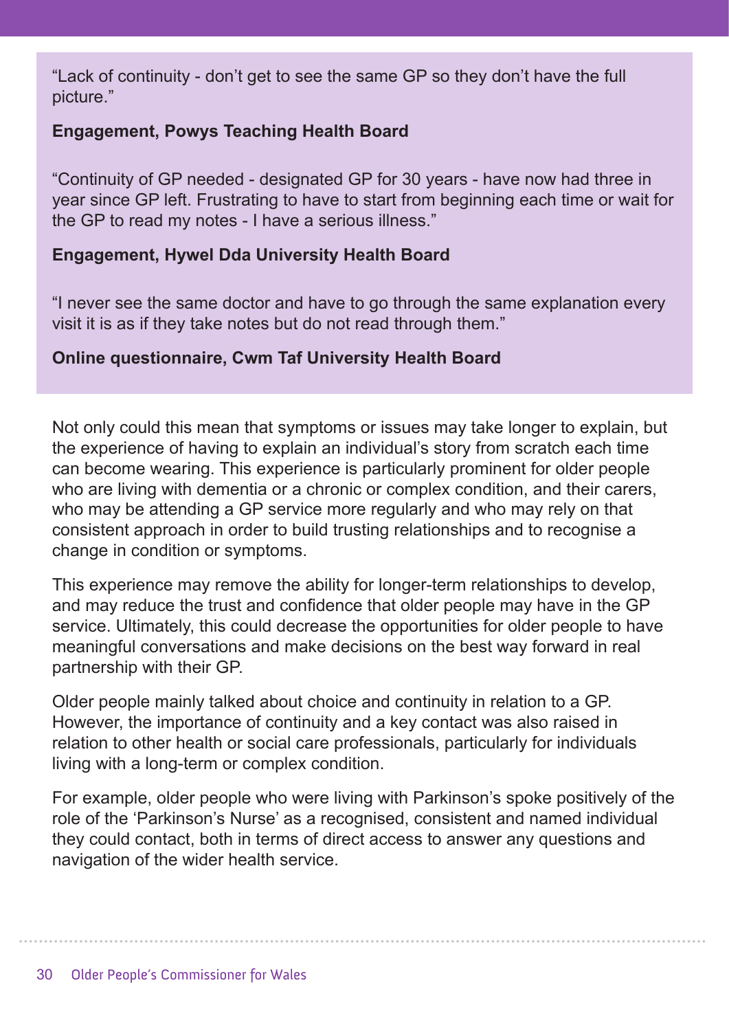"Lack of continuity - don't get to see the same GP so they don't have the full picture."

**Engagement, Powys Teaching Health Board**

"Continuity of GP needed - designated GP for 30 years - have now had three in year since GP left. Frustrating to have to start from beginning each time or wait for the GP to read my notes - I have a serious illness."

**Engagement, Hywel Dda University Health Board**

"I never see the same doctor and have to go through the same explanation every visit it is as if they take notes but do not read through them."

**Online questionnaire, Cwm Taf University Health Board**

Not only could this mean that symptoms or issues may take longer to explain, but the experience of having to explain an individual's story from scratch each time can become wearing. This experience is particularly prominent for older people who are living with dementia or a chronic or complex condition, and their carers, who may be attending a GP service more regularly and who may rely on that consistent approach in order to build trusting relationships and to recognise a change in condition or symptoms.

This experience may remove the ability for longer-term relationships to develop, and may reduce the trust and confidence that older people may have in the GP service. Ultimately, this could decrease the opportunities for older people to have meaningful conversations and make decisions on the best way forward in real partnership with their GP.

Older people mainly talked about choice and continuity in relation to a GP. However, the importance of continuity and a key contact was also raised in relation to other health or social care professionals, particularly for individuals living with a long-term or complex condition.

For example, older people who were living with Parkinson's spoke positively of the role of the 'Parkinson's Nurse' as a recognised, consistent and named individual they could contact, both in terms of direct access to answer any questions and navigation of the wider health service.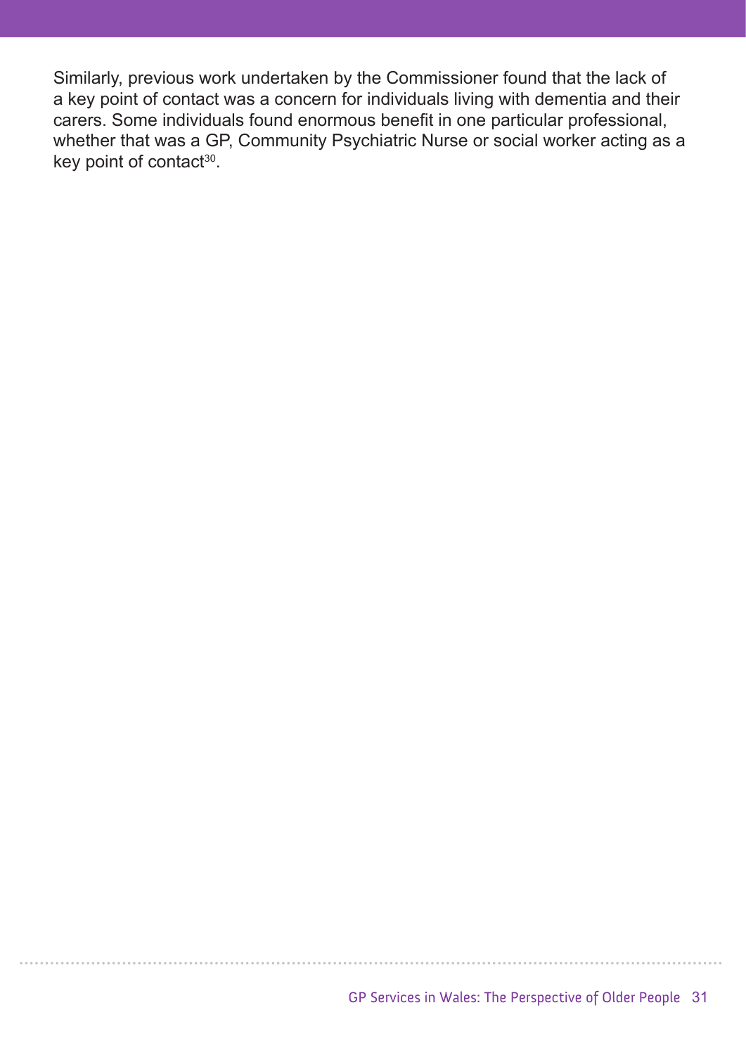Similarly, previous work undertaken by the Commissioner found that the lack of a key point of contact was a concern for individuals living with dementia and their carers. Some individuals found enormous benefit in one particular professional, whether that was a GP, Community Psychiatric Nurse or social worker acting as a key point of contact[30].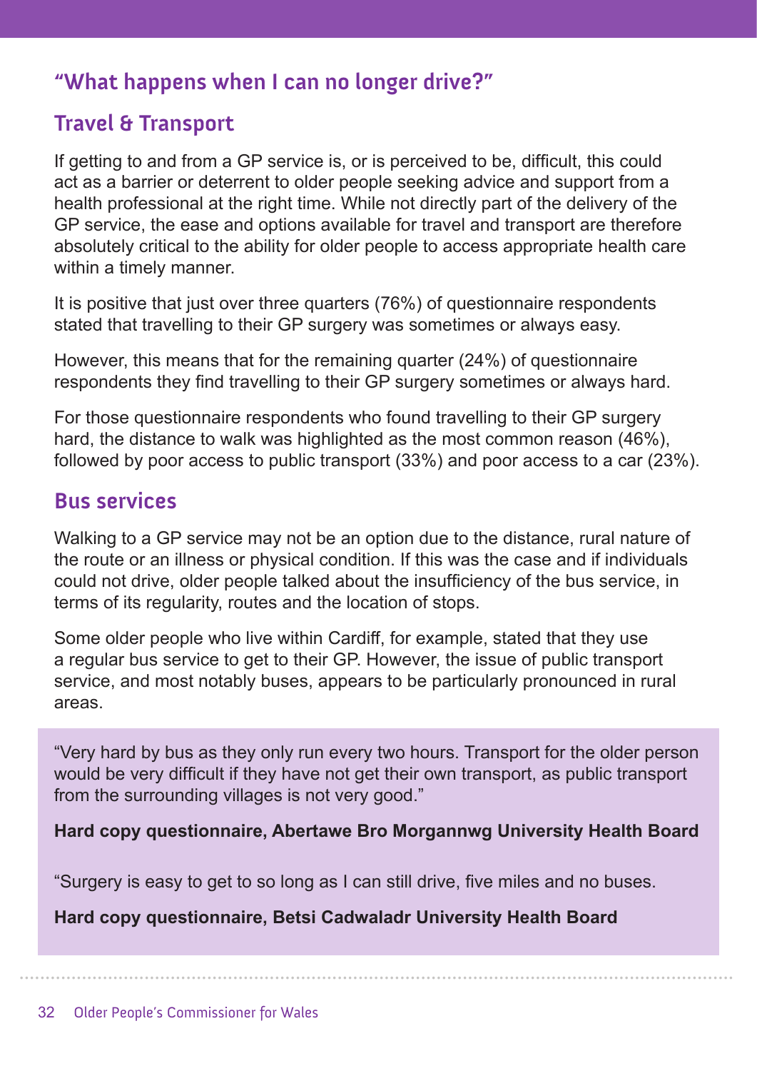## "What happens when I can no longer drive?"

### Travel & Transport

If getting to and from a GP service is, or is perceived to be, difficult, this could act as a barrier or deterrent to older people seeking advice and support from a health professional at the right time. While not directly part of the delivery of the GP service, the ease and options available for travel and transport are therefore absolutely critical to the ability for older people to access appropriate health care within a timely manner.

It is positive that just over three quarters (76%) of questionnaire respondents stated that travelling to their GP surgery was sometimes or always easy.

However, this means that for the remaining quarter (24%) of questionnaire respondents they find travelling to their GP surgery sometimes or always hard.

For those questionnaire respondents who found travelling to their GP surgery hard, the distance to walk was highlighted as the most common reason (46%), followed by poor access to public transport (33%) and poor access to a car (23%).

### Bus services

Walking to a GP service may not be an option due to the distance, rural nature of the route or an illness or physical condition. If this was the case and if individuals could not drive, older people talked about the insufficiency of the bus service, in terms of its regularity, routes and the location of stops.

Some older people who live within Cardiff, for example, stated that they use a regular bus service to get to their GP. However, the issue of public transport service, and most notably buses, appears to be particularly pronounced in rural areas.

> "Very hard by bus as they only run every two hours. Transport for the older person would be very difficult if they have not get their own transport, as public transport from the surrounding villages is not very good."
>
> **Hard copy questionnaire, Abertawe Bro Morgannwg University Health Board**
>
> "Surgery is easy to get to so long as I can still drive, five miles and no buses.
>
> **Hard copy questionnaire, Betsi Cadwaladr University Health Board**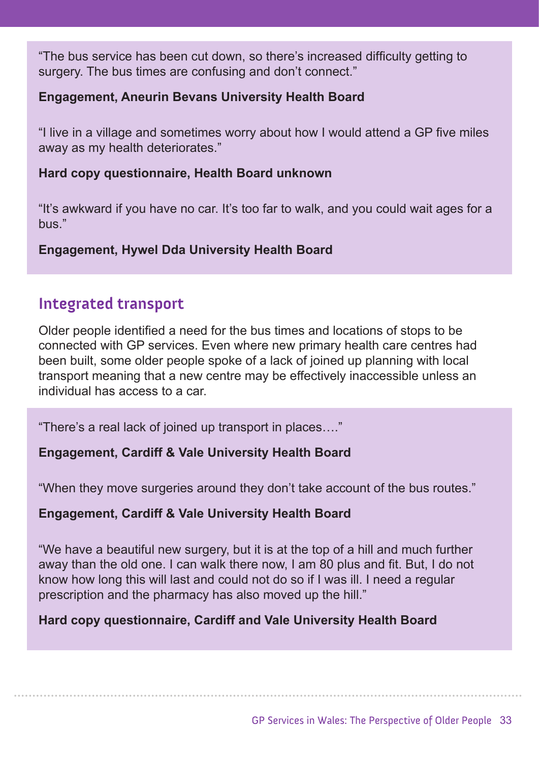"The bus service has been cut down, so there's increased difficulty getting to surgery. The bus times are confusing and don't connect."

**Engagement, Aneurin Bevans University Health Board**

"I live in a village and sometimes worry about how I would attend a GP five miles away as my health deteriorates."

**Hard copy questionnaire, Health Board unknown**

"It's awkward if you have no car. It's too far to walk, and you could wait ages for a bus."

**Engagement, Hywel Dda University Health Board**

## Integrated transport

Older people identified a need for the bus times and locations of stops to be connected with GP services. Even where new primary health care centres had been built, some older people spoke of a lack of joined up planning with local transport meaning that a new centre may be effectively inaccessible unless an individual has access to a car.

"There's a real lack of joined up transport in places…."

**Engagement, Cardiff & Vale University Health Board**

"When they move surgeries around they don't take account of the bus routes."

**Engagement, Cardiff & Vale University Health Board**

"We have a beautiful new surgery, but it is at the top of a hill and much further away than the old one. I can walk there now, I am 80 plus and fit. But, I do not know how long this will last and could not do so if I was ill. I need a regular prescription and the pharmacy has also moved up the hill."

**Hard copy questionnaire, Cardiff and Vale University Health Board**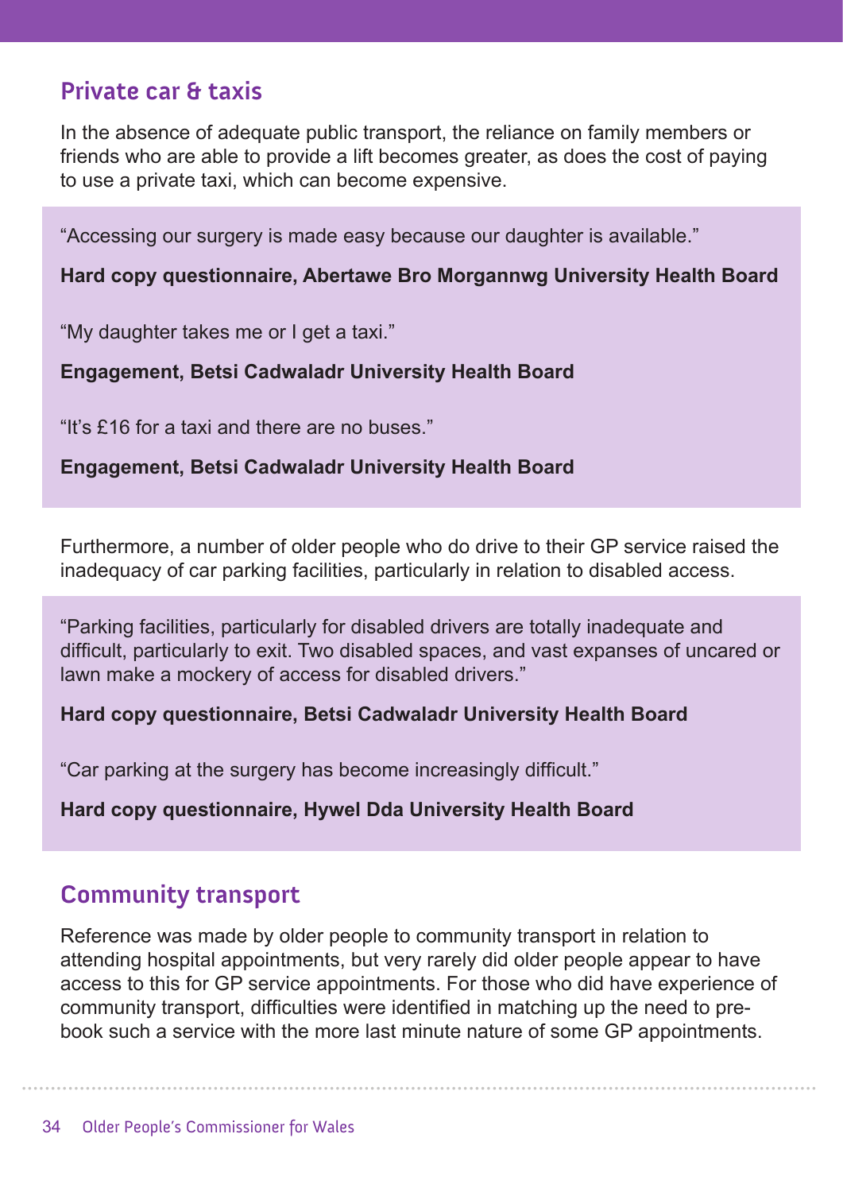## Private car & taxis

In the absence of adequate public transport, the reliance on family members or friends who are able to provide a lift becomes greater, as does the cost of paying to use a private taxi, which can become expensive.

> "Accessing our surgery is made easy because our daughter is available."
>
> **Hard copy questionnaire, Abertawe Bro Morgannwg University Health Board**
>
> "My daughter takes me or I get a taxi."
>
> **Engagement, Betsi Cadwaladr University Health Board**
>
> "It's £16 for a taxi and there are no buses."
>
> **Engagement, Betsi Cadwaladr University Health Board**

Furthermore, a number of older people who do drive to their GP service raised the inadequacy of car parking facilities, particularly in relation to disabled access.

> "Parking facilities, particularly for disabled drivers are totally inadequate and difficult, particularly to exit. Two disabled spaces, and vast expanses of uncared or lawn make a mockery of access for disabled drivers."
>
> **Hard copy questionnaire, Betsi Cadwaladr University Health Board**
>
> "Car parking at the surgery has become increasingly difficult."
>
> **Hard copy questionnaire, Hywel Dda University Health Board**

## Community transport

Reference was made by older people to community transport in relation to attending hospital appointments, but very rarely did older people appear to have access to this for GP service appointments. For those who did have experience of community transport, difficulties were identified in matching up the need to pre-book such a service with the more last minute nature of some GP appointments.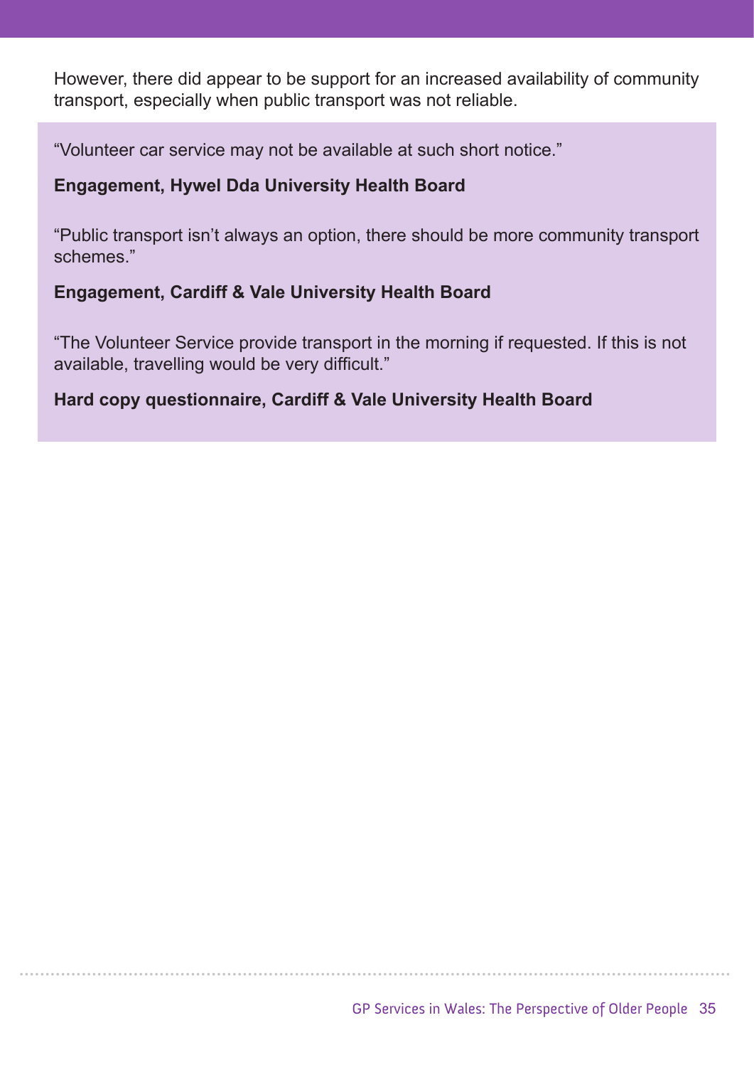However, there did appear to be support for an increased availability of community transport, especially when public transport was not reliable.

"Volunteer car service may not be available at such short notice."

**Engagement, Hywel Dda University Health Board**

"Public transport isn't always an option, there should be more community transport schemes."

**Engagement, Cardiff & Vale University Health Board**

"The Volunteer Service provide transport in the morning if requested. If this is not available, travelling would be very difficult."

**Hard copy questionnaire, Cardiff & Vale University Health Board**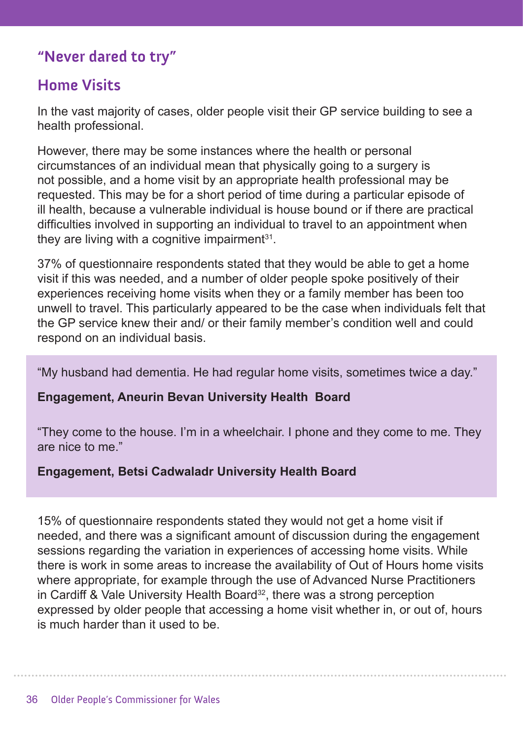## "Never dared to try"

## Home Visits

In the vast majority of cases, older people visit their GP service building to see a health professional.

However, there may be some instances where the health or personal circumstances of an individual mean that physically going to a surgery is not possible, and a home visit by an appropriate health professional may be requested. This may be for a short period of time during a particular episode of ill health, because a vulnerable individual is house bound or if there are practical difficulties involved in supporting an individual to travel to an appointment when they are living with a cognitive impairment[31].

37% of questionnaire respondents stated that they would be able to get a home visit if this was needed, and a number of older people spoke positively of their experiences receiving home visits when they or a family member has been too unwell to travel. This particularly appeared to be the case when individuals felt that the GP service knew their and/ or their family member's condition well and could respond on an individual basis.

> "My husband had dementia. He had regular home visits, sometimes twice a day."
>
> **Engagement, Aneurin Bevan University Health Board**
>
> "They come to the house. I'm in a wheelchair. I phone and they come to me. They are nice to me."
>
> **Engagement, Betsi Cadwaladr University Health Board**

15% of questionnaire respondents stated they would not get a home visit if needed, and there was a significant amount of discussion during the engagement sessions regarding the variation in experiences of accessing home visits. While there is work in some areas to increase the availability of Out of Hours home visits where appropriate, for example through the use of Advanced Nurse Practitioners in Cardiff & Vale University Health Board[32], there was a strong perception expressed by older people that accessing a home visit whether in, or out of, hours is much harder than it used to be.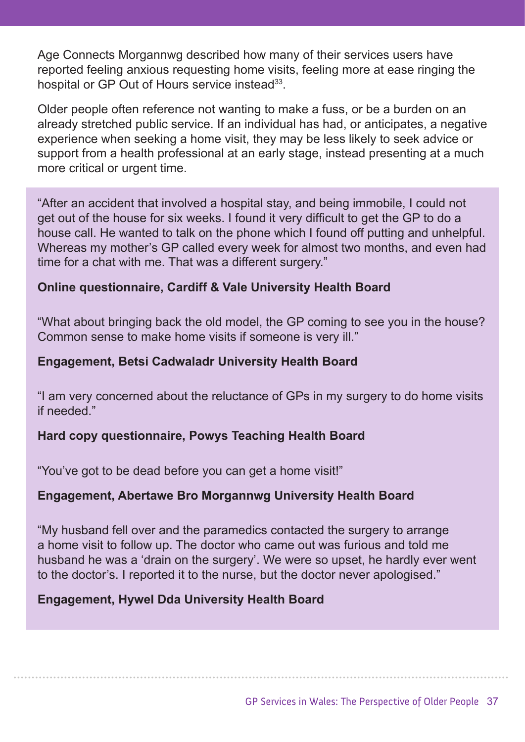Age Connects Morgannwg described how many of their services users have reported feeling anxious requesting home visits, feeling more at ease ringing the hospital or GP Out of Hours service instead[33].

Older people often reference not wanting to make a fuss, or be a burden on an already stretched public service. If an individual has had, or anticipates, a negative experience when seeking a home visit, they may be less likely to seek advice or support from a health professional at an early stage, instead presenting at a much more critical or urgent time.

"After an accident that involved a hospital stay, and being immobile, I could not get out of the house for six weeks. I found it very difficult to get the GP to do a house call. He wanted to talk on the phone which I found off putting and unhelpful. Whereas my mother's GP called every week for almost two months, and even had time for a chat with me. That was a different surgery."

**Online questionnaire, Cardiff & Vale University Health Board**

"What about bringing back the old model, the GP coming to see you in the house? Common sense to make home visits if someone is very ill."

**Engagement, Betsi Cadwaladr University Health Board**

"I am very concerned about the reluctance of GPs in my surgery to do home visits if needed."

**Hard copy questionnaire, Powys Teaching Health Board**

"You've got to be dead before you can get a home visit!"

**Engagement, Abertawe Bro Morgannwg University Health Board**

"My husband fell over and the paramedics contacted the surgery to arrange a home visit to follow up. The doctor who came out was furious and told me husband he was a 'drain on the surgery'. We were so upset, he hardly ever went to the doctor's. I reported it to the nurse, but the doctor never apologised."

**Engagement, Hywel Dda University Health Board**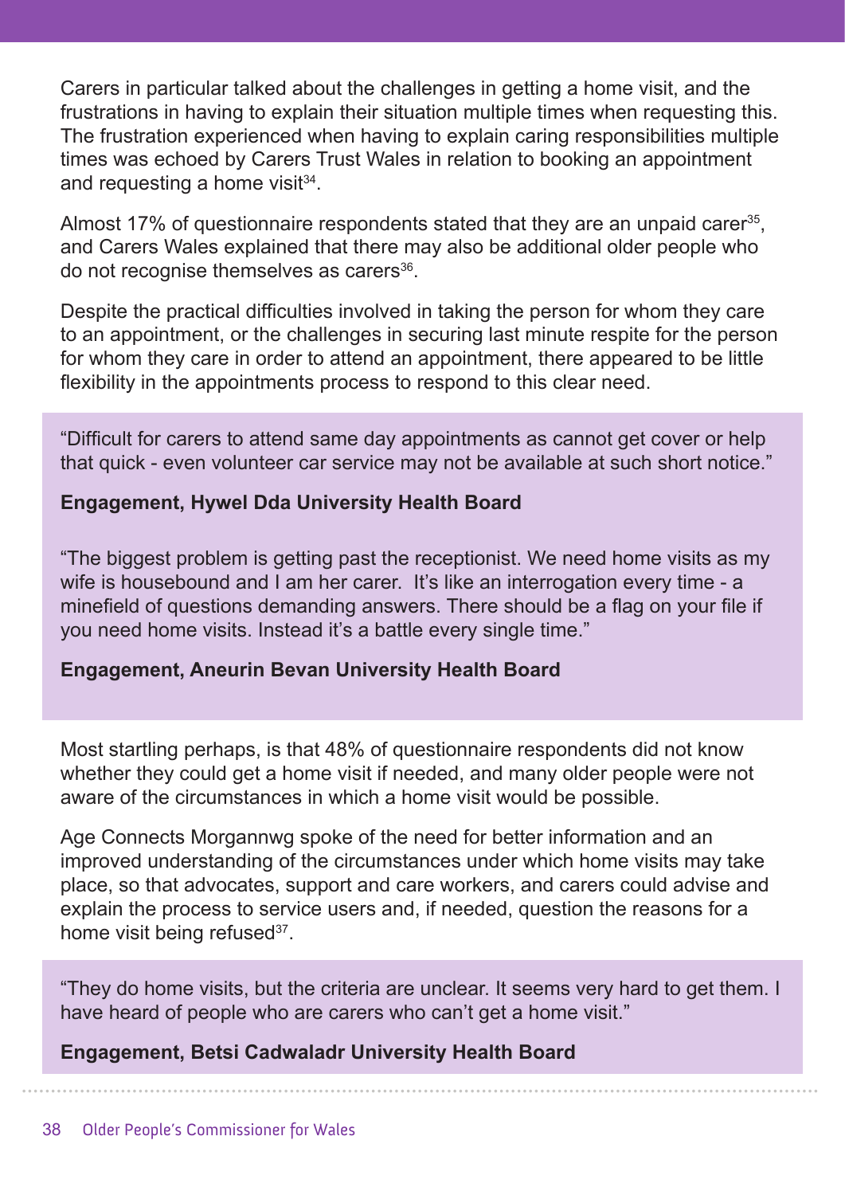Carers in particular talked about the challenges in getting a home visit, and the frustrations in having to explain their situation multiple times when requesting this. The frustration experienced when having to explain caring responsibilities multiple times was echoed by Carers Trust Wales in relation to booking an appointment and requesting a home visit[34].

Almost 17% of questionnaire respondents stated that they are an unpaid carer[35], and Carers Wales explained that there may also be additional older people who do not recognise themselves as carers[36].

Despite the practical difficulties involved in taking the person for whom they care to an appointment, or the challenges in securing last minute respite for the person for whom they care in order to attend an appointment, there appeared to be little flexibility in the appointments process to respond to this clear need.

> "Difficult for carers to attend same day appointments as cannot get cover or help that quick - even volunteer car service may not be available at such short notice."
>
> **Engagement, Hywel Dda University Health Board**
>
> "The biggest problem is getting past the receptionist. We need home visits as my wife is housebound and I am her carer. It's like an interrogation every time - a minefield of questions demanding answers. There should be a flag on your file if you need home visits. Instead it's a battle every single time."
>
> **Engagement, Aneurin Bevan University Health Board**

Most startling perhaps, is that 48% of questionnaire respondents did not know whether they could get a home visit if needed, and many older people were not aware of the circumstances in which a home visit would be possible.

Age Connects Morgannwg spoke of the need for better information and an improved understanding of the circumstances under which home visits may take place, so that advocates, support and care workers, and carers could advise and explain the process to service users and, if needed, question the reasons for a home visit being refused[37].

> "They do home visits, but the criteria are unclear. It seems very hard to get them. I have heard of people who are carers who can't get a home visit."
>
> **Engagement, Betsi Cadwaladr University Health Board**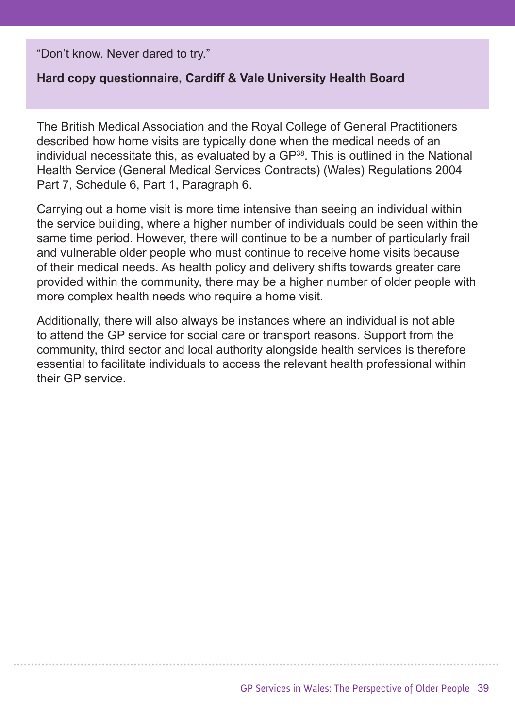> "Don't know. Never dared to try."
>
> **Hard copy questionnaire, Cardiff & Vale University Health Board**

The British Medical Association and the Royal College of General Practitioners described how home visits are typically done when the medical needs of an individual necessitate this, as evaluated by a GP[38]. This is outlined in the National Health Service (General Medical Services Contracts) (Wales) Regulations 2004 Part 7, Schedule 6, Part 1, Paragraph 6.

Carrying out a home visit is more time intensive than seeing an individual within the service building, where a higher number of individuals could be seen within the same time period. However, there will continue to be a number of particularly frail and vulnerable older people who must continue to receive home visits because of their medical needs. As health policy and delivery shifts towards greater care provided within the community, there may be a higher number of older people with more complex health needs who require a home visit.

Additionally, there will also always be instances where an individual is not able to attend the GP service for social care or transport reasons. Support from the community, third sector and local authority alongside health services is therefore essential to facilitate individuals to access the relevant health professional within their GP service.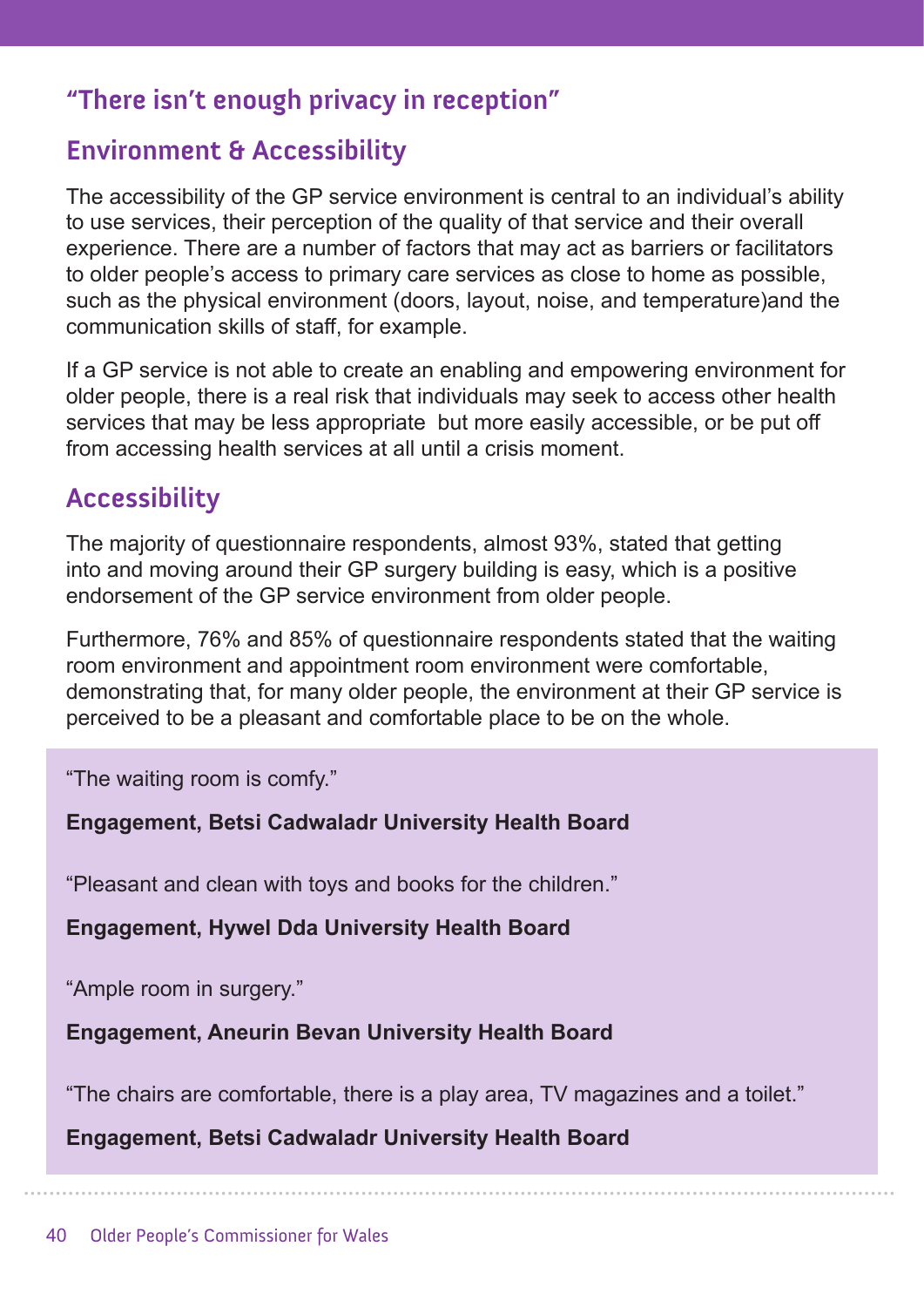## "There isn't enough privacy in reception"

## Environment & Accessibility

The accessibility of the GP service environment is central to an individual's ability to use services, their perception of the quality of that service and their overall experience. There are a number of factors that may act as barriers or facilitators to older people's access to primary care services as close to home as possible, such as the physical environment (doors, layout, noise, and temperature)and the communication skills of staff, for example.

If a GP service is not able to create an enabling and empowering environment for older people, there is a real risk that individuals may seek to access other health services that may be less appropriate  but more easily accessible, or be put off from accessing health services at all until a crisis moment.

## Accessibility

The majority of questionnaire respondents, almost 93%, stated that getting into and moving around their GP surgery building is easy, which is a positive endorsement of the GP service environment from older people.

Furthermore, 76% and 85% of questionnaire respondents stated that the waiting room environment and appointment room environment were comfortable, demonstrating that, for many older people, the environment at their GP service is perceived to be a pleasant and comfortable place to be on the whole.

"The waiting room is comfy."

**Engagement, Betsi Cadwaladr University Health Board**

"Pleasant and clean with toys and books for the children."

**Engagement, Hywel Dda University Health Board**

"Ample room in surgery."

**Engagement, Aneurin Bevan University Health Board**

"The chairs are comfortable, there is a play area, TV magazines and a toilet."

**Engagement, Betsi Cadwaladr University Health Board**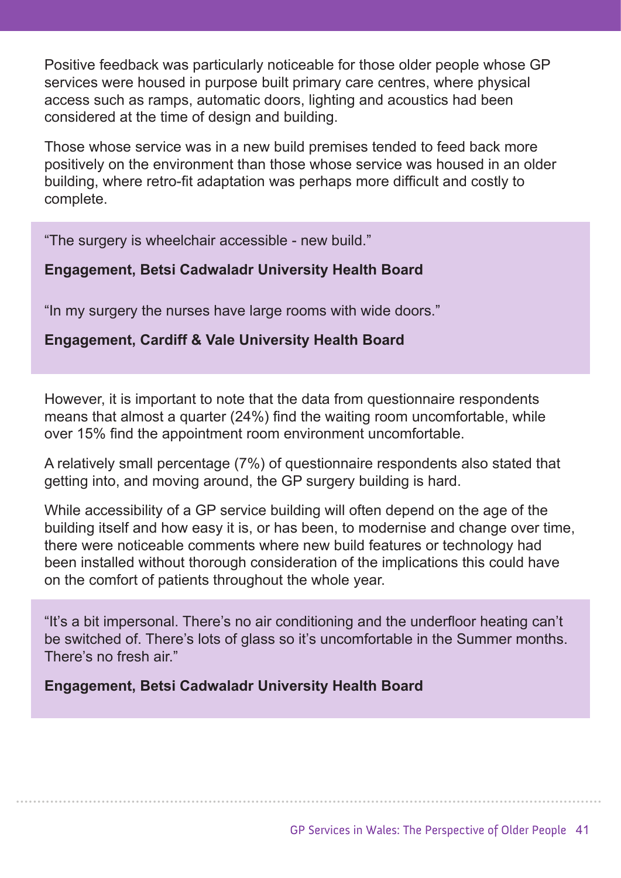Positive feedback was particularly noticeable for those older people whose GP services were housed in purpose built primary care centres, where physical access such as ramps, automatic doors, lighting and acoustics had been considered at the time of design and building.

Those whose service was in a new build premises tended to feed back more positively on the environment than those whose service was housed in an older building, where retro-fit adaptation was perhaps more difficult and costly to complete.

> "The surgery is wheelchair accessible - new build."
>
> **Engagement, Betsi Cadwaladr University Health Board**
>
> "In my surgery the nurses have large rooms with wide doors."
>
> **Engagement, Cardiff & Vale University Health Board**

However, it is important to note that the data from questionnaire respondents means that almost a quarter (24%) find the waiting room uncomfortable, while over 15% find the appointment room environment uncomfortable.

A relatively small percentage (7%) of questionnaire respondents also stated that getting into, and moving around, the GP surgery building is hard.

While accessibility of a GP service building will often depend on the age of the building itself and how easy it is, or has been, to modernise and change over time, there were noticeable comments where new build features or technology had been installed without thorough consideration of the implications this could have on the comfort of patients throughout the whole year.

> "It's a bit impersonal. There's no air conditioning and the underfloor heating can't be switched of. There's lots of glass so it's uncomfortable in the Summer months. There's no fresh air."
>
> **Engagement, Betsi Cadwaladr University Health Board**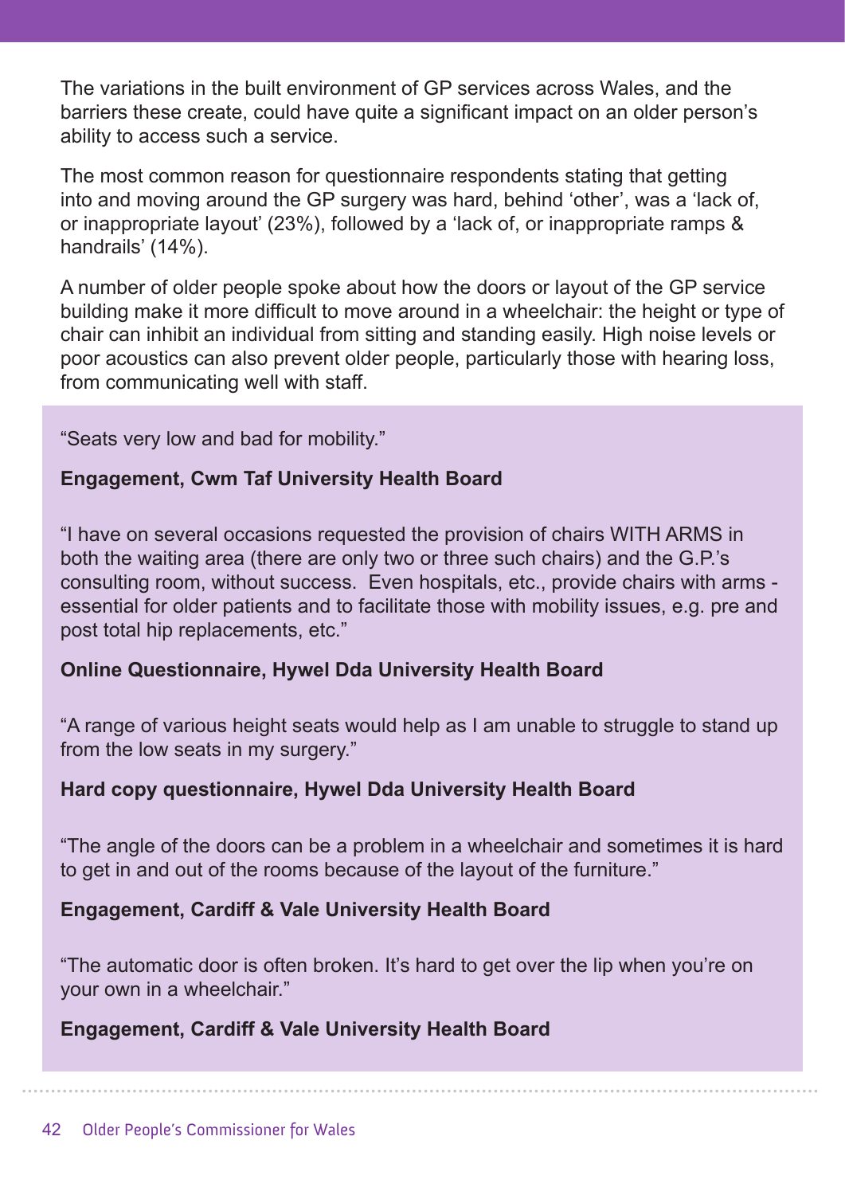The variations in the built environment of GP services across Wales, and the barriers these create, could have quite a significant impact on an older person's ability to access such a service.

The most common reason for questionnaire respondents stating that getting into and moving around the GP surgery was hard, behind 'other', was a 'lack of, or inappropriate layout' (23%), followed by a 'lack of, or inappropriate ramps & handrails' (14%).

A number of older people spoke about how the doors or layout of the GP service building make it more difficult to move around in a wheelchair: the height or type of chair can inhibit an individual from sitting and standing easily. High noise levels or poor acoustics can also prevent older people, particularly those with hearing loss, from communicating well with staff.

"Seats very low and bad for mobility."

**Engagement, Cwm Taf University Health Board**

"I have on several occasions requested the provision of chairs WITH ARMS in both the waiting area (there are only two or three such chairs) and the G.P.'s consulting room, without success. Even hospitals, etc., provide chairs with arms - essential for older patients and to facilitate those with mobility issues, e.g. pre and post total hip replacements, etc."

**Online Questionnaire, Hywel Dda University Health Board**

"A range of various height seats would help as I am unable to struggle to stand up from the low seats in my surgery."

**Hard copy questionnaire, Hywel Dda University Health Board**

"The angle of the doors can be a problem in a wheelchair and sometimes it is hard to get in and out of the rooms because of the layout of the furniture."

**Engagement, Cardiff & Vale University Health Board**

"The automatic door is often broken. It's hard to get over the lip when you're on your own in a wheelchair."

**Engagement, Cardiff & Vale University Health Board**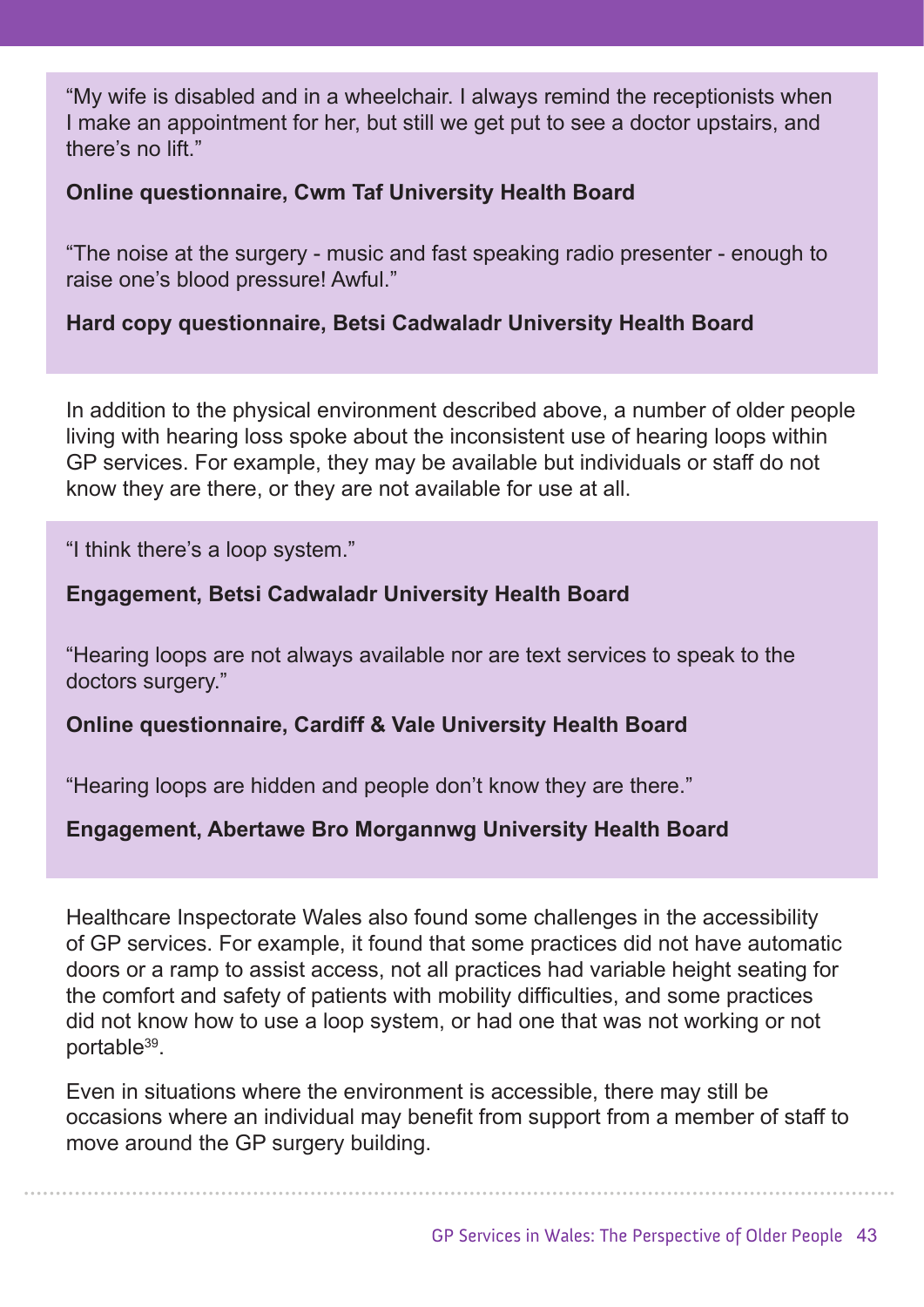"My wife is disabled and in a wheelchair. I always remind the receptionists when I make an appointment for her, but still we get put to see a doctor upstairs, and there's no lift."

**Online questionnaire, Cwm Taf University Health Board**

"The noise at the surgery - music and fast speaking radio presenter - enough to raise one's blood pressure! Awful."

**Hard copy questionnaire, Betsi Cadwaladr University Health Board**

In addition to the physical environment described above, a number of older people living with hearing loss spoke about the inconsistent use of hearing loops within GP services. For example, they may be available but individuals or staff do not know they are there, or they are not available for use at all.

"I think there's a loop system."

**Engagement, Betsi Cadwaladr University Health Board**

"Hearing loops are not always available nor are text services to speak to the doctors surgery."

**Online questionnaire, Cardiff & Vale University Health Board**

"Hearing loops are hidden and people don't know they are there."

**Engagement, Abertawe Bro Morgannwg University Health Board**

Healthcare Inspectorate Wales also found some challenges in the accessibility of GP services. For example, it found that some practices did not have automatic doors or a ramp to assist access, not all practices had variable height seating for the comfort and safety of patients with mobility difficulties, and some practices did not know how to use a loop system, or had one that was not working or not portable[39].

Even in situations where the environment is accessible, there may still be occasions where an individual may benefit from support from a member of staff to move around the GP surgery building.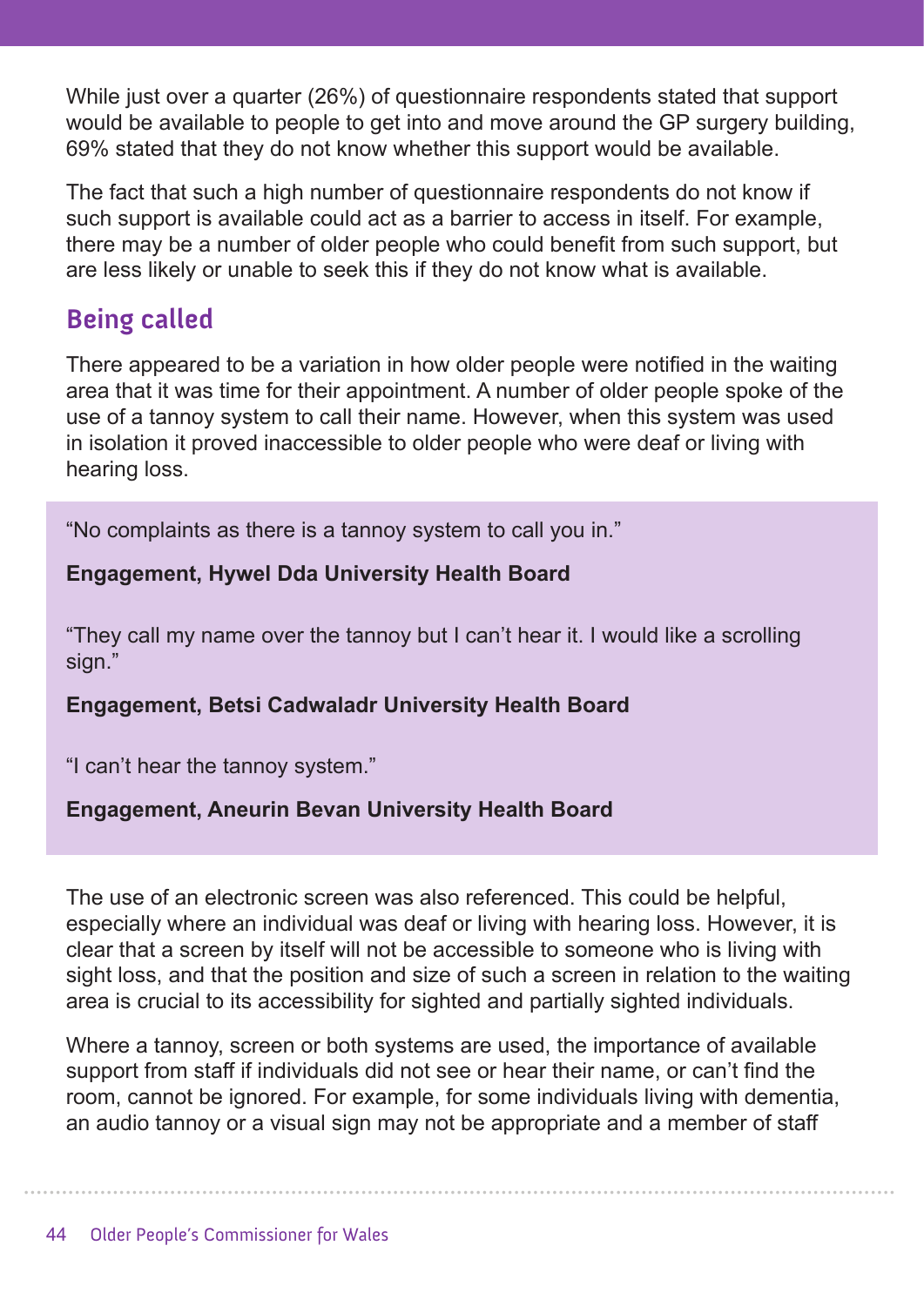While just over a quarter (26%) of questionnaire respondents stated that support would be available to people to get into and move around the GP surgery building, 69% stated that they do not know whether this support would be available.

The fact that such a high number of questionnaire respondents do not know if such support is available could act as a barrier to access in itself. For example, there may be a number of older people who could benefit from such support, but are less likely or unable to seek this if they do not know what is available.

## Being called

There appeared to be a variation in how older people were notified in the waiting area that it was time for their appointment. A number of older people spoke of the use of a tannoy system to call their name. However, when this system was used in isolation it proved inaccessible to older people who were deaf or living with hearing loss.

> "No complaints as there is a tannoy system to call you in."
>
> **Engagement, Hywel Dda University Health Board**
>
> "They call my name over the tannoy but I can't hear it. I would like a scrolling sign."
>
> **Engagement, Betsi Cadwaladr University Health Board**
>
> "I can't hear the tannoy system."
>
> **Engagement, Aneurin Bevan University Health Board**

The use of an electronic screen was also referenced. This could be helpful, especially where an individual was deaf or living with hearing loss. However, it is clear that a screen by itself will not be accessible to someone who is living with sight loss, and that the position and size of such a screen in relation to the waiting area is crucial to its accessibility for sighted and partially sighted individuals.

Where a tannoy, screen or both systems are used, the importance of available support from staff if individuals did not see or hear their name, or can't find the room, cannot be ignored. For example, for some individuals living with dementia, an audio tannoy or a visual sign may not be appropriate and a member of staff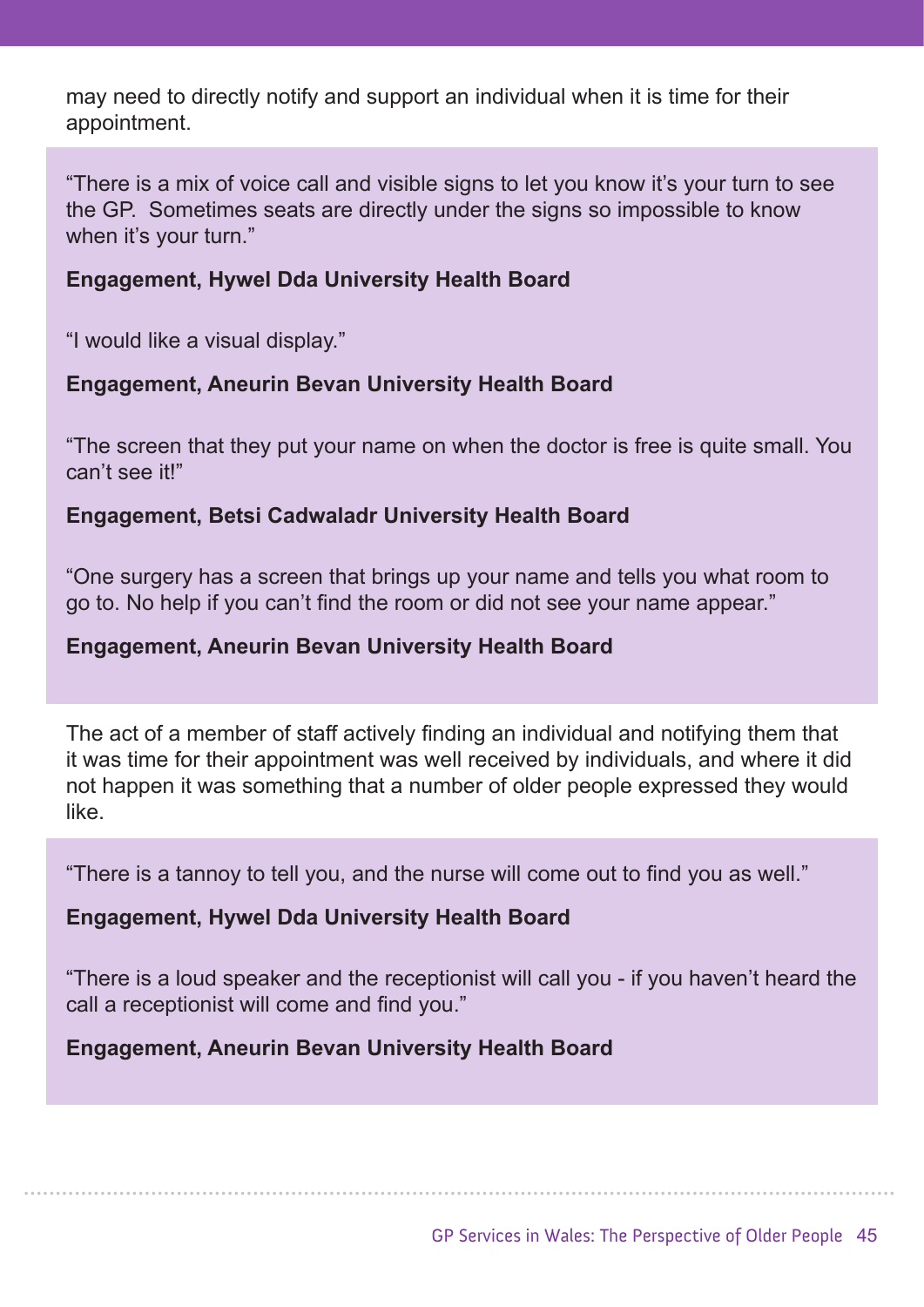may need to directly notify and support an individual when it is time for their appointment.

> "There is a mix of voice call and visible signs to let you know it's your turn to see the GP. Sometimes seats are directly under the signs so impossible to know when it's your turn."
>
> **Engagement, Hywel Dda University Health Board**
>
> "I would like a visual display."
>
> **Engagement, Aneurin Bevan University Health Board**
>
> "The screen that they put your name on when the doctor is free is quite small. You can't see it!"
>
> **Engagement, Betsi Cadwaladr University Health Board**
>
> "One surgery has a screen that brings up your name and tells you what room to go to. No help if you can't find the room or did not see your name appear."
>
> **Engagement, Aneurin Bevan University Health Board**

The act of a member of staff actively finding an individual and notifying them that it was time for their appointment was well received by individuals, and where it did not happen it was something that a number of older people expressed they would like.

> "There is a tannoy to tell you, and the nurse will come out to find you as well."
>
> **Engagement, Hywel Dda University Health Board**
>
> "There is a loud speaker and the receptionist will call you - if you haven't heard the call a receptionist will come and find you."
>
> **Engagement, Aneurin Bevan University Health Board**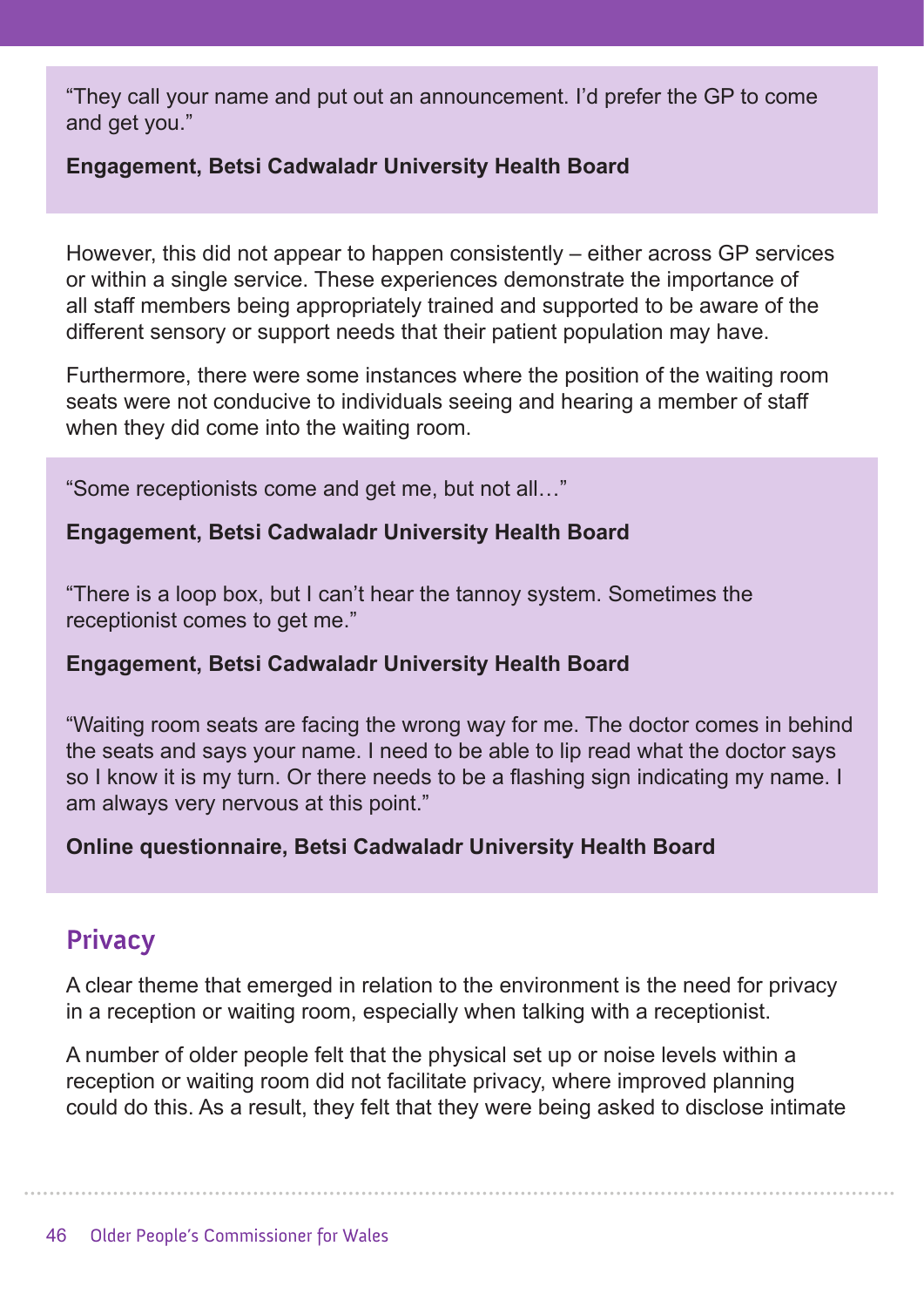> "They call your name and put out an announcement. I'd prefer the GP to come and get you."
>
> **Engagement, Betsi Cadwaladr University Health Board**

However, this did not appear to happen consistently – either across GP services or within a single service. These experiences demonstrate the importance of all staff members being appropriately trained and supported to be aware of the different sensory or support needs that their patient population may have.

Furthermore, there were some instances where the position of the waiting room seats were not conducive to individuals seeing and hearing a member of staff when they did come into the waiting room.

> "Some receptionists come and get me, but not all…"
>
> **Engagement, Betsi Cadwaladr University Health Board**
>
> "There is a loop box, but I can't hear the tannoy system. Sometimes the receptionist comes to get me."
>
> **Engagement, Betsi Cadwaladr University Health Board**
>
> "Waiting room seats are facing the wrong way for me. The doctor comes in behind the seats and says your name. I need to be able to lip read what the doctor says so I know it is my turn. Or there needs to be a flashing sign indicating my name. I am always very nervous at this point."
>
> **Online questionnaire, Betsi Cadwaladr University Health Board**

## Privacy

A clear theme that emerged in relation to the environment is the need for privacy in a reception or waiting room, especially when talking with a receptionist.

A number of older people felt that the physical set up or noise levels within a reception or waiting room did not facilitate privacy, where improved planning could do this. As a result, they felt that they were being asked to disclose intimate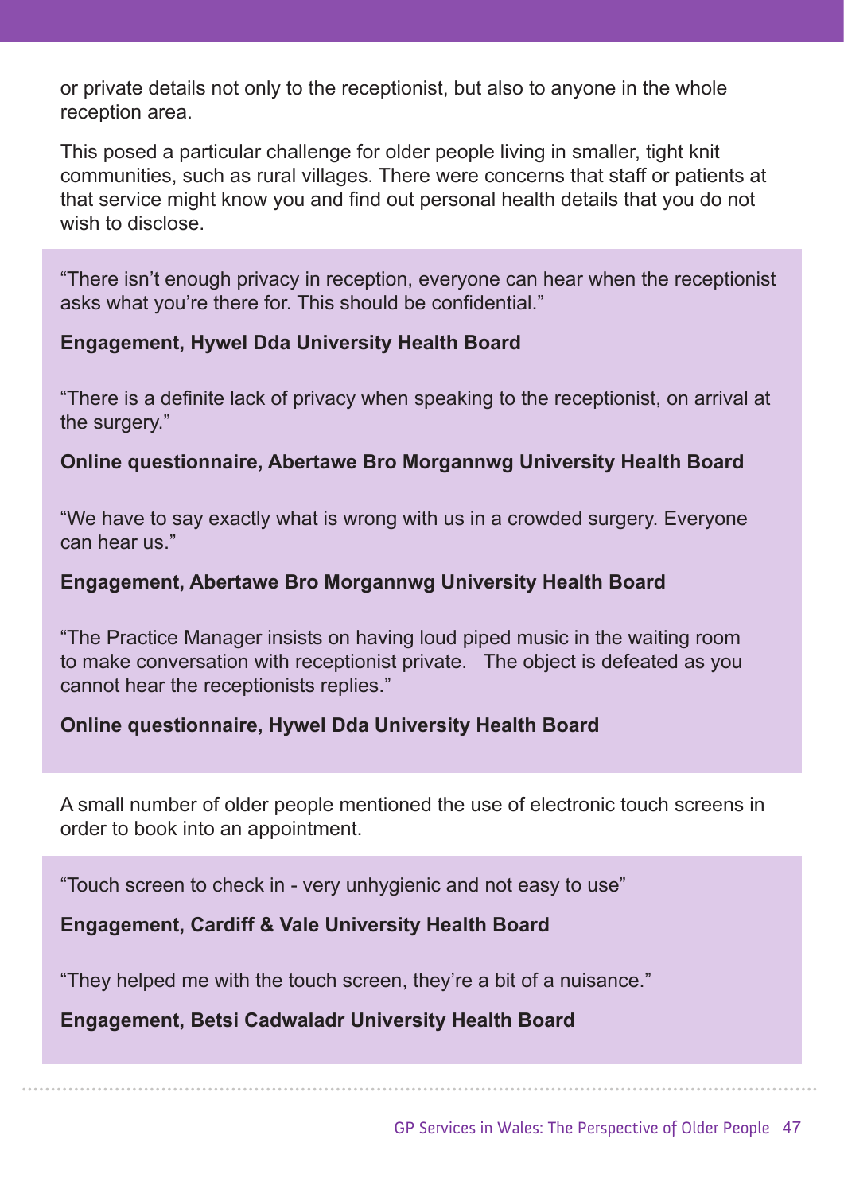or private details not only to the receptionist, but also to anyone in the whole reception area.

This posed a particular challenge for older people living in smaller, tight knit communities, such as rural villages. There were concerns that staff or patients at that service might know you and find out personal health details that you do not wish to disclose.

"There isn't enough privacy in reception, everyone can hear when the receptionist asks what you're there for. This should be confidential."

**Engagement, Hywel Dda University Health Board**

"There is a definite lack of privacy when speaking to the receptionist, on arrival at the surgery."

**Online questionnaire, Abertawe Bro Morgannwg University Health Board**

"We have to say exactly what is wrong with us in a crowded surgery. Everyone can hear us."

**Engagement, Abertawe Bro Morgannwg University Health Board**

"The Practice Manager insists on having loud piped music in the waiting room to make conversation with receptionist private. The object is defeated as you cannot hear the receptionists replies."

**Online questionnaire, Hywel Dda University Health Board**

A small number of older people mentioned the use of electronic touch screens in order to book into an appointment.

"Touch screen to check in - very unhygienic and not easy to use"

**Engagement, Cardiff & Vale University Health Board**

"They helped me with the touch screen, they're a bit of a nuisance."

**Engagement, Betsi Cadwaladr University Health Board**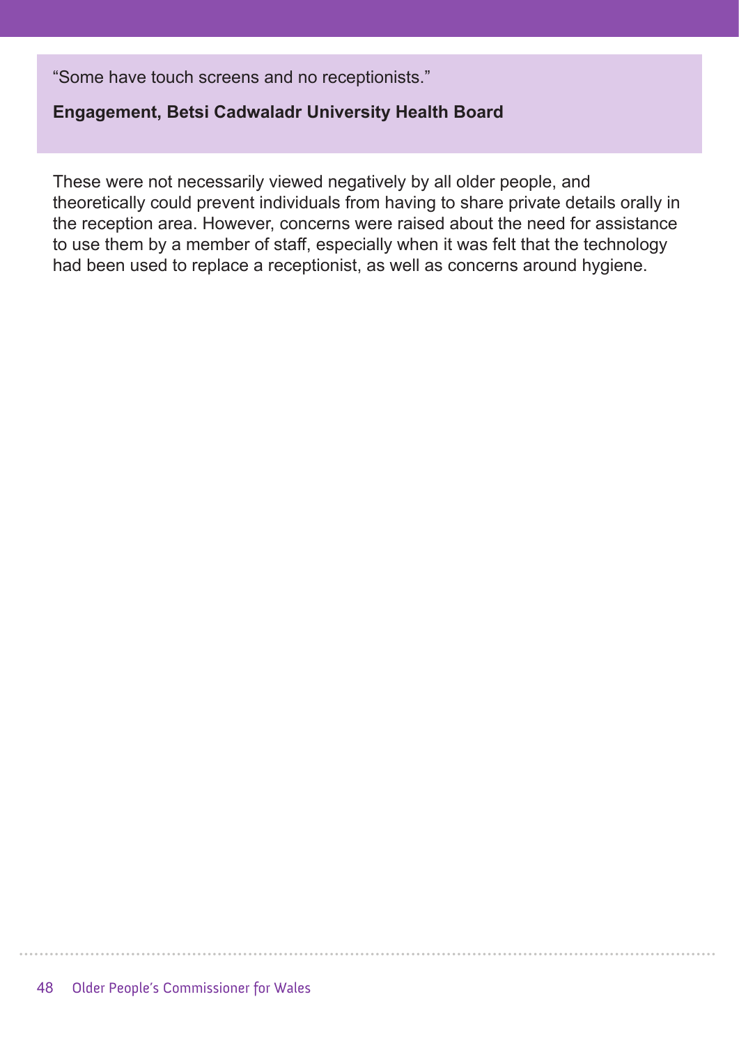> "Some have touch screens and no receptionists."
>
> **Engagement, Betsi Cadwaladr University Health Board**

These were not necessarily viewed negatively by all older people, and theoretically could prevent individuals from having to share private details orally in the reception area. However, concerns were raised about the need for assistance to use them by a member of staff, especially when it was felt that the technology had been used to replace a receptionist, as well as concerns around hygiene.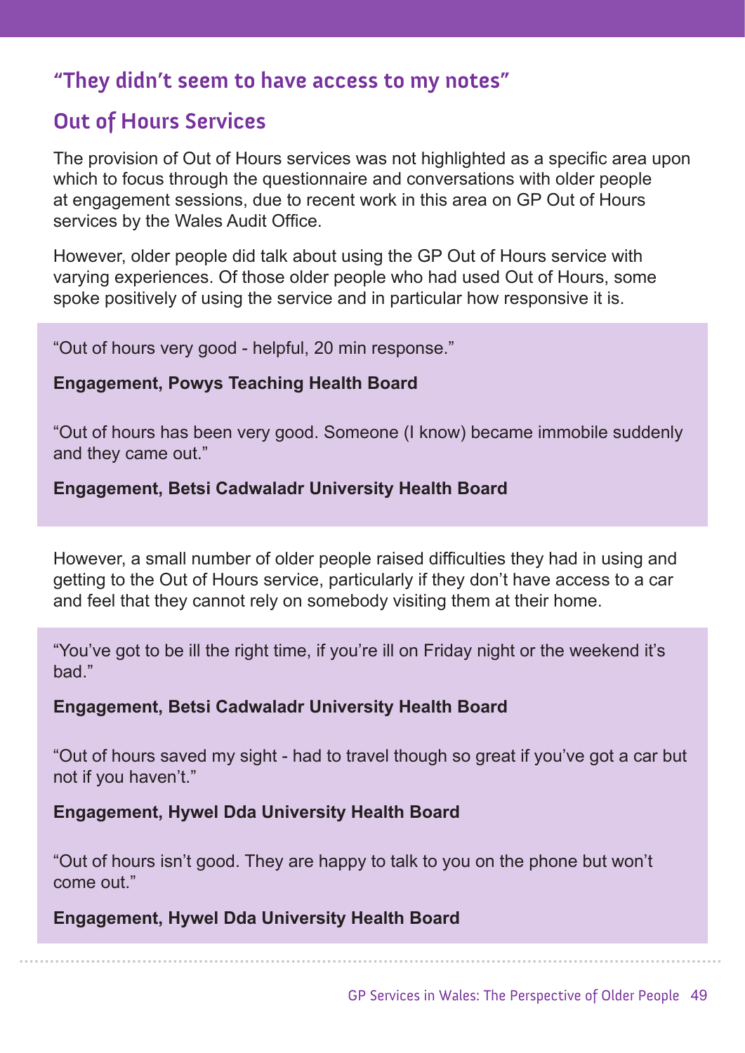## "They didn't seem to have access to my notes"

## Out of Hours Services

The provision of Out of Hours services was not highlighted as a specific area upon which to focus through the questionnaire and conversations with older people at engagement sessions, due to recent work in this area on GP Out of Hours services by the Wales Audit Office.

However, older people did talk about using the GP Out of Hours service with varying experiences. Of those older people who had used Out of Hours, some spoke positively of using the service and in particular how responsive it is.

"Out of hours very good - helpful, 20 min response."

**Engagement, Powys Teaching Health Board**

"Out of hours has been very good. Someone (I know) became immobile suddenly and they came out."

**Engagement, Betsi Cadwaladr University Health Board**

However, a small number of older people raised difficulties they had in using and getting to the Out of Hours service, particularly if they don't have access to a car and feel that they cannot rely on somebody visiting them at their home.

"You've got to be ill the right time, if you're ill on Friday night or the weekend it's bad."

**Engagement, Betsi Cadwaladr University Health Board**

"Out of hours saved my sight - had to travel though so great if you've got a car but not if you haven't."

**Engagement, Hywel Dda University Health Board**

"Out of hours isn't good. They are happy to talk to you on the phone but won't come out."

**Engagement, Hywel Dda University Health Board**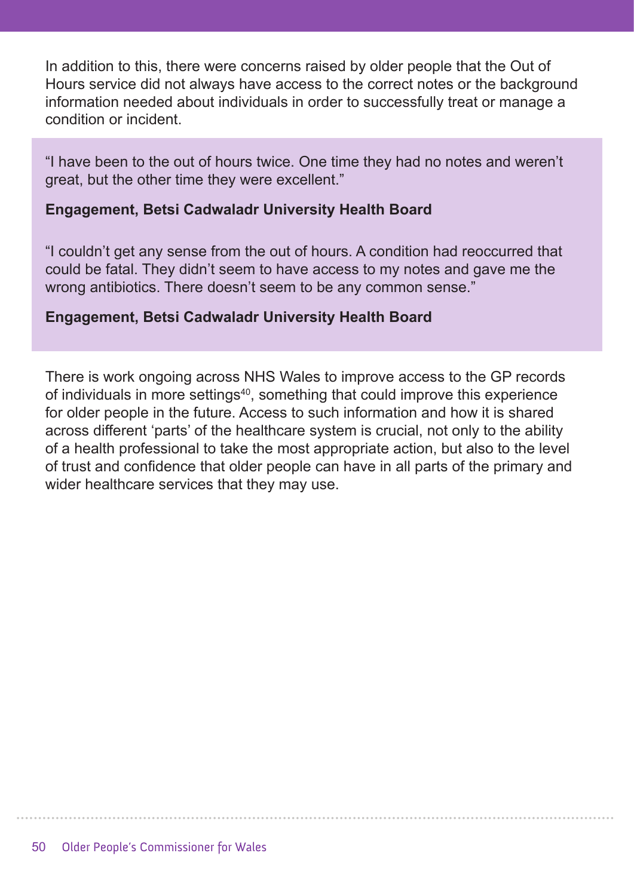In addition to this, there were concerns raised by older people that the Out of Hours service did not always have access to the correct notes or the background information needed about individuals in order to successfully treat or manage a condition or incident.

> "I have been to the out of hours twice. One time they had no notes and weren't great, but the other time they were excellent."
>
> **Engagement, Betsi Cadwaladr University Health Board**
>
> "I couldn't get any sense from the out of hours. A condition had reoccurred that could be fatal. They didn't seem to have access to my notes and gave me the wrong antibiotics. There doesn't seem to be any common sense."
>
> **Engagement, Betsi Cadwaladr University Health Board**

There is work ongoing across NHS Wales to improve access to the GP records of individuals in more settings[40], something that could improve this experience for older people in the future. Access to such information and how it is shared across different 'parts' of the healthcare system is crucial, not only to the ability of a health professional to take the most appropriate action, but also to the level of trust and confidence that older people can have in all parts of the primary and wider healthcare services that they may use.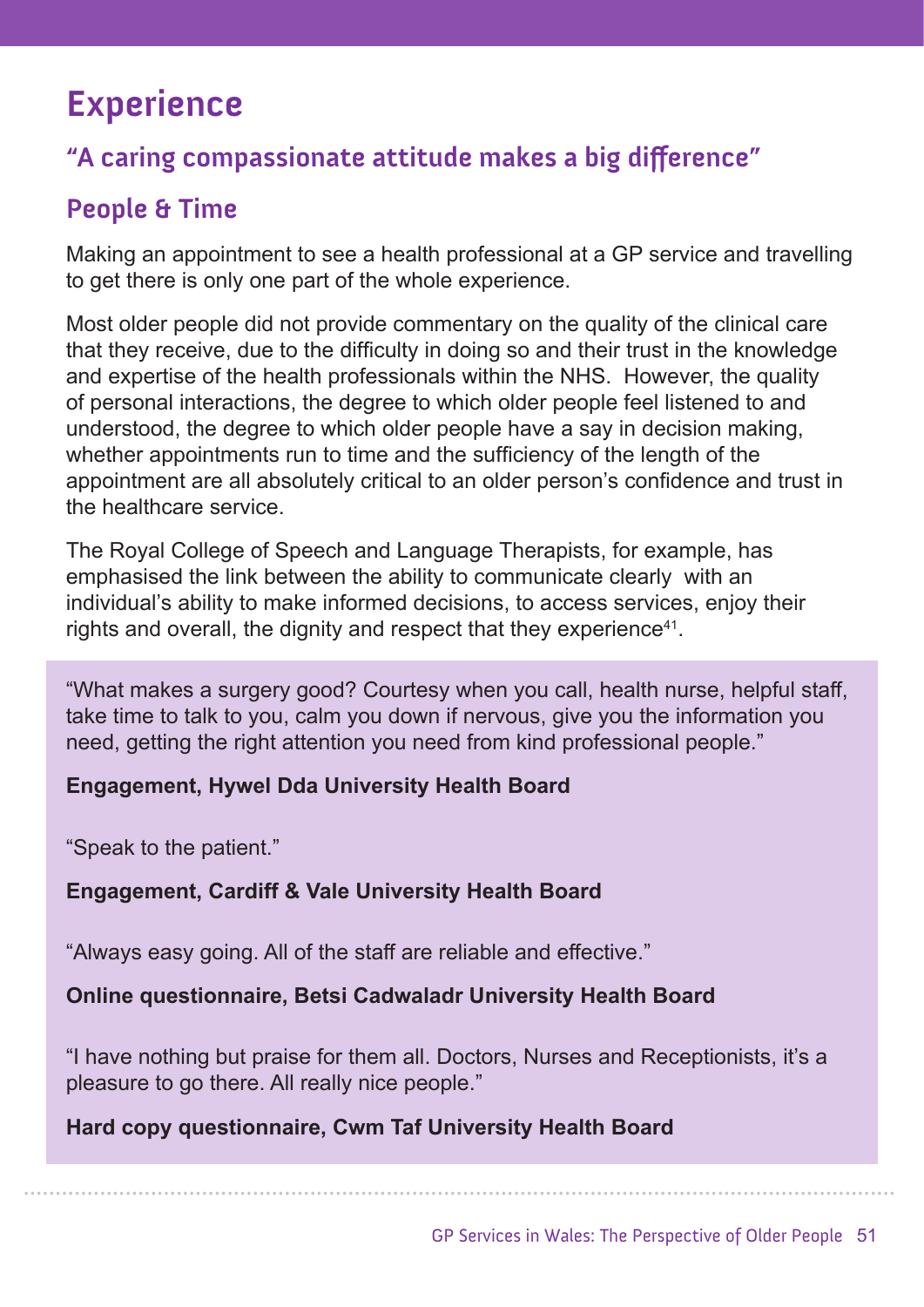# Experience

## "A caring compassionate attitude makes a big difference"

## People & Time

Making an appointment to see a health professional at a GP service and travelling to get there is only one part of the whole experience.

Most older people did not provide commentary on the quality of the clinical care that they receive, due to the difficulty in doing so and their trust in the knowledge and expertise of the health professionals within the NHS. However, the quality of personal interactions, the degree to which older people feel listened to and understood, the degree to which older people have a say in decision making, whether appointments run to time and the sufficiency of the length of the appointment are all absolutely critical to an older person's confidence and trust in the healthcare service.

The Royal College of Speech and Language Therapists, for example, has emphasised the link between the ability to communicate clearly with an individual's ability to make informed decisions, to access services, enjoy their rights and overall, the dignity and respect that they experience[41].

"What makes a surgery good? Courtesy when you call, health nurse, helpful staff, take time to talk to you, calm you down if nervous, give you the information you need, getting the right attention you need from kind professional people."

**Engagement, Hywel Dda University Health Board**

"Speak to the patient."

**Engagement, Cardiff & Vale University Health Board**

"Always easy going. All of the staff are reliable and effective."

**Online questionnaire, Betsi Cadwaladr University Health Board**

"I have nothing but praise for them all. Doctors, Nurses and Receptionists, it's a pleasure to go there. All really nice people."

**Hard copy questionnaire, Cwm Taf University Health Board**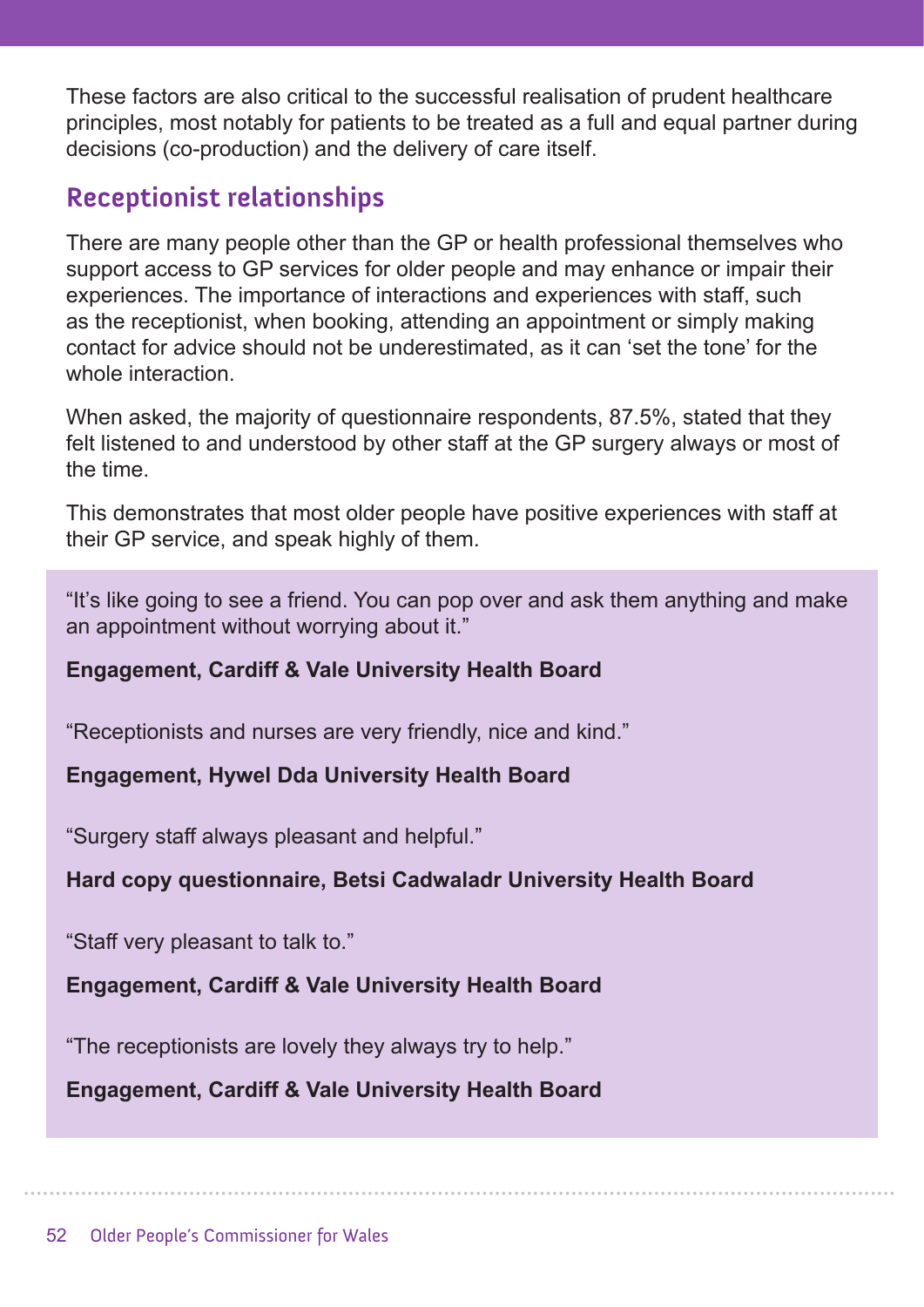These factors are also critical to the successful realisation of prudent healthcare principles, most notably for patients to be treated as a full and equal partner during decisions (co-production) and the delivery of care itself.

## Receptionist relationships

There are many people other than the GP or health professional themselves who support access to GP services for older people and may enhance or impair their experiences. The importance of interactions and experiences with staff, such as the receptionist, when booking, attending an appointment or simply making contact for advice should not be underestimated, as it can 'set the tone' for the whole interaction.

When asked, the majority of questionnaire respondents, 87.5%, stated that they felt listened to and understood by other staff at the GP surgery always or most of the time.

This demonstrates that most older people have positive experiences with staff at their GP service, and speak highly of them.

"It's like going to see a friend. You can pop over and ask them anything and make an appointment without worrying about it."

**Engagement, Cardiff & Vale University Health Board**

"Receptionists and nurses are very friendly, nice and kind."

**Engagement, Hywel Dda University Health Board**

"Surgery staff always pleasant and helpful."

**Hard copy questionnaire, Betsi Cadwaladr University Health Board**

"Staff very pleasant to talk to."

**Engagement, Cardiff & Vale University Health Board**

"The receptionists are lovely they always try to help."

**Engagement, Cardiff & Vale University Health Board**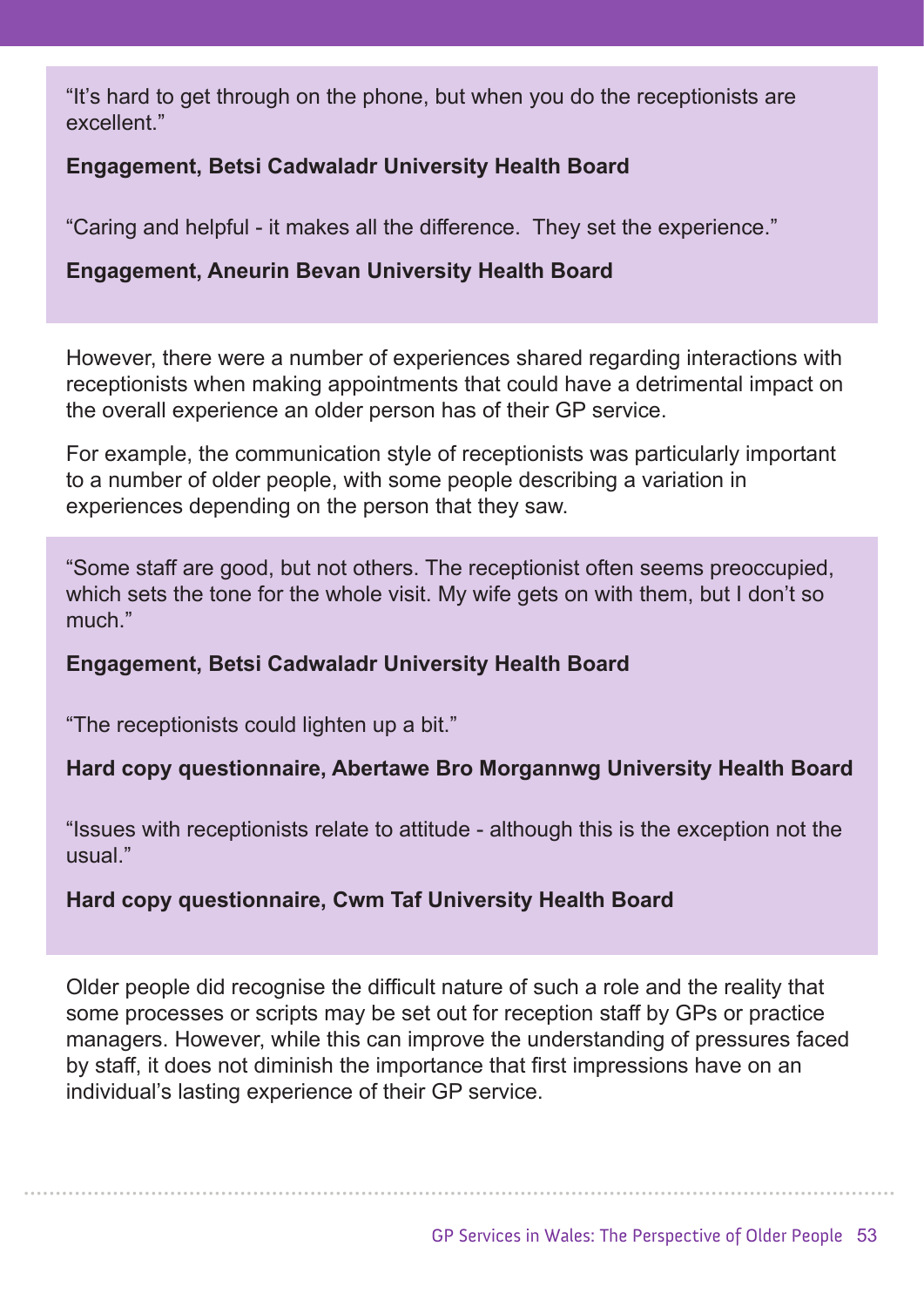"It's hard to get through on the phone, but when you do the receptionists are excellent."

**Engagement, Betsi Cadwaladr University Health Board**

"Caring and helpful - it makes all the difference. They set the experience."

**Engagement, Aneurin Bevan University Health Board**

However, there were a number of experiences shared regarding interactions with receptionists when making appointments that could have a detrimental impact on the overall experience an older person has of their GP service.

For example, the communication style of receptionists was particularly important to a number of older people, with some people describing a variation in experiences depending on the person that they saw.

"Some staff are good, but not others. The receptionist often seems preoccupied, which sets the tone for the whole visit. My wife gets on with them, but I don't so much."

**Engagement, Betsi Cadwaladr University Health Board**

"The receptionists could lighten up a bit."

**Hard copy questionnaire, Abertawe Bro Morgannwg University Health Board**

"Issues with receptionists relate to attitude - although this is the exception not the usual."

**Hard copy questionnaire, Cwm Taf University Health Board**

Older people did recognise the difficult nature of such a role and the reality that some processes or scripts may be set out for reception staff by GPs or practice managers. However, while this can improve the understanding of pressures faced by staff, it does not diminish the importance that first impressions have on an individual's lasting experience of their GP service.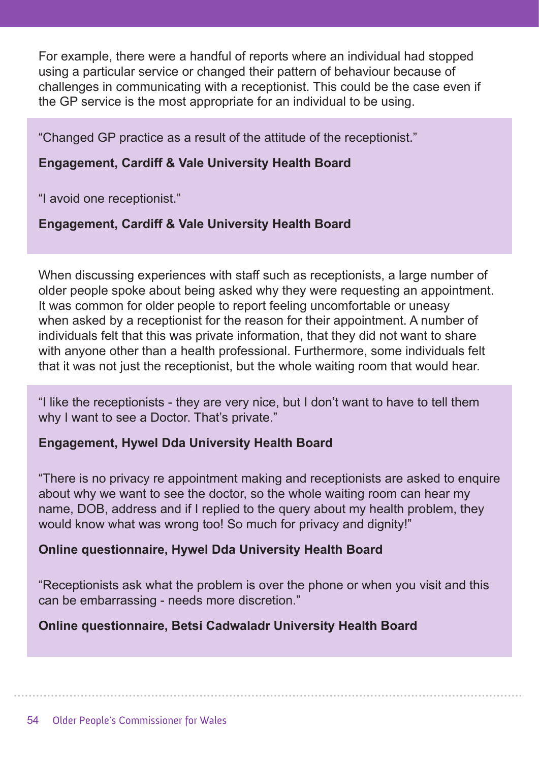For example, there were a handful of reports where an individual had stopped using a particular service or changed their pattern of behaviour because of challenges in communicating with a receptionist. This could be the case even if the GP service is the most appropriate for an individual to be using.

> "Changed GP practice as a result of the attitude of the receptionist."
>
> **Engagement, Cardiff & Vale University Health Board**
>
> "I avoid one receptionist."
>
> **Engagement, Cardiff & Vale University Health Board**

When discussing experiences with staff such as receptionists, a large number of older people spoke about being asked why they were requesting an appointment. It was common for older people to report feeling uncomfortable or uneasy when asked by a receptionist for the reason for their appointment. A number of individuals felt that this was private information, that they did not want to share with anyone other than a health professional. Furthermore, some individuals felt that it was not just the receptionist, but the whole waiting room that would hear.

> "I like the receptionists - they are very nice, but I don't want to have to tell them why I want to see a Doctor. That's private."
>
> **Engagement, Hywel Dda University Health Board**
>
> "There is no privacy re appointment making and receptionists are asked to enquire about why we want to see the doctor, so the whole waiting room can hear my name, DOB, address and if I replied to the query about my health problem, they would know what was wrong too! So much for privacy and dignity!"
>
> **Online questionnaire, Hywel Dda University Health Board**
>
> "Receptionists ask what the problem is over the phone or when you visit and this can be embarrassing - needs more discretion."
>
> **Online questionnaire, Betsi Cadwaladr University Health Board**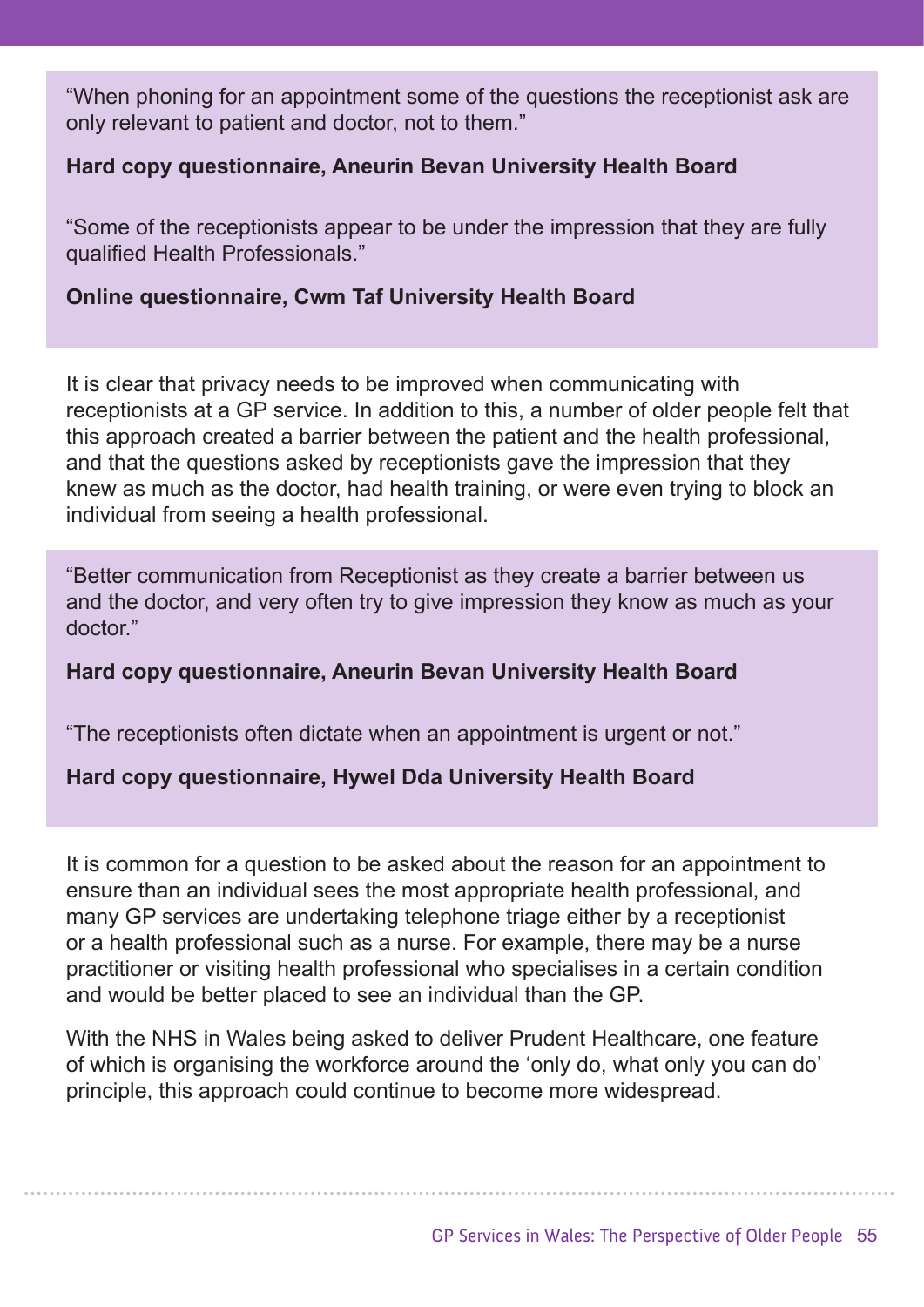"When phoning for an appointment some of the questions the receptionist ask are only relevant to patient and doctor, not to them."

**Hard copy questionnaire, Aneurin Bevan University Health Board**

"Some of the receptionists appear to be under the impression that they are fully qualified Health Professionals."

**Online questionnaire, Cwm Taf University Health Board**

It is clear that privacy needs to be improved when communicating with receptionists at a GP service. In addition to this, a number of older people felt that this approach created a barrier between the patient and the health professional, and that the questions asked by receptionists gave the impression that they knew as much as the doctor, had health training, or were even trying to block an individual from seeing a health professional.

"Better communication from Receptionist as they create a barrier between us and the doctor, and very often try to give impression they know as much as your doctor."

**Hard copy questionnaire, Aneurin Bevan University Health Board**

"The receptionists often dictate when an appointment is urgent or not."

**Hard copy questionnaire, Hywel Dda University Health Board**

It is common for a question to be asked about the reason for an appointment to ensure than an individual sees the most appropriate health professional, and many GP services are undertaking telephone triage either by a receptionist or a health professional such as a nurse. For example, there may be a nurse practitioner or visiting health professional who specialises in a certain condition and would be better placed to see an individual than the GP.

With the NHS in Wales being asked to deliver Prudent Healthcare, one feature of which is organising the workforce around the 'only do, what only you can do' principle, this approach could continue to become more widespread.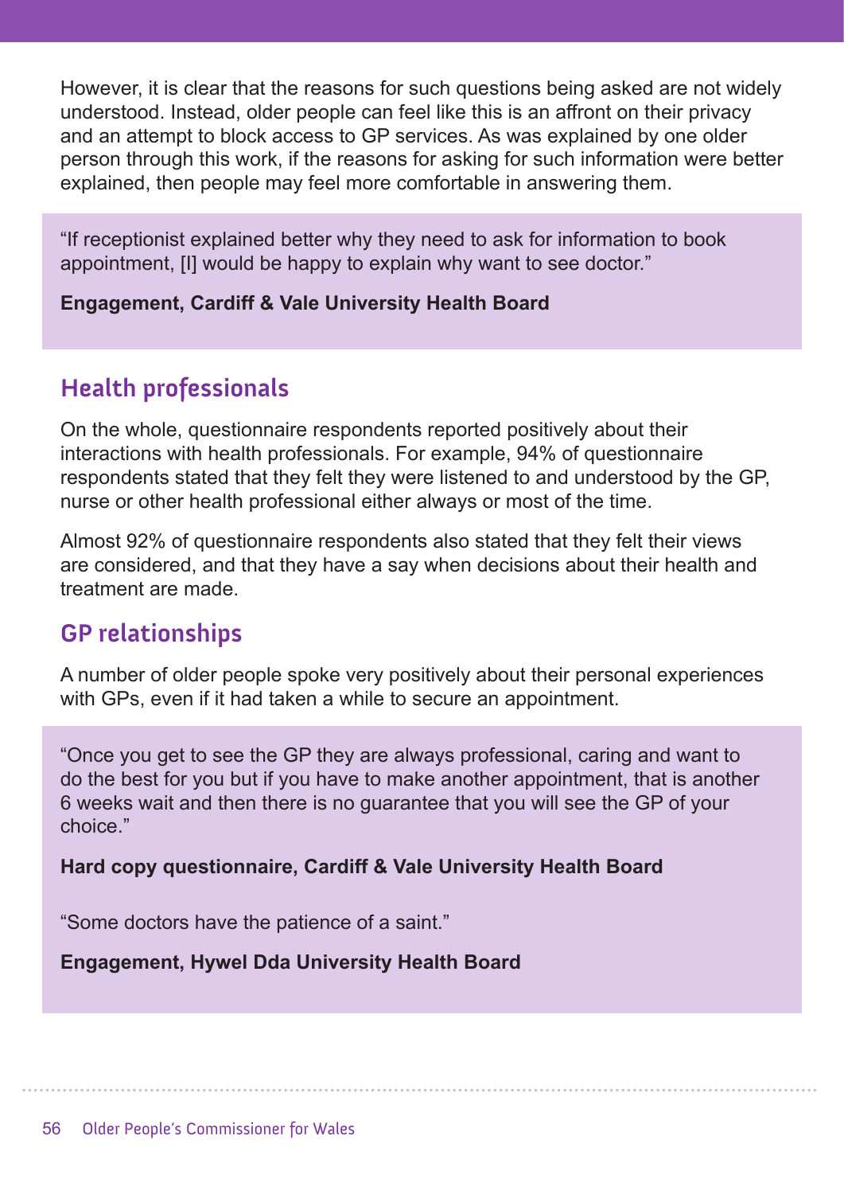However, it is clear that the reasons for such questions being asked are not widely understood. Instead, older people can feel like this is an affront on their privacy and an attempt to block access to GP services. As was explained by one older person through this work, if the reasons for asking for such information were better explained, then people may feel more comfortable in answering them.

> "If receptionist explained better why they need to ask for information to book appointment, [I] would be happy to explain why want to see doctor."
>
> **Engagement, Cardiff & Vale University Health Board**

## Health professionals

On the whole, questionnaire respondents reported positively about their interactions with health professionals. For example, 94% of questionnaire respondents stated that they felt they were listened to and understood by the GP, nurse or other health professional either always or most of the time.

Almost 92% of questionnaire respondents also stated that they felt their views are considered, and that they have a say when decisions about their health and treatment are made.

## GP relationships

A number of older people spoke very positively about their personal experiences with GPs, even if it had taken a while to secure an appointment.

> "Once you get to see the GP they are always professional, caring and want to do the best for you but if you have to make another appointment, that is another 6 weeks wait and then there is no guarantee that you will see the GP of your choice."
>
> **Hard copy questionnaire, Cardiff & Vale University Health Board**
>
> "Some doctors have the patience of a saint."
>
> **Engagement, Hywel Dda University Health Board**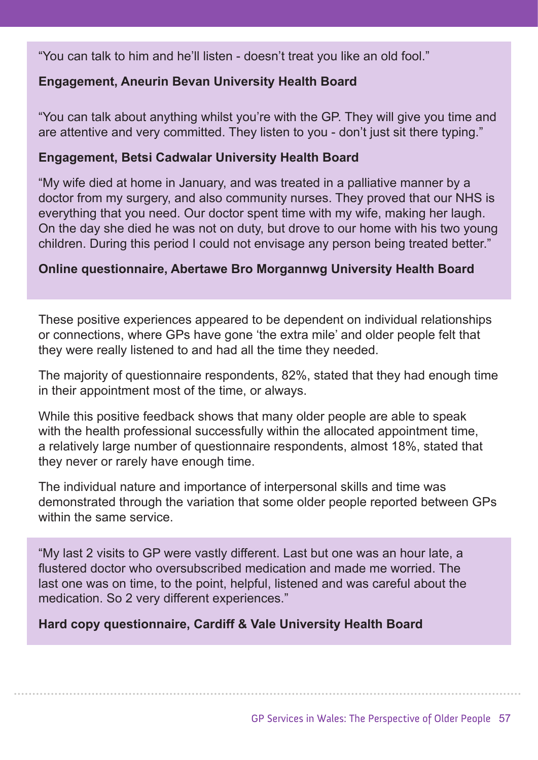"You can talk to him and he'll listen - doesn't treat you like an old fool."

**Engagement, Aneurin Bevan University Health Board**

"You can talk about anything whilst you're with the GP. They will give you time and are attentive and very committed. They listen to you - don't just sit there typing."

**Engagement, Betsi Cadwalar University Health Board**

"My wife died at home in January, and was treated in a palliative manner by a doctor from my surgery, and also community nurses. They proved that our NHS is everything that you need. Our doctor spent time with my wife, making her laugh. On the day she died he was not on duty, but drove to our home with his two young children. During this period I could not envisage any person being treated better."

**Online questionnaire, Abertawe Bro Morgannwg University Health Board**

These positive experiences appeared to be dependent on individual relationships or connections, where GPs have gone 'the extra mile' and older people felt that they were really listened to and had all the time they needed.

The majority of questionnaire respondents, 82%, stated that they had enough time in their appointment most of the time, or always.

While this positive feedback shows that many older people are able to speak with the health professional successfully within the allocated appointment time, a relatively large number of questionnaire respondents, almost 18%, stated that they never or rarely have enough time.

The individual nature and importance of interpersonal skills and time was demonstrated through the variation that some older people reported between GPs within the same service.

"My last 2 visits to GP were vastly different. Last but one was an hour late, a flustered doctor who oversubscribed medication and made me worried. The last one was on time, to the point, helpful, listened and was careful about the medication. So 2 very different experiences."

**Hard copy questionnaire, Cardiff & Vale University Health Board**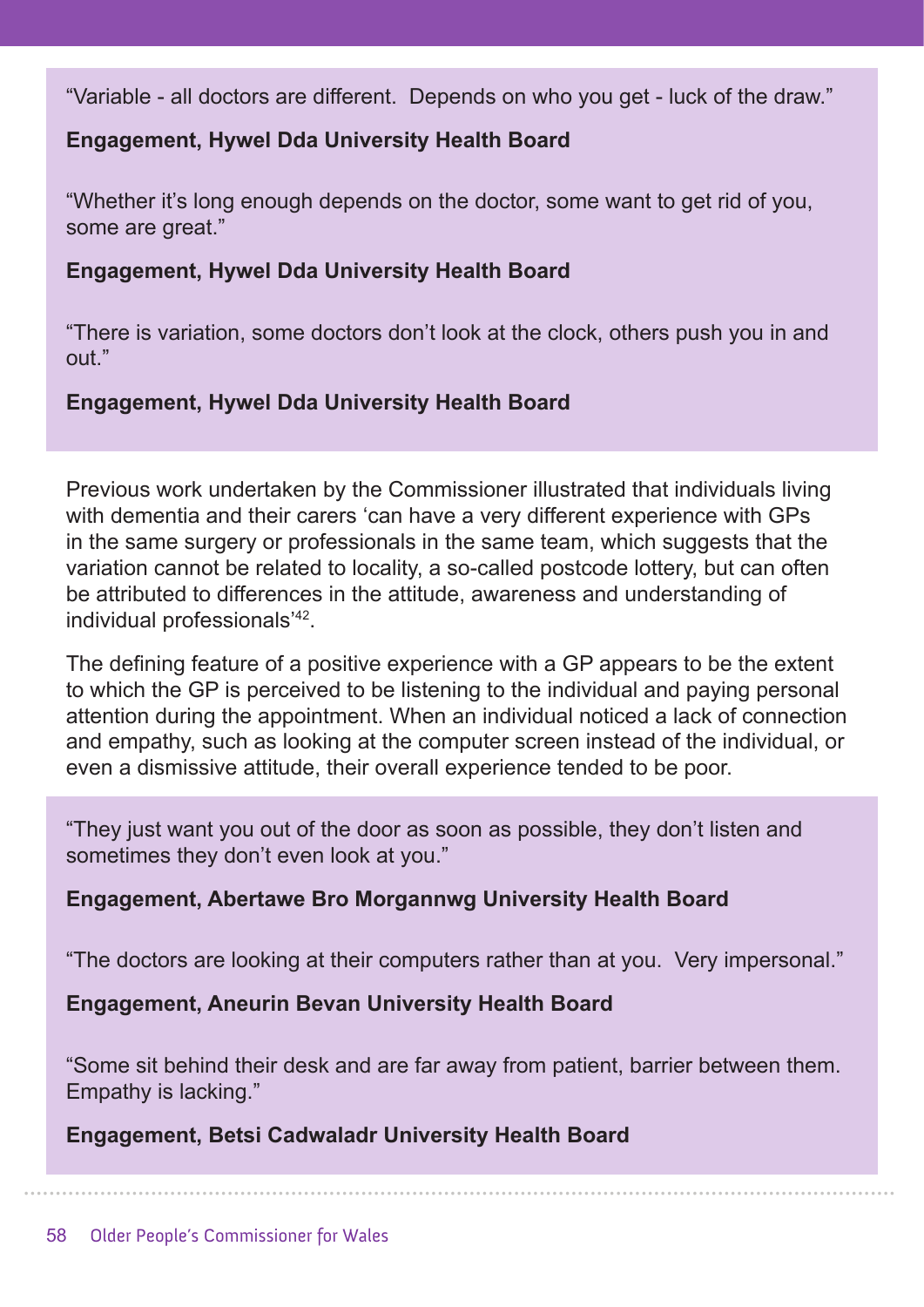"Variable - all doctors are different. Depends on who you get - luck of the draw."

**Engagement, Hywel Dda University Health Board**

"Whether it's long enough depends on the doctor, some want to get rid of you, some are great."

**Engagement, Hywel Dda University Health Board**

"There is variation, some doctors don't look at the clock, others push you in and out."

**Engagement, Hywel Dda University Health Board**

Previous work undertaken by the Commissioner illustrated that individuals living with dementia and their carers 'can have a very different experience with GPs in the same surgery or professionals in the same team, which suggests that the variation cannot be related to locality, a so-called postcode lottery, but can often be attributed to differences in the attitude, awareness and understanding of individual professionals'[42].

The defining feature of a positive experience with a GP appears to be the extent to which the GP is perceived to be listening to the individual and paying personal attention during the appointment. When an individual noticed a lack of connection and empathy, such as looking at the computer screen instead of the individual, or even a dismissive attitude, their overall experience tended to be poor.

"They just want you out of the door as soon as possible, they don't listen and sometimes they don't even look at you."

**Engagement, Abertawe Bro Morgannwg University Health Board**

"The doctors are looking at their computers rather than at you. Very impersonal."

**Engagement, Aneurin Bevan University Health Board**

"Some sit behind their desk and are far away from patient, barrier between them. Empathy is lacking."

**Engagement, Betsi Cadwaladr University Health Board**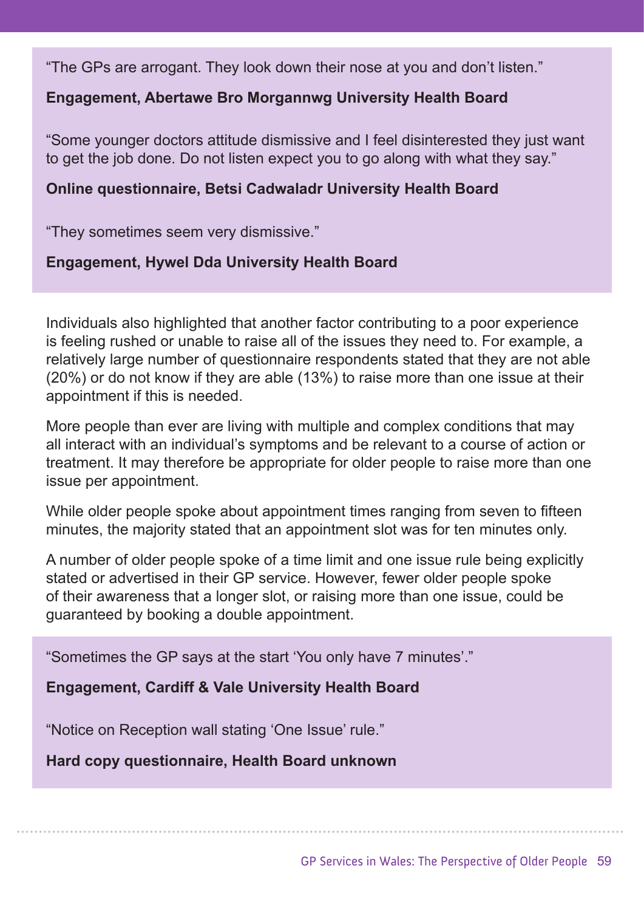"The GPs are arrogant. They look down their nose at you and don't listen."

**Engagement, Abertawe Bro Morgannwg University Health Board**

"Some younger doctors attitude dismissive and I feel disinterested they just want to get the job done. Do not listen expect you to go along with what they say."

**Online questionnaire, Betsi Cadwaladr University Health Board**

"They sometimes seem very dismissive."

**Engagement, Hywel Dda University Health Board**

Individuals also highlighted that another factor contributing to a poor experience is feeling rushed or unable to raise all of the issues they need to. For example, a relatively large number of questionnaire respondents stated that they are not able (20%) or do not know if they are able (13%) to raise more than one issue at their appointment if this is needed.

More people than ever are living with multiple and complex conditions that may all interact with an individual's symptoms and be relevant to a course of action or treatment. It may therefore be appropriate for older people to raise more than one issue per appointment.

While older people spoke about appointment times ranging from seven to fifteen minutes, the majority stated that an appointment slot was for ten minutes only.

A number of older people spoke of a time limit and one issue rule being explicitly stated or advertised in their GP service. However, fewer older people spoke of their awareness that a longer slot, or raising more than one issue, could be guaranteed by booking a double appointment.

"Sometimes the GP says at the start 'You only have 7 minutes'."

**Engagement, Cardiff & Vale University Health Board**

"Notice on Reception wall stating 'One Issue' rule."

**Hard copy questionnaire, Health Board unknown**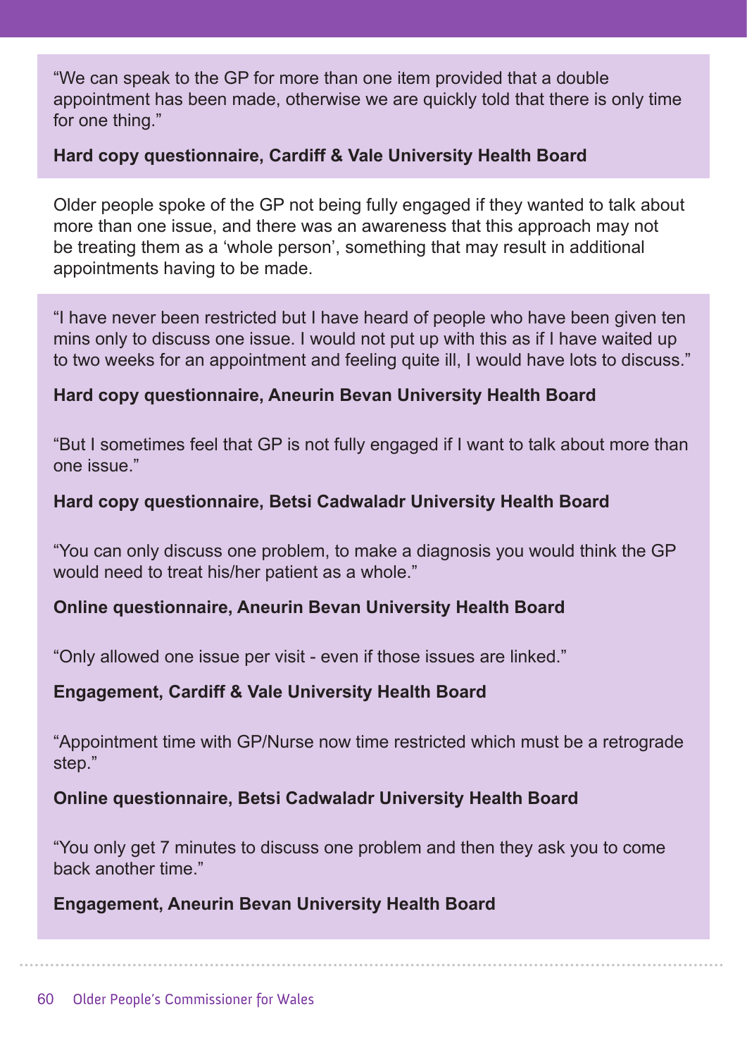"We can speak to the GP for more than one item provided that a double appointment has been made, otherwise we are quickly told that there is only time for one thing."

**Hard copy questionnaire, Cardiff & Vale University Health Board**

Older people spoke of the GP not being fully engaged if they wanted to talk about more than one issue, and there was an awareness that this approach may not be treating them as a 'whole person', something that may result in additional appointments having to be made.

"I have never been restricted but I have heard of people who have been given ten mins only to discuss one issue. I would not put up with this as if I have waited up to two weeks for an appointment and feeling quite ill, I would have lots to discuss."

**Hard copy questionnaire, Aneurin Bevan University Health Board**

"But I sometimes feel that GP is not fully engaged if I want to talk about more than one issue."

**Hard copy questionnaire, Betsi Cadwaladr University Health Board**

"You can only discuss one problem, to make a diagnosis you would think the GP would need to treat his/her patient as a whole."

**Online questionnaire, Aneurin Bevan University Health Board**

"Only allowed one issue per visit - even if those issues are linked."

**Engagement, Cardiff & Vale University Health Board**

"Appointment time with GP/Nurse now time restricted which must be a retrograde step."

**Online questionnaire, Betsi Cadwaladr University Health Board**

"You only get 7 minutes to discuss one problem and then they ask you to come back another time."

**Engagement, Aneurin Bevan University Health Board**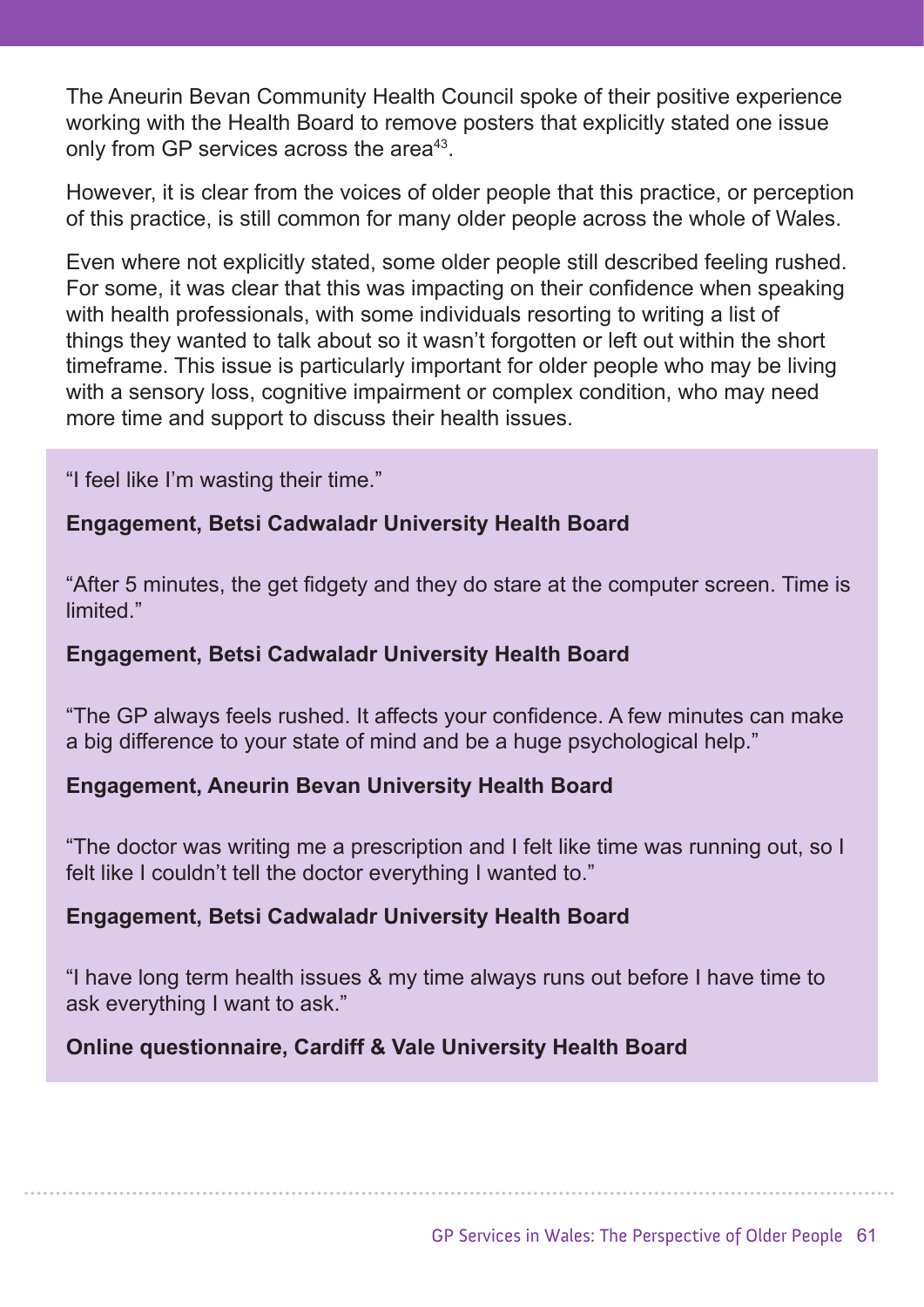The Aneurin Bevan Community Health Council spoke of their positive experience working with the Health Board to remove posters that explicitly stated one issue only from GP services across the area[43].

However, it is clear from the voices of older people that this practice, or perception of this practice, is still common for many older people across the whole of Wales.

Even where not explicitly stated, some older people still described feeling rushed. For some, it was clear that this was impacting on their confidence when speaking with health professionals, with some individuals resorting to writing a list of things they wanted to talk about so it wasn't forgotten or left out within the short timeframe. This issue is particularly important for older people who may be living with a sensory loss, cognitive impairment or complex condition, who may need more time and support to discuss their health issues.

"I feel like I'm wasting their time."

**Engagement, Betsi Cadwaladr University Health Board**

"After 5 minutes, the get fidgety and they do stare at the computer screen. Time is limited."

**Engagement, Betsi Cadwaladr University Health Board**

"The GP always feels rushed. It affects your confidence. A few minutes can make a big difference to your state of mind and be a huge psychological help."

**Engagement, Aneurin Bevan University Health Board**

"The doctor was writing me a prescription and I felt like time was running out, so I felt like I couldn't tell the doctor everything I wanted to."

**Engagement, Betsi Cadwaladr University Health Board**

"I have long term health issues & my time always runs out before I have time to ask everything I want to ask."

**Online questionnaire, Cardiff & Vale University Health Board**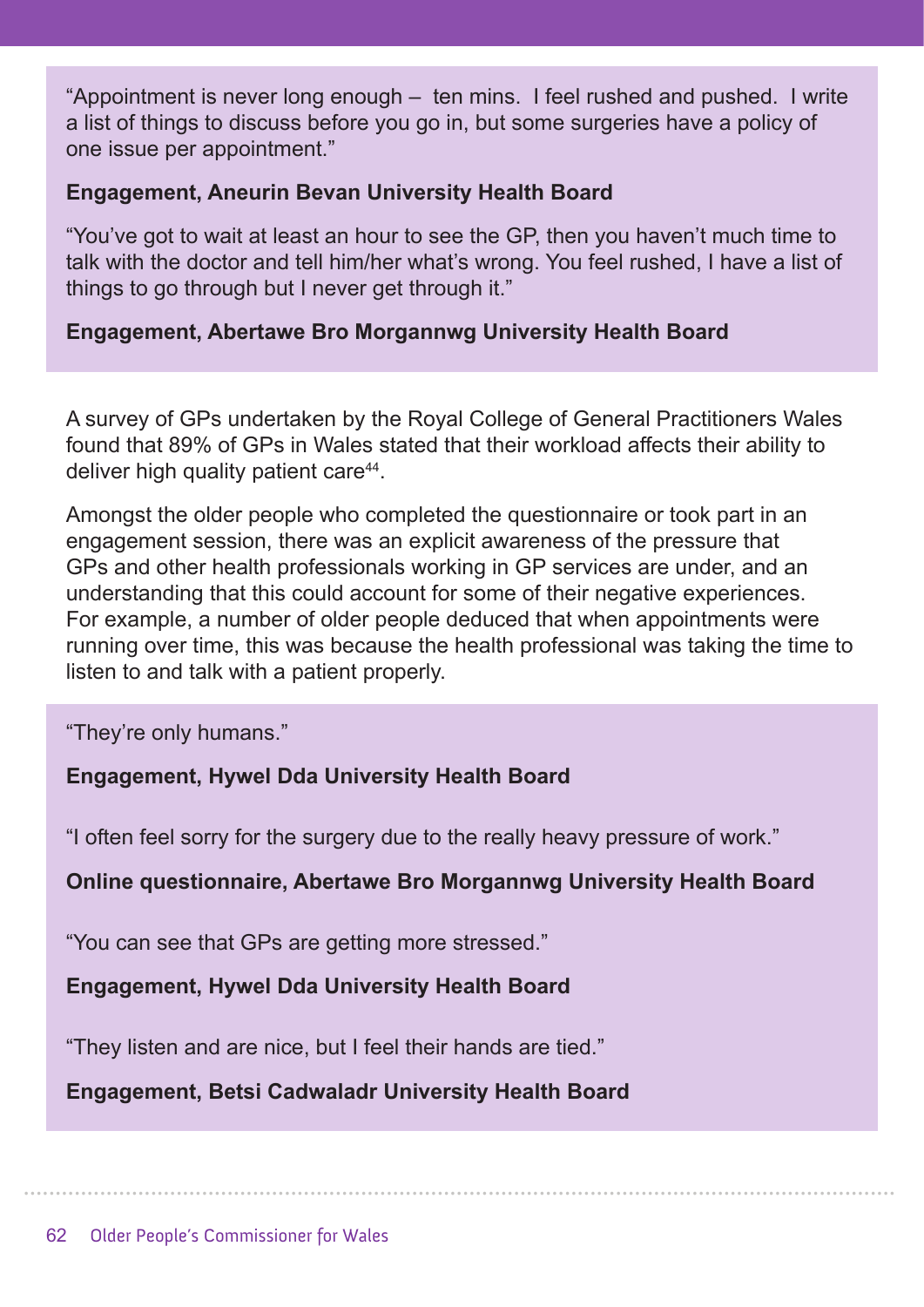"Appointment is never long enough – ten mins. I feel rushed and pushed. I write a list of things to discuss before you go in, but some surgeries have a policy of one issue per appointment."

**Engagement, Aneurin Bevan University Health Board**

"You've got to wait at least an hour to see the GP, then you haven't much time to talk with the doctor and tell him/her what's wrong. You feel rushed, I have a list of things to go through but I never get through it."

**Engagement, Abertawe Bro Morgannwg University Health Board**

A survey of GPs undertaken by the Royal College of General Practitioners Wales found that 89% of GPs in Wales stated that their workload affects their ability to deliver high quality patient care[44].

Amongst the older people who completed the questionnaire or took part in an engagement session, there was an explicit awareness of the pressure that GPs and other health professionals working in GP services are under, and an understanding that this could account for some of their negative experiences. For example, a number of older people deduced that when appointments were running over time, this was because the health professional was taking the time to listen to and talk with a patient properly.

"They're only humans."

**Engagement, Hywel Dda University Health Board**

"I often feel sorry for the surgery due to the really heavy pressure of work."

**Online questionnaire, Abertawe Bro Morgannwg University Health Board**

"You can see that GPs are getting more stressed."

**Engagement, Hywel Dda University Health Board**

"They listen and are nice, but I feel their hands are tied."

**Engagement, Betsi Cadwaladr University Health Board**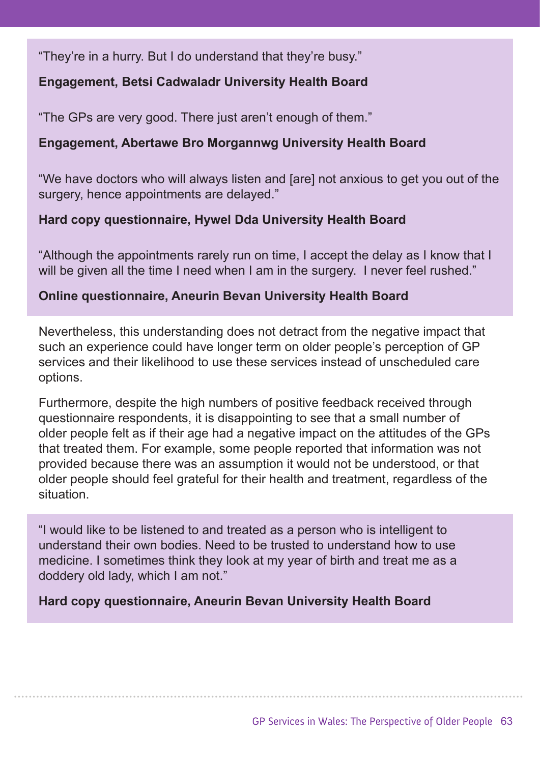"They're in a hurry. But I do understand that they're busy."

**Engagement, Betsi Cadwaladr University Health Board**

"The GPs are very good. There just aren't enough of them."

**Engagement, Abertawe Bro Morgannwg University Health Board**

"We have doctors who will always listen and [are] not anxious to get you out of the surgery, hence appointments are delayed."

**Hard copy questionnaire, Hywel Dda University Health Board**

"Although the appointments rarely run on time, I accept the delay as I know that I will be given all the time I need when I am in the surgery. I never feel rushed."

**Online questionnaire, Aneurin Bevan University Health Board**

Nevertheless, this understanding does not detract from the negative impact that such an experience could have longer term on older people's perception of GP services and their likelihood to use these services instead of unscheduled care options.

Furthermore, despite the high numbers of positive feedback received through questionnaire respondents, it is disappointing to see that a small number of older people felt as if their age had a negative impact on the attitudes of the GPs that treated them. For example, some people reported that information was not provided because there was an assumption it would not be understood, or that older people should feel grateful for their health and treatment, regardless of the situation.

"I would like to be listened to and treated as a person who is intelligent to understand their own bodies. Need to be trusted to understand how to use medicine. I sometimes think they look at my year of birth and treat me as a doddery old lady, which I am not."

**Hard copy questionnaire, Aneurin Bevan University Health Board**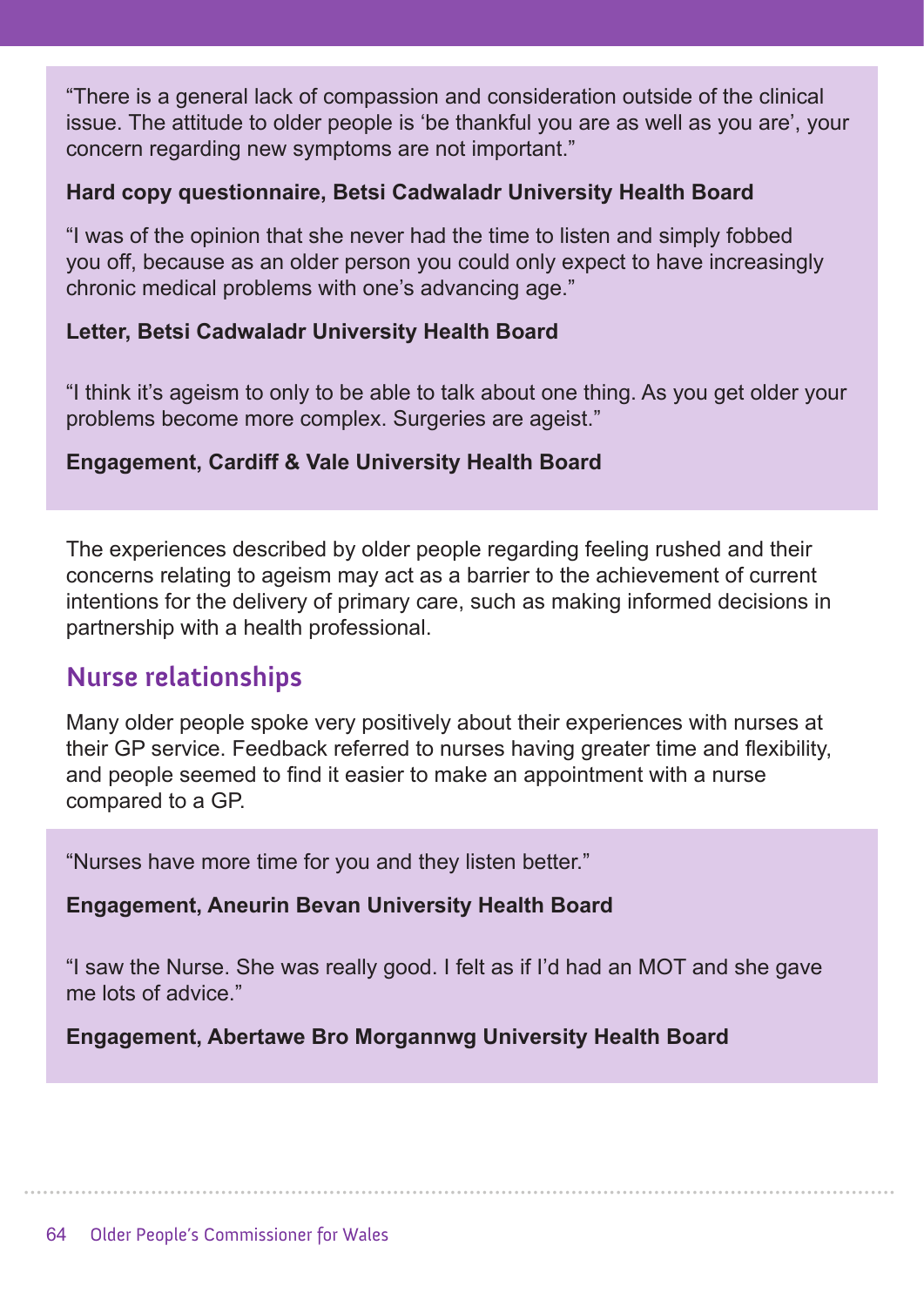"There is a general lack of compassion and consideration outside of the clinical issue. The attitude to older people is 'be thankful you are as well as you are', your concern regarding new symptoms are not important."

**Hard copy questionnaire, Betsi Cadwaladr University Health Board**

"I was of the opinion that she never had the time to listen and simply fobbed you off, because as an older person you could only expect to have increasingly chronic medical problems with one's advancing age."

**Letter, Betsi Cadwaladr University Health Board**

"I think it's ageism to only to be able to talk about one thing. As you get older your problems become more complex. Surgeries are ageist."

**Engagement, Cardiff & Vale University Health Board**

The experiences described by older people regarding feeling rushed and their concerns relating to ageism may act as a barrier to the achievement of current intentions for the delivery of primary care, such as making informed decisions in partnership with a health professional.

## Nurse relationships

Many older people spoke very positively about their experiences with nurses at their GP service. Feedback referred to nurses having greater time and flexibility, and people seemed to find it easier to make an appointment with a nurse compared to a GP.

"Nurses have more time for you and they listen better."

**Engagement, Aneurin Bevan University Health Board**

"I saw the Nurse. She was really good. I felt as if I'd had an MOT and she gave me lots of advice."

**Engagement, Abertawe Bro Morgannwg University Health Board**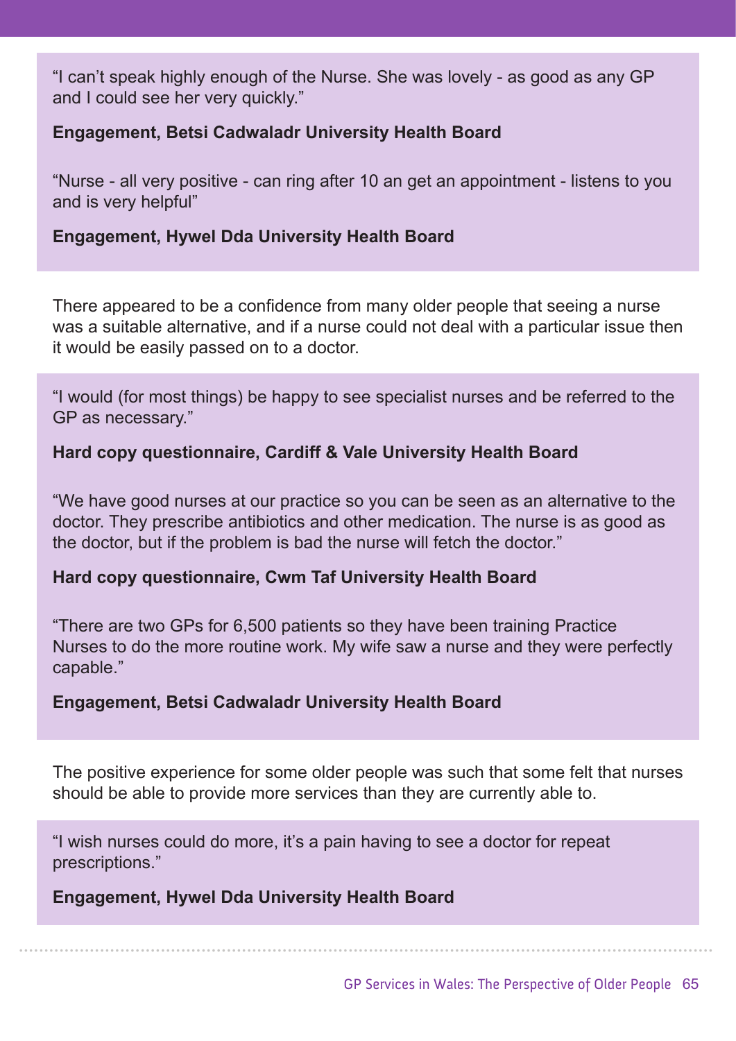"I can't speak highly enough of the Nurse. She was lovely - as good as any GP and I could see her very quickly."

**Engagement, Betsi Cadwaladr University Health Board**

"Nurse - all very positive - can ring after 10 an get an appointment - listens to you and is very helpful"

**Engagement, Hywel Dda University Health Board**

There appeared to be a confidence from many older people that seeing a nurse was a suitable alternative, and if a nurse could not deal with a particular issue then it would be easily passed on to a doctor.

"I would (for most things) be happy to see specialist nurses and be referred to the GP as necessary."

**Hard copy questionnaire, Cardiff & Vale University Health Board**

"We have good nurses at our practice so you can be seen as an alternative to the doctor. They prescribe antibiotics and other medication. The nurse is as good as the doctor, but if the problem is bad the nurse will fetch the doctor."

**Hard copy questionnaire, Cwm Taf University Health Board**

"There are two GPs for 6,500 patients so they have been training Practice Nurses to do the more routine work. My wife saw a nurse and they were perfectly capable."

**Engagement, Betsi Cadwaladr University Health Board**

The positive experience for some older people was such that some felt that nurses should be able to provide more services than they are currently able to.

"I wish nurses could do more, it's a pain having to see a doctor for repeat prescriptions."

**Engagement, Hywel Dda University Health Board**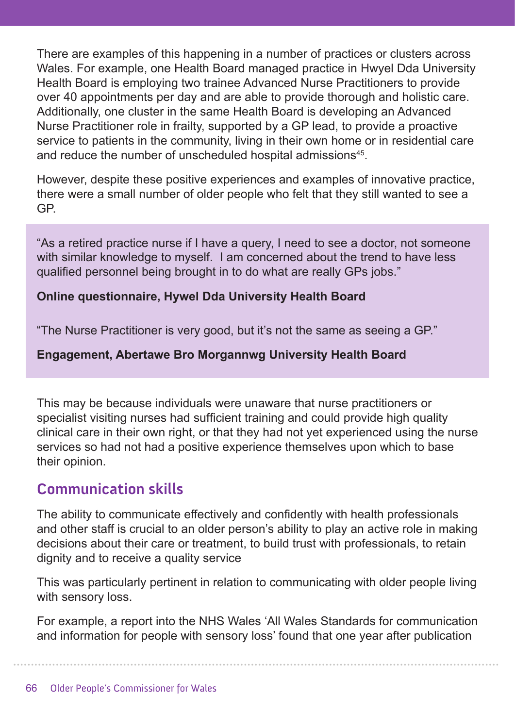There are examples of this happening in a number of practices or clusters across Wales. For example, one Health Board managed practice in Hwyel Dda University Health Board is employing two trainee Advanced Nurse Practitioners to provide over 40 appointments per day and are able to provide thorough and holistic care. Additionally, one cluster in the same Health Board is developing an Advanced Nurse Practitioner role in frailty, supported by a GP lead, to provide a proactive service to patients in the community, living in their own home or in residential care and reduce the number of unscheduled hospital admissions[45].

However, despite these positive experiences and examples of innovative practice, there were a small number of older people who felt that they still wanted to see a GP.

> "As a retired practice nurse if I have a query, I need to see a doctor, not someone with similar knowledge to myself. I am concerned about the trend to have less qualified personnel being brought in to do what are really GPs jobs."
>
> **Online questionnaire, Hywel Dda University Health Board**
>
> "The Nurse Practitioner is very good, but it's not the same as seeing a GP."
>
> **Engagement, Abertawe Bro Morgannwg University Health Board**

This may be because individuals were unaware that nurse practitioners or specialist visiting nurses had sufficient training and could provide high quality clinical care in their own right, or that they had not yet experienced using the nurse services so had not had a positive experience themselves upon which to base their opinion.

## Communication skills

The ability to communicate effectively and confidently with health professionals and other staff is crucial to an older person's ability to play an active role in making decisions about their care or treatment, to build trust with professionals, to retain dignity and to receive a quality service

This was particularly pertinent in relation to communicating with older people living with sensory loss.

For example, a report into the NHS Wales 'All Wales Standards for communication and information for people with sensory loss' found that one year after publication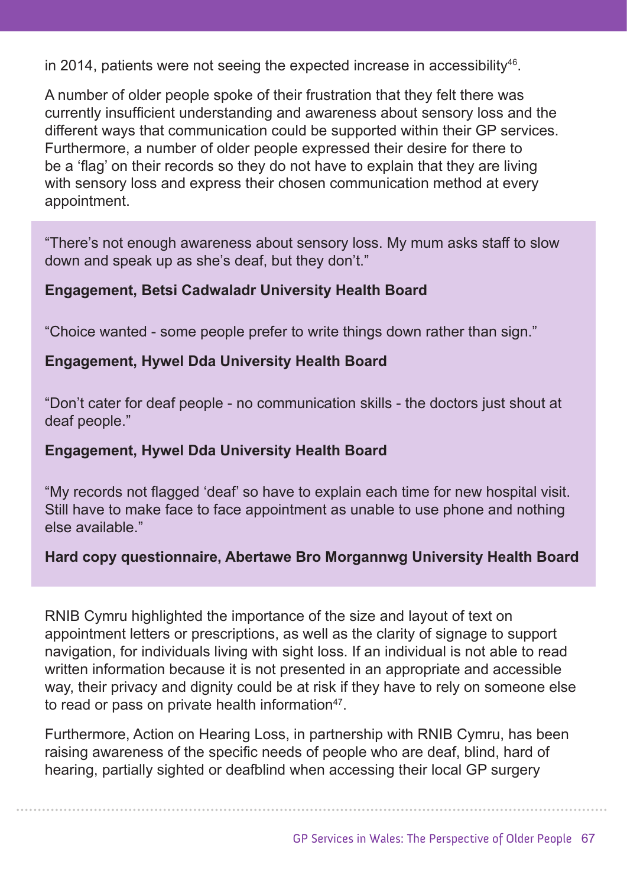in 2014, patients were not seeing the expected increase in accessibility[46].

A number of older people spoke of their frustration that they felt there was currently insufficient understanding and awareness about sensory loss and the different ways that communication could be supported within their GP services. Furthermore, a number of older people expressed their desire for there to be a 'flag' on their records so they do not have to explain that they are living with sensory loss and express their chosen communication method at every appointment.

> "There's not enough awareness about sensory loss. My mum asks staff to slow down and speak up as she's deaf, but they don't."
>
> **Engagement, Betsi Cadwaladr University Health Board**
>
> "Choice wanted - some people prefer to write things down rather than sign."
>
> **Engagement, Hywel Dda University Health Board**
>
> "Don't cater for deaf people - no communication skills - the doctors just shout at deaf people."
>
> **Engagement, Hywel Dda University Health Board**
>
> "My records not flagged 'deaf' so have to explain each time for new hospital visit. Still have to make face to face appointment as unable to use phone and nothing else available."
>
> **Hard copy questionnaire, Abertawe Bro Morgannwg University Health Board**

RNIB Cymru highlighted the importance of the size and layout of text on appointment letters or prescriptions, as well as the clarity of signage to support navigation, for individuals living with sight loss. If an individual is not able to read written information because it is not presented in an appropriate and accessible way, their privacy and dignity could be at risk if they have to rely on someone else to read or pass on private health information[47].

Furthermore, Action on Hearing Loss, in partnership with RNIB Cymru, has been raising awareness of the specific needs of people who are deaf, blind, hard of hearing, partially sighted or deafblind when accessing their local GP surgery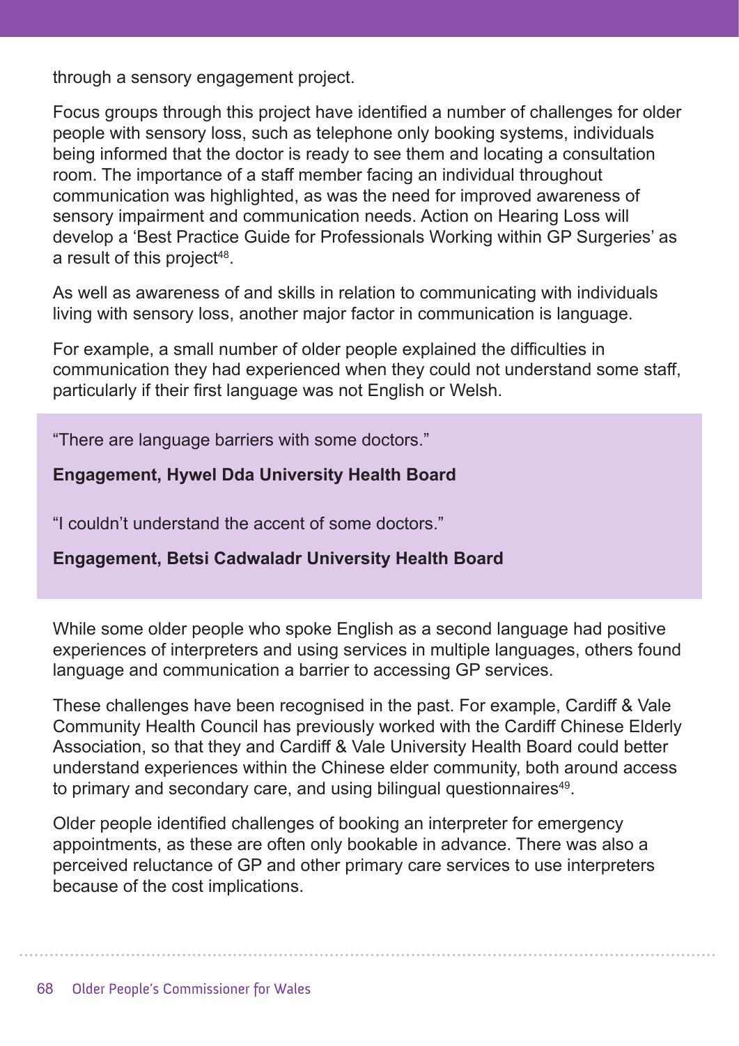through a sensory engagement project.

Focus groups through this project have identified a number of challenges for older people with sensory loss, such as telephone only booking systems, individuals being informed that the doctor is ready to see them and locating a consultation room. The importance of a staff member facing an individual throughout communication was highlighted, as was the need for improved awareness of sensory impairment and communication needs. Action on Hearing Loss will develop a 'Best Practice Guide for Professionals Working within GP Surgeries' as a result of this project[48].

As well as awareness of and skills in relation to communicating with individuals living with sensory loss, another major factor in communication is language.

For example, a small number of older people explained the difficulties in communication they had experienced when they could not understand some staff, particularly if their first language was not English or Welsh.

> "There are language barriers with some doctors."
>
> **Engagement, Hywel Dda University Health Board**
>
> "I couldn't understand the accent of some doctors."
>
> **Engagement, Betsi Cadwaladr University Health Board**

While some older people who spoke English as a second language had positive experiences of interpreters and using services in multiple languages, others found language and communication a barrier to accessing GP services.

These challenges have been recognised in the past. For example, Cardiff & Vale Community Health Council has previously worked with the Cardiff Chinese Elderly Association, so that they and Cardiff & Vale University Health Board could better understand experiences within the Chinese elder community, both around access to primary and secondary care, and using bilingual questionnaires[49].

Older people identified challenges of booking an interpreter for emergency appointments, as these are often only bookable in advance. There was also a perceived reluctance of GP and other primary care services to use interpreters because of the cost implications.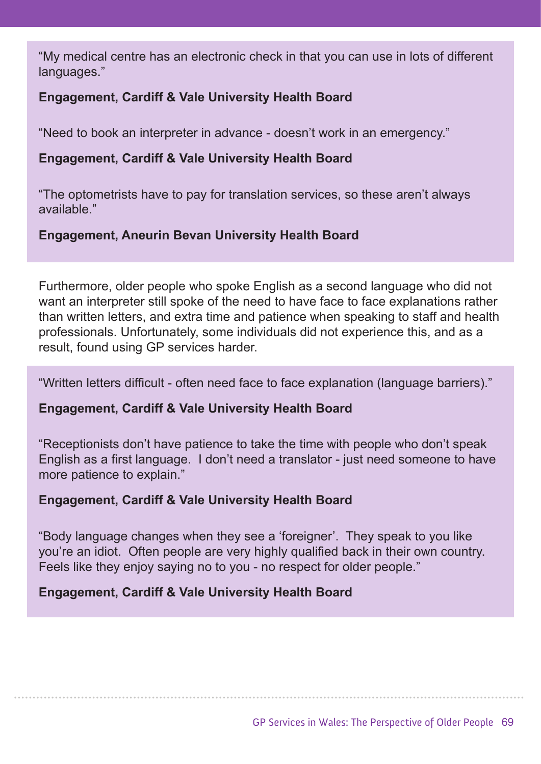"My medical centre has an electronic check in that you can use in lots of different languages."

**Engagement, Cardiff & Vale University Health Board**

"Need to book an interpreter in advance - doesn't work in an emergency."

**Engagement, Cardiff & Vale University Health Board**

"The optometrists have to pay for translation services, so these aren't always available."

**Engagement, Aneurin Bevan University Health Board**

Furthermore, older people who spoke English as a second language who did not want an interpreter still spoke of the need to have face to face explanations rather than written letters, and extra time and patience when speaking to staff and health professionals. Unfortunately, some individuals did not experience this, and as a result, found using GP services harder.

"Written letters difficult - often need face to face explanation (language barriers)."

**Engagement, Cardiff & Vale University Health Board**

"Receptionists don't have patience to take the time with people who don't speak English as a first language. I don't need a translator - just need someone to have more patience to explain."

**Engagement, Cardiff & Vale University Health Board**

"Body language changes when they see a 'foreigner'. They speak to you like you're an idiot. Often people are very highly qualified back in their own country. Feels like they enjoy saying no to you - no respect for older people."

**Engagement, Cardiff & Vale University Health Board**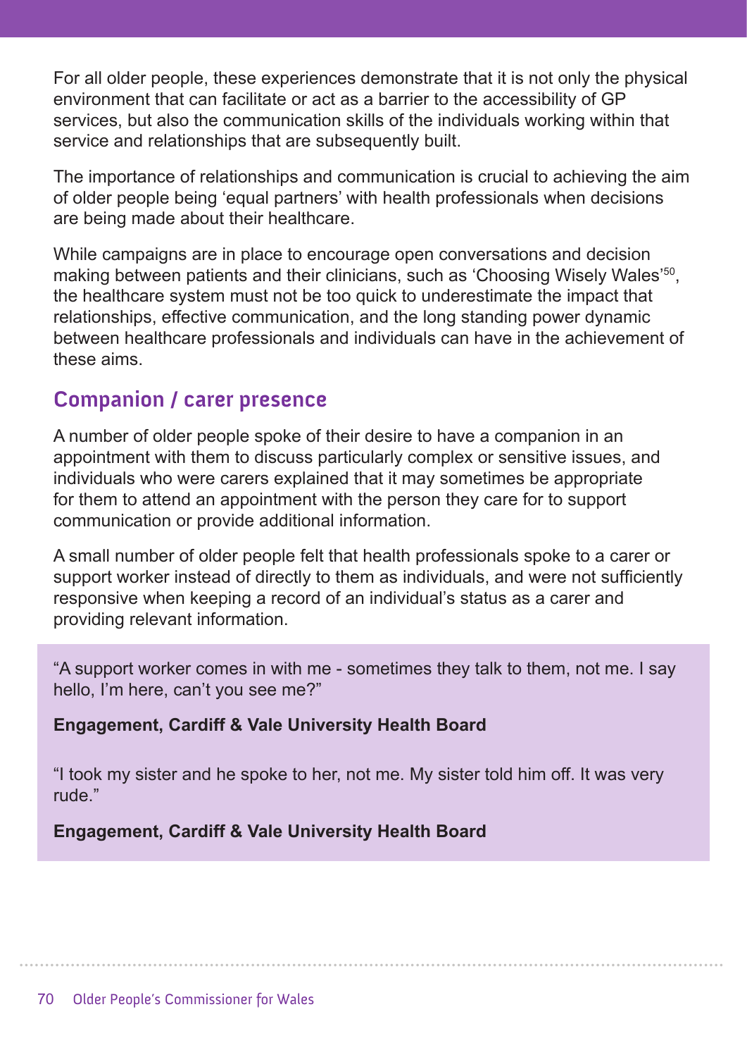For all older people, these experiences demonstrate that it is not only the physical environment that can facilitate or act as a barrier to the accessibility of GP services, but also the communication skills of the individuals working within that service and relationships that are subsequently built.

The importance of relationships and communication is crucial to achieving the aim of older people being 'equal partners' with health professionals when decisions are being made about their healthcare.

While campaigns are in place to encourage open conversations and decision making between patients and their clinicians, such as 'Choosing Wisely Wales'[50], the healthcare system must not be too quick to underestimate the impact that relationships, effective communication, and the long standing power dynamic between healthcare professionals and individuals can have in the achievement of these aims.

## Companion / carer presence

A number of older people spoke of their desire to have a companion in an appointment with them to discuss particularly complex or sensitive issues, and individuals who were carers explained that it may sometimes be appropriate for them to attend an appointment with the person they care for to support communication or provide additional information.

A small number of older people felt that health professionals spoke to a carer or support worker instead of directly to them as individuals, and were not sufficiently responsive when keeping a record of an individual's status as a carer and providing relevant information.

> "A support worker comes in with me - sometimes they talk to them, not me. I say hello, I'm here, can't you see me?"
>
> **Engagement, Cardiff & Vale University Health Board**
>
> "I took my sister and he spoke to her, not me. My sister told him off. It was very rude."
>
> **Engagement, Cardiff & Vale University Health Board**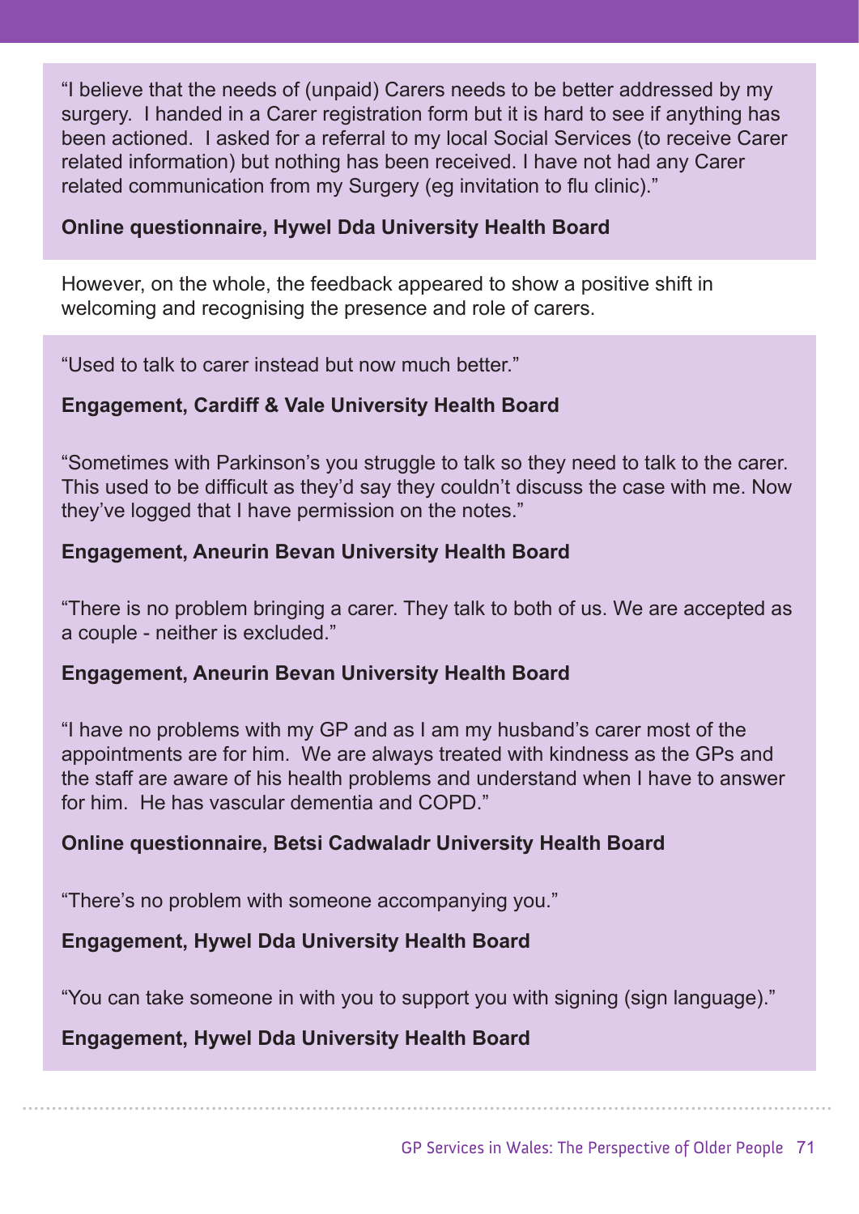"I believe that the needs of (unpaid) Carers needs to be better addressed by my surgery. I handed in a Carer registration form but it is hard to see if anything has been actioned. I asked for a referral to my local Social Services (to receive Carer related information) but nothing has been received. I have not had any Carer related communication from my Surgery (eg invitation to flu clinic)."

**Online questionnaire, Hywel Dda University Health Board**

However, on the whole, the feedback appeared to show a positive shift in welcoming and recognising the presence and role of carers.

"Used to talk to carer instead but now much better."

**Engagement, Cardiff & Vale University Health Board**

"Sometimes with Parkinson's you struggle to talk so they need to talk to the carer. This used to be difficult as they'd say they couldn't discuss the case with me. Now they've logged that I have permission on the notes."

**Engagement, Aneurin Bevan University Health Board**

"There is no problem bringing a carer. They talk to both of us. We are accepted as a couple - neither is excluded."

**Engagement, Aneurin Bevan University Health Board**

"I have no problems with my GP and as I am my husband's carer most of the appointments are for him. We are always treated with kindness as the GPs and the staff are aware of his health problems and understand when I have to answer for him. He has vascular dementia and COPD."

**Online questionnaire, Betsi Cadwaladr University Health Board**

"There's no problem with someone accompanying you."

**Engagement, Hywel Dda University Health Board**

"You can take someone in with you to support you with signing (sign language)."

**Engagement, Hywel Dda University Health Board**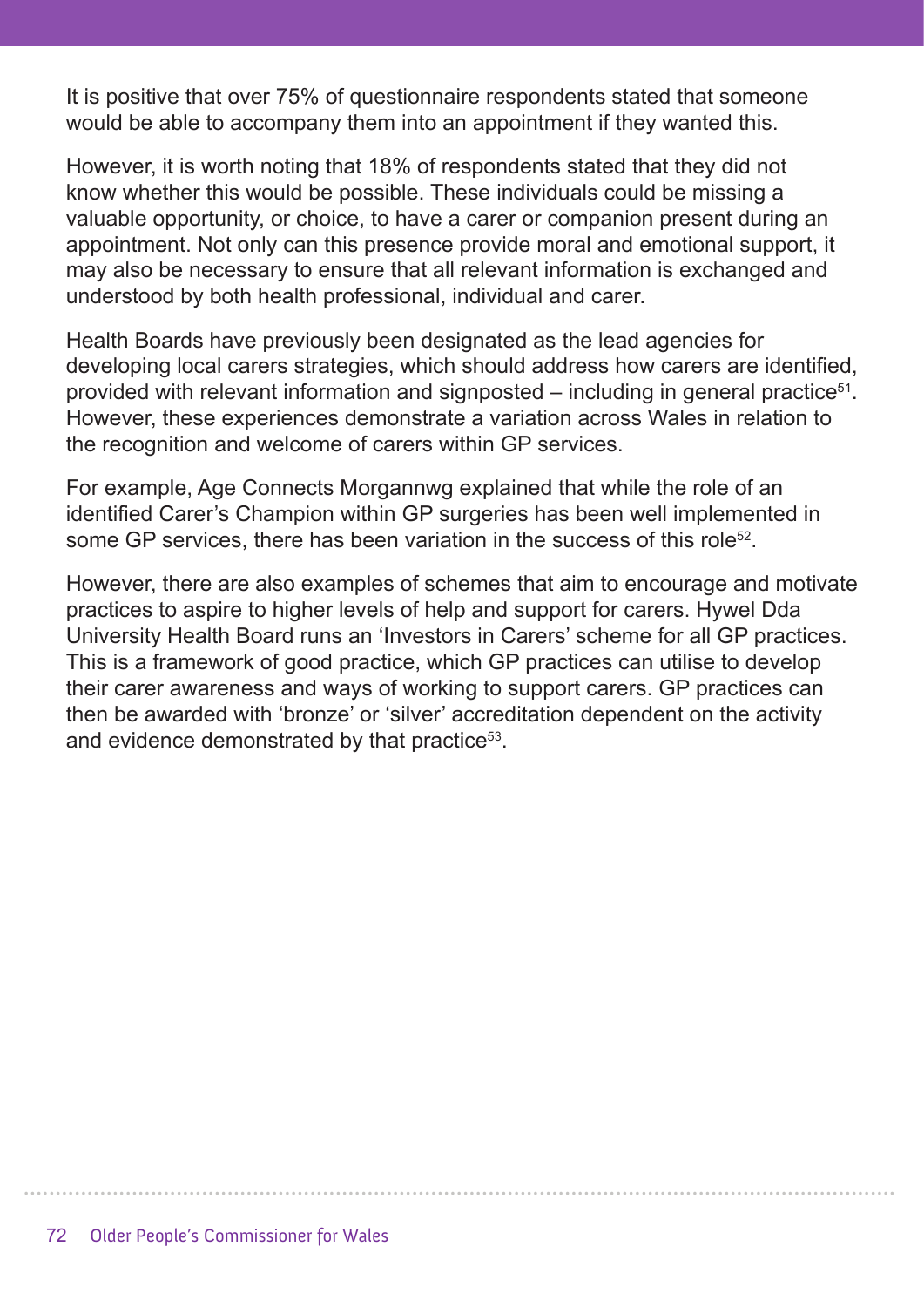It is positive that over 75% of questionnaire respondents stated that someone would be able to accompany them into an appointment if they wanted this.

However, it is worth noting that 18% of respondents stated that they did not know whether this would be possible. These individuals could be missing a valuable opportunity, or choice, to have a carer or companion present during an appointment. Not only can this presence provide moral and emotional support, it may also be necessary to ensure that all relevant information is exchanged and understood by both health professional, individual and carer.

Health Boards have previously been designated as the lead agencies for developing local carers strategies, which should address how carers are identified, provided with relevant information and signposted – including in general practice[51]. However, these experiences demonstrate a variation across Wales in relation to the recognition and welcome of carers within GP services.

For example, Age Connects Morgannwg explained that while the role of an identified Carer's Champion within GP surgeries has been well implemented in some GP services, there has been variation in the success of this role[52].

However, there are also examples of schemes that aim to encourage and motivate practices to aspire to higher levels of help and support for carers. Hywel Dda University Health Board runs an 'Investors in Carers' scheme for all GP practices. This is a framework of good practice, which GP practices can utilise to develop their carer awareness and ways of working to support carers. GP practices can then be awarded with 'bronze' or 'silver' accreditation dependent on the activity and evidence demonstrated by that practice[53].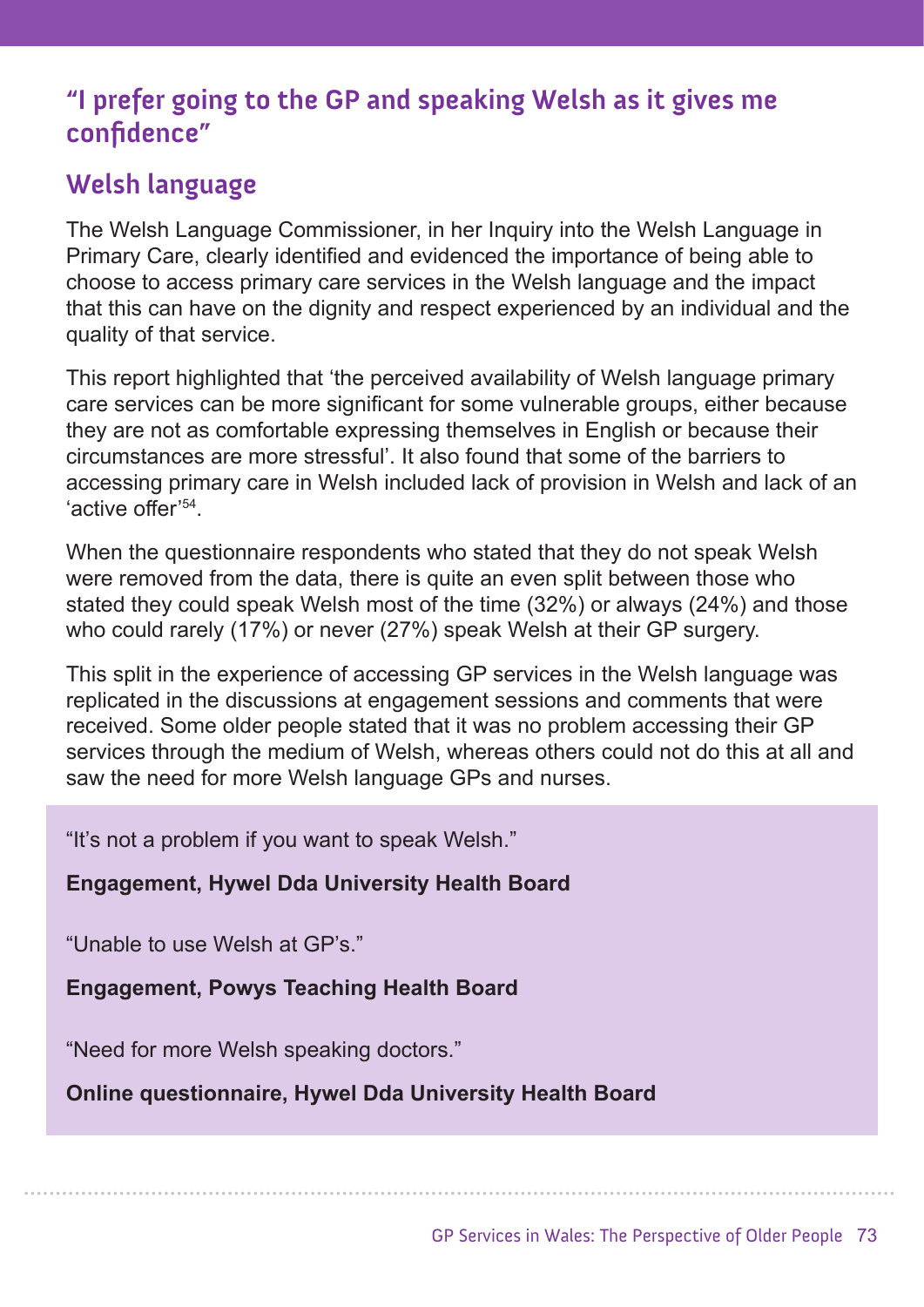## "I prefer going to the GP and speaking Welsh as it gives me confidence"

## Welsh language

The Welsh Language Commissioner, in her Inquiry into the Welsh Language in Primary Care, clearly identified and evidenced the importance of being able to choose to access primary care services in the Welsh language and the impact that this can have on the dignity and respect experienced by an individual and the quality of that service.

This report highlighted that 'the perceived availability of Welsh language primary care services can be more significant for some vulnerable groups, either because they are not as comfortable expressing themselves in English or because their circumstances are more stressful'. It also found that some of the barriers to accessing primary care in Welsh included lack of provision in Welsh and lack of an 'active offer'[54].

When the questionnaire respondents who stated that they do not speak Welsh were removed from the data, there is quite an even split between those who stated they could speak Welsh most of the time (32%) or always (24%) and those who could rarely (17%) or never (27%) speak Welsh at their GP surgery.

This split in the experience of accessing GP services in the Welsh language was replicated in the discussions at engagement sessions and comments that were received. Some older people stated that it was no problem accessing their GP services through the medium of Welsh, whereas others could not do this at all and saw the need for more Welsh language GPs and nurses.

"It's not a problem if you want to speak Welsh."

**Engagement, Hywel Dda University Health Board**

"Unable to use Welsh at GP's."

**Engagement, Powys Teaching Health Board**

"Need for more Welsh speaking doctors."

**Online questionnaire, Hywel Dda University Health Board**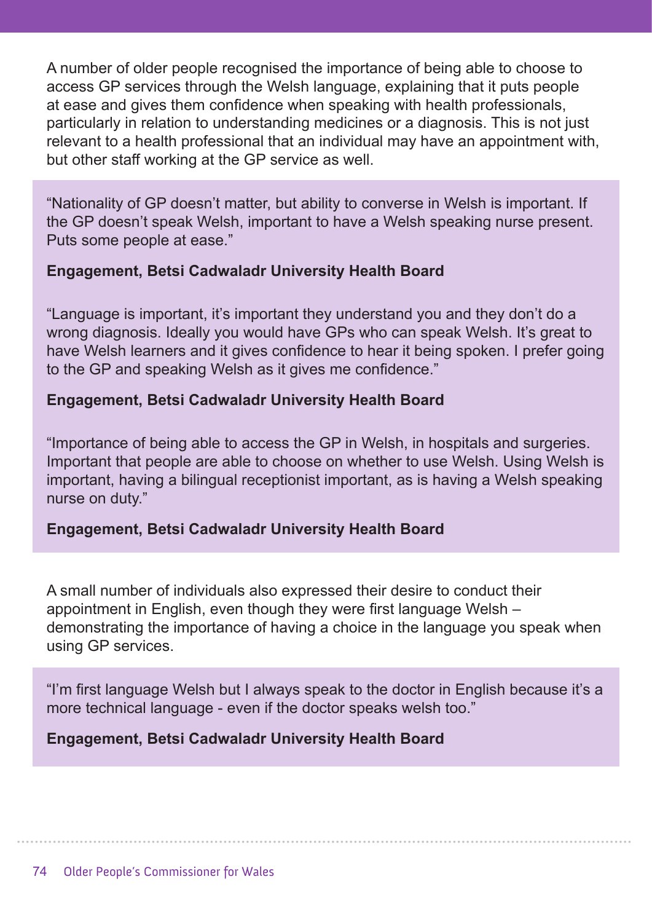A number of older people recognised the importance of being able to choose to access GP services through the Welsh language, explaining that it puts people at ease and gives them confidence when speaking with health professionals, particularly in relation to understanding medicines or a diagnosis. This is not just relevant to a health professional that an individual may have an appointment with, but other staff working at the GP service as well.

> "Nationality of GP doesn't matter, but ability to converse in Welsh is important. If the GP doesn't speak Welsh, important to have a Welsh speaking nurse present. Puts some people at ease."
>
> **Engagement, Betsi Cadwaladr University Health Board**
>
> "Language is important, it's important they understand you and they don't do a wrong diagnosis. Ideally you would have GPs who can speak Welsh. It's great to have Welsh learners and it gives confidence to hear it being spoken. I prefer going to the GP and speaking Welsh as it gives me confidence."
>
> **Engagement, Betsi Cadwaladr University Health Board**
>
> "Importance of being able to access the GP in Welsh, in hospitals and surgeries. Important that people are able to choose on whether to use Welsh. Using Welsh is important, having a bilingual receptionist important, as is having a Welsh speaking nurse on duty."
>
> **Engagement, Betsi Cadwaladr University Health Board**

A small number of individuals also expressed their desire to conduct their appointment in English, even though they were first language Welsh – demonstrating the importance of having a choice in the language you speak when using GP services.

> "I'm first language Welsh but I always speak to the doctor in English because it's a more technical language - even if the doctor speaks welsh too."
>
> **Engagement, Betsi Cadwaladr University Health Board**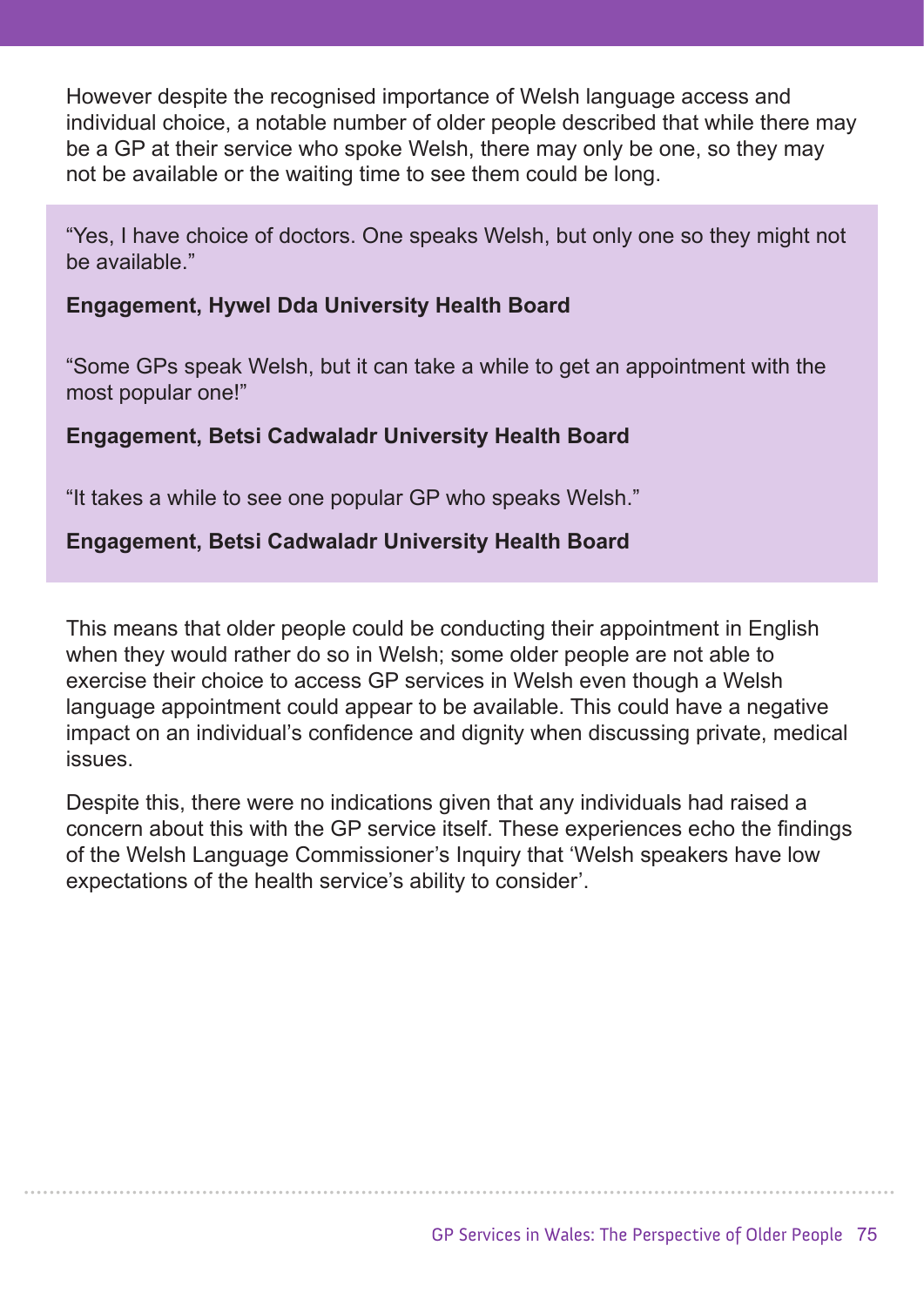However despite the recognised importance of Welsh language access and individual choice, a notable number of older people described that while there may be a GP at their service who spoke Welsh, there may only be one, so they may not be available or the waiting time to see them could be long.

> "Yes, I have choice of doctors. One speaks Welsh, but only one so they might not be available."
>
> **Engagement, Hywel Dda University Health Board**
>
> "Some GPs speak Welsh, but it can take a while to get an appointment with the most popular one!"
>
> **Engagement, Betsi Cadwaladr University Health Board**
>
> "It takes a while to see one popular GP who speaks Welsh."
>
> **Engagement, Betsi Cadwaladr University Health Board**

This means that older people could be conducting their appointment in English when they would rather do so in Welsh; some older people are not able to exercise their choice to access GP services in Welsh even though a Welsh language appointment could appear to be available. This could have a negative impact on an individual's confidence and dignity when discussing private, medical issues.

Despite this, there were no indications given that any individuals had raised a concern about this with the GP service itself. These experiences echo the findings of the Welsh Language Commissioner's Inquiry that 'Welsh speakers have low expectations of the health service's ability to consider'.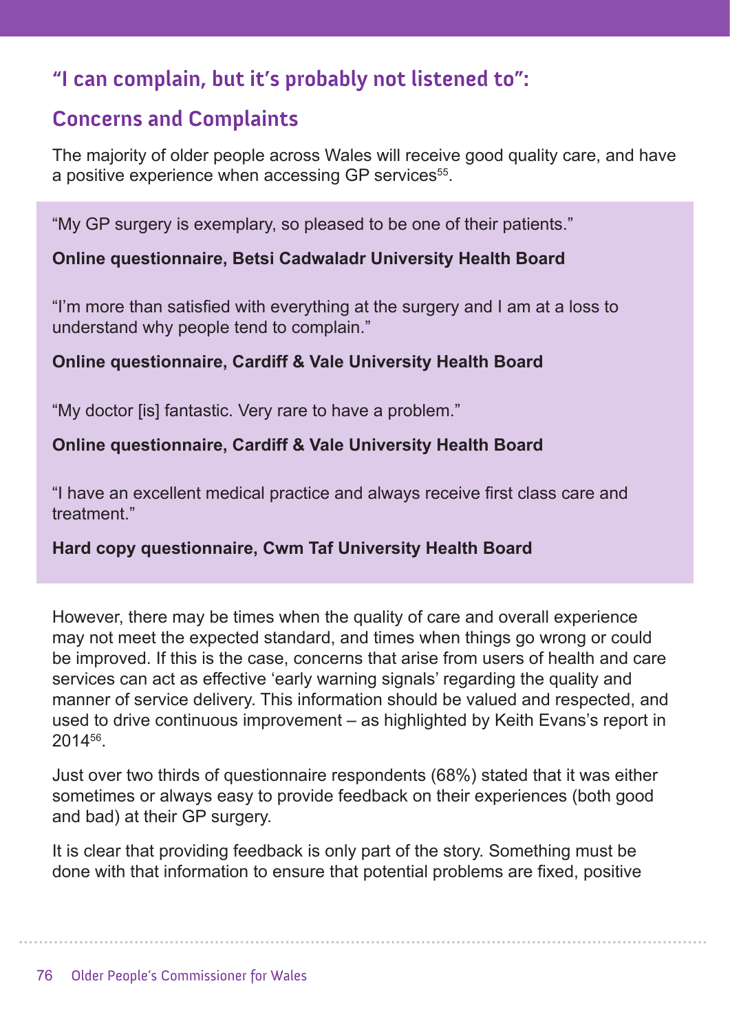## "I can complain, but it's probably not listened to":

## Concerns and Complaints

The majority of older people across Wales will receive good quality care, and have a positive experience when accessing GP services[55].

"My GP surgery is exemplary, so pleased to be one of their patients."

**Online questionnaire, Betsi Cadwaladr University Health Board**

"I'm more than satisfied with everything at the surgery and I am at a loss to understand why people tend to complain."

**Online questionnaire, Cardiff & Vale University Health Board**

"My doctor [is] fantastic. Very rare to have a problem."

**Online questionnaire, Cardiff & Vale University Health Board**

"I have an excellent medical practice and always receive first class care and treatment."

**Hard copy questionnaire, Cwm Taf University Health Board**

However, there may be times when the quality of care and overall experience may not meet the expected standard, and times when things go wrong or could be improved. If this is the case, concerns that arise from users of health and care services can act as effective 'early warning signals' regarding the quality and manner of service delivery. This information should be valued and respected, and used to drive continuous improvement – as highlighted by Keith Evans's report in 2014[56].

Just over two thirds of questionnaire respondents (68%) stated that it was either sometimes or always easy to provide feedback on their experiences (both good and bad) at their GP surgery.

It is clear that providing feedback is only part of the story. Something must be done with that information to ensure that potential problems are fixed, positive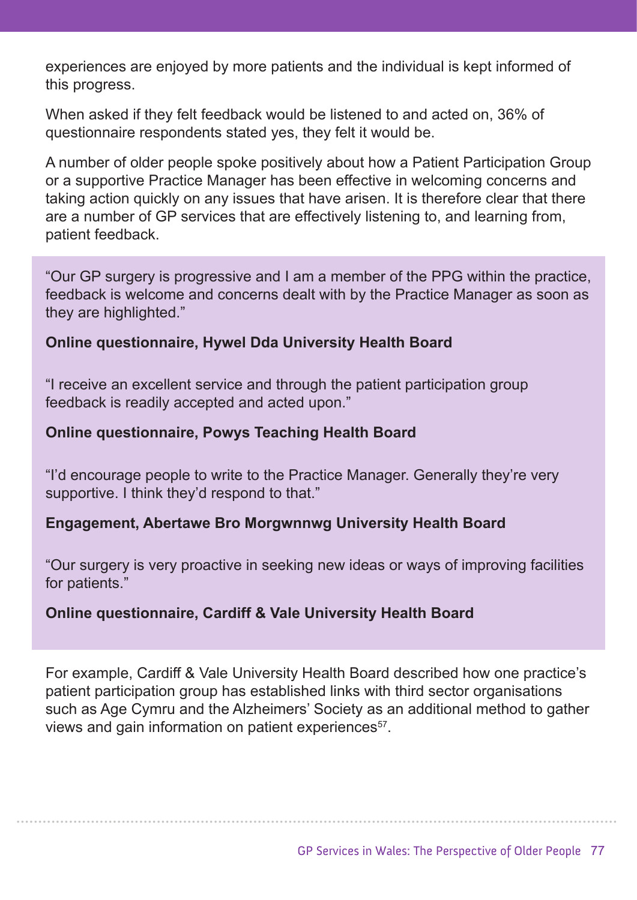experiences are enjoyed by more patients and the individual is kept informed of this progress.

When asked if they felt feedback would be listened to and acted on, 36% of questionnaire respondents stated yes, they felt it would be.

A number of older people spoke positively about how a Patient Participation Group or a supportive Practice Manager has been effective in welcoming concerns and taking action quickly on any issues that have arisen. It is therefore clear that there are a number of GP services that are effectively listening to, and learning from, patient feedback.

> "Our GP surgery is progressive and I am a member of the PPG within the practice, feedback is welcome and concerns dealt with by the Practice Manager as soon as they are highlighted."
>
> **Online questionnaire, Hywel Dda University Health Board**
>
> "I receive an excellent service and through the patient participation group feedback is readily accepted and acted upon."
>
> **Online questionnaire, Powys Teaching Health Board**
>
> "I'd encourage people to write to the Practice Manager. Generally they're very supportive. I think they'd respond to that."
>
> **Engagement, Abertawe Bro Morgwnnwg University Health Board**
>
> "Our surgery is very proactive in seeking new ideas or ways of improving facilities for patients."
>
> **Online questionnaire, Cardiff & Vale University Health Board**

For example, Cardiff & Vale University Health Board described how one practice's patient participation group has established links with third sector organisations such as Age Cymru and the Alzheimers' Society as an additional method to gather views and gain information on patient experiences[57].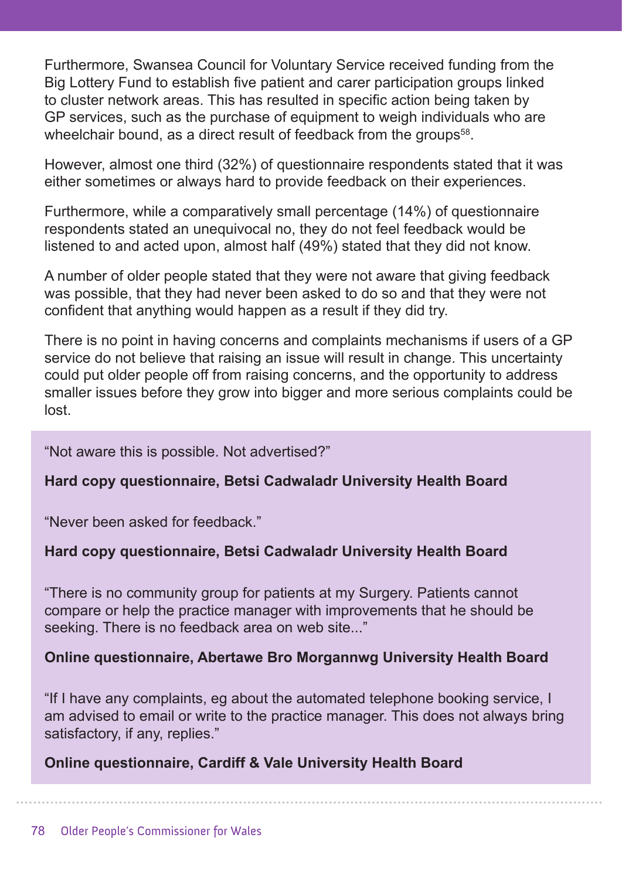Furthermore, Swansea Council for Voluntary Service received funding from the Big Lottery Fund to establish five patient and carer participation groups linked to cluster network areas. This has resulted in specific action being taken by GP services, such as the purchase of equipment to weigh individuals who are wheelchair bound, as a direct result of feedback from the groups[58].

However, almost one third (32%) of questionnaire respondents stated that it was either sometimes or always hard to provide feedback on their experiences.

Furthermore, while a comparatively small percentage (14%) of questionnaire respondents stated an unequivocal no, they do not feel feedback would be listened to and acted upon, almost half (49%) stated that they did not know.

A number of older people stated that they were not aware that giving feedback was possible, that they had never been asked to do so and that they were not confident that anything would happen as a result if they did try.

There is no point in having concerns and complaints mechanisms if users of a GP service do not believe that raising an issue will result in change. This uncertainty could put older people off from raising concerns, and the opportunity to address smaller issues before they grow into bigger and more serious complaints could be lost.

> "Not aware this is possible. Not advertised?"
>
> **Hard copy questionnaire, Betsi Cadwaladr University Health Board**
>
> "Never been asked for feedback."
>
> **Hard copy questionnaire, Betsi Cadwaladr University Health Board**
>
> "There is no community group for patients at my Surgery. Patients cannot compare or help the practice manager with improvements that he should be seeking. There is no feedback area on web site..."
>
> **Online questionnaire, Abertawe Bro Morgannwg University Health Board**
>
> "If I have any complaints, eg about the automated telephone booking service, I am advised to email or write to the practice manager. This does not always bring satisfactory, if any, replies."
>
> **Online questionnaire, Cardiff & Vale University Health Board**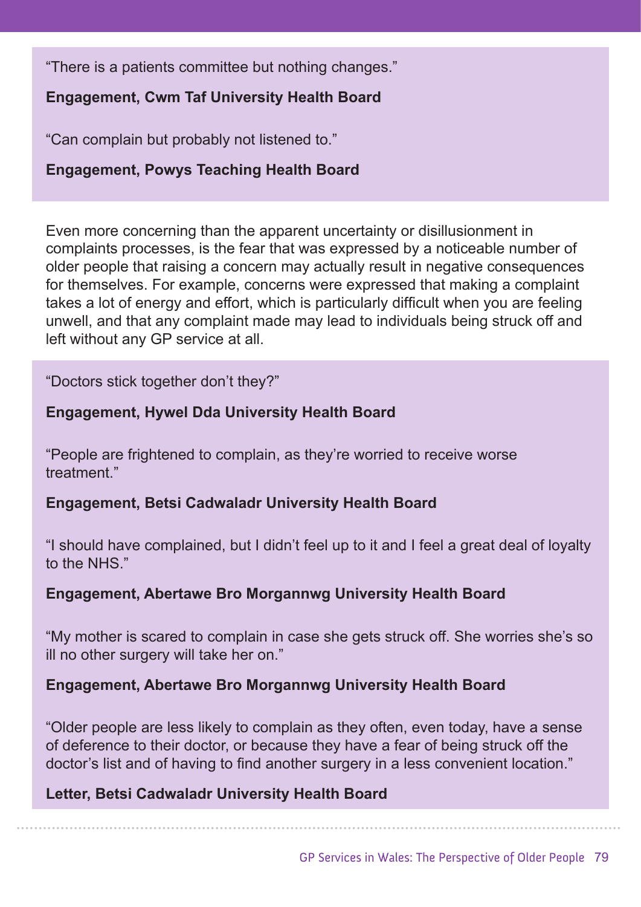"There is a patients committee but nothing changes."

**Engagement, Cwm Taf University Health Board**

"Can complain but probably not listened to."

**Engagement, Powys Teaching Health Board**

Even more concerning than the apparent uncertainty or disillusionment in complaints processes, is the fear that was expressed by a noticeable number of older people that raising a concern may actually result in negative consequences for themselves. For example, concerns were expressed that making a complaint takes a lot of energy and effort, which is particularly difficult when you are feeling unwell, and that any complaint made may lead to individuals being struck off and left without any GP service at all.

"Doctors stick together don't they?"

**Engagement, Hywel Dda University Health Board**

"People are frightened to complain, as they're worried to receive worse treatment."

**Engagement, Betsi Cadwaladr University Health Board**

"I should have complained, but I didn't feel up to it and I feel a great deal of loyalty to the NHS."

**Engagement, Abertawe Bro Morgannwg University Health Board**

"My mother is scared to complain in case she gets struck off. She worries she's so ill no other surgery will take her on."

**Engagement, Abertawe Bro Morgannwg University Health Board**

"Older people are less likely to complain as they often, even today, have a sense of deference to their doctor, or because they have a fear of being struck off the doctor's list and of having to find another surgery in a less convenient location."

**Letter, Betsi Cadwaladr University Health Board**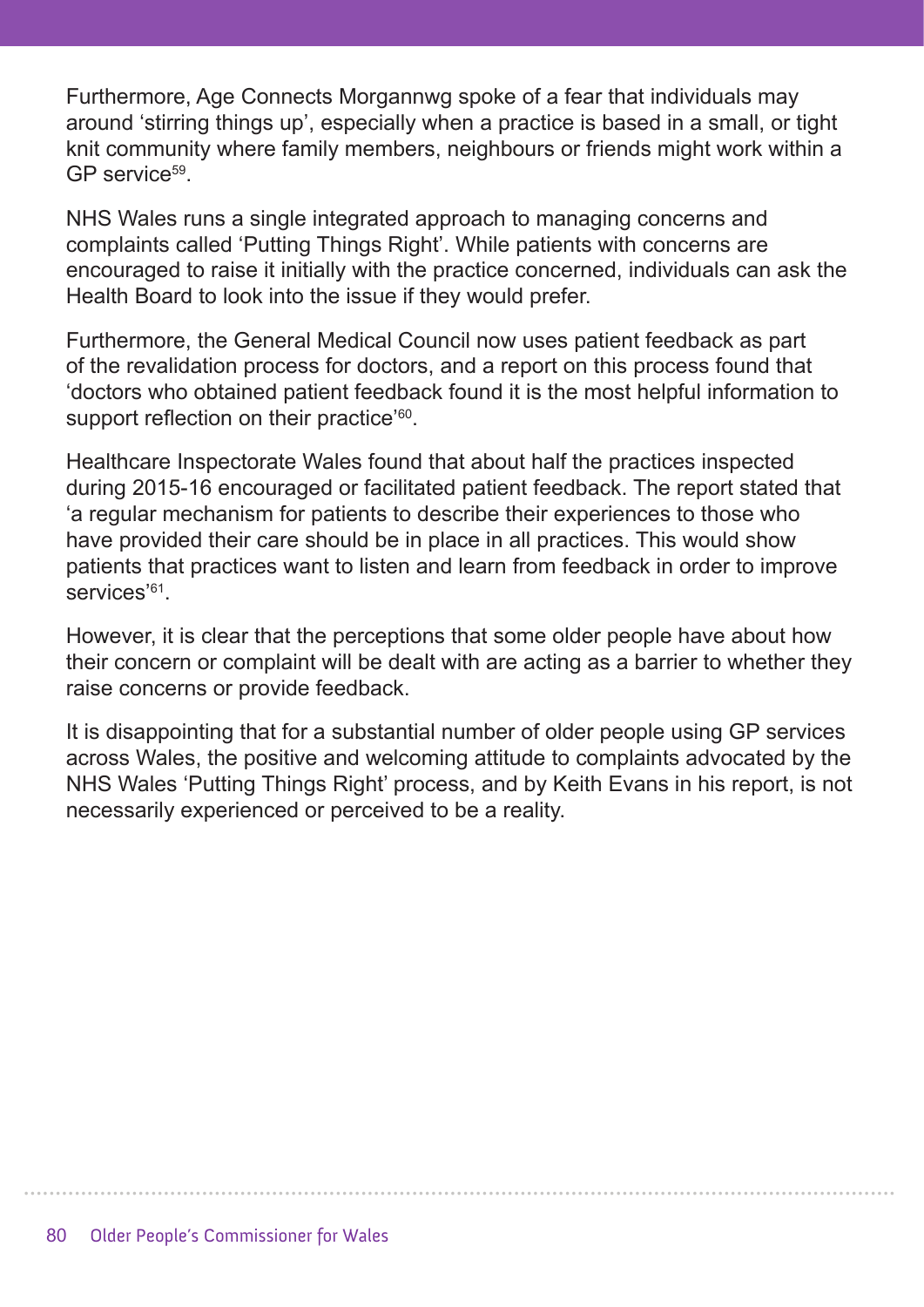Furthermore, Age Connects Morgannwg spoke of a fear that individuals may around 'stirring things up', especially when a practice is based in a small, or tight knit community where family members, neighbours or friends might work within a GP service[59].

NHS Wales runs a single integrated approach to managing concerns and complaints called 'Putting Things Right'. While patients with concerns are encouraged to raise it initially with the practice concerned, individuals can ask the Health Board to look into the issue if they would prefer.

Furthermore, the General Medical Council now uses patient feedback as part of the revalidation process for doctors, and a report on this process found that 'doctors who obtained patient feedback found it is the most helpful information to support reflection on their practice'[60].

Healthcare Inspectorate Wales found that about half the practices inspected during 2015-16 encouraged or facilitated patient feedback. The report stated that 'a regular mechanism for patients to describe their experiences to those who have provided their care should be in place in all practices. This would show patients that practices want to listen and learn from feedback in order to improve services'[61].

However, it is clear that the perceptions that some older people have about how their concern or complaint will be dealt with are acting as a barrier to whether they raise concerns or provide feedback.

It is disappointing that for a substantial number of older people using GP services across Wales, the positive and welcoming attitude to complaints advocated by the NHS Wales 'Putting Things Right' process, and by Keith Evans in his report, is not necessarily experienced or perceived to be a reality.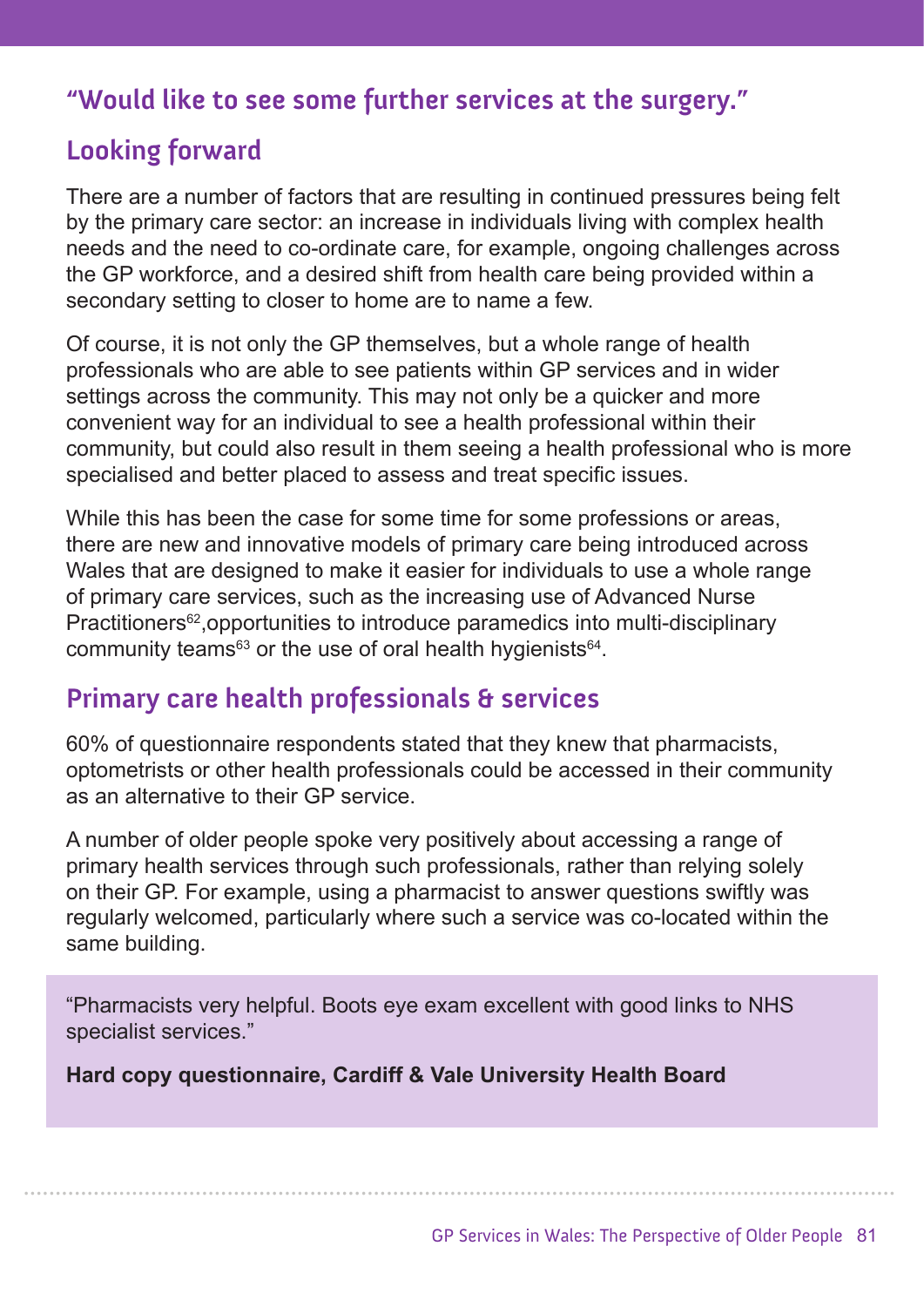## "Would like to see some further services at the surgery."

## Looking forward

There are a number of factors that are resulting in continued pressures being felt by the primary care sector: an increase in individuals living with complex health needs and the need to co-ordinate care, for example, ongoing challenges across the GP workforce, and a desired shift from health care being provided within a secondary setting to closer to home are to name a few.

Of course, it is not only the GP themselves, but a whole range of health professionals who are able to see patients within GP services and in wider settings across the community. This may not only be a quicker and more convenient way for an individual to see a health professional within their community, but could also result in them seeing a health professional who is more specialised and better placed to assess and treat specific issues.

While this has been the case for some time for some professions or areas, there are new and innovative models of primary care being introduced across Wales that are designed to make it easier for individuals to use a whole range of primary care services, such as the increasing use of Advanced Nurse Practitioners[62],opportunities to introduce paramedics into multi-disciplinary community teams[63] or the use of oral health hygienists[64].

## Primary care health professionals & services

60% of questionnaire respondents stated that they knew that pharmacists, optometrists or other health professionals could be accessed in their community as an alternative to their GP service.

A number of older people spoke very positively about accessing a range of primary health services through such professionals, rather than relying solely on their GP. For example, using a pharmacist to answer questions swiftly was regularly welcomed, particularly where such a service was co-located within the same building.

> "Pharmacists very helpful. Boots eye exam excellent with good links to NHS specialist services."
>
> **Hard copy questionnaire, Cardiff & Vale University Health Board**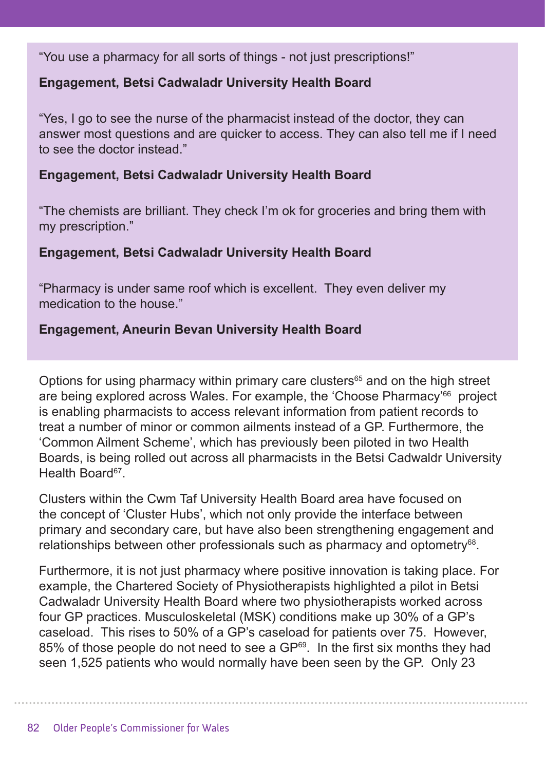"You use a pharmacy for all sorts of things - not just prescriptions!"

**Engagement, Betsi Cadwaladr University Health Board**

"Yes, I go to see the nurse of the pharmacist instead of the doctor, they can answer most questions and are quicker to access. They can also tell me if I need to see the doctor instead."

**Engagement, Betsi Cadwaladr University Health Board**

"The chemists are brilliant. They check I'm ok for groceries and bring them with my prescription."

**Engagement, Betsi Cadwaladr University Health Board**

"Pharmacy is under same roof which is excellent. They even deliver my medication to the house."

**Engagement, Aneurin Bevan University Health Board**

Options for using pharmacy within primary care clusters[65] and on the high street are being explored across Wales. For example, the 'Choose Pharmacy'[66] project is enabling pharmacists to access relevant information from patient records to treat a number of minor or common ailments instead of a GP. Furthermore, the 'Common Ailment Scheme', which has previously been piloted in two Health Boards, is being rolled out across all pharmacists in the Betsi Cadwaldr University Health Board[67].

Clusters within the Cwm Taf University Health Board area have focused on the concept of 'Cluster Hubs', which not only provide the interface between primary and secondary care, but have also been strengthening engagement and relationships between other professionals such as pharmacy and optometry[68].

Furthermore, it is not just pharmacy where positive innovation is taking place. For example, the Chartered Society of Physiotherapists highlighted a pilot in Betsi Cadwaladr University Health Board where two physiotherapists worked across four GP practices. Musculoskeletal (MSK) conditions make up 30% of a GP's caseload. This rises to 50% of a GP's caseload for patients over 75. However, 85% of those people do not need to see a GP[69]. In the first six months they had seen 1,525 patients who would normally have been seen by the GP. Only 23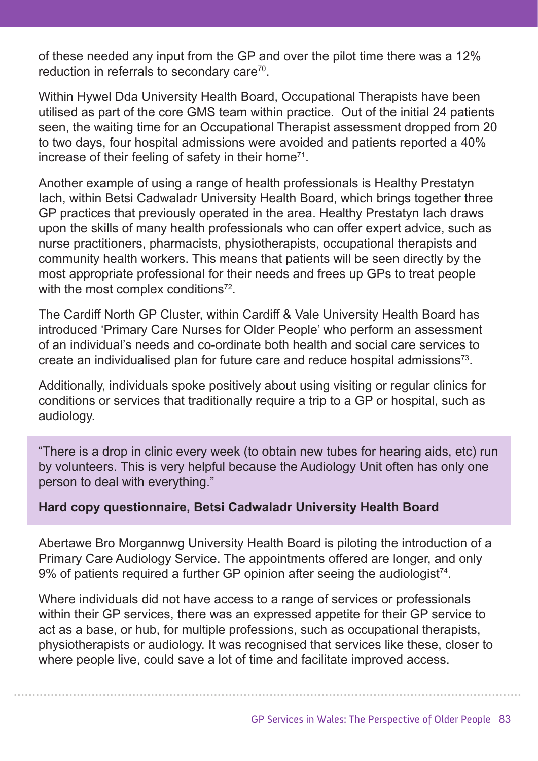of these needed any input from the GP and over the pilot time there was a 12% reduction in referrals to secondary care[70].

Within Hywel Dda University Health Board, Occupational Therapists have been utilised as part of the core GMS team within practice. Out of the initial 24 patients seen, the waiting time for an Occupational Therapist assessment dropped from 20 to two days, four hospital admissions were avoided and patients reported a 40% increase of their feeling of safety in their home[71].

Another example of using a range of health professionals is Healthy Prestatyn Iach, within Betsi Cadwaladr University Health Board, which brings together three GP practices that previously operated in the area. Healthy Prestatyn Iach draws upon the skills of many health professionals who can offer expert advice, such as nurse practitioners, pharmacists, physiotherapists, occupational therapists and community health workers. This means that patients will be seen directly by the most appropriate professional for their needs and frees up GPs to treat people with the most complex conditions[72].

The Cardiff North GP Cluster, within Cardiff & Vale University Health Board has introduced 'Primary Care Nurses for Older People' who perform an assessment of an individual's needs and co-ordinate both health and social care services to create an individualised plan for future care and reduce hospital admissions[73].

Additionally, individuals spoke positively about using visiting or regular clinics for conditions or services that traditionally require a trip to a GP or hospital, such as audiology.

> "There is a drop in clinic every week (to obtain new tubes for hearing aids, etc) run by volunteers. This is very helpful because the Audiology Unit often has only one person to deal with everything."
>
> **Hard copy questionnaire, Betsi Cadwaladr University Health Board**

Abertawe Bro Morgannwg University Health Board is piloting the introduction of a Primary Care Audiology Service. The appointments offered are longer, and only 9% of patients required a further GP opinion after seeing the audiologist[74].

Where individuals did not have access to a range of services or professionals within their GP services, there was an expressed appetite for their GP service to act as a base, or hub, for multiple professions, such as occupational therapists, physiotherapists or audiology. It was recognised that services like these, closer to where people live, could save a lot of time and facilitate improved access.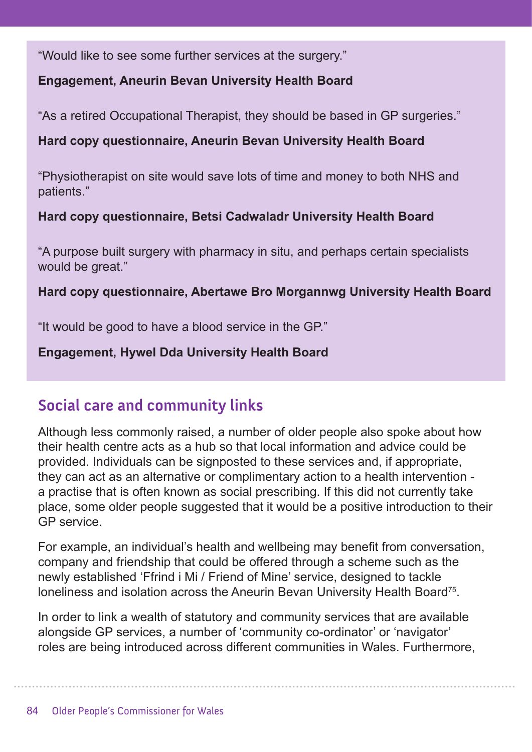"Would like to see some further services at the surgery."

**Engagement, Aneurin Bevan University Health Board**

"As a retired Occupational Therapist, they should be based in GP surgeries."

**Hard copy questionnaire, Aneurin Bevan University Health Board**

"Physiotherapist on site would save lots of time and money to both NHS and patients."

**Hard copy questionnaire, Betsi Cadwaladr University Health Board**

"A purpose built surgery with pharmacy in situ, and perhaps certain specialists would be great."

**Hard copy questionnaire, Abertawe Bro Morgannwg University Health Board**

"It would be good to have a blood service in the GP."

**Engagement, Hywel Dda University Health Board**

## Social care and community links

Although less commonly raised, a number of older people also spoke about how their health centre acts as a hub so that local information and advice could be provided. Individuals can be signposted to these services and, if appropriate, they can act as an alternative or complimentary action to a health intervention - a practise that is often known as social prescribing. If this did not currently take place, some older people suggested that it would be a positive introduction to their GP service.

For example, an individual's health and wellbeing may benefit from conversation, company and friendship that could be offered through a scheme such as the newly established 'Ffrind i Mi / Friend of Mine' service, designed to tackle loneliness and isolation across the Aneurin Bevan University Health Board[75].

In order to link a wealth of statutory and community services that are available alongside GP services, a number of 'community co-ordinator' or 'navigator' roles are being introduced across different communities in Wales. Furthermore,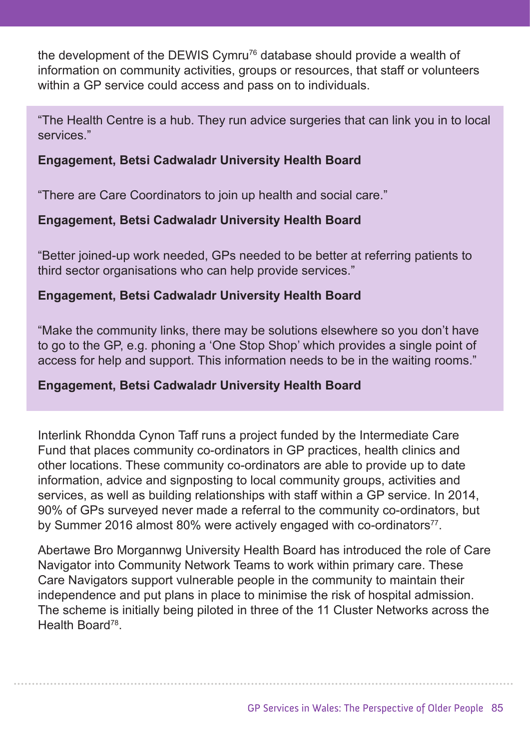the development of the DEWIS Cymru[76] database should provide a wealth of information on community activities, groups or resources, that staff or volunteers within a GP service could access and pass on to individuals.

"The Health Centre is a hub. They run advice surgeries that can link you in to local services."

**Engagement, Betsi Cadwaladr University Health Board**

"There are Care Coordinators to join up health and social care."

**Engagement, Betsi Cadwaladr University Health Board**

"Better joined-up work needed, GPs needed to be better at referring patients to third sector organisations who can help provide services."

**Engagement, Betsi Cadwaladr University Health Board**

"Make the community links, there may be solutions elsewhere so you don't have to go to the GP, e.g. phoning a 'One Stop Shop' which provides a single point of access for help and support. This information needs to be in the waiting rooms."

**Engagement, Betsi Cadwaladr University Health Board**

Interlink Rhondda Cynon Taff runs a project funded by the Intermediate Care Fund that places community co-ordinators in GP practices, health clinics and other locations. These community co-ordinators are able to provide up to date information, advice and signposting to local community groups, activities and services, as well as building relationships with staff within a GP service. In 2014, 90% of GPs surveyed never made a referral to the community co-ordinators, but by Summer 2016 almost 80% were actively engaged with co-ordinators[77].

Abertawe Bro Morgannwg University Health Board has introduced the role of Care Navigator into Community Network Teams to work within primary care. These Care Navigators support vulnerable people in the community to maintain their independence and put plans in place to minimise the risk of hospital admission. The scheme is initially being piloted in three of the 11 Cluster Networks across the Health Board[78].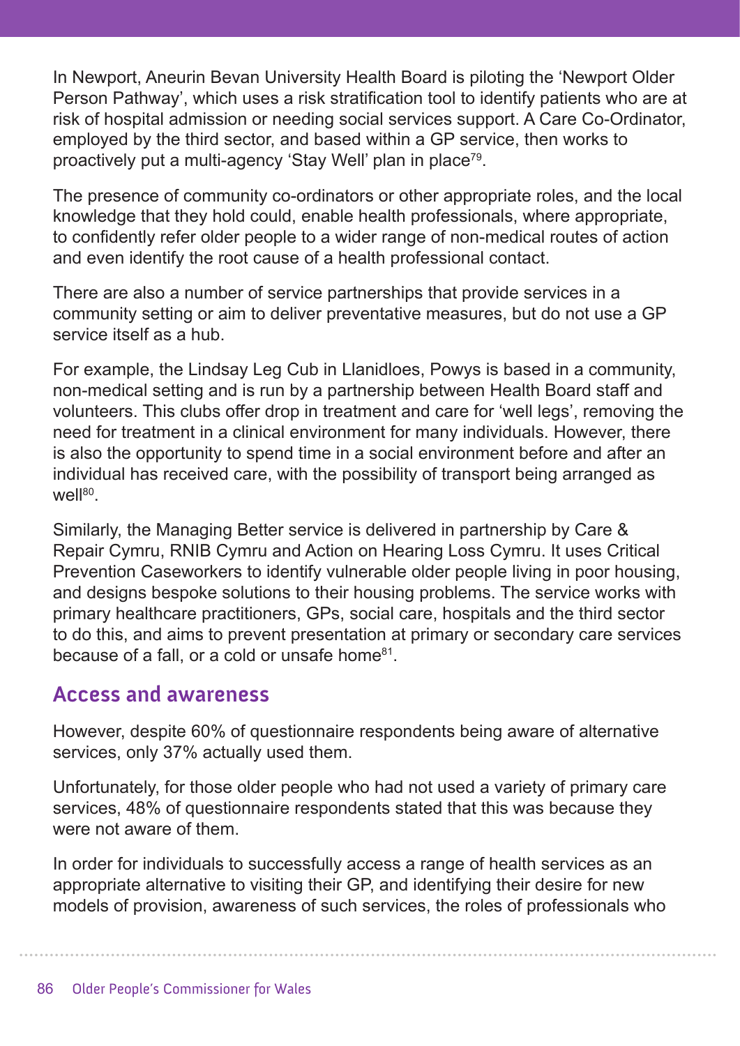In Newport, Aneurin Bevan University Health Board is piloting the 'Newport Older Person Pathway', which uses a risk stratification tool to identify patients who are at risk of hospital admission or needing social services support. A Care Co-Ordinator, employed by the third sector, and based within a GP service, then works to proactively put a multi-agency 'Stay Well' plan in place[79].

The presence of community co-ordinators or other appropriate roles, and the local knowledge that they hold could, enable health professionals, where appropriate, to confidently refer older people to a wider range of non-medical routes of action and even identify the root cause of a health professional contact.

There are also a number of service partnerships that provide services in a community setting or aim to deliver preventative measures, but do not use a GP service itself as a hub.

For example, the Lindsay Leg Cub in Llanidloes, Powys is based in a community, non-medical setting and is run by a partnership between Health Board staff and volunteers. This clubs offer drop in treatment and care for 'well legs', removing the need for treatment in a clinical environment for many individuals. However, there is also the opportunity to spend time in a social environment before and after an individual has received care, with the possibility of transport being arranged as well[80].

Similarly, the Managing Better service is delivered in partnership by Care & Repair Cymru, RNIB Cymru and Action on Hearing Loss Cymru. It uses Critical Prevention Caseworkers to identify vulnerable older people living in poor housing, and designs bespoke solutions to their housing problems. The service works with primary healthcare practitioners, GPs, social care, hospitals and the third sector to do this, and aims to prevent presentation at primary or secondary care services because of a fall, or a cold or unsafe home[81].

## Access and awareness

However, despite 60% of questionnaire respondents being aware of alternative services, only 37% actually used them.

Unfortunately, for those older people who had not used a variety of primary care services, 48% of questionnaire respondents stated that this was because they were not aware of them.

In order for individuals to successfully access a range of health services as an appropriate alternative to visiting their GP, and identifying their desire for new models of provision, awareness of such services, the roles of professionals who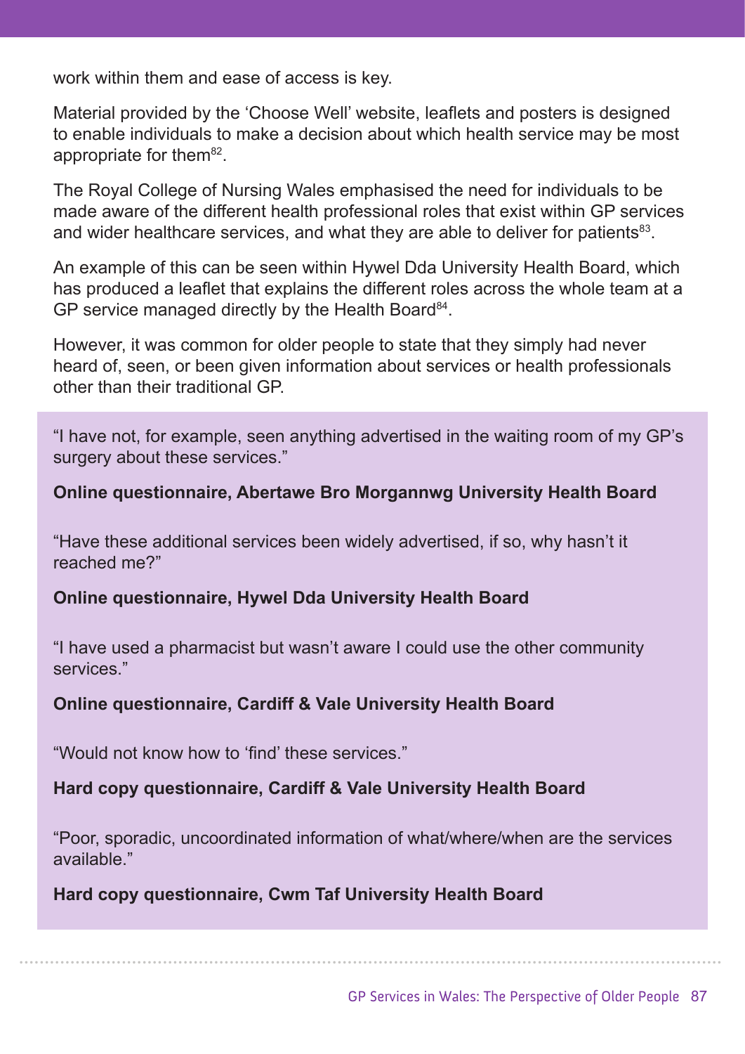work within them and ease of access is key.

Material provided by the 'Choose Well' website, leaflets and posters is designed to enable individuals to make a decision about which health service may be most appropriate for them[82].

The Royal College of Nursing Wales emphasised the need for individuals to be made aware of the different health professional roles that exist within GP services and wider healthcare services, and what they are able to deliver for patients[83].

An example of this can be seen within Hywel Dda University Health Board, which has produced a leaflet that explains the different roles across the whole team at a GP service managed directly by the Health Board[84].

However, it was common for older people to state that they simply had never heard of, seen, or been given information about services or health professionals other than their traditional GP.

> "I have not, for example, seen anything advertised in the waiting room of my GP's surgery about these services."
>
> **Online questionnaire, Abertawe Bro Morgannwg University Health Board**
>
> "Have these additional services been widely advertised, if so, why hasn't it reached me?"
>
> **Online questionnaire, Hywel Dda University Health Board**
>
> "I have used a pharmacist but wasn't aware I could use the other community services."
>
> **Online questionnaire, Cardiff & Vale University Health Board**
>
> "Would not know how to 'find' these services."
>
> **Hard copy questionnaire, Cardiff & Vale University Health Board**
>
> "Poor, sporadic, uncoordinated information of what/where/when are the services available."
>
> **Hard copy questionnaire, Cwm Taf University Health Board**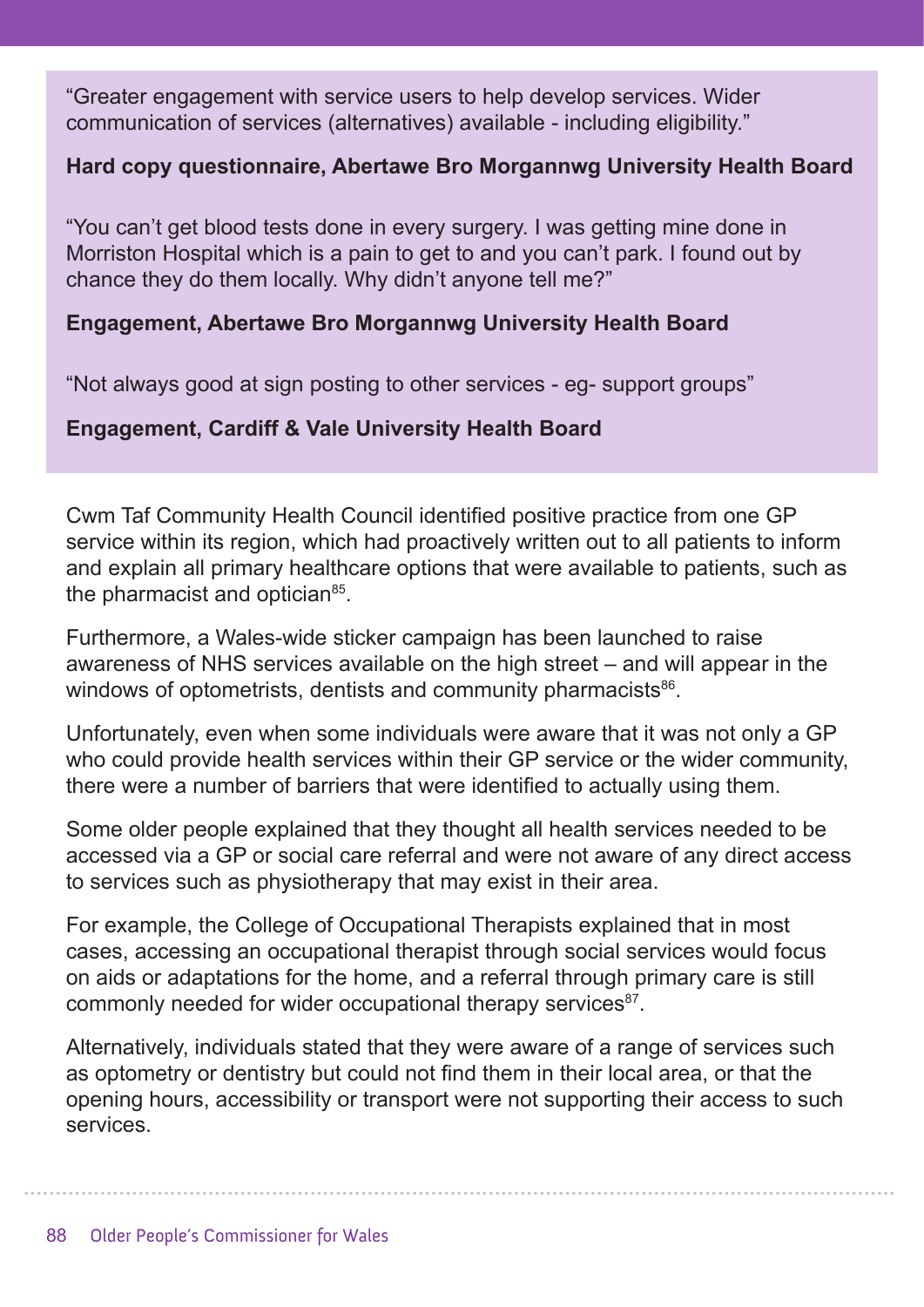"Greater engagement with service users to help develop services. Wider communication of services (alternatives) available - including eligibility."

**Hard copy questionnaire, Abertawe Bro Morgannwg University Health Board**

"You can't get blood tests done in every surgery. I was getting mine done in Morriston Hospital which is a pain to get to and you can't park. I found out by chance they do them locally. Why didn't anyone tell me?"

**Engagement, Abertawe Bro Morgannwg University Health Board**

"Not always good at sign posting to other services - eg- support groups"

**Engagement, Cardiff & Vale University Health Board**

Cwm Taf Community Health Council identified positive practice from one GP service within its region, which had proactively written out to all patients to inform and explain all primary healthcare options that were available to patients, such as the pharmacist and optician[85].

Furthermore, a Wales-wide sticker campaign has been launched to raise awareness of NHS services available on the high street – and will appear in the windows of optometrists, dentists and community pharmacists[86].

Unfortunately, even when some individuals were aware that it was not only a GP who could provide health services within their GP service or the wider community, there were a number of barriers that were identified to actually using them.

Some older people explained that they thought all health services needed to be accessed via a GP or social care referral and were not aware of any direct access to services such as physiotherapy that may exist in their area.

For example, the College of Occupational Therapists explained that in most cases, accessing an occupational therapist through social services would focus on aids or adaptations for the home, and a referral through primary care is still commonly needed for wider occupational therapy services[87].

Alternatively, individuals stated that they were aware of a range of services such as optometry or dentistry but could not find them in their local area, or that the opening hours, accessibility or transport were not supporting their access to such services.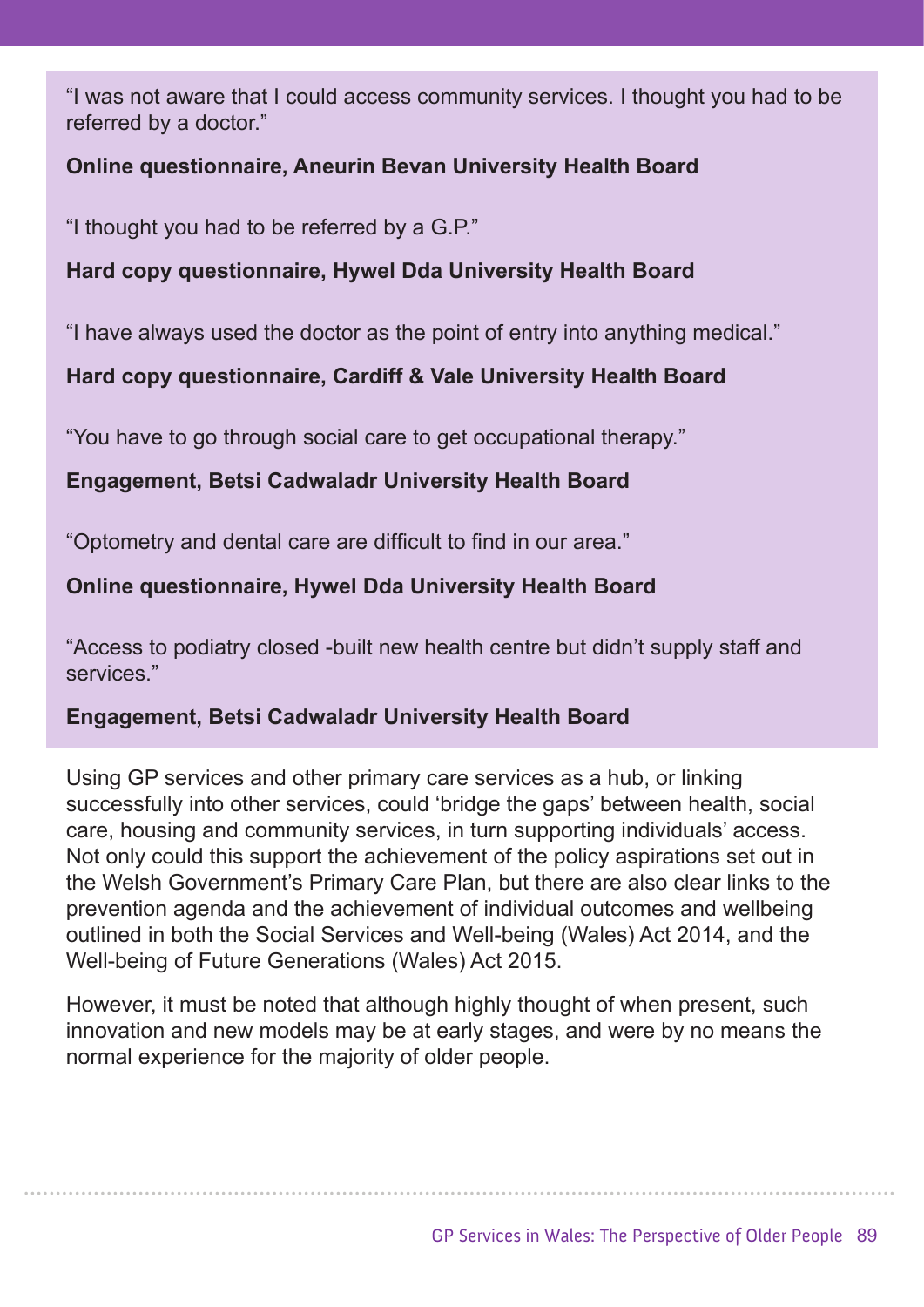"I was not aware that I could access community services. I thought you had to be referred by a doctor."

**Online questionnaire, Aneurin Bevan University Health Board**

"I thought you had to be referred by a G.P."

**Hard copy questionnaire, Hywel Dda University Health Board**

"I have always used the doctor as the point of entry into anything medical."

**Hard copy questionnaire, Cardiff & Vale University Health Board**

"You have to go through social care to get occupational therapy."

**Engagement, Betsi Cadwaladr University Health Board**

"Optometry and dental care are difficult to find in our area."

**Online questionnaire, Hywel Dda University Health Board**

"Access to podiatry closed -built new health centre but didn't supply staff and services."

**Engagement, Betsi Cadwaladr University Health Board**

Using GP services and other primary care services as a hub, or linking successfully into other services, could 'bridge the gaps' between health, social care, housing and community services, in turn supporting individuals' access. Not only could this support the achievement of the policy aspirations set out in the Welsh Government's Primary Care Plan, but there are also clear links to the prevention agenda and the achievement of individual outcomes and wellbeing outlined in both the Social Services and Well-being (Wales) Act 2014, and the Well-being of Future Generations (Wales) Act 2015.

However, it must be noted that although highly thought of when present, such innovation and new models may be at early stages, and were by no means the normal experience for the majority of older people.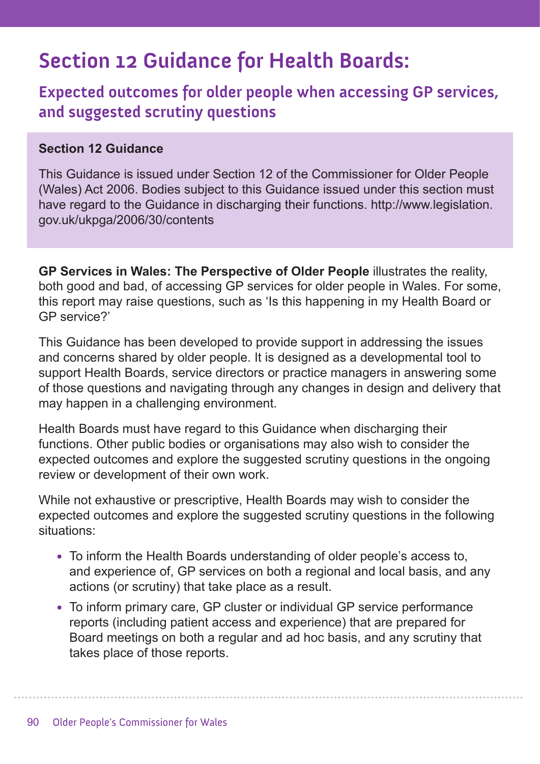# Section 12 Guidance for Health Boards:

## Expected outcomes for older people when accessing GP services, and suggested scrutiny questions

**Section 12 Guidance**

This Guidance is issued under Section 12 of the Commissioner for Older People (Wales) Act 2006. Bodies subject to this Guidance issued under this section must have regard to the Guidance in discharging their functions. http://www.legislation.gov.uk/ukpga/2006/30/contents

**GP Services in Wales: The Perspective of Older People** illustrates the reality, both good and bad, of accessing GP services for older people in Wales. For some, this report may raise questions, such as 'Is this happening in my Health Board or GP service?'

This Guidance has been developed to provide support in addressing the issues and concerns shared by older people. It is designed as a developmental tool to support Health Boards, service directors or practice managers in answering some of those questions and navigating through any changes in design and delivery that may happen in a challenging environment.

Health Boards must have regard to this Guidance when discharging their functions. Other public bodies or organisations may also wish to consider the expected outcomes and explore the suggested scrutiny questions in the ongoing review or development of their own work.

While not exhaustive or prescriptive, Health Boards may wish to consider the expected outcomes and explore the suggested scrutiny questions in the following situations:

- To inform the Health Boards understanding of older people's access to, and experience of, GP services on both a regional and local basis, and any actions (or scrutiny) that take place as a result.
- To inform primary care, GP cluster or individual GP service performance reports (including patient access and experience) that are prepared for Board meetings on both a regular and ad hoc basis, and any scrutiny that takes place of those reports.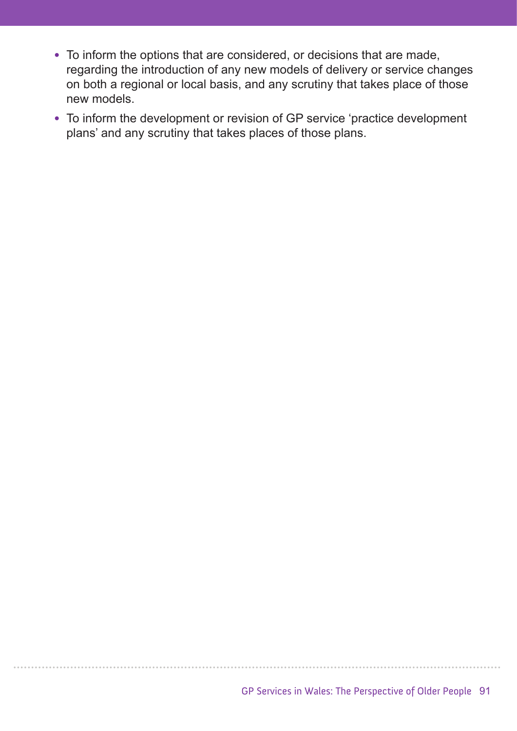- To inform the options that are considered, or decisions that are made, regarding the introduction of any new models of delivery or service changes on both a regional or local basis, and any scrutiny that takes place of those new models.
- To inform the development or revision of GP service 'practice development plans' and any scrutiny that takes places of those plans.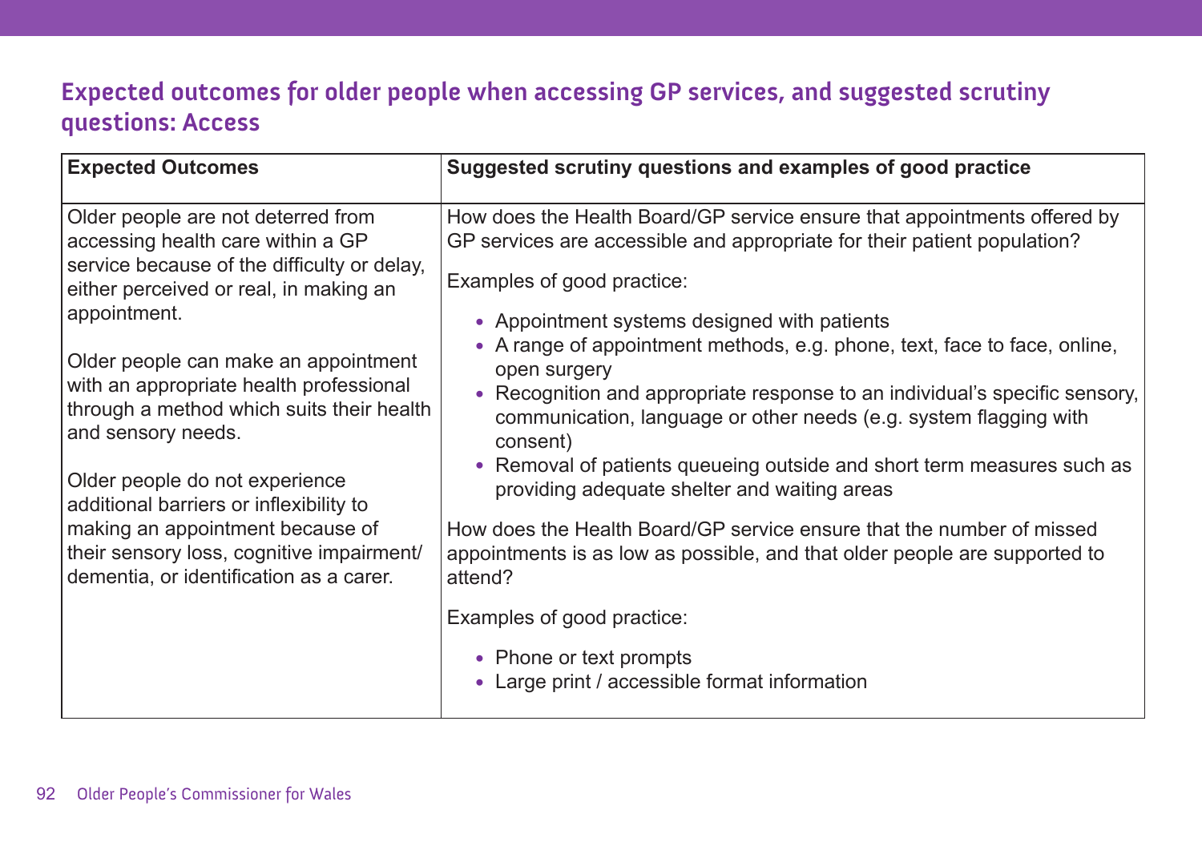## Expected outcomes for older people when accessing GP services, and suggested scrutiny questions: Access

| Expected Outcomes | Suggested scrutiny questions and examples of good practice |
|---|---|
| Older people are not deterred from accessing health care within a GP service because of the difficulty or delay, either perceived or real, in making an appointment.<br><br>Older people can make an appointment with an appropriate health professional through a method which suits their health and sensory needs.<br><br>Older people do not experience additional barriers or inflexibility to making an appointment because of their sensory loss, cognitive impairment/ dementia, or identification as a carer. | How does the Health Board/GP service ensure that appointments offered by GP services are accessible and appropriate for their patient population?<br><br>Examples of good practice:<br><br>• Appointment systems designed with patients<br>• A range of appointment methods, e.g. phone, text, face to face, online, open surgery<br>• Recognition and appropriate response to an individual's specific sensory, communication, language or other needs (e.g. system flagging with consent)<br>• Removal of patients queueing outside and short term measures such as providing adequate shelter and waiting areas<br><br>How does the Health Board/GP service ensure that the number of missed appointments is as low as possible, and that older people are supported to attend?<br><br>Examples of good practice:<br><br>• Phone or text prompts<br>• Large print / accessible format information |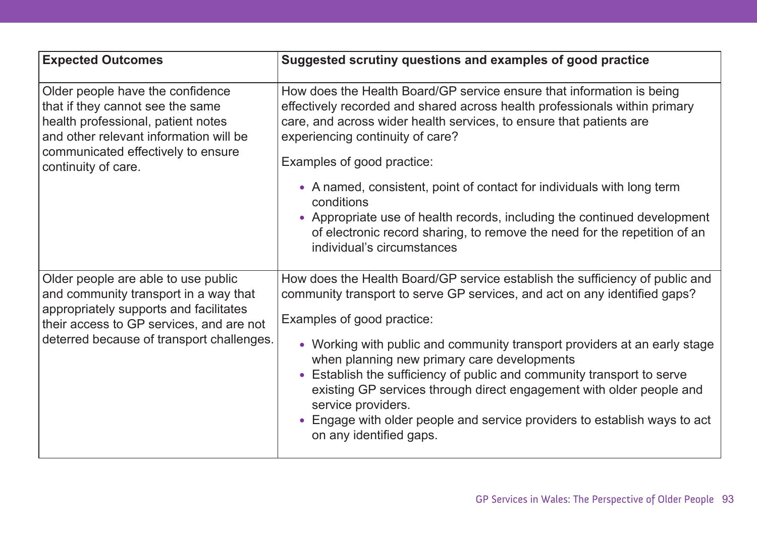| Expected Outcomes | Suggested scrutiny questions and examples of good practice |
|---|---|
| Older people have the confidence that if they cannot see the same health professional, patient notes and other relevant information will be communicated effectively to ensure continuity of care. | How does the Health Board/GP service ensure that information is being effectively recorded and shared across health professionals within primary care, and across wider health services, to ensure that patients are experiencing continuity of care?<br><br>Examples of good practice:<br><br>• A named, consistent, point of contact for individuals with long term conditions<br>• Appropriate use of health records, including the continued development of electronic record sharing, to remove the need for the repetition of an individual's circumstances |
| Older people are able to use public and community transport in a way that appropriately supports and facilitates their access to GP services, and are not deterred because of transport challenges. | How does the Health Board/GP service establish the sufficiency of public and community transport to serve GP services, and act on any identified gaps?<br><br>Examples of good practice:<br><br>• Working with public and community transport providers at an early stage when planning new primary care developments<br>• Establish the sufficiency of public and community transport to serve existing GP services through direct engagement with older people and service providers.<br>• Engage with older people and service providers to establish ways to act on any identified gaps. |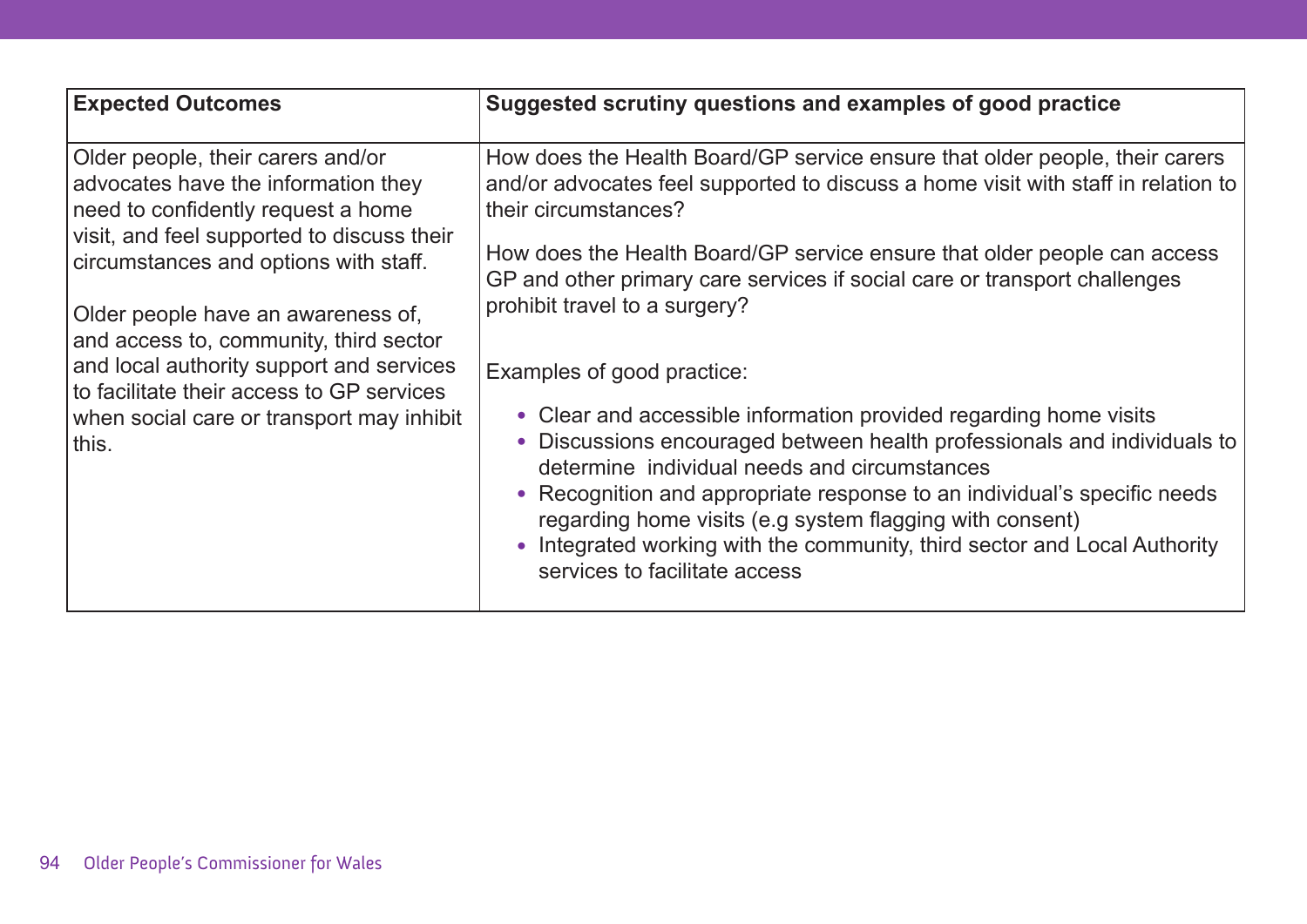| Expected Outcomes | Suggested scrutiny questions and examples of good practice |
|---|---|
| Older people, their carers and/or advocates have the information they need to confidently request a home visit, and feel supported to discuss their circumstances and options with staff.<br><br>Older people have an awareness of, and access to, community, third sector and local authority support and services to facilitate their access to GP services when social care or transport may inhibit this. | How does the Health Board/GP service ensure that older people, their carers and/or advocates feel supported to discuss a home visit with staff in relation to their circumstances?<br><br>How does the Health Board/GP service ensure that older people can access GP and other primary care services if social care or transport challenges prohibit travel to a surgery?<br><br>Examples of good practice:<br><br>• Clear and accessible information provided regarding home visits<br>• Discussions encouraged between health professionals and individuals to determine individual needs and circumstances<br>• Recognition and appropriate response to an individual's specific needs regarding home visits (e.g system flagging with consent)<br>• Integrated working with the community, third sector and Local Authority services to facilitate access |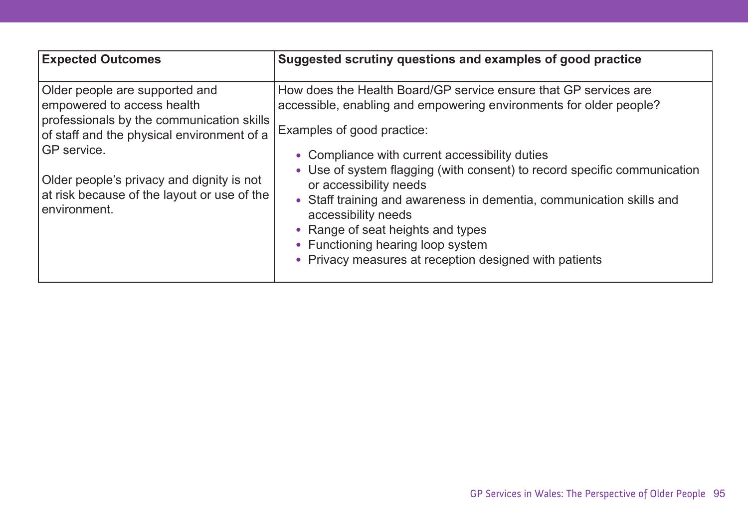| Expected Outcomes | Suggested scrutiny questions and examples of good practice |
| --- | --- |
| Older people are supported and empowered to access health professionals by the communication skills of staff and the physical environment of a GP service.<br><br>Older people's privacy and dignity is not at risk because of the layout or use of the environment. | How does the Health Board/GP service ensure that GP services are accessible, enabling and empowering environments for older people?<br><br>Examples of good practice:<br><br>• Compliance with current accessibility duties<br>• Use of system flagging (with consent) to record specific communication or accessibility needs<br>• Staff training and awareness in dementia, communication skills and accessibility needs<br>• Range of seat heights and types<br>• Functioning hearing loop system<br>• Privacy measures at reception designed with patients |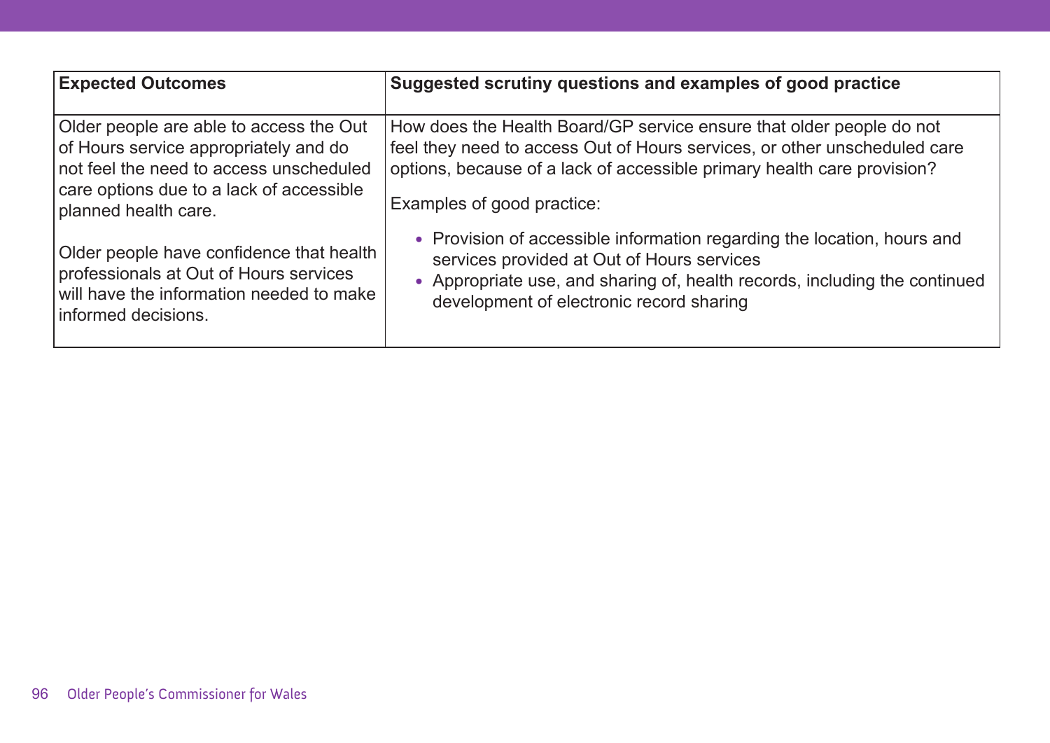| Expected Outcomes | Suggested scrutiny questions and examples of good practice |
|---|---|
| Older people are able to access the Out of Hours service appropriately and do not feel the need to access unscheduled care options due to a lack of accessible planned health care.<br><br>Older people have confidence that health professionals at Out of Hours services will have the information needed to make informed decisions. | How does the Health Board/GP service ensure that older people do not feel they need to access Out of Hours services, or other unscheduled care options, because of a lack of accessible primary health care provision?<br><br>Examples of good practice:<br><br>• Provision of accessible information regarding the location, hours and services provided at Out of Hours services<br>• Appropriate use, and sharing of, health records, including the continued development of electronic record sharing |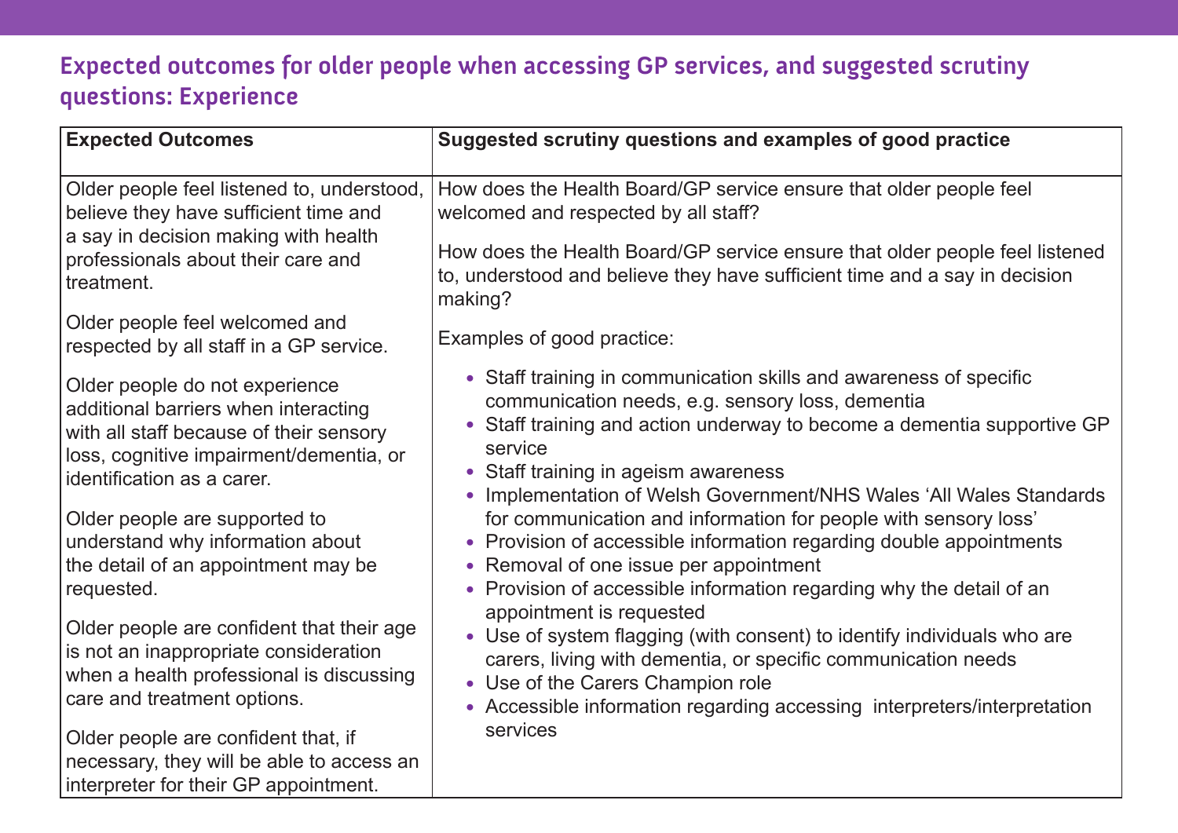## Expected outcomes for older people when accessing GP services, and suggested scrutiny questions: Experience

| Expected Outcomes | Suggested scrutiny questions and examples of good practice |
|---|---|
| Older people feel listened to, understood, believe they have sufficient time and a say in decision making with health professionals about their care and treatment.<br><br>Older people feel welcomed and respected by all staff in a GP service.<br><br>Older people do not experience additional barriers when interacting with all staff because of their sensory loss, cognitive impairment/dementia, or identification as a carer.<br><br>Older people are supported to understand why information about the detail of an appointment may be requested.<br><br>Older people are confident that their age is not an inappropriate consideration when a health professional is discussing care and treatment options.<br><br>Older people are confident that, if necessary, they will be able to access an interpreter for their GP appointment. | How does the Health Board/GP service ensure that older people feel welcomed and respected by all staff?<br><br>How does the Health Board/GP service ensure that older people feel listened to, understood and believe they have sufficient time and a say in decision making?<br><br>Examples of good practice:<br><br>• Staff training in communication skills and awareness of specific communication needs, e.g. sensory loss, dementia<br>• Staff training and action underway to become a dementia supportive GP service<br>• Staff training in ageism awareness<br>• Implementation of Welsh Government/NHS Wales 'All Wales Standards for communication and information for people with sensory loss'<br>• Provision of accessible information regarding double appointments<br>• Removal of one issue per appointment<br>• Provision of accessible information regarding why the detail of an appointment is requested<br>• Use of system flagging (with consent) to identify individuals who are carers, living with dementia, or specific communication needs<br>• Use of the Carers Champion role<br>• Accessible information regarding accessing interpreters/interpretation services |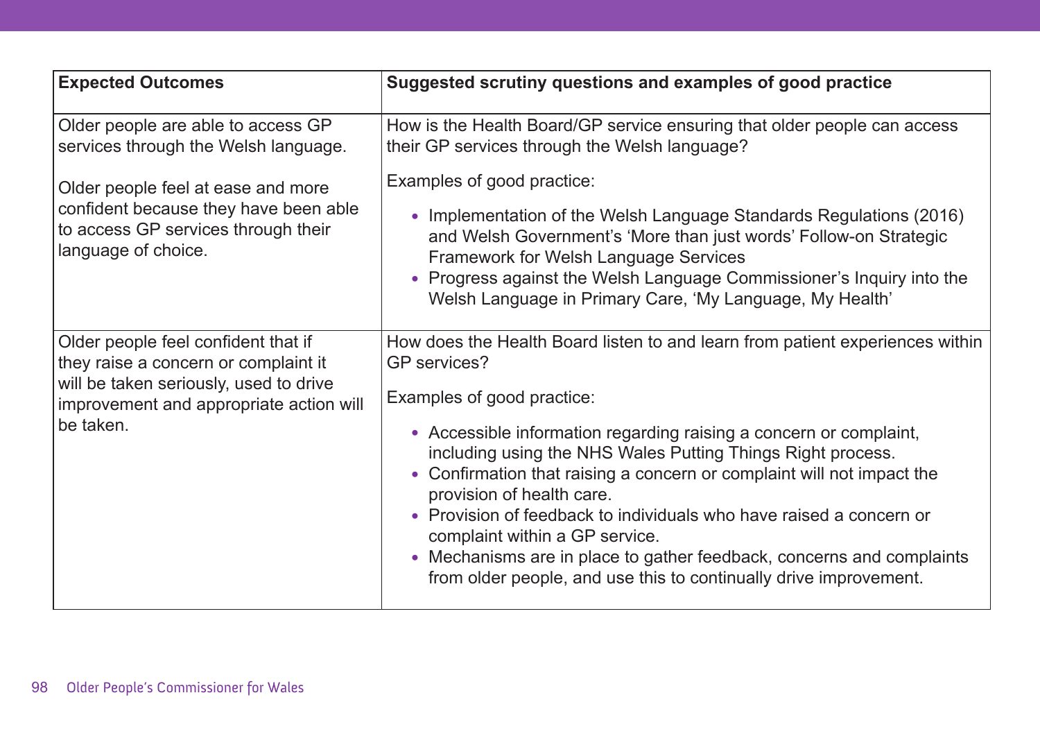| Expected Outcomes | Suggested scrutiny questions and examples of good practice |
|---|---|
| Older people are able to access GP services through the Welsh language.<br><br>Older people feel at ease and more confident because they have been able to access GP services through their language of choice. | How is the Health Board/GP service ensuring that older people can access their GP services through the Welsh language?<br><br>Examples of good practice:<br><br>• Implementation of the Welsh Language Standards Regulations (2016) and Welsh Government's 'More than just words' Follow-on Strategic Framework for Welsh Language Services<br>• Progress against the Welsh Language Commissioner's Inquiry into the Welsh Language in Primary Care, 'My Language, My Health' |
| Older people feel confident that if they raise a concern or complaint it will be taken seriously, used to drive improvement and appropriate action will be taken. | How does the Health Board listen to and learn from patient experiences within GP services?<br><br>Examples of good practice:<br><br>• Accessible information regarding raising a concern or complaint, including using the NHS Wales Putting Things Right process.<br>• Confirmation that raising a concern or complaint will not impact the provision of health care.<br>• Provision of feedback to individuals who have raised a concern or complaint within a GP service.<br>• Mechanisms are in place to gather feedback, concerns and complaints from older people, and use this to continually drive improvement. |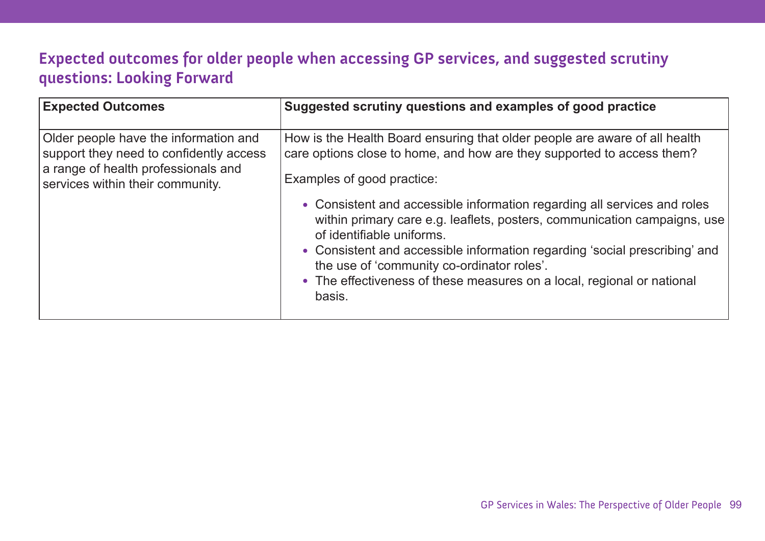## Expected outcomes for older people when accessing GP services, and suggested scrutiny questions: Looking Forward

| Expected Outcomes | Suggested scrutiny questions and examples of good practice |
|---|---|
| Older people have the information and support they need to confidently access a range of health professionals and services within their community. | How is the Health Board ensuring that older people are aware of all health care options close to home, and how are they supported to access them?<br><br>Examples of good practice:<br><br>• Consistent and accessible information regarding all services and roles within primary care e.g. leaflets, posters, communication campaigns, use of identifiable uniforms.<br>• Consistent and accessible information regarding 'social prescribing' and the use of 'community co-ordinator roles'.<br>• The effectiveness of these measures on a local, regional or national basis. |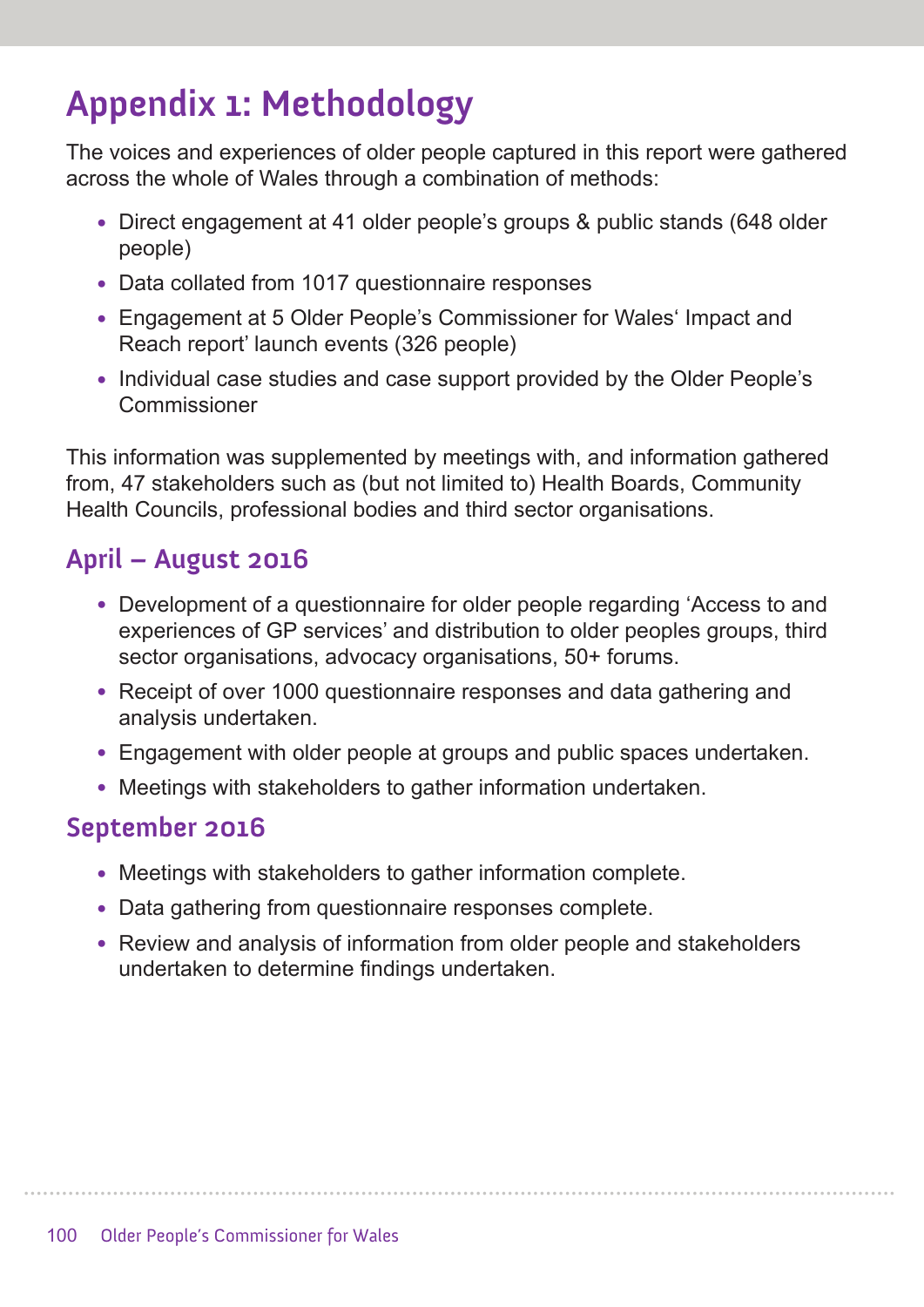# Appendix 1: Methodology

The voices and experiences of older people captured in this report were gathered across the whole of Wales through a combination of methods:

- Direct engagement at 41 older people's groups & public stands (648 older people)
- Data collated from 1017 questionnaire responses
- Engagement at 5 Older People's Commissioner for Wales' Impact and Reach report' launch events (326 people)
- Individual case studies and case support provided by the Older People's Commissioner

This information was supplemented by meetings with, and information gathered from, 47 stakeholders such as (but not limited to) Health Boards, Community Health Councils, professional bodies and third sector organisations.

## April – August 2016

- Development of a questionnaire for older people regarding 'Access to and experiences of GP services' and distribution to older peoples groups, third sector organisations, advocacy organisations, 50+ forums.
- Receipt of over 1000 questionnaire responses and data gathering and analysis undertaken.
- Engagement with older people at groups and public spaces undertaken.
- Meetings with stakeholders to gather information undertaken.

## September 2016

- Meetings with stakeholders to gather information complete.
- Data gathering from questionnaire responses complete.
- Review and analysis of information from older people and stakeholders undertaken to determine findings undertaken.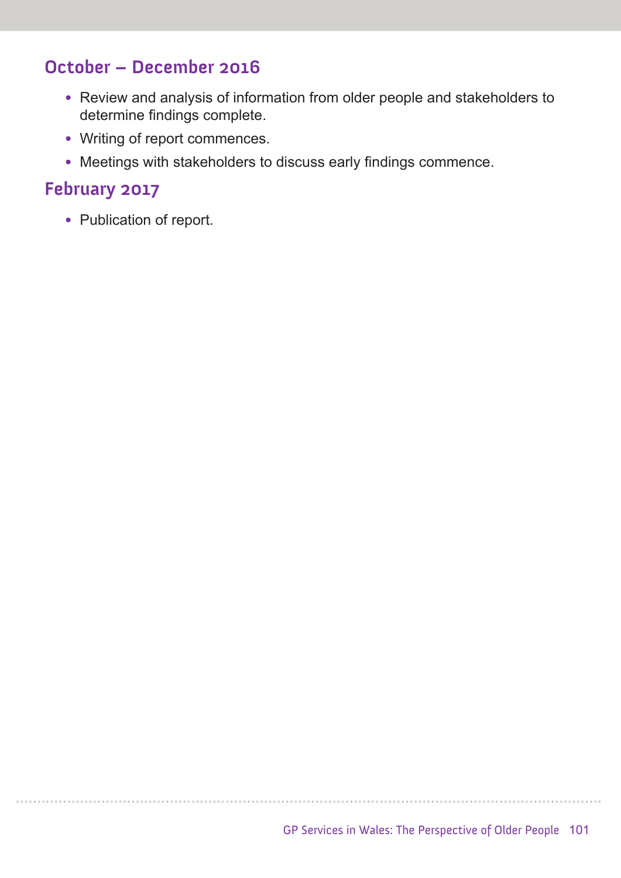## October – December 2016

- Review and analysis of information from older people and stakeholders to determine findings complete.
- Writing of report commences.
- Meetings with stakeholders to discuss early findings commence.

## February 2017

- Publication of report.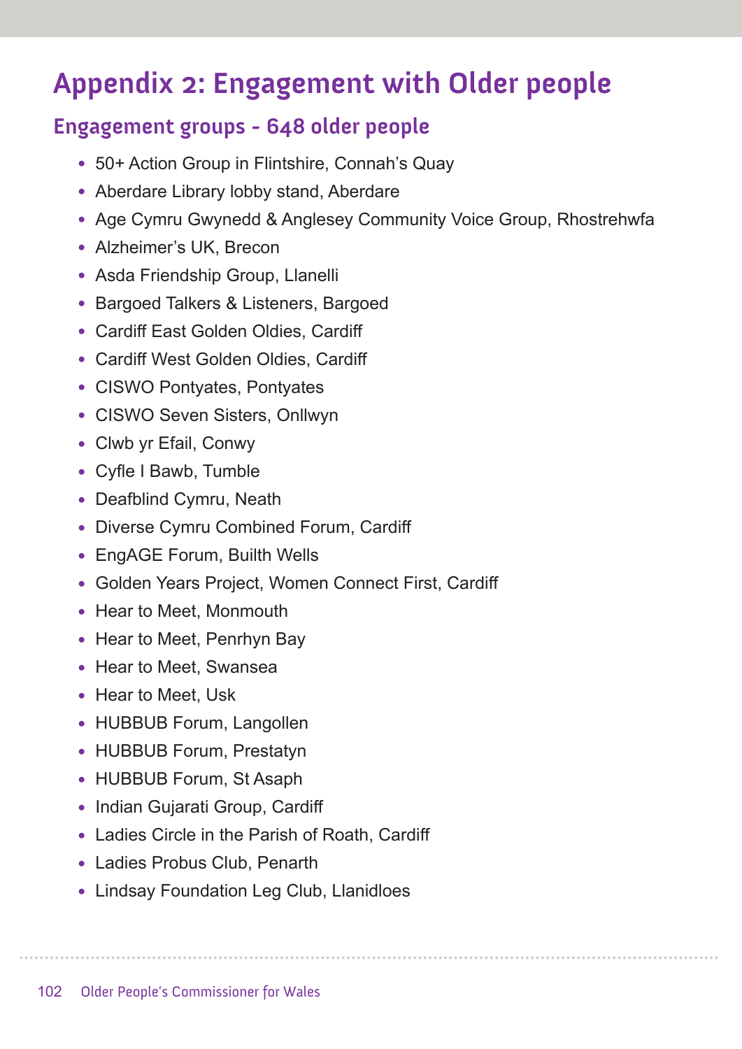# Appendix 2: Engagement with Older people

## Engagement groups - 648 older people

- 50+ Action Group in Flintshire, Connah's Quay
- Aberdare Library lobby stand, Aberdare
- Age Cymru Gwynedd & Anglesey Community Voice Group, Rhostrehwfa
- Alzheimer's UK, Brecon
- Asda Friendship Group, Llanelli
- Bargoed Talkers & Listeners, Bargoed
- Cardiff East Golden Oldies, Cardiff
- Cardiff West Golden Oldies, Cardiff
- CISWO Pontyates, Pontyates
- CISWO Seven Sisters, Onllwyn
- Clwb yr Efail, Conwy
- Cyfle I Bawb, Tumble
- Deafblind Cymru, Neath
- Diverse Cymru Combined Forum, Cardiff
- EngAGE Forum, Builth Wells
- Golden Years Project, Women Connect First, Cardiff
- Hear to Meet, Monmouth
- Hear to Meet, Penrhyn Bay
- Hear to Meet, Swansea
- Hear to Meet, Usk
- HUBBUB Forum, Langollen
- HUBBUB Forum, Prestatyn
- HUBBUB Forum, St Asaph
- Indian Gujarati Group, Cardiff
- Ladies Circle in the Parish of Roath, Cardiff
- Ladies Probus Club, Penarth
- Lindsay Foundation Leg Club, Llanidloes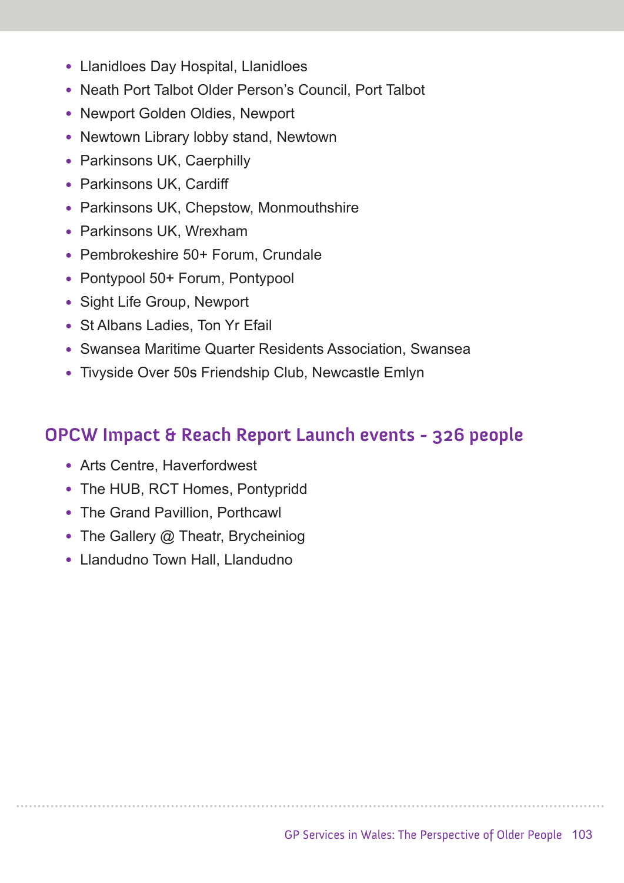- Llanidloes Day Hospital, Llanidloes
- Neath Port Talbot Older Person's Council, Port Talbot
- Newport Golden Oldies, Newport
- Newtown Library lobby stand, Newtown
- Parkinsons UK, Caerphilly
- Parkinsons UK, Cardiff
- Parkinsons UK, Chepstow, Monmouthshire
- Parkinsons UK, Wrexham
- Pembrokeshire 50+ Forum, Crundale
- Pontypool 50+ Forum, Pontypool
- Sight Life Group, Newport
- St Albans Ladies, Ton Yr Efail
- Swansea Maritime Quarter Residents Association, Swansea
- Tivyside Over 50s Friendship Club, Newcastle Emlyn

## OPCW Impact & Reach Report Launch events - 326 people

- Arts Centre, Haverfordwest
- The HUB, RCT Homes, Pontypridd
- The Grand Pavillion, Porthcawl
- The Gallery @ Theatr, Brycheiniog
- Llandudno Town Hall, Llandudno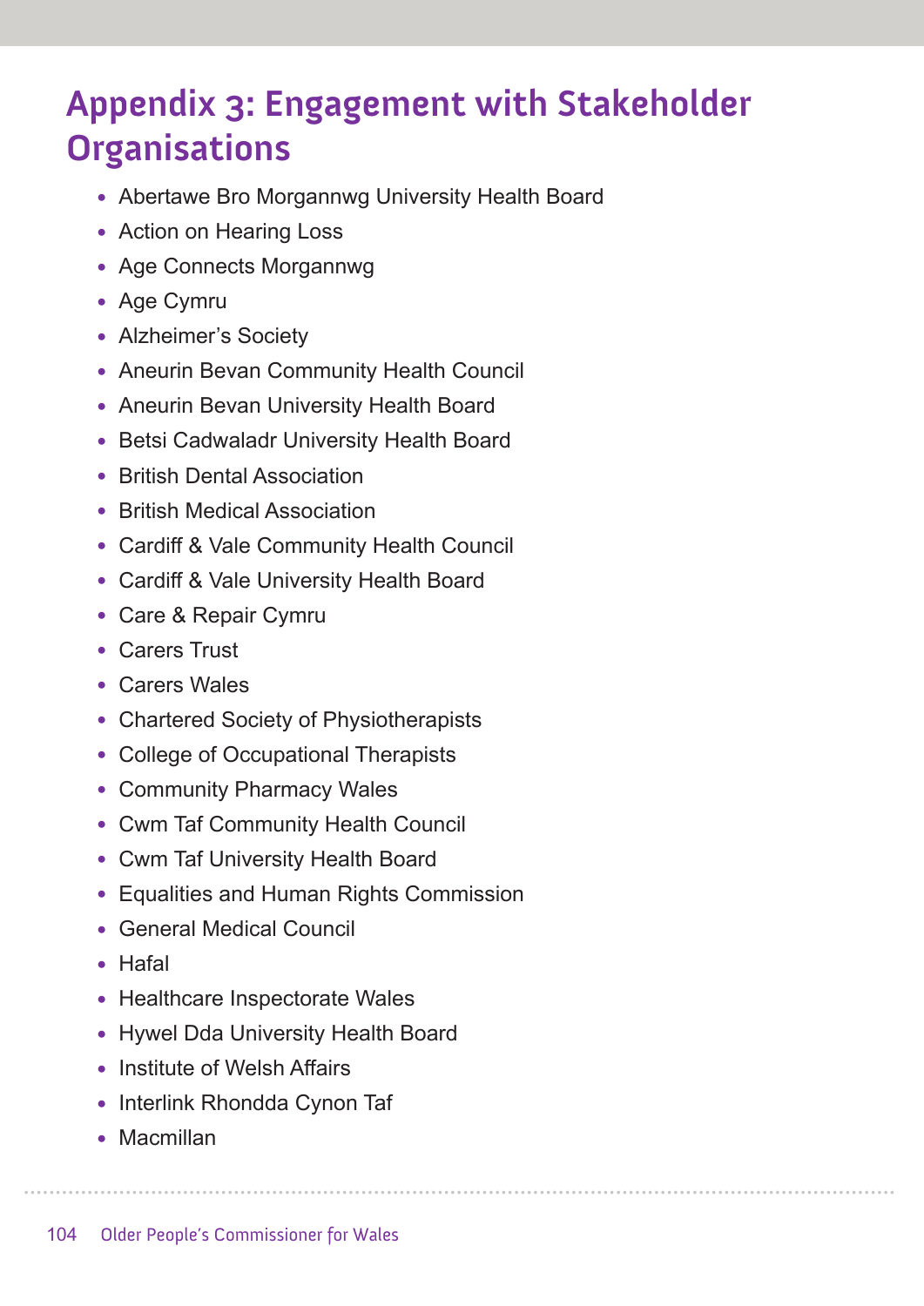# Appendix 3: Engagement with Stakeholder Organisations

- Abertawe Bro Morgannwg University Health Board
- Action on Hearing Loss
- Age Connects Morgannwg
- Age Cymru
- Alzheimer's Society
- Aneurin Bevan Community Health Council
- Aneurin Bevan University Health Board
- Betsi Cadwaladr University Health Board
- British Dental Association
- British Medical Association
- Cardiff & Vale Community Health Council
- Cardiff & Vale University Health Board
- Care & Repair Cymru
- Carers Trust
- Carers Wales
- Chartered Society of Physiotherapists
- College of Occupational Therapists
- Community Pharmacy Wales
- Cwm Taf Community Health Council
- Cwm Taf University Health Board
- Equalities and Human Rights Commission
- General Medical Council
- Hafal
- Healthcare Inspectorate Wales
- Hywel Dda University Health Board
- Institute of Welsh Affairs
- Interlink Rhondda Cynon Taf
- Macmillan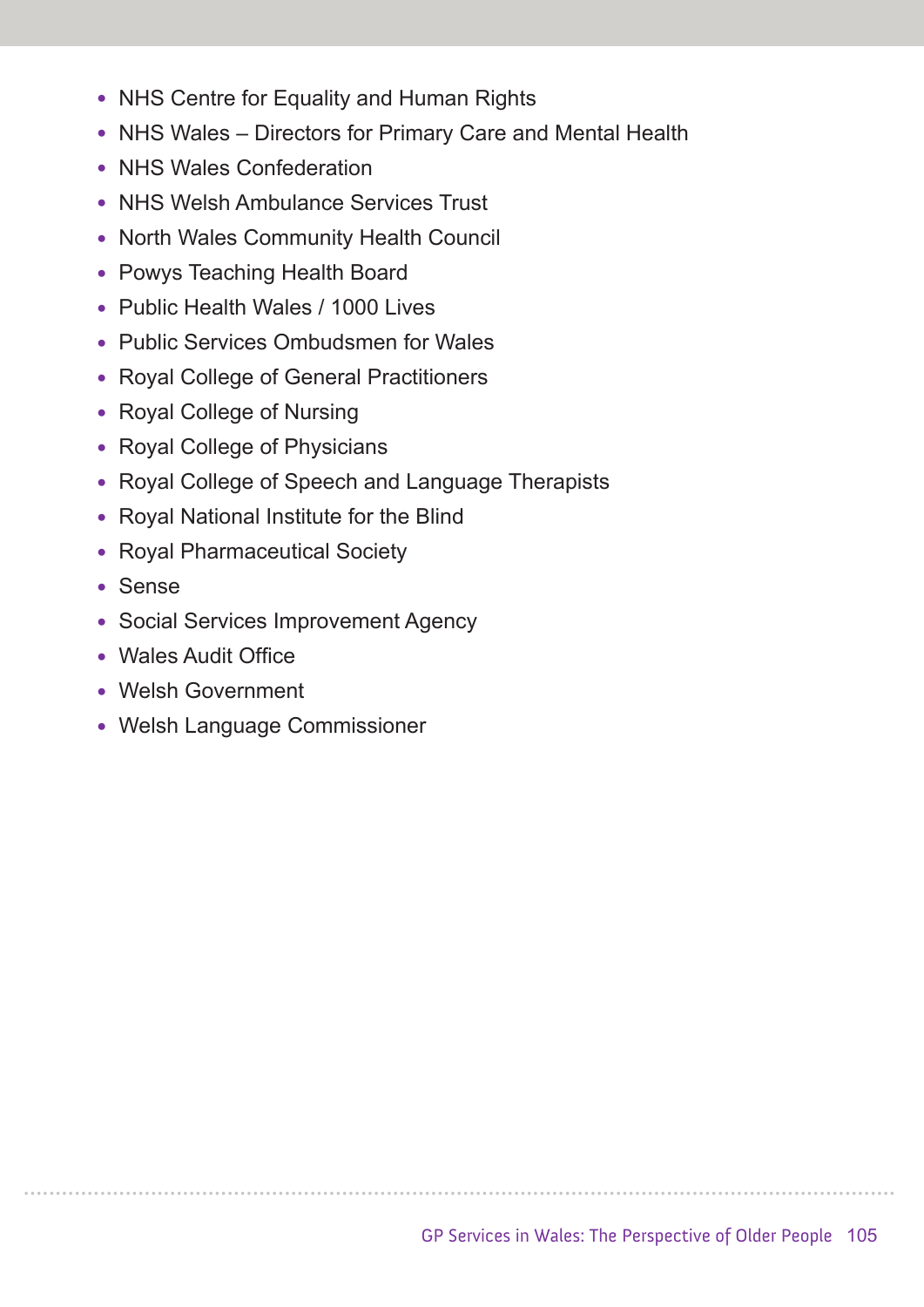- NHS Centre for Equality and Human Rights
- NHS Wales – Directors for Primary Care and Mental Health
- NHS Wales Confederation
- NHS Welsh Ambulance Services Trust
- North Wales Community Health Council
- Powys Teaching Health Board
- Public Health Wales / 1000 Lives
- Public Services Ombudsmen for Wales
- Royal College of General Practitioners
- Royal College of Nursing
- Royal College of Physicians
- Royal College of Speech and Language Therapists
- Royal National Institute for the Blind
- Royal Pharmaceutical Society
- Sense
- Social Services Improvement Agency
- Wales Audit Office
- Welsh Government
- Welsh Language Commissioner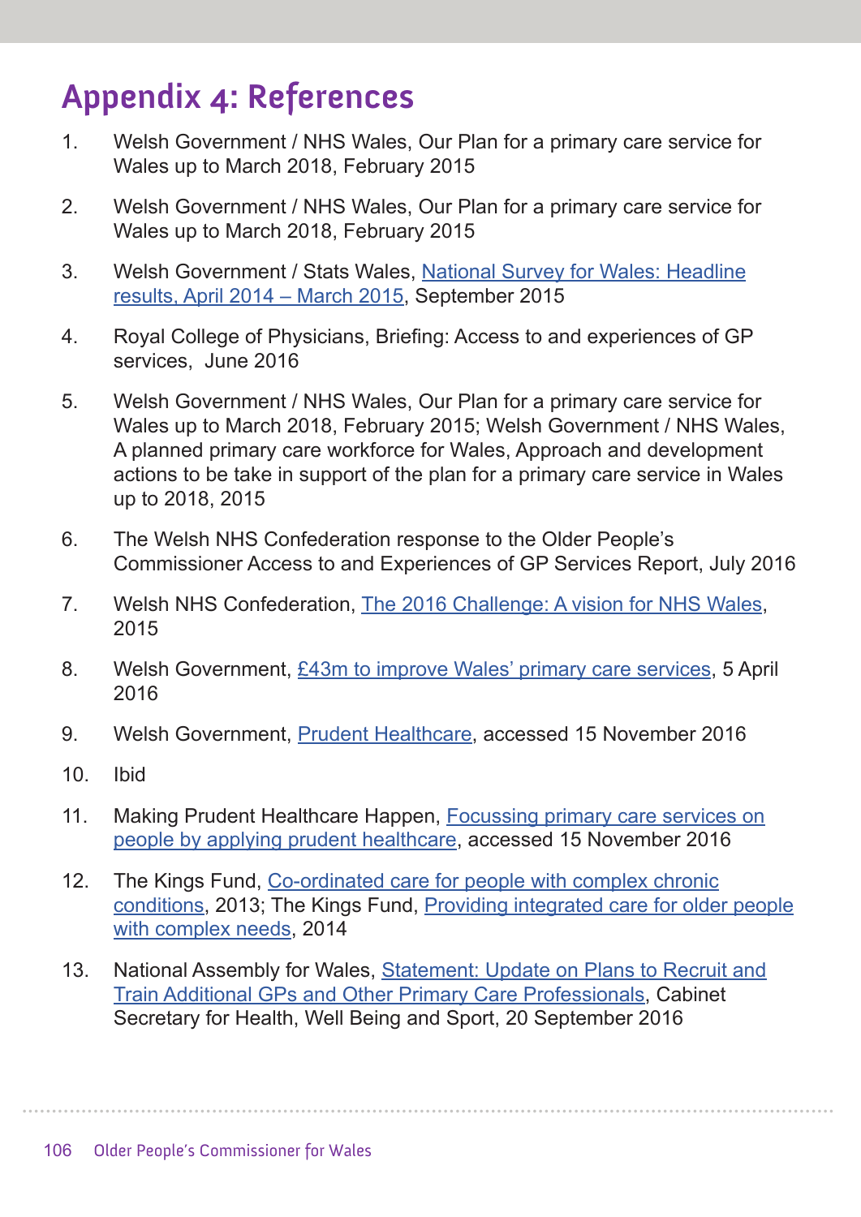# Appendix 4: References

1. Welsh Government / NHS Wales, Our Plan for a primary care service for Wales up to March 2018, February 2015

2. Welsh Government / NHS Wales, Our Plan for a primary care service for Wales up to March 2018, February 2015

3. Welsh Government / Stats Wales, National Survey for Wales: Headline results, April 2014 – March 2015, September 2015

4. Royal College of Physicians, Briefing: Access to and experiences of GP services, June 2016

5. Welsh Government / NHS Wales, Our Plan for a primary care service for Wales up to March 2018, February 2015; Welsh Government / NHS Wales, A planned primary care workforce for Wales, Approach and development actions to be take in support of the plan for a primary care service in Wales up to 2018, 2015

6. The Welsh NHS Confederation response to the Older People's Commissioner Access to and Experiences of GP Services Report, July 2016

7. Welsh NHS Confederation, The 2016 Challenge: A vision for NHS Wales, 2015

8. Welsh Government, £43m to improve Wales' primary care services, 5 April 2016

9. Welsh Government, Prudent Healthcare, accessed 15 November 2016

10. Ibid

11. Making Prudent Healthcare Happen, Focussing primary care services on people by applying prudent healthcare, accessed 15 November 2016

12. The Kings Fund, Co-ordinated care for people with complex chronic conditions, 2013; The Kings Fund, Providing integrated care for older people with complex needs, 2014

13. National Assembly for Wales, Statement: Update on Plans to Recruit and Train Additional GPs and Other Primary Care Professionals, Cabinet Secretary for Health, Well Being and Sport, 20 September 2016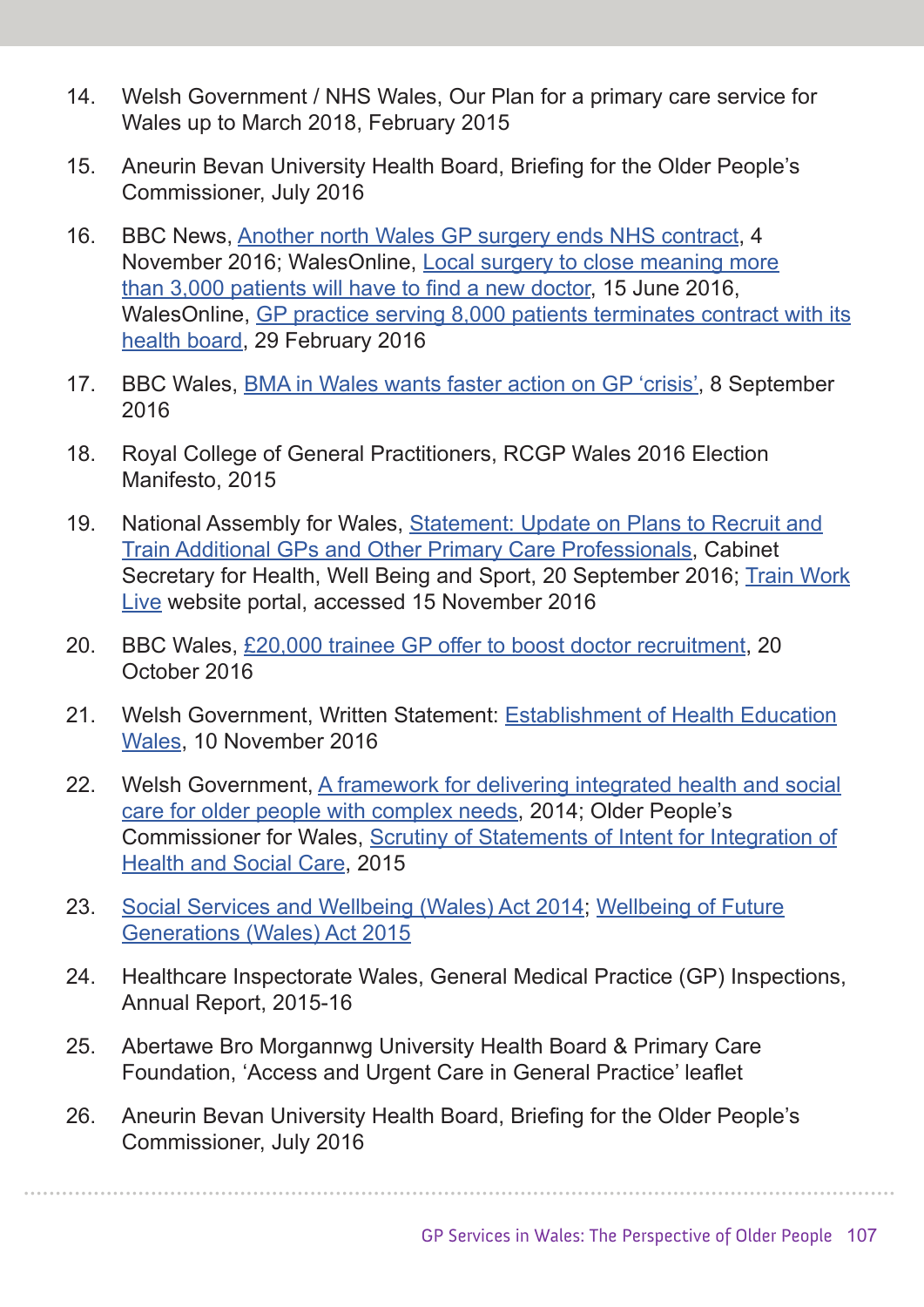14. Welsh Government / NHS Wales, Our Plan for a primary care service for Wales up to March 2018, February 2015

15. Aneurin Bevan University Health Board, Briefing for the Older People's Commissioner, July 2016

16. BBC News, Another north Wales GP surgery ends NHS contract, 4 November 2016; WalesOnline, Local surgery to close meaning more than 3,000 patients will have to find a new doctor, 15 June 2016, WalesOnline, GP practice serving 8,000 patients terminates contract with its health board, 29 February 2016

17. BBC Wales, BMA in Wales wants faster action on GP 'crisis', 8 September 2016

18. Royal College of General Practitioners, RCGP Wales 2016 Election Manifesto, 2015

19. National Assembly for Wales, Statement: Update on Plans to Recruit and Train Additional GPs and Other Primary Care Professionals, Cabinet Secretary for Health, Well Being and Sport, 20 September 2016; Train Work Live website portal, accessed 15 November 2016

20. BBC Wales, £20,000 trainee GP offer to boost doctor recruitment, 20 October 2016

21. Welsh Government, Written Statement: Establishment of Health Education Wales, 10 November 2016

22. Welsh Government, A framework for delivering integrated health and social care for older people with complex needs, 2014; Older People's Commissioner for Wales, Scrutiny of Statements of Intent for Integration of Health and Social Care, 2015

23. Social Services and Wellbeing (Wales) Act 2014; Wellbeing of Future Generations (Wales) Act 2015

24. Healthcare Inspectorate Wales, General Medical Practice (GP) Inspections, Annual Report, 2015-16

25. Abertawe Bro Morgannwg University Health Board & Primary Care Foundation, 'Access and Urgent Care in General Practice' leaflet

26. Aneurin Bevan University Health Board, Briefing for the Older People's Commissioner, July 2016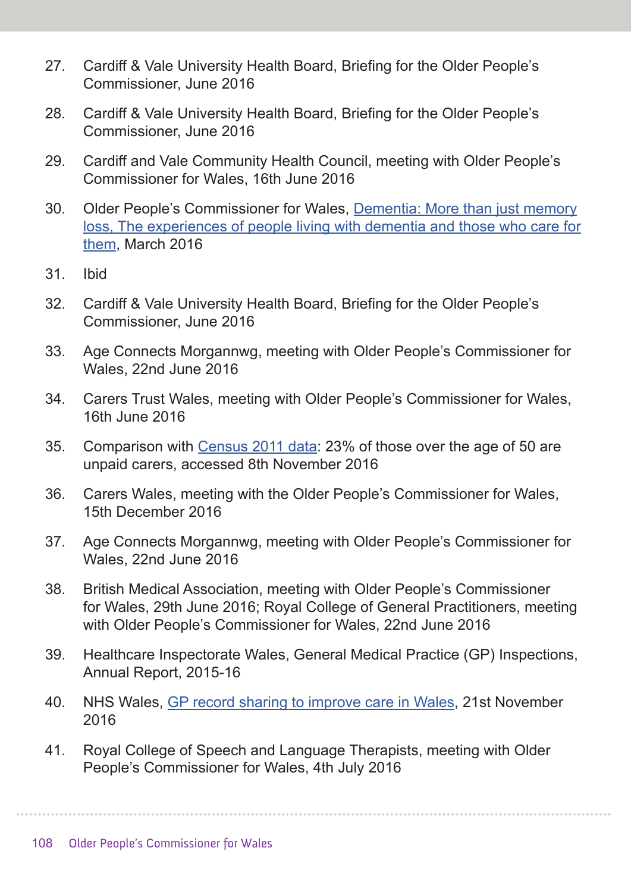27. Cardiff & Vale University Health Board, Briefing for the Older People's Commissioner, June 2016

28. Cardiff & Vale University Health Board, Briefing for the Older People's Commissioner, June 2016

29. Cardiff and Vale Community Health Council, meeting with Older People's Commissioner for Wales, 16th June 2016

30. Older People's Commissioner for Wales, Dementia: More than just memory loss, The experiences of people living with dementia and those who care for them, March 2016

31. Ibid

32. Cardiff & Vale University Health Board, Briefing for the Older People's Commissioner, June 2016

33. Age Connects Morgannwg, meeting with Older People's Commissioner for Wales, 22nd June 2016

34. Carers Trust Wales, meeting with Older People's Commissioner for Wales, 16th June 2016

35. Comparison with Census 2011 data: 23% of those over the age of 50 are unpaid carers, accessed 8th November 2016

36. Carers Wales, meeting with the Older People's Commissioner for Wales, 15th December 2016

37. Age Connects Morgannwg, meeting with Older People's Commissioner for Wales, 22nd June 2016

38. British Medical Association, meeting with Older People's Commissioner for Wales, 29th June 2016; Royal College of General Practitioners, meeting with Older People's Commissioner for Wales, 22nd June 2016

39. Healthcare Inspectorate Wales, General Medical Practice (GP) Inspections, Annual Report, 2015-16

40. NHS Wales, GP record sharing to improve care in Wales, 21st November 2016

41. Royal College of Speech and Language Therapists, meeting with Older People's Commissioner for Wales, 4th July 2016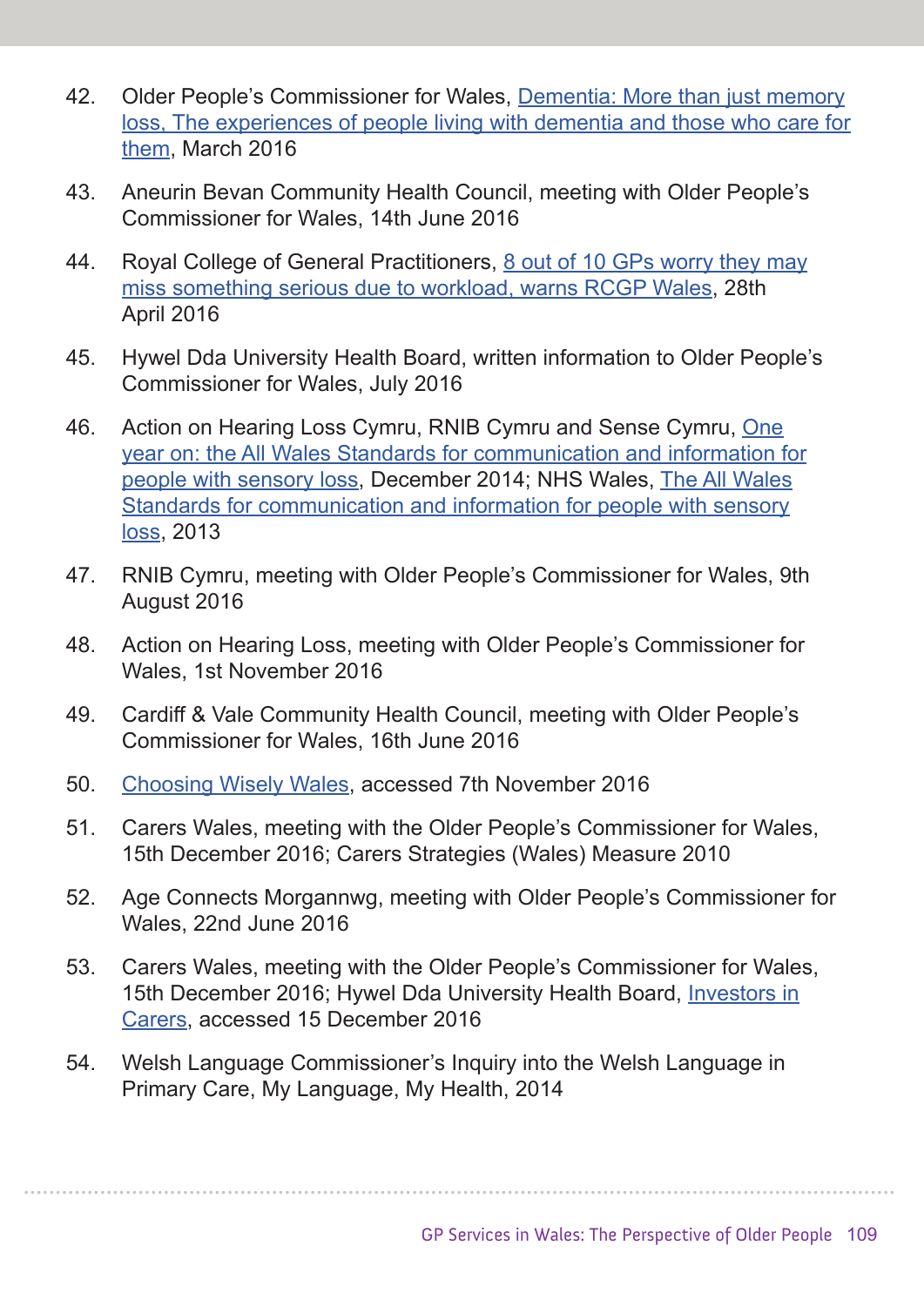42. Older People's Commissioner for Wales, Dementia: More than just memory loss, The experiences of people living with dementia and those who care for them, March 2016

43. Aneurin Bevan Community Health Council, meeting with Older People's Commissioner for Wales, 14th June 2016

44. Royal College of General Practitioners, 8 out of 10 GPs worry they may miss something serious due to workload, warns RCGP Wales, 28th April 2016

45. Hywel Dda University Health Board, written information to Older People's Commissioner for Wales, July 2016

46. Action on Hearing Loss Cymru, RNIB Cymru and Sense Cymru, One year on: the All Wales Standards for communication and information for people with sensory loss, December 2014; NHS Wales, The All Wales Standards for communication and information for people with sensory loss, 2013

47. RNIB Cymru, meeting with Older People's Commissioner for Wales, 9th August 2016

48. Action on Hearing Loss, meeting with Older People's Commissioner for Wales, 1st November 2016

49. Cardiff & Vale Community Health Council, meeting with Older People's Commissioner for Wales, 16th June 2016

50. Choosing Wisely Wales, accessed 7th November 2016

51. Carers Wales, meeting with the Older People's Commissioner for Wales, 15th December 2016; Carers Strategies (Wales) Measure 2010

52. Age Connects Morgannwg, meeting with Older People's Commissioner for Wales, 22nd June 2016

53. Carers Wales, meeting with the Older People's Commissioner for Wales, 15th December 2016; Hywel Dda University Health Board, Investors in Carers, accessed 15 December 2016

54. Welsh Language Commissioner's Inquiry into the Welsh Language in Primary Care, My Language, My Health, 2014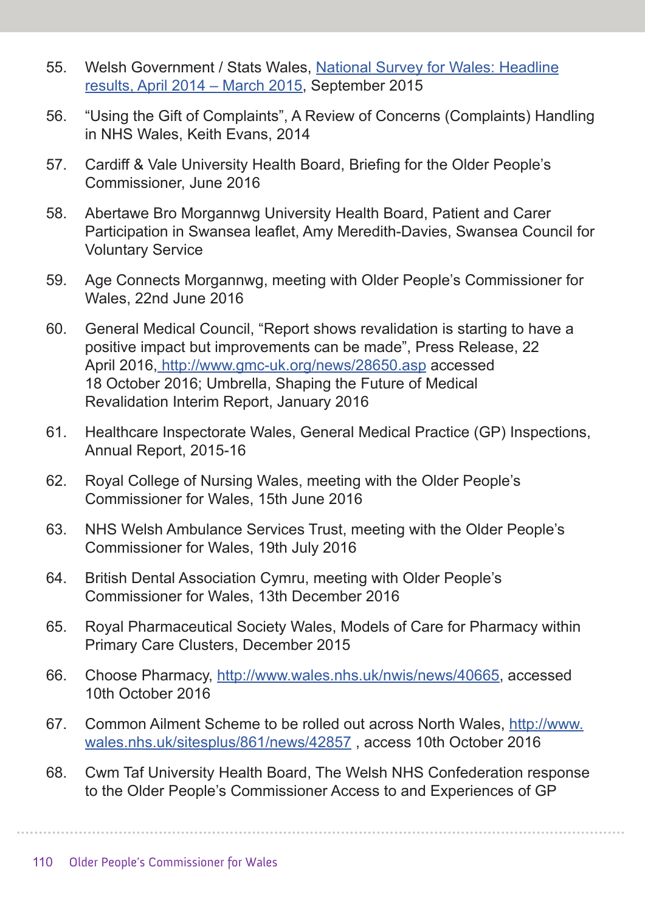55. Welsh Government / Stats Wales, [National Survey for Wales: Headline results, April 2014 – March 2015](), September 2015

56. "Using the Gift of Complaints", A Review of Concerns (Complaints) Handling in NHS Wales, Keith Evans, 2014

57. Cardiff & Vale University Health Board, Briefing for the Older People's Commissioner, June 2016

58. Abertawe Bro Morgannwg University Health Board, Patient and Carer Participation in Swansea leaflet, Amy Meredith-Davies, Swansea Council for Voluntary Service

59. Age Connects Morgannwg, meeting with Older People's Commissioner for Wales, 22nd June 2016

60. General Medical Council, "Report shows revalidation is starting to have a positive impact but improvements can be made", Press Release, 22 April 2016, http://www.gmc-uk.org/news/28650.asp accessed 18 October 2016; Umbrella, Shaping the Future of Medical Revalidation Interim Report, January 2016

61. Healthcare Inspectorate Wales, General Medical Practice (GP) Inspections, Annual Report, 2015-16

62. Royal College of Nursing Wales, meeting with the Older People's Commissioner for Wales, 15th June 2016

63. NHS Welsh Ambulance Services Trust, meeting with the Older People's Commissioner for Wales, 19th July 2016

64. British Dental Association Cymru, meeting with Older People's Commissioner for Wales, 13th December 2016

65. Royal Pharmaceutical Society Wales, Models of Care for Pharmacy within Primary Care Clusters, December 2015

66. Choose Pharmacy, http://www.wales.nhs.uk/nwis/news/40665, accessed 10th October 2016

67. Common Ailment Scheme to be rolled out across North Wales, http://www.wales.nhs.uk/sitesplus/861/news/42857 , access 10th October 2016

68. Cwm Taf University Health Board, The Welsh NHS Confederation response to the Older People's Commissioner Access to and Experiences of GP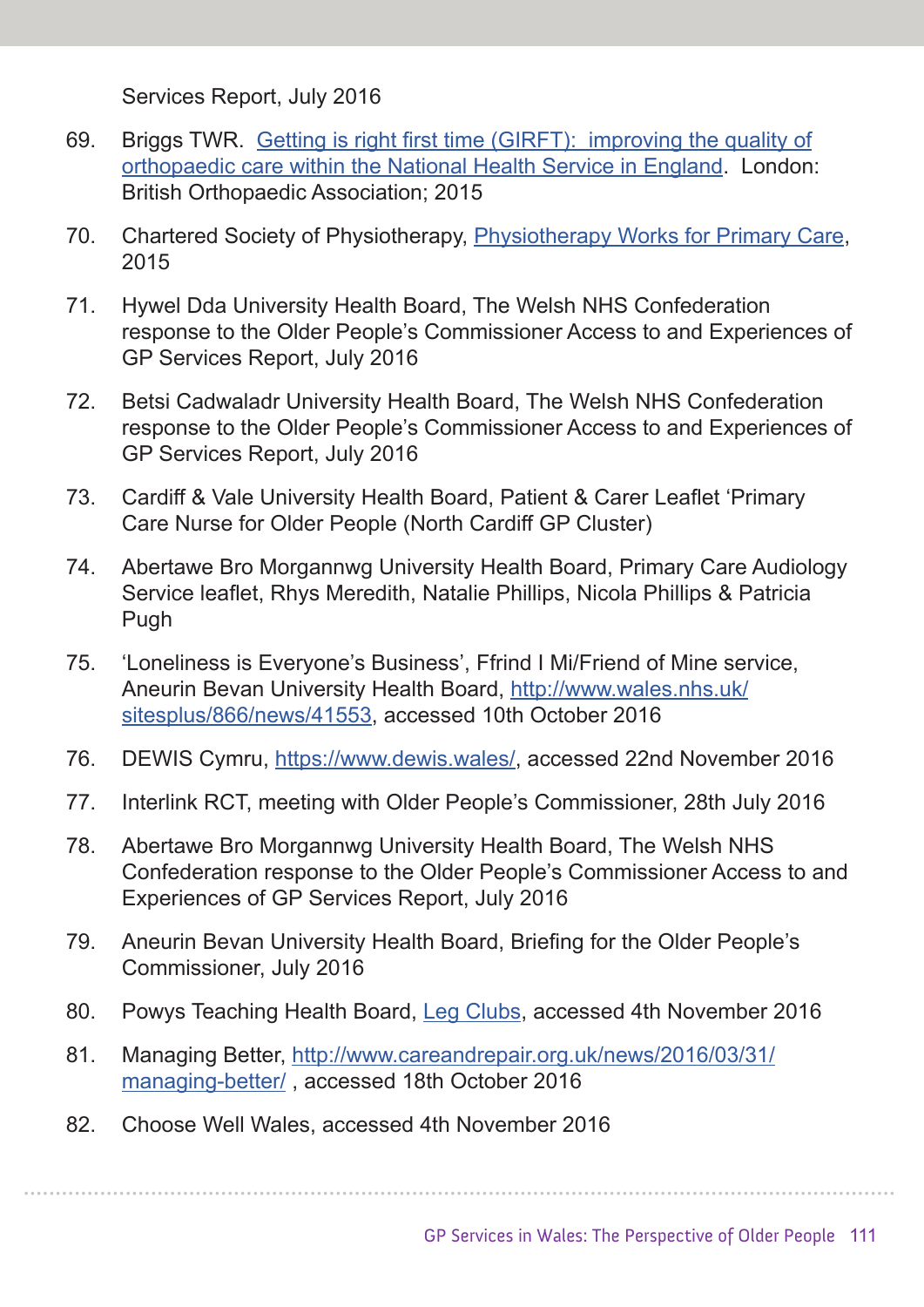Services Report, July 2016

69. Briggs TWR. Getting is right first time (GIRFT): improving the quality of orthopaedic care within the National Health Service in England. London: British Orthopaedic Association; 2015

70. Chartered Society of Physiotherapy, Physiotherapy Works for Primary Care, 2015

71. Hywel Dda University Health Board, The Welsh NHS Confederation response to the Older People's Commissioner Access to and Experiences of GP Services Report, July 2016

72. Betsi Cadwaladr University Health Board, The Welsh NHS Confederation response to the Older People's Commissioner Access to and Experiences of GP Services Report, July 2016

73. Cardiff & Vale University Health Board, Patient & Carer Leaflet 'Primary Care Nurse for Older People (North Cardiff GP Cluster)

74. Abertawe Bro Morgannwg University Health Board, Primary Care Audiology Service leaflet, Rhys Meredith, Natalie Phillips, Nicola Phillips & Patricia Pugh

75. 'Loneliness is Everyone's Business', Ffrind I Mi/Friend of Mine service, Aneurin Bevan University Health Board, http://www.wales.nhs.uk/sitesplus/866/news/41553, accessed 10th October 2016

76. DEWIS Cymru, https://www.dewis.wales/, accessed 22nd November 2016

77. Interlink RCT, meeting with Older People's Commissioner, 28th July 2016

78. Abertawe Bro Morgannwg University Health Board, The Welsh NHS Confederation response to the Older People's Commissioner Access to and Experiences of GP Services Report, July 2016

79. Aneurin Bevan University Health Board, Briefing for the Older People's Commissioner, July 2016

80. Powys Teaching Health Board, Leg Clubs, accessed 4th November 2016

81. Managing Better, http://www.careandrepair.org.uk/news/2016/03/31/managing-better/ , accessed 18th October 2016

82. Choose Well Wales, accessed 4th November 2016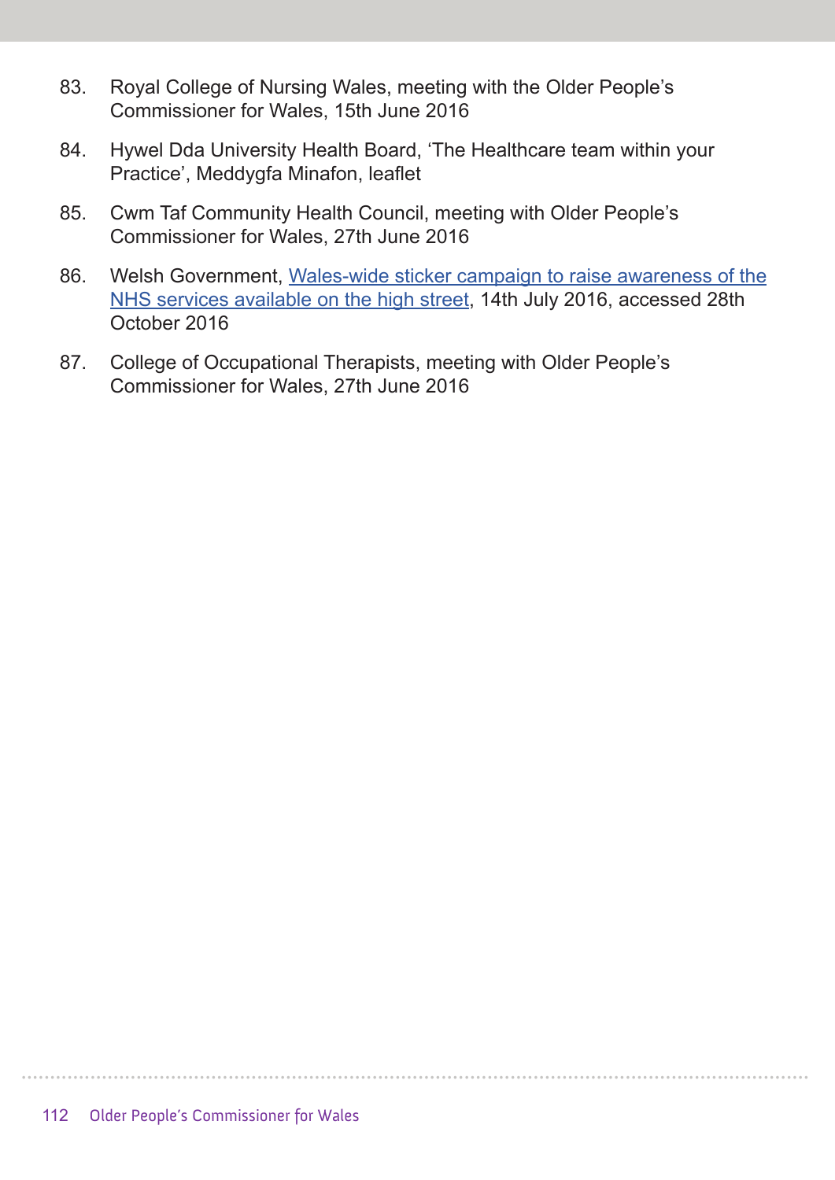83. Royal College of Nursing Wales, meeting with the Older People's Commissioner for Wales, 15th June 2016

84. Hywel Dda University Health Board, 'The Healthcare team within your Practice', Meddygfa Minafon, leaflet

85. Cwm Taf Community Health Council, meeting with Older People's Commissioner for Wales, 27th June 2016

86. Welsh Government, Wales-wide sticker campaign to raise awareness of the NHS services available on the high street, 14th July 2016, accessed 28th October 2016

87. College of Occupational Therapists, meeting with Older People's Commissioner for Wales, 27th June 2016